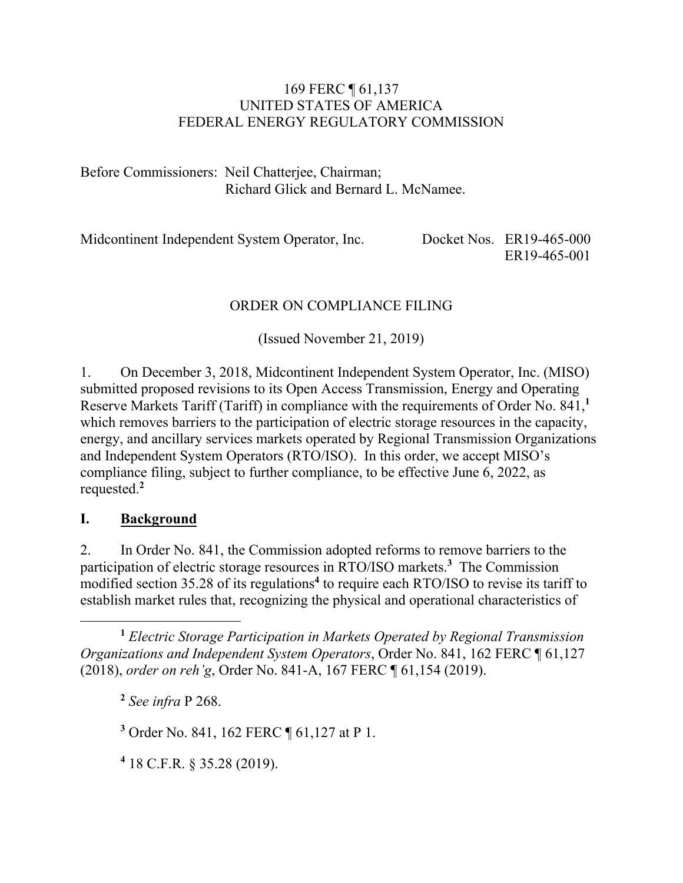169 FERC ¶ 61,137
UNITED STATES OF AMERICA
FEDERAL ENERGY REGULATORY COMMISSION

Before Commissioners: Neil Chatterjee, Chairman;
Richard Glick and Bernard L. McNamee.

Midcontinent Independent System Operator, Inc. Docket Nos. ER19-465-000
ER19-465-001

ORDER ON COMPLIANCE FILING

(Issued November 21, 2019)

1. On December 3, 2018, Midcontinent Independent System Operator, Inc. (MISO) submitted proposed revisions to its Open Access Transmission, Energy and Operating Reserve Markets Tariff (Tariff) in compliance with the requirements of Order No. 841,[1] which removes barriers to the participation of electric storage resources in the capacity, energy, and ancillary services markets operated by Regional Transmission Organizations and Independent System Operators (RTO/ISO). In this order, we accept MISO's compliance filing, subject to further compliance, to be effective June 6, 2022, as requested.[2]

## I. Background

2. In Order No. 841, the Commission adopted reforms to remove barriers to the participation of electric storage resources in RTO/ISO markets.[3] The Commission modified section 35.28 of its regulations[4] to require each RTO/ISO to revise its tariff to establish market rules that, recognizing the physical and operational characteristics of

---

[1] *Electric Storage Participation in Markets Operated by Regional Transmission Organizations and Independent System Operators*, Order No. 841, 162 FERC ¶ 61,127 (2018), *order on reh'g*, Order No. 841-A, 167 FERC ¶ 61,154 (2019).

[2] *See infra* P 268.

[3] Order No. 841, 162 FERC ¶ 61,127 at P 1.

[4] 18 C.F.R. § 35.28 (2019).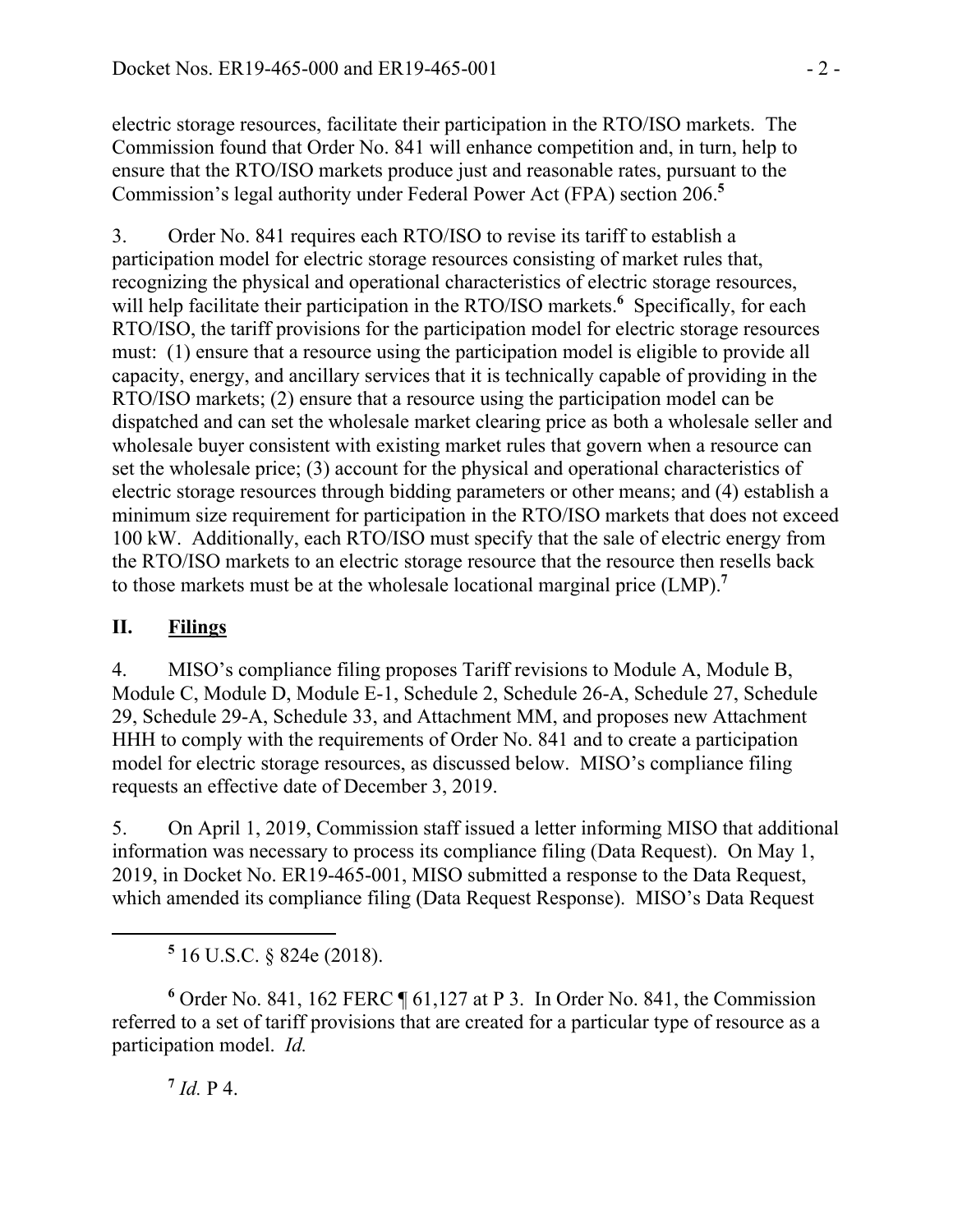electric storage resources, facilitate their participation in the RTO/ISO markets. The Commission found that Order No. 841 will enhance competition and, in turn, help to ensure that the RTO/ISO markets produce just and reasonable rates, pursuant to the Commission's legal authority under Federal Power Act (FPA) section 206.[5]

3. Order No. 841 requires each RTO/ISO to revise its tariff to establish a participation model for electric storage resources consisting of market rules that, recognizing the physical and operational characteristics of electric storage resources, will help facilitate their participation in the RTO/ISO markets.[6] Specifically, for each RTO/ISO, the tariff provisions for the participation model for electric storage resources must: (1) ensure that a resource using the participation model is eligible to provide all capacity, energy, and ancillary services that it is technically capable of providing in the RTO/ISO markets; (2) ensure that a resource using the participation model can be dispatched and can set the wholesale market clearing price as both a wholesale seller and wholesale buyer consistent with existing market rules that govern when a resource can set the wholesale price; (3) account for the physical and operational characteristics of electric storage resources through bidding parameters or other means; and (4) establish a minimum size requirement for participation in the RTO/ISO markets that does not exceed 100 kW. Additionally, each RTO/ISO must specify that the sale of electric energy from the RTO/ISO markets to an electric storage resource that the resource then resells back to those markets must be at the wholesale locational marginal price (LMP).[7]

## II. Filings

4. MISO's compliance filing proposes Tariff revisions to Module A, Module B, Module C, Module D, Module E-1, Schedule 2, Schedule 26-A, Schedule 27, Schedule 29, Schedule 29-A, Schedule 33, and Attachment MM, and proposes new Attachment HHH to comply with the requirements of Order No. 841 and to create a participation model for electric storage resources, as discussed below. MISO's compliance filing requests an effective date of December 3, 2019.

5. On April 1, 2019, Commission staff issued a letter informing MISO that additional information was necessary to process its compliance filing (Data Request). On May 1, 2019, in Docket No. ER19-465-001, MISO submitted a response to the Data Request, which amended its compliance filing (Data Request Response). MISO's Data Request

---

[5] 16 U.S.C. § 824e (2018).

[6] Order No. 841, 162 FERC ¶ 61,127 at P 3. In Order No. 841, the Commission referred to a set of tariff provisions that are created for a particular type of resource as a participation model. *Id.*

[7] *Id.* P 4.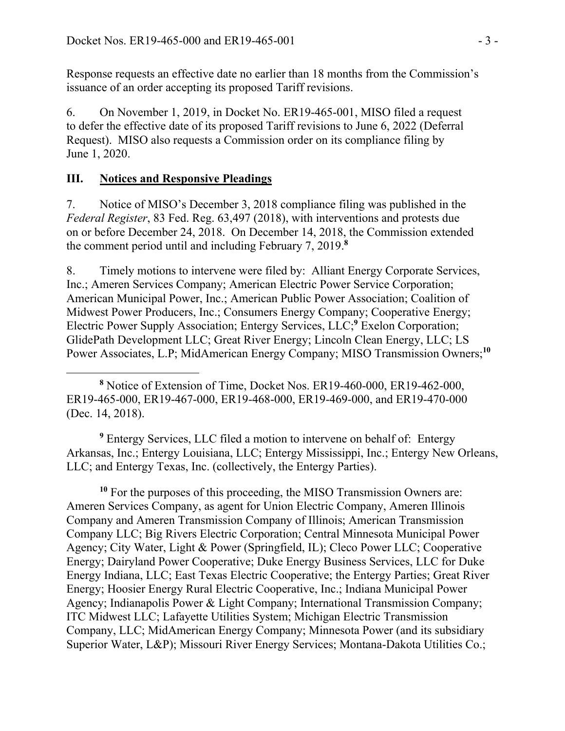Response requests an effective date no earlier than 18 months from the Commission's issuance of an order accepting its proposed Tariff revisions.

6. On November 1, 2019, in Docket No. ER19-465-001, MISO filed a request to defer the effective date of its proposed Tariff revisions to June 6, 2022 (Deferral Request). MISO also requests a Commission order on its compliance filing by June 1, 2020.

## III. Notices and Responsive Pleadings

7. Notice of MISO's December 3, 2018 compliance filing was published in the *Federal Register*, 83 Fed. Reg. 63,497 (2018), with interventions and protests due on or before December 24, 2018. On December 14, 2018, the Commission extended the comment period until and including February 7, 2019.[8]

8. Timely motions to intervene were filed by: Alliant Energy Corporate Services, Inc.; Ameren Services Company; American Electric Power Service Corporation; American Municipal Power, Inc.; American Public Power Association; Coalition of Midwest Power Producers, Inc.; Consumers Energy Company; Cooperative Energy; Electric Power Supply Association; Entergy Services, LLC;[9] Exelon Corporation; GlidePath Development LLC; Great River Energy; Lincoln Clean Energy, LLC; LS Power Associates, L.P; MidAmerican Energy Company; MISO Transmission Owners;[10]

---

[8] Notice of Extension of Time, Docket Nos. ER19-460-000, ER19-462-000, ER19-465-000, ER19-467-000, ER19-468-000, ER19-469-000, and ER19-470-000 (Dec. 14, 2018).

[9] Entergy Services, LLC filed a motion to intervene on behalf of: Entergy Arkansas, Inc.; Entergy Louisiana, LLC; Entergy Mississippi, Inc.; Entergy New Orleans, LLC; and Entergy Texas, Inc. (collectively, the Entergy Parties).

[10] For the purposes of this proceeding, the MISO Transmission Owners are: Ameren Services Company, as agent for Union Electric Company, Ameren Illinois Company and Ameren Transmission Company of Illinois; American Transmission Company LLC; Big Rivers Electric Corporation; Central Minnesota Municipal Power Agency; City Water, Light & Power (Springfield, IL); Cleco Power LLC; Cooperative Energy; Dairyland Power Cooperative; Duke Energy Business Services, LLC for Duke Energy Indiana, LLC; East Texas Electric Cooperative; the Entergy Parties; Great River Energy; Hoosier Energy Rural Electric Cooperative, Inc.; Indiana Municipal Power Agency; Indianapolis Power & Light Company; International Transmission Company; ITC Midwest LLC; Lafayette Utilities System; Michigan Electric Transmission Company, LLC; MidAmerican Energy Company; Minnesota Power (and its subsidiary Superior Water, L&P); Missouri River Energy Services; Montana-Dakota Utilities Co.;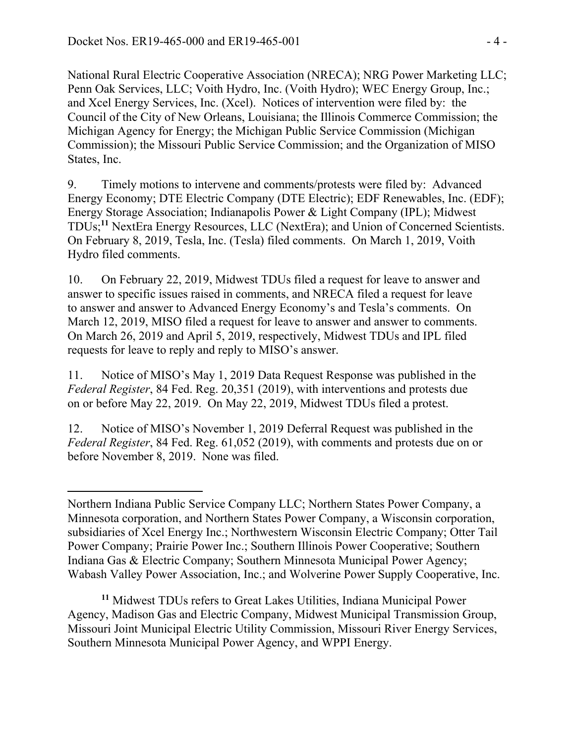National Rural Electric Cooperative Association (NRECA); NRG Power Marketing LLC; Penn Oak Services, LLC; Voith Hydro, Inc. (Voith Hydro); WEC Energy Group, Inc.; and Xcel Energy Services, Inc. (Xcel). Notices of intervention were filed by: the Council of the City of New Orleans, Louisiana; the Illinois Commerce Commission; the Michigan Agency for Energy; the Michigan Public Service Commission (Michigan Commission); the Missouri Public Service Commission; and the Organization of MISO States, Inc.

9. Timely motions to intervene and comments/protests were filed by: Advanced Energy Economy; DTE Electric Company (DTE Electric); EDF Renewables, Inc. (EDF); Energy Storage Association; Indianapolis Power & Light Company (IPL); Midwest TDUs;[11] NextEra Energy Resources, LLC (NextEra); and Union of Concerned Scientists. On February 8, 2019, Tesla, Inc. (Tesla) filed comments. On March 1, 2019, Voith Hydro filed comments.

10. On February 22, 2019, Midwest TDUs filed a request for leave to answer and answer to specific issues raised in comments, and NRECA filed a request for leave to answer and answer to Advanced Energy Economy's and Tesla's comments. On March 12, 2019, MISO filed a request for leave to answer and answer to comments. On March 26, 2019 and April 5, 2019, respectively, Midwest TDUs and IPL filed requests for leave to reply and reply to MISO's answer.

11. Notice of MISO's May 1, 2019 Data Request Response was published in the *Federal Register*, 84 Fed. Reg. 20,351 (2019), with interventions and protests due on or before May 22, 2019. On May 22, 2019, Midwest TDUs filed a protest.

12. Notice of MISO's November 1, 2019 Deferral Request was published in the *Federal Register*, 84 Fed. Reg. 61,052 (2019), with comments and protests due on or before November 8, 2019. None was filed.

---

Northern Indiana Public Service Company LLC; Northern States Power Company, a Minnesota corporation, and Northern States Power Company, a Wisconsin corporation, subsidiaries of Xcel Energy Inc.; Northwestern Wisconsin Electric Company; Otter Tail Power Company; Prairie Power Inc.; Southern Illinois Power Cooperative; Southern Indiana Gas & Electric Company; Southern Minnesota Municipal Power Agency; Wabash Valley Power Association, Inc.; and Wolverine Power Supply Cooperative, Inc.

[11] Midwest TDUs refers to Great Lakes Utilities, Indiana Municipal Power Agency, Madison Gas and Electric Company, Midwest Municipal Transmission Group, Missouri Joint Municipal Electric Utility Commission, Missouri River Energy Services, Southern Minnesota Municipal Power Agency, and WPPI Energy.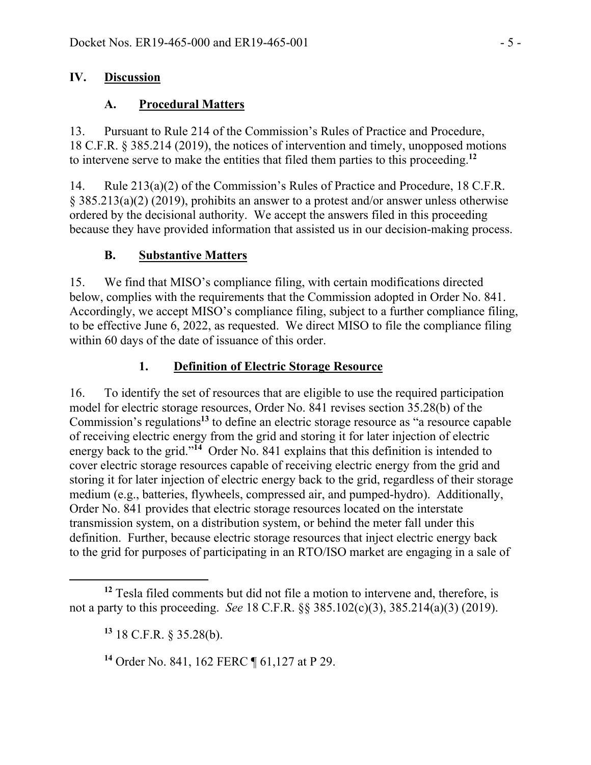## IV. Discussion

### A. Procedural Matters

13. Pursuant to Rule 214 of the Commission's Rules of Practice and Procedure, 18 C.F.R. § 385.214 (2019), the notices of intervention and timely, unopposed motions to intervene serve to make the entities that filed them parties to this proceeding.[12]

14. Rule 213(a)(2) of the Commission's Rules of Practice and Procedure, 18 C.F.R. § 385.213(a)(2) (2019), prohibits an answer to a protest and/or answer unless otherwise ordered by the decisional authority. We accept the answers filed in this proceeding because they have provided information that assisted us in our decision-making process.

### B. Substantive Matters

15. We find that MISO's compliance filing, with certain modifications directed below, complies with the requirements that the Commission adopted in Order No. 841. Accordingly, we accept MISO's compliance filing, subject to a further compliance filing, to be effective June 6, 2022, as requested. We direct MISO to file the compliance filing within 60 days of the date of issuance of this order.

#### 1. Definition of Electric Storage Resource

16. To identify the set of resources that are eligible to use the required participation model for electric storage resources, Order No. 841 revises section 35.28(b) of the Commission's regulations[13] to define an electric storage resource as "a resource capable of receiving electric energy from the grid and storing it for later injection of electric energy back to the grid."[14] Order No. 841 explains that this definition is intended to cover electric storage resources capable of receiving electric energy from the grid and storing it for later injection of electric energy back to the grid, regardless of their storage medium (e.g., batteries, flywheels, compressed air, and pumped-hydro). Additionally, Order No. 841 provides that electric storage resources located on the interstate transmission system, on a distribution system, or behind the meter fall under this definition. Further, because electric storage resources that inject electric energy back to the grid for purposes of participating in an RTO/ISO market are engaging in a sale of

[12] Tesla filed comments but did not file a motion to intervene and, therefore, is not a party to this proceeding. *See* 18 C.F.R. §§ 385.102(c)(3), 385.214(a)(3) (2019).

[13] 18 C.F.R. § 35.28(b).

[14] Order No. 841, 162 FERC ¶ 61,127 at P 29.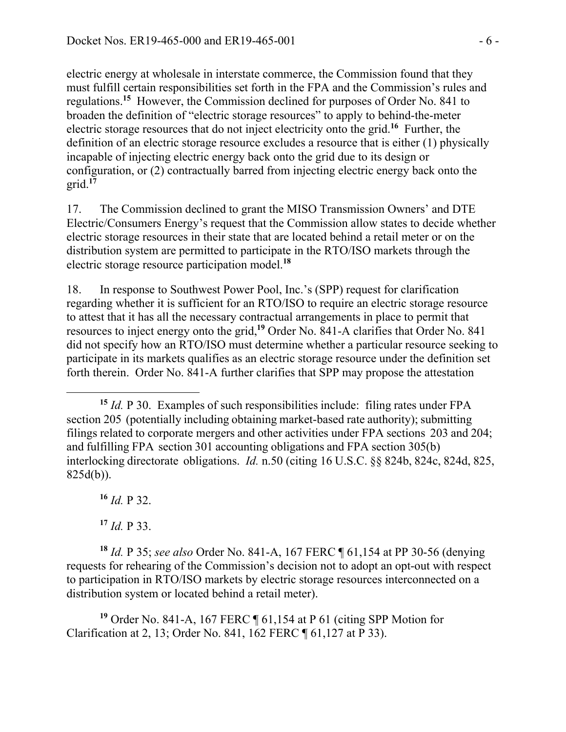electric energy at wholesale in interstate commerce, the Commission found that they must fulfill certain responsibilities set forth in the FPA and the Commission's rules and regulations.[15] However, the Commission declined for purposes of Order No. 841 to broaden the definition of "electric storage resources" to apply to behind-the-meter electric storage resources that do not inject electricity onto the grid.[16] Further, the definition of an electric storage resource excludes a resource that is either (1) physically incapable of injecting electric energy back onto the grid due to its design or configuration, or (2) contractually barred from injecting electric energy back onto the grid.[17]

17. The Commission declined to grant the MISO Transmission Owners' and DTE Electric/Consumers Energy's request that the Commission allow states to decide whether electric storage resources in their state that are located behind a retail meter or on the distribution system are permitted to participate in the RTO/ISO markets through the electric storage resource participation model.[18]

18. In response to Southwest Power Pool, Inc.'s (SPP) request for clarification regarding whether it is sufficient for an RTO/ISO to require an electric storage resource to attest that it has all the necessary contractual arrangements in place to permit that resources to inject energy onto the grid,[19] Order No. 841-A clarifies that Order No. 841 did not specify how an RTO/ISO must determine whether a particular resource seeking to participate in its markets qualifies as an electric storage resource under the definition set forth therein. Order No. 841-A further clarifies that SPP may propose the attestation

---

[15] *Id.* P 30. Examples of such responsibilities include: filing rates under FPA section 205 (potentially including obtaining market-based rate authority); submitting filings related to corporate mergers and other activities under FPA sections 203 and 204; and fulfilling FPA section 301 accounting obligations and FPA section 305(b) interlocking directorate obligations. *Id.* n.50 (citing 16 U.S.C. §§ 824b, 824c, 824d, 825, 825d(b)).

[16] *Id.* P 32.

[17] *Id.* P 33.

[18] *Id.* P 35; *see also* Order No. 841-A, 167 FERC ¶ 61,154 at PP 30-56 (denying requests for rehearing of the Commission's decision not to adopt an opt-out with respect to participation in RTO/ISO markets by electric storage resources interconnected on a distribution system or located behind a retail meter).

[19] Order No. 841-A, 167 FERC ¶ 61,154 at P 61 (citing SPP Motion for Clarification at 2, 13; Order No. 841, 162 FERC ¶ 61,127 at P 33).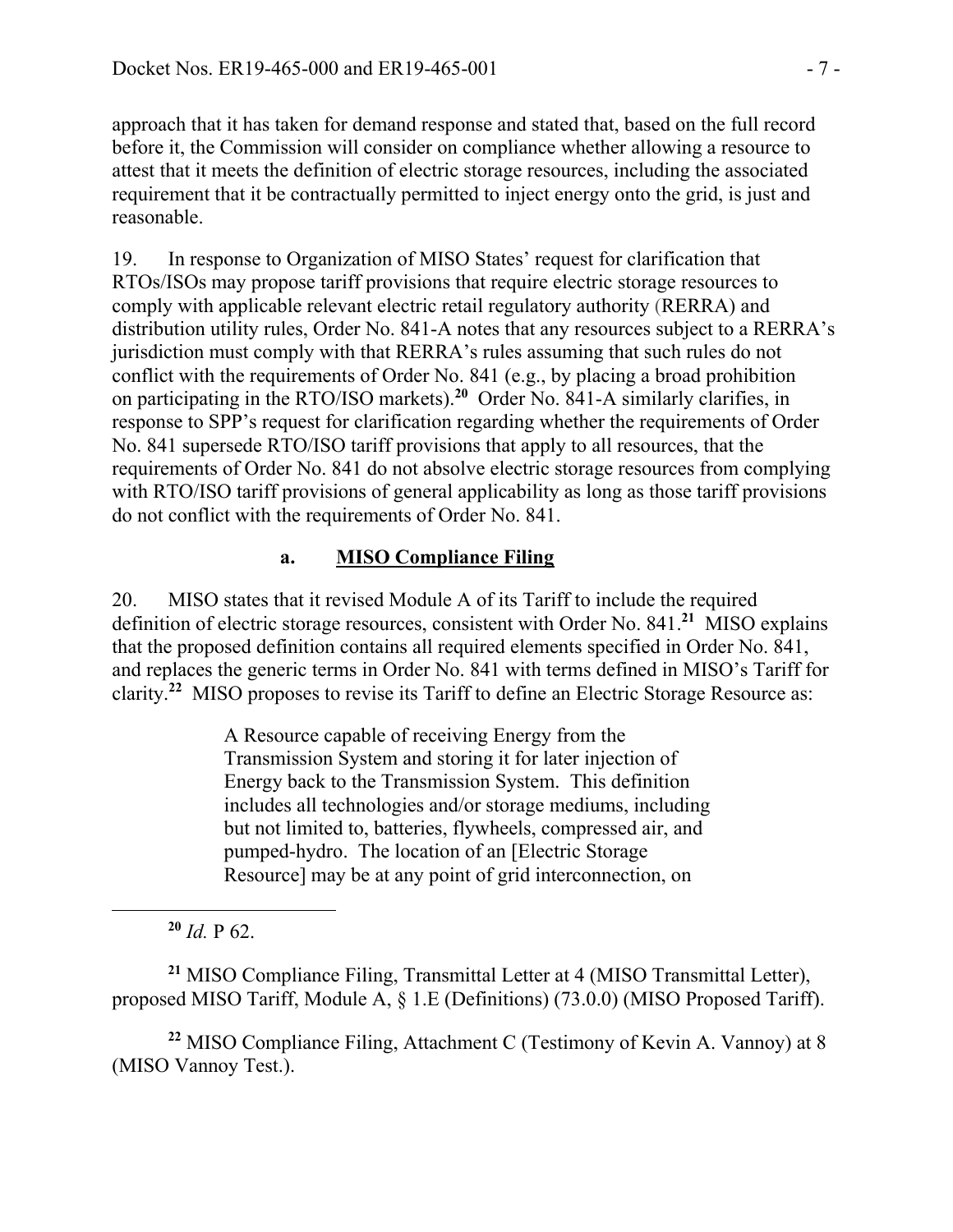approach that it has taken for demand response and stated that, based on the full record before it, the Commission will consider on compliance whether allowing a resource to attest that it meets the definition of electric storage resources, including the associated requirement that it be contractually permitted to inject energy onto the grid, is just and reasonable.

19. In response to Organization of MISO States' request for clarification that RTOs/ISOs may propose tariff provisions that require electric storage resources to comply with applicable relevant electric retail regulatory authority (RERRA) and distribution utility rules, Order No. 841-A notes that any resources subject to a RERRA's jurisdiction must comply with that RERRA's rules assuming that such rules do not conflict with the requirements of Order No. 841 (e.g., by placing a broad prohibition on participating in the RTO/ISO markets).[20] Order No. 841-A similarly clarifies, in response to SPP's request for clarification regarding whether the requirements of Order No. 841 supersede RTO/ISO tariff provisions that apply to all resources, that the requirements of Order No. 841 do not absolve electric storage resources from complying with RTO/ISO tariff provisions of general applicability as long as those tariff provisions do not conflict with the requirements of Order No. 841.

### a. **MISO Compliance Filing**

20. MISO states that it revised Module A of its Tariff to include the required definition of electric storage resources, consistent with Order No. 841.[21] MISO explains that the proposed definition contains all required elements specified in Order No. 841, and replaces the generic terms in Order No. 841 with terms defined in MISO's Tariff for clarity.[22] MISO proposes to revise its Tariff to define an Electric Storage Resource as:

> A Resource capable of receiving Energy from the Transmission System and storing it for later injection of Energy back to the Transmission System. This definition includes all technologies and/or storage mediums, including but not limited to, batteries, flywheels, compressed air, and pumped-hydro. The location of an [Electric Storage Resource] may be at any point of grid interconnection, on

---

[20] *Id.* P 62.

[21] MISO Compliance Filing, Transmittal Letter at 4 (MISO Transmittal Letter), proposed MISO Tariff, Module A, § 1.E (Definitions) (73.0.0) (MISO Proposed Tariff).

[22] MISO Compliance Filing, Attachment C (Testimony of Kevin A. Vannoy) at 8 (MISO Vannoy Test.).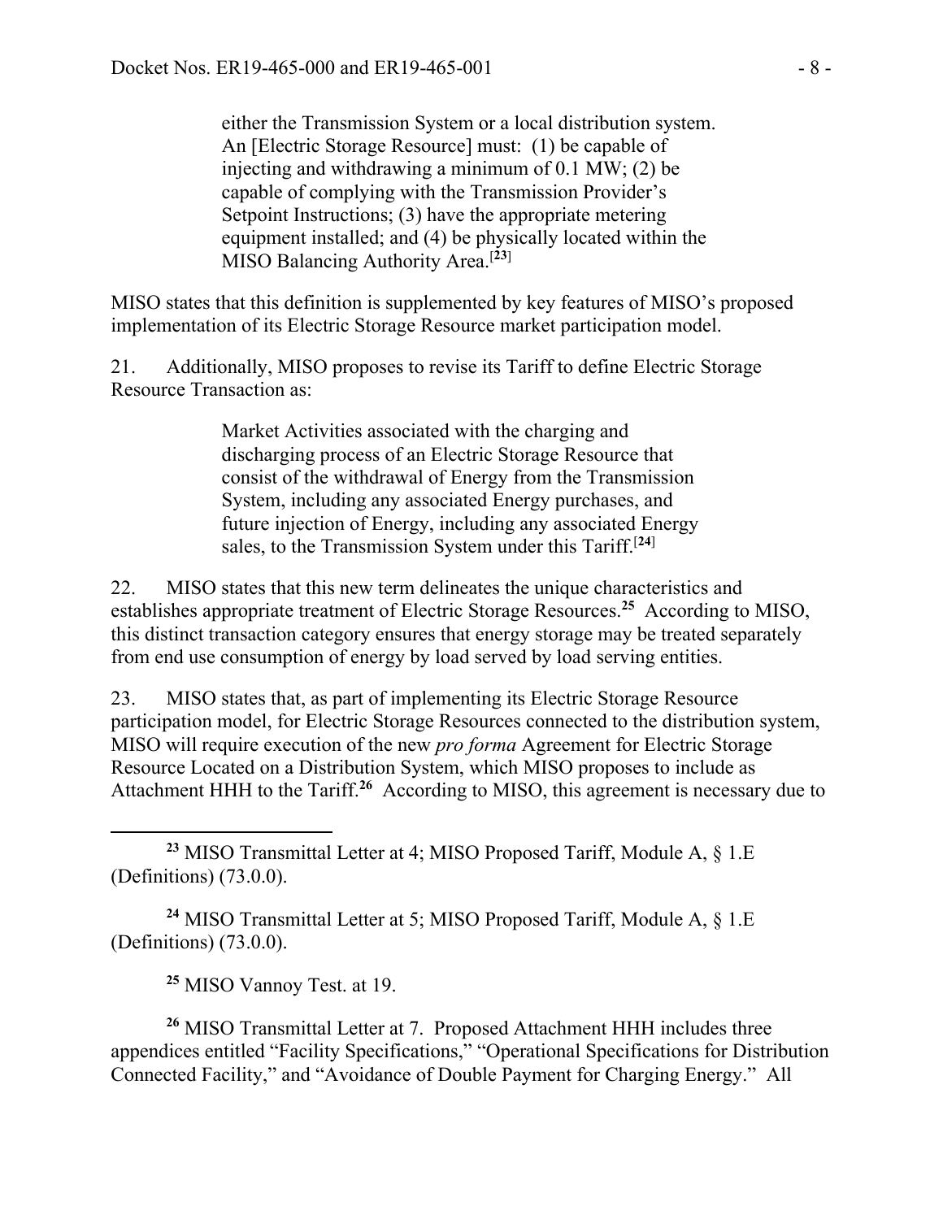> either the Transmission System or a local distribution system. An [Electric Storage Resource] must: (1) be capable of injecting and withdrawing a minimum of 0.1 MW; (2) be capable of complying with the Transmission Provider's Setpoint Instructions; (3) have the appropriate metering equipment installed; and (4) be physically located within the MISO Balancing Authority Area.[23]

MISO states that this definition is supplemented by key features of MISO's proposed implementation of its Electric Storage Resource market participation model.

21. Additionally, MISO proposes to revise its Tariff to define Electric Storage Resource Transaction as:

> Market Activities associated with the charging and discharging process of an Electric Storage Resource that consist of the withdrawal of Energy from the Transmission System, including any associated Energy purchases, and future injection of Energy, including any associated Energy sales, to the Transmission System under this Tariff.[24]

22. MISO states that this new term delineates the unique characteristics and establishes appropriate treatment of Electric Storage Resources.[25] According to MISO, this distinct transaction category ensures that energy storage may be treated separately from end use consumption of energy by load served by load serving entities.

23. MISO states that, as part of implementing its Electric Storage Resource participation model, for Electric Storage Resources connected to the distribution system, MISO will require execution of the new *pro forma* Agreement for Electric Storage Resource Located on a Distribution System, which MISO proposes to include as Attachment HHH to the Tariff.[26] According to MISO, this agreement is necessary due to

---

[23] MISO Transmittal Letter at 4; MISO Proposed Tariff, Module A, § 1.E (Definitions) (73.0.0).

[24] MISO Transmittal Letter at 5; MISO Proposed Tariff, Module A, § 1.E (Definitions) (73.0.0).

[25] MISO Vannoy Test. at 19.

[26] MISO Transmittal Letter at 7. Proposed Attachment HHH includes three appendices entitled "Facility Specifications," "Operational Specifications for Distribution Connected Facility," and "Avoidance of Double Payment for Charging Energy." All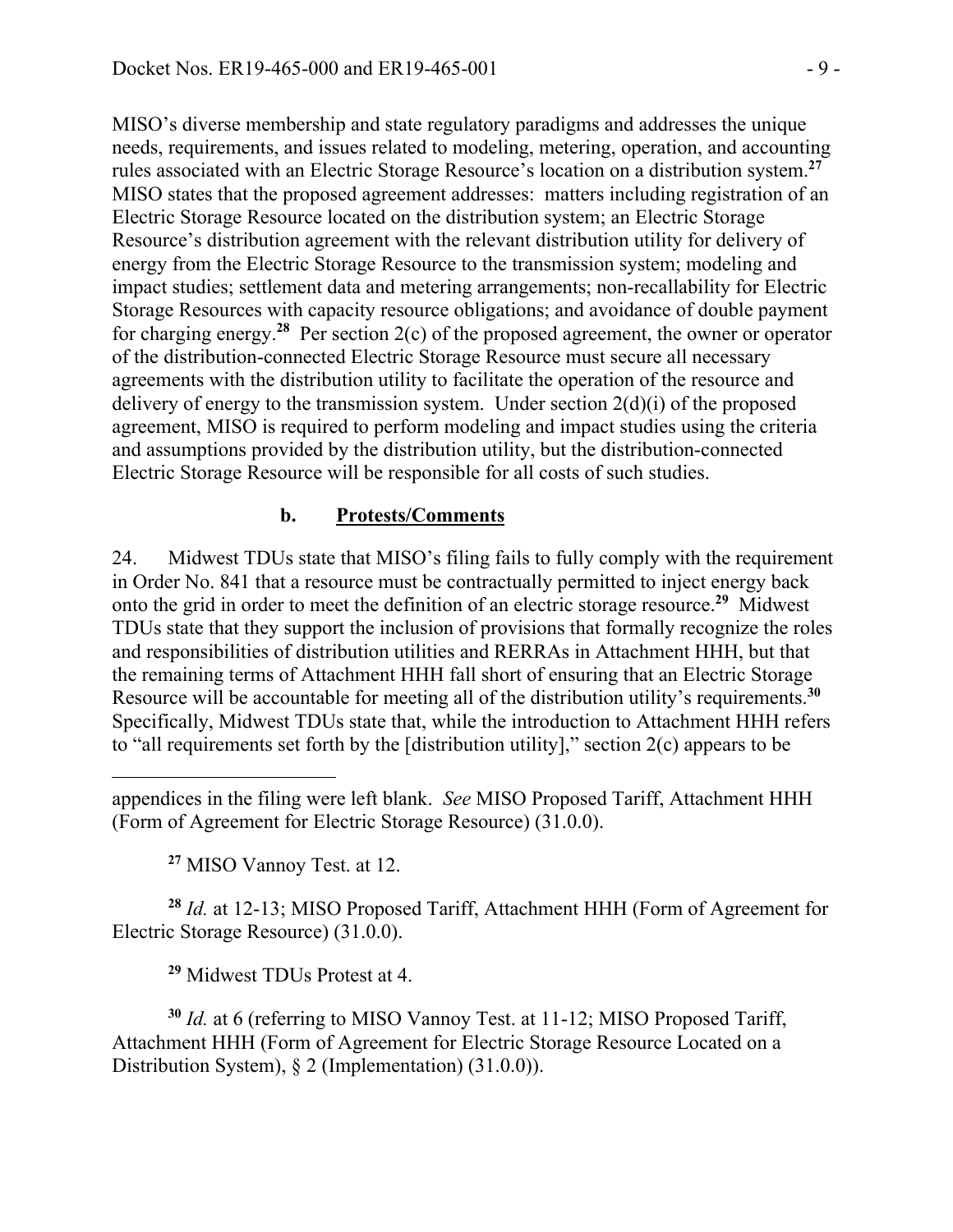MISO's diverse membership and state regulatory paradigms and addresses the unique needs, requirements, and issues related to modeling, metering, operation, and accounting rules associated with an Electric Storage Resource's location on a distribution system.[27] MISO states that the proposed agreement addresses: matters including registration of an Electric Storage Resource located on the distribution system; an Electric Storage Resource's distribution agreement with the relevant distribution utility for delivery of energy from the Electric Storage Resource to the transmission system; modeling and impact studies; settlement data and metering arrangements; non-recallability for Electric Storage Resources with capacity resource obligations; and avoidance of double payment for charging energy.[28] Per section 2(c) of the proposed agreement, the owner or operator of the distribution-connected Electric Storage Resource must secure all necessary agreements with the distribution utility to facilitate the operation of the resource and delivery of energy to the transmission system. Under section 2(d)(i) of the proposed agreement, MISO is required to perform modeling and impact studies using the criteria and assumptions provided by the distribution utility, but the distribution-connected Electric Storage Resource will be responsible for all costs of such studies.

### b. Protests/Comments

24. Midwest TDUs state that MISO's filing fails to fully comply with the requirement in Order No. 841 that a resource must be contractually permitted to inject energy back onto the grid in order to meet the definition of an electric storage resource.[29] Midwest TDUs state that they support the inclusion of provisions that formally recognize the roles and responsibilities of distribution utilities and RERRAs in Attachment HHH, but that the remaining terms of Attachment HHH fall short of ensuring that an Electric Storage Resource will be accountable for meeting all of the distribution utility's requirements.[30] Specifically, Midwest TDUs state that, while the introduction to Attachment HHH refers to "all requirements set forth by the [distribution utility]," section 2(c) appears to be

---

appendices in the filing were left blank. *See* MISO Proposed Tariff, Attachment HHH (Form of Agreement for Electric Storage Resource) (31.0.0).

[27] MISO Vannoy Test. at 12.

[28] *Id.* at 12-13; MISO Proposed Tariff, Attachment HHH (Form of Agreement for Electric Storage Resource) (31.0.0).

[29] Midwest TDUs Protest at 4.

[30] *Id.* at 6 (referring to MISO Vannoy Test. at 11-12; MISO Proposed Tariff, Attachment HHH (Form of Agreement for Electric Storage Resource Located on a Distribution System), § 2 (Implementation) (31.0.0)).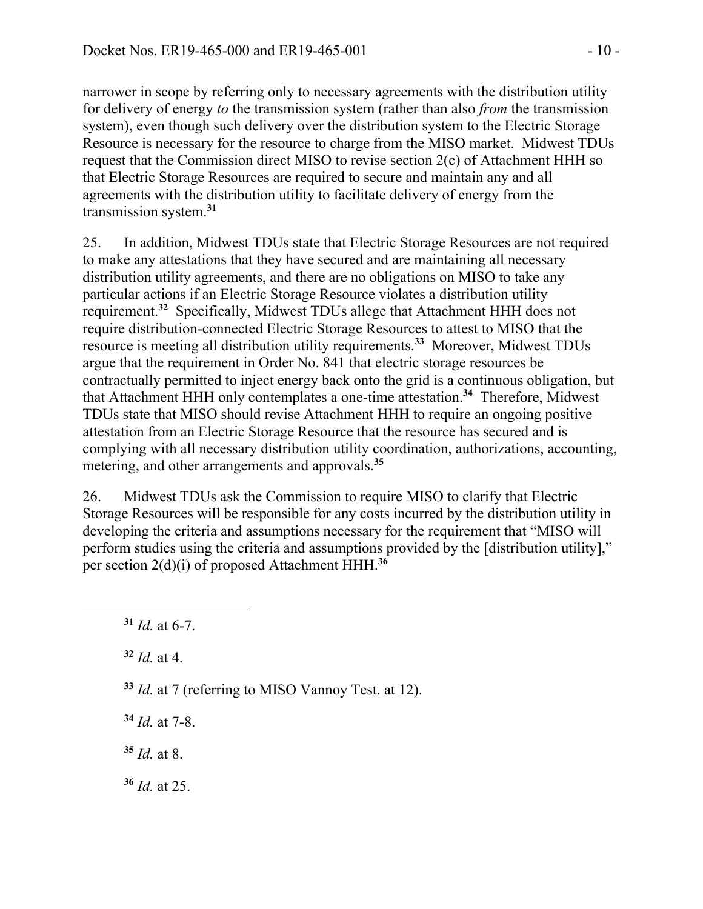narrower in scope by referring only to necessary agreements with the distribution utility for delivery of energy *to* the transmission system (rather than also *from* the transmission system), even though such delivery over the distribution system to the Electric Storage Resource is necessary for the resource to charge from the MISO market. Midwest TDUs request that the Commission direct MISO to revise section 2(c) of Attachment HHH so that Electric Storage Resources are required to secure and maintain any and all agreements with the distribution utility to facilitate delivery of energy from the transmission system.[31]

25. In addition, Midwest TDUs state that Electric Storage Resources are not required to make any attestations that they have secured and are maintaining all necessary distribution utility agreements, and there are no obligations on MISO to take any particular actions if an Electric Storage Resource violates a distribution utility requirement.[32] Specifically, Midwest TDUs allege that Attachment HHH does not require distribution-connected Electric Storage Resources to attest to MISO that the resource is meeting all distribution utility requirements.[33] Moreover, Midwest TDUs argue that the requirement in Order No. 841 that electric storage resources be contractually permitted to inject energy back onto the grid is a continuous obligation, but that Attachment HHH only contemplates a one-time attestation.[34] Therefore, Midwest TDUs state that MISO should revise Attachment HHH to require an ongoing positive attestation from an Electric Storage Resource that the resource has secured and is complying with all necessary distribution utility coordination, authorizations, accounting, metering, and other arrangements and approvals.[35]

26. Midwest TDUs ask the Commission to require MISO to clarify that Electric Storage Resources will be responsible for any costs incurred by the distribution utility in developing the criteria and assumptions necessary for the requirement that "MISO will perform studies using the criteria and assumptions provided by the [distribution utility]," per section 2(d)(i) of proposed Attachment HHH.[36]

---

[31] *Id.* at 6-7.

[32] *Id.* at 4.

[33] *Id.* at 7 (referring to MISO Vannoy Test. at 12).

[34] *Id.* at 7-8.

[35] *Id.* at 8.

[36] *Id.* at 25.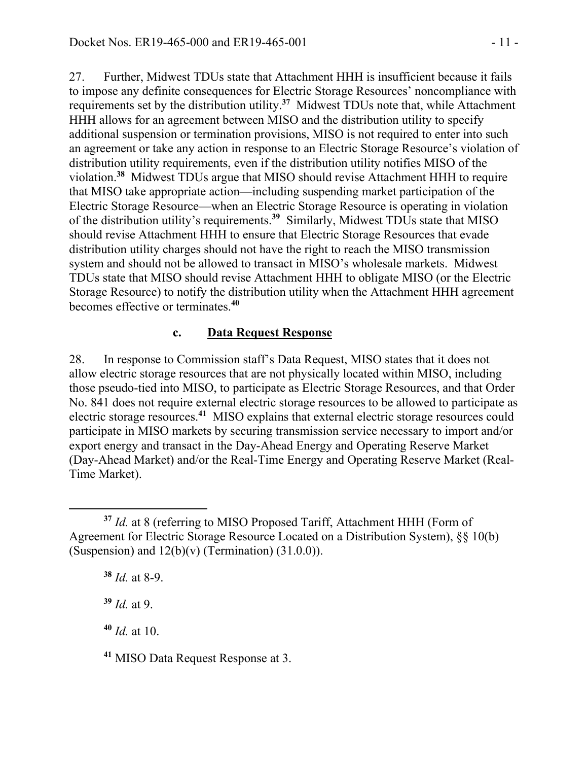27. Further, Midwest TDUs state that Attachment HHH is insufficient because it fails to impose any definite consequences for Electric Storage Resources' noncompliance with requirements set by the distribution utility.[37] Midwest TDUs note that, while Attachment HHH allows for an agreement between MISO and the distribution utility to specify additional suspension or termination provisions, MISO is not required to enter into such an agreement or take any action in response to an Electric Storage Resource's violation of distribution utility requirements, even if the distribution utility notifies MISO of the violation.[38] Midwest TDUs argue that MISO should revise Attachment HHH to require that MISO take appropriate action—including suspending market participation of the Electric Storage Resource—when an Electric Storage Resource is operating in violation of the distribution utility's requirements.[39] Similarly, Midwest TDUs state that MISO should revise Attachment HHH to ensure that Electric Storage Resources that evade distribution utility charges should not have the right to reach the MISO transmission system and should not be allowed to transact in MISO's wholesale markets. Midwest TDUs state that MISO should revise Attachment HHH to obligate MISO (or the Electric Storage Resource) to notify the distribution utility when the Attachment HHH agreement becomes effective or terminates.[40]

### c. Data Request Response

28. In response to Commission staff's Data Request, MISO states that it does not allow electric storage resources that are not physically located within MISO, including those pseudo-tied into MISO, to participate as Electric Storage Resources, and that Order No. 841 does not require external electric storage resources to be allowed to participate as electric storage resources.[41] MISO explains that external electric storage resources could participate in MISO markets by securing transmission service necessary to import and/or export energy and transact in the Day-Ahead Energy and Operating Reserve Market (Day-Ahead Market) and/or the Real-Time Energy and Operating Reserve Market (Real-Time Market).

---

[37] *Id.* at 8 (referring to MISO Proposed Tariff, Attachment HHH (Form of Agreement for Electric Storage Resource Located on a Distribution System), §§ 10(b) (Suspension) and 12(b)(v) (Termination) (31.0.0)).

[38] *Id.* at 8-9.

[39] *Id.* at 9.

[40] *Id.* at 10.

[41] MISO Data Request Response at 3.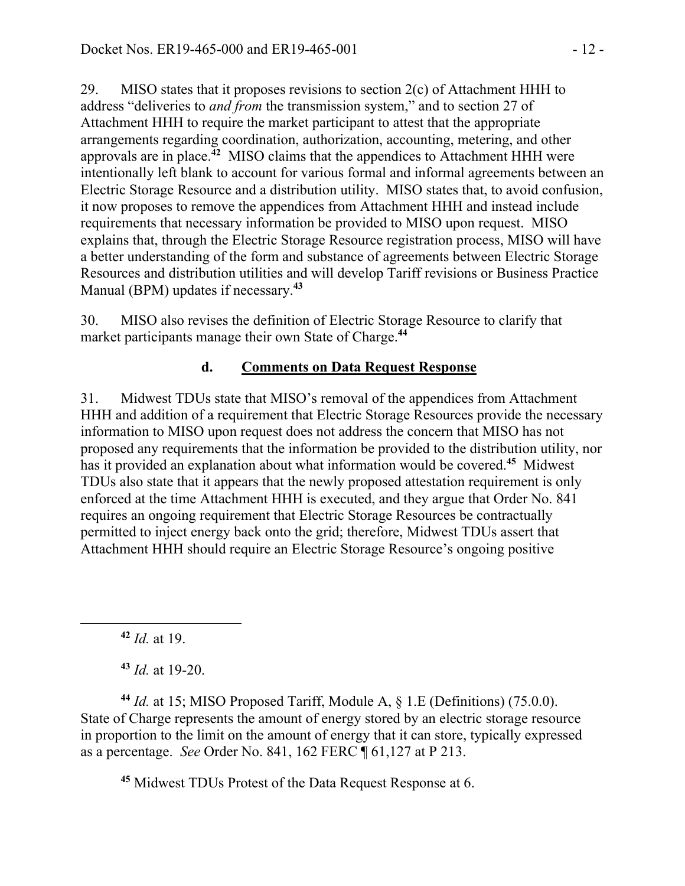29. MISO states that it proposes revisions to section 2(c) of Attachment HHH to address "deliveries to *and from* the transmission system," and to section 27 of Attachment HHH to require the market participant to attest that the appropriate arrangements regarding coordination, authorization, accounting, metering, and other approvals are in place.[42] MISO claims that the appendices to Attachment HHH were intentionally left blank to account for various formal and informal agreements between an Electric Storage Resource and a distribution utility. MISO states that, to avoid confusion, it now proposes to remove the appendices from Attachment HHH and instead include requirements that necessary information be provided to MISO upon request. MISO explains that, through the Electric Storage Resource registration process, MISO will have a better understanding of the form and substance of agreements between Electric Storage Resources and distribution utilities and will develop Tariff revisions or Business Practice Manual (BPM) updates if necessary.[43]

30. MISO also revises the definition of Electric Storage Resource to clarify that market participants manage their own State of Charge.[44]

### d. Comments on Data Request Response

31. Midwest TDUs state that MISO's removal of the appendices from Attachment HHH and addition of a requirement that Electric Storage Resources provide the necessary information to MISO upon request does not address the concern that MISO has not proposed any requirements that the information be provided to the distribution utility, nor has it provided an explanation about what information would be covered.[45] Midwest TDUs also state that it appears that the newly proposed attestation requirement is only enforced at the time Attachment HHH is executed, and they argue that Order No. 841 requires an ongoing requirement that Electric Storage Resources be contractually permitted to inject energy back onto the grid; therefore, Midwest TDUs assert that Attachment HHH should require an Electric Storage Resource's ongoing positive

---

[42] *Id.* at 19.

[43] *Id.* at 19-20.

[44] *Id.* at 15; MISO Proposed Tariff, Module A, § 1.E (Definitions) (75.0.0). State of Charge represents the amount of energy stored by an electric storage resource in proportion to the limit on the amount of energy that it can store, typically expressed as a percentage. *See* Order No. 841, 162 FERC ¶ 61,127 at P 213.

[45] Midwest TDUs Protest of the Data Request Response at 6.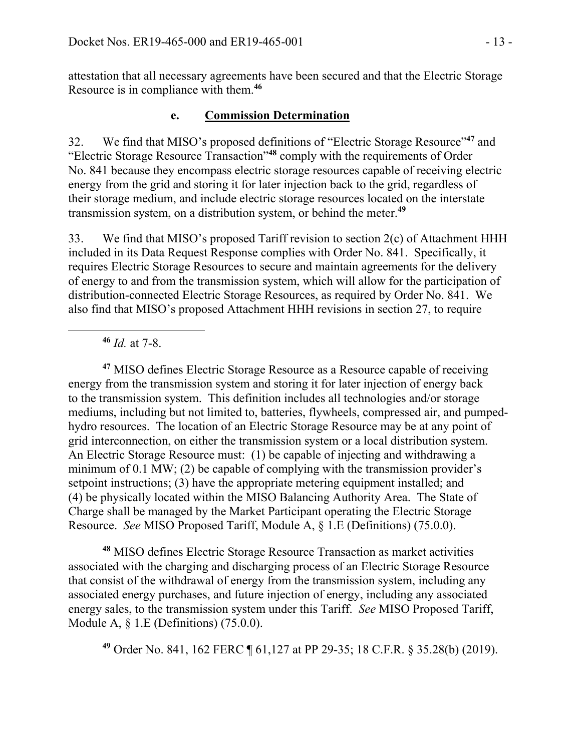attestation that all necessary agreements have been secured and that the Electric Storage Resource is in compliance with them.[46]

### e. Commission Determination

32. We find that MISO's proposed definitions of "Electric Storage Resource"[47] and "Electric Storage Resource Transaction"[48] comply with the requirements of Order No. 841 because they encompass electric storage resources capable of receiving electric energy from the grid and storing it for later injection back to the grid, regardless of their storage medium, and include electric storage resources located on the interstate transmission system, on a distribution system, or behind the meter.[49]

33. We find that MISO's proposed Tariff revision to section 2(c) of Attachment HHH included in its Data Request Response complies with Order No. 841. Specifically, it requires Electric Storage Resources to secure and maintain agreements for the delivery of energy to and from the transmission system, which will allow for the participation of distribution-connected Electric Storage Resources, as required by Order No. 841. We also find that MISO's proposed Attachment HHH revisions in section 27, to require

---

[46] *Id.* at 7-8.

[47] MISO defines Electric Storage Resource as a Resource capable of receiving energy from the transmission system and storing it for later injection of energy back to the transmission system. This definition includes all technologies and/or storage mediums, including but not limited to, batteries, flywheels, compressed air, and pumped-hydro resources. The location of an Electric Storage Resource may be at any point of grid interconnection, on either the transmission system or a local distribution system. An Electric Storage Resource must: (1) be capable of injecting and withdrawing a minimum of 0.1 MW; (2) be capable of complying with the transmission provider's setpoint instructions; (3) have the appropriate metering equipment installed; and (4) be physically located within the MISO Balancing Authority Area. The State of Charge shall be managed by the Market Participant operating the Electric Storage Resource. *See* MISO Proposed Tariff, Module A, § 1.E (Definitions) (75.0.0).

[48] MISO defines Electric Storage Resource Transaction as market activities associated with the charging and discharging process of an Electric Storage Resource that consist of the withdrawal of energy from the transmission system, including any associated energy purchases, and future injection of energy, including any associated energy sales, to the transmission system under this Tariff. *See* MISO Proposed Tariff, Module A, § 1.E (Definitions) (75.0.0).

[49] Order No. 841, 162 FERC ¶ 61,127 at PP 29-35; 18 C.F.R. § 35.28(b) (2019).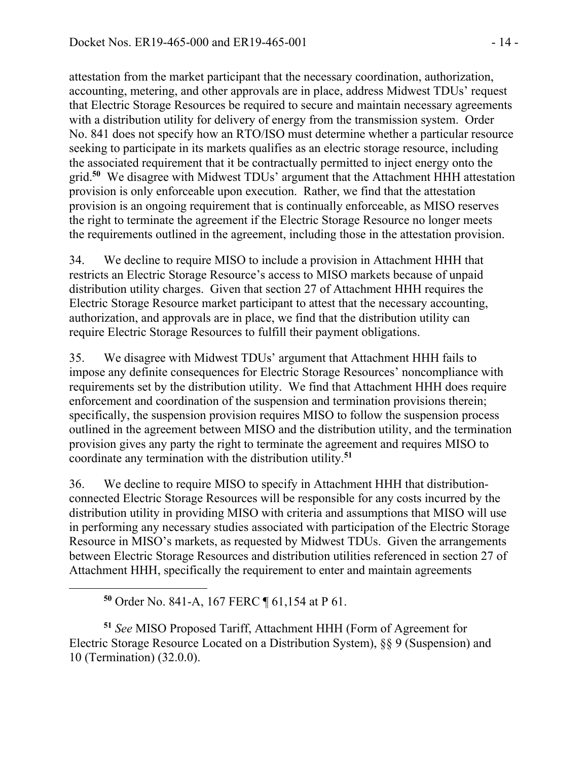attestation from the market participant that the necessary coordination, authorization, accounting, metering, and other approvals are in place, address Midwest TDUs' request that Electric Storage Resources be required to secure and maintain necessary agreements with a distribution utility for delivery of energy from the transmission system. Order No. 841 does not specify how an RTO/ISO must determine whether a particular resource seeking to participate in its markets qualifies as an electric storage resource, including the associated requirement that it be contractually permitted to inject energy onto the grid.[50] We disagree with Midwest TDUs' argument that the Attachment HHH attestation provision is only enforceable upon execution. Rather, we find that the attestation provision is an ongoing requirement that is continually enforceable, as MISO reserves the right to terminate the agreement if the Electric Storage Resource no longer meets the requirements outlined in the agreement, including those in the attestation provision.

34. We decline to require MISO to include a provision in Attachment HHH that restricts an Electric Storage Resource's access to MISO markets because of unpaid distribution utility charges. Given that section 27 of Attachment HHH requires the Electric Storage Resource market participant to attest that the necessary accounting, authorization, and approvals are in place, we find that the distribution utility can require Electric Storage Resources to fulfill their payment obligations.

35. We disagree with Midwest TDUs' argument that Attachment HHH fails to impose any definite consequences for Electric Storage Resources' noncompliance with requirements set by the distribution utility. We find that Attachment HHH does require enforcement and coordination of the suspension and termination provisions therein; specifically, the suspension provision requires MISO to follow the suspension process outlined in the agreement between MISO and the distribution utility, and the termination provision gives any party the right to terminate the agreement and requires MISO to coordinate any termination with the distribution utility.[51]

36. We decline to require MISO to specify in Attachment HHH that distribution-connected Electric Storage Resources will be responsible for any costs incurred by the distribution utility in providing MISO with criteria and assumptions that MISO will use in performing any necessary studies associated with participation of the Electric Storage Resource in MISO's markets, as requested by Midwest TDUs. Given the arrangements between Electric Storage Resources and distribution utilities referenced in section 27 of Attachment HHH, specifically the requirement to enter and maintain agreements

---

[50] Order No. 841-A, 167 FERC ¶ 61,154 at P 61.

[51] *See* MISO Proposed Tariff, Attachment HHH (Form of Agreement for Electric Storage Resource Located on a Distribution System), §§ 9 (Suspension) and 10 (Termination) (32.0.0).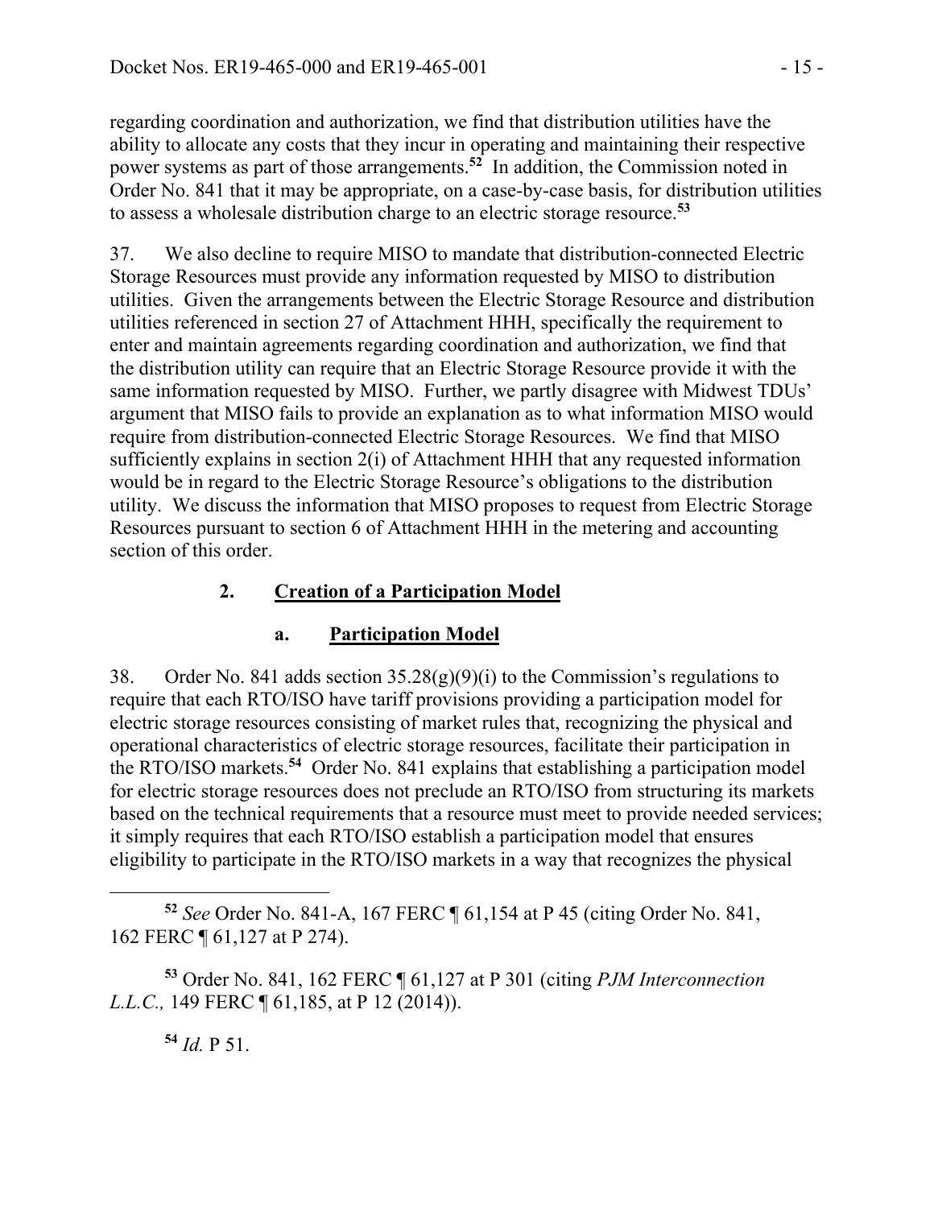regarding coordination and authorization, we find that distribution utilities have the ability to allocate any costs that they incur in operating and maintaining their respective power systems as part of those arrangements.[52] In addition, the Commission noted in Order No. 841 that it may be appropriate, on a case-by-case basis, for distribution utilities to assess a wholesale distribution charge to an electric storage resource.[53]

37. We also decline to require MISO to mandate that distribution-connected Electric Storage Resources must provide any information requested by MISO to distribution utilities. Given the arrangements between the Electric Storage Resource and distribution utilities referenced in section 27 of Attachment HHH, specifically the requirement to enter and maintain agreements regarding coordination and authorization, we find that the distribution utility can require that an Electric Storage Resource provide it with the same information requested by MISO. Further, we partly disagree with Midwest TDUs' argument that MISO fails to provide an explanation as to what information MISO would require from distribution-connected Electric Storage Resources. We find that MISO sufficiently explains in section 2(i) of Attachment HHH that any requested information would be in regard to the Electric Storage Resource's obligations to the distribution utility. We discuss the information that MISO proposes to request from Electric Storage Resources pursuant to section 6 of Attachment HHH in the metering and accounting section of this order.

## 2. Creation of a Participation Model

### a. Participation Model

38. Order No. 841 adds section 35.28(g)(9)(i) to the Commission's regulations to require that each RTO/ISO have tariff provisions providing a participation model for electric storage resources consisting of market rules that, recognizing the physical and operational characteristics of electric storage resources, facilitate their participation in the RTO/ISO markets.[54] Order No. 841 explains that establishing a participation model for electric storage resources does not preclude an RTO/ISO from structuring its markets based on the technical requirements that a resource must meet to provide needed services; it simply requires that each RTO/ISO establish a participation model that ensures eligibility to participate in the RTO/ISO markets in a way that recognizes the physical

[52] *See* Order No. 841-A, 167 FERC ¶ 61,154 at P 45 (citing Order No. 841, 162 FERC ¶ 61,127 at P 274).

[53] Order No. 841, 162 FERC ¶ 61,127 at P 301 (citing *PJM Interconnection L.L.C.,* 149 FERC ¶ 61,185, at P 12 (2014)).

[54] *Id.* P 51.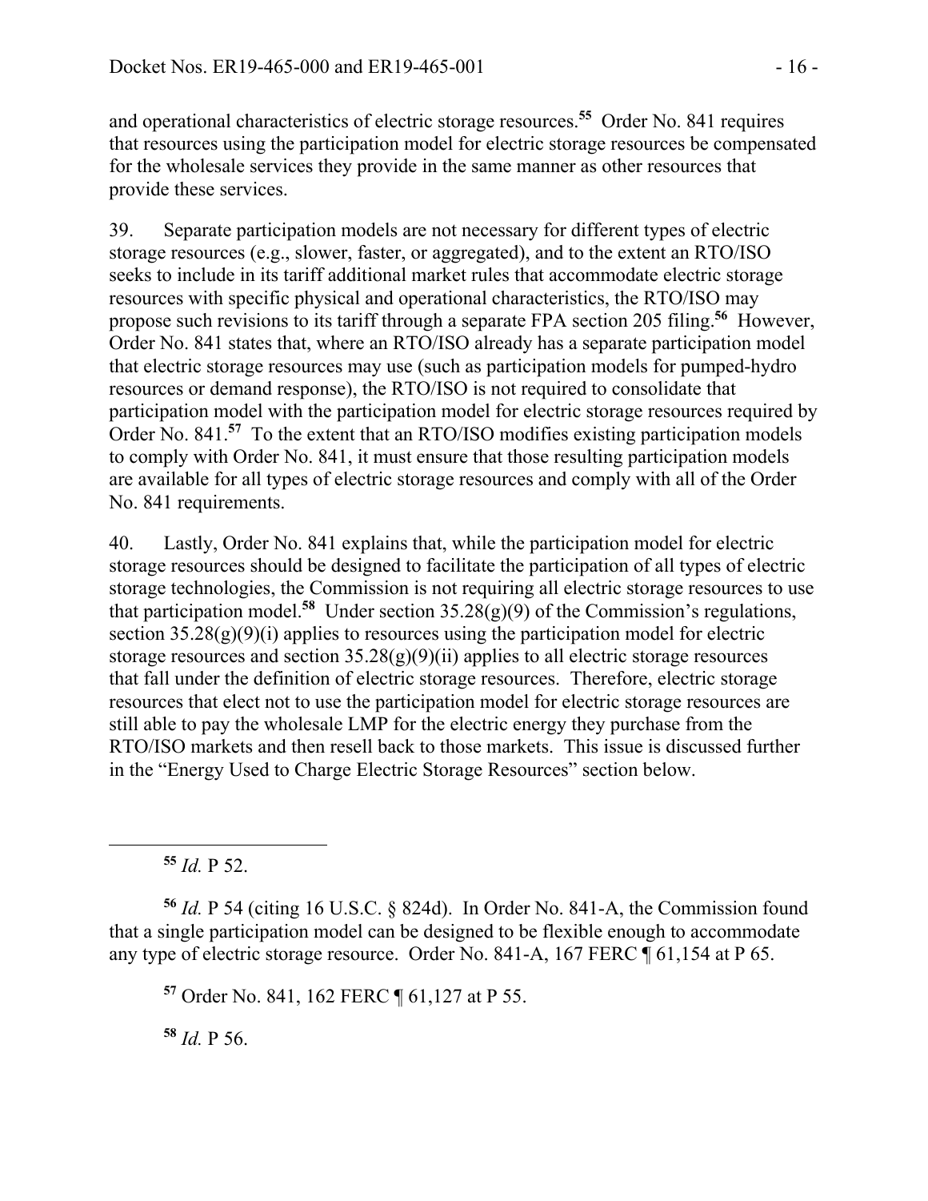and operational characteristics of electric storage resources.[55] Order No. 841 requires that resources using the participation model for electric storage resources be compensated for the wholesale services they provide in the same manner as other resources that provide these services.

39. Separate participation models are not necessary for different types of electric storage resources (e.g., slower, faster, or aggregated), and to the extent an RTO/ISO seeks to include in its tariff additional market rules that accommodate electric storage resources with specific physical and operational characteristics, the RTO/ISO may propose such revisions to its tariff through a separate FPA section 205 filing.[56] However, Order No. 841 states that, where an RTO/ISO already has a separate participation model that electric storage resources may use (such as participation models for pumped-hydro resources or demand response), the RTO/ISO is not required to consolidate that participation model with the participation model for electric storage resources required by Order No. 841.[57] To the extent that an RTO/ISO modifies existing participation models to comply with Order No. 841, it must ensure that those resulting participation models are available for all types of electric storage resources and comply with all of the Order No. 841 requirements.

40. Lastly, Order No. 841 explains that, while the participation model for electric storage resources should be designed to facilitate the participation of all types of electric storage technologies, the Commission is not requiring all electric storage resources to use that participation model.[58] Under section 35.28(g)(9) of the Commission's regulations, section 35.28(g)(9)(i) applies to resources using the participation model for electric storage resources and section 35.28(g)(9)(ii) applies to all electric storage resources that fall under the definition of electric storage resources. Therefore, electric storage resources that elect not to use the participation model for electric storage resources are still able to pay the wholesale LMP for the electric energy they purchase from the RTO/ISO markets and then resell back to those markets. This issue is discussed further in the "Energy Used to Charge Electric Storage Resources" section below.

---

[55] *Id.* P 52.

[56] *Id.* P 54 (citing 16 U.S.C. § 824d). In Order No. 841-A, the Commission found that a single participation model can be designed to be flexible enough to accommodate any type of electric storage resource. Order No. 841-A, 167 FERC ¶ 61,154 at P 65.

[57] Order No. 841, 162 FERC ¶ 61,127 at P 55.

[58] *Id.* P 56.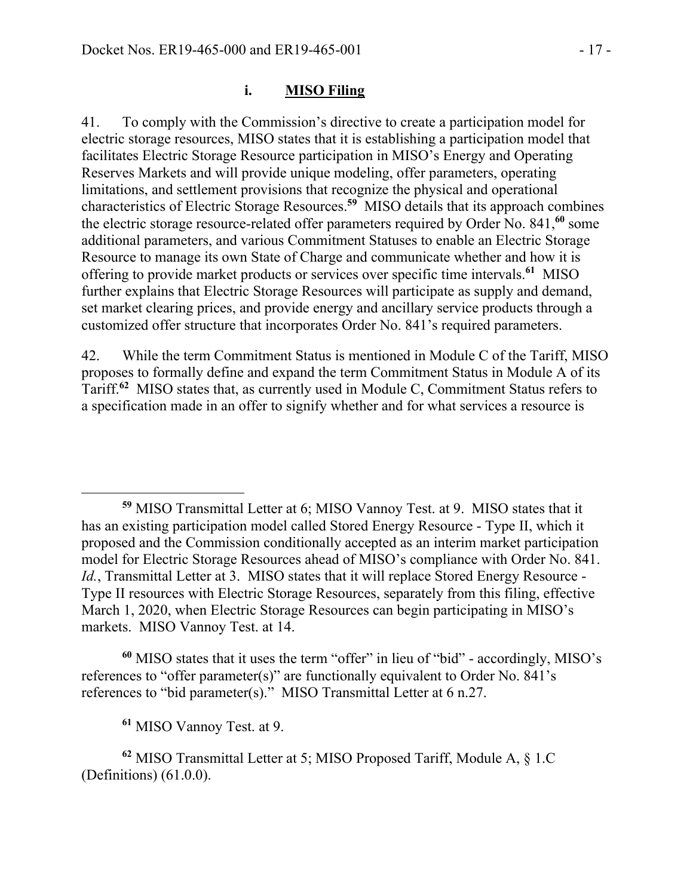#### i. **MISO Filing**

41. To comply with the Commission's directive to create a participation model for electric storage resources, MISO states that it is establishing a participation model that facilitates Electric Storage Resource participation in MISO's Energy and Operating Reserves Markets and will provide unique modeling, offer parameters, operating limitations, and settlement provisions that recognize the physical and operational characteristics of Electric Storage Resources.[59] MISO details that its approach combines the electric storage resource-related offer parameters required by Order No. 841,[60] some additional parameters, and various Commitment Statuses to enable an Electric Storage Resource to manage its own State of Charge and communicate whether and how it is offering to provide market products or services over specific time intervals.[61] MISO further explains that Electric Storage Resources will participate as supply and demand, set market clearing prices, and provide energy and ancillary service products through a customized offer structure that incorporates Order No. 841's required parameters.

42. While the term Commitment Status is mentioned in Module C of the Tariff, MISO proposes to formally define and expand the term Commitment Status in Module A of its Tariff.[62] MISO states that, as currently used in Module C, Commitment Status refers to a specification made in an offer to signify whether and for what services a resource is

---

[59] MISO Transmittal Letter at 6; MISO Vannoy Test. at 9. MISO states that it has an existing participation model called Stored Energy Resource - Type II, which it proposed and the Commission conditionally accepted as an interim market participation model for Electric Storage Resources ahead of MISO's compliance with Order No. 841. *Id.*, Transmittal Letter at 3. MISO states that it will replace Stored Energy Resource - Type II resources with Electric Storage Resources, separately from this filing, effective March 1, 2020, when Electric Storage Resources can begin participating in MISO's markets. MISO Vannoy Test. at 14.

[60] MISO states that it uses the term "offer" in lieu of "bid" - accordingly, MISO's references to "offer parameter(s)" are functionally equivalent to Order No. 841's references to "bid parameter(s)." MISO Transmittal Letter at 6 n.27.

[61] MISO Vannoy Test. at 9.

[62] MISO Transmittal Letter at 5; MISO Proposed Tariff, Module A, § 1.C (Definitions) (61.0.0).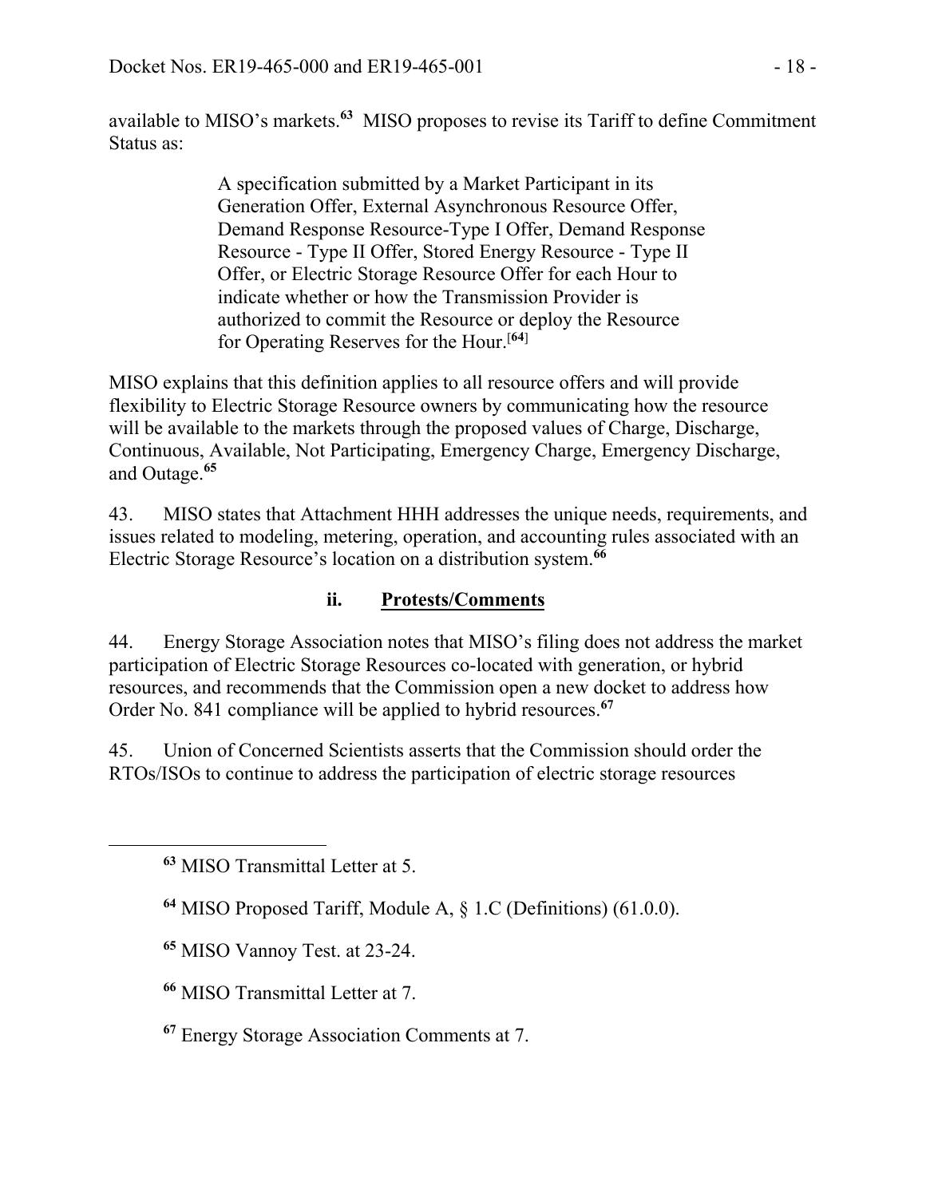available to MISO's markets.[63] MISO proposes to revise its Tariff to define Commitment Status as:

> A specification submitted by a Market Participant in its Generation Offer, External Asynchronous Resource Offer, Demand Response Resource-Type I Offer, Demand Response Resource - Type II Offer, Stored Energy Resource - Type II Offer, or Electric Storage Resource Offer for each Hour to indicate whether or how the Transmission Provider is authorized to commit the Resource or deploy the Resource for Operating Reserves for the Hour.[64]

MISO explains that this definition applies to all resource offers and will provide flexibility to Electric Storage Resource owners by communicating how the resource will be available to the markets through the proposed values of Charge, Discharge, Continuous, Available, Not Participating, Emergency Charge, Emergency Discharge, and Outage.[65]

43. MISO states that Attachment HHH addresses the unique needs, requirements, and issues related to modeling, metering, operation, and accounting rules associated with an Electric Storage Resource's location on a distribution system.[66]

### ii. Protests/Comments

44. Energy Storage Association notes that MISO's filing does not address the market participation of Electric Storage Resources co-located with generation, or hybrid resources, and recommends that the Commission open a new docket to address how Order No. 841 compliance will be applied to hybrid resources.[67]

45. Union of Concerned Scientists asserts that the Commission should order the RTOs/ISOs to continue to address the participation of electric storage resources

---

[63] MISO Transmittal Letter at 5.

[64] MISO Proposed Tariff, Module A, § 1.C (Definitions) (61.0.0).

[65] MISO Vannoy Test. at 23-24.

[66] MISO Transmittal Letter at 7.

[67] Energy Storage Association Comments at 7.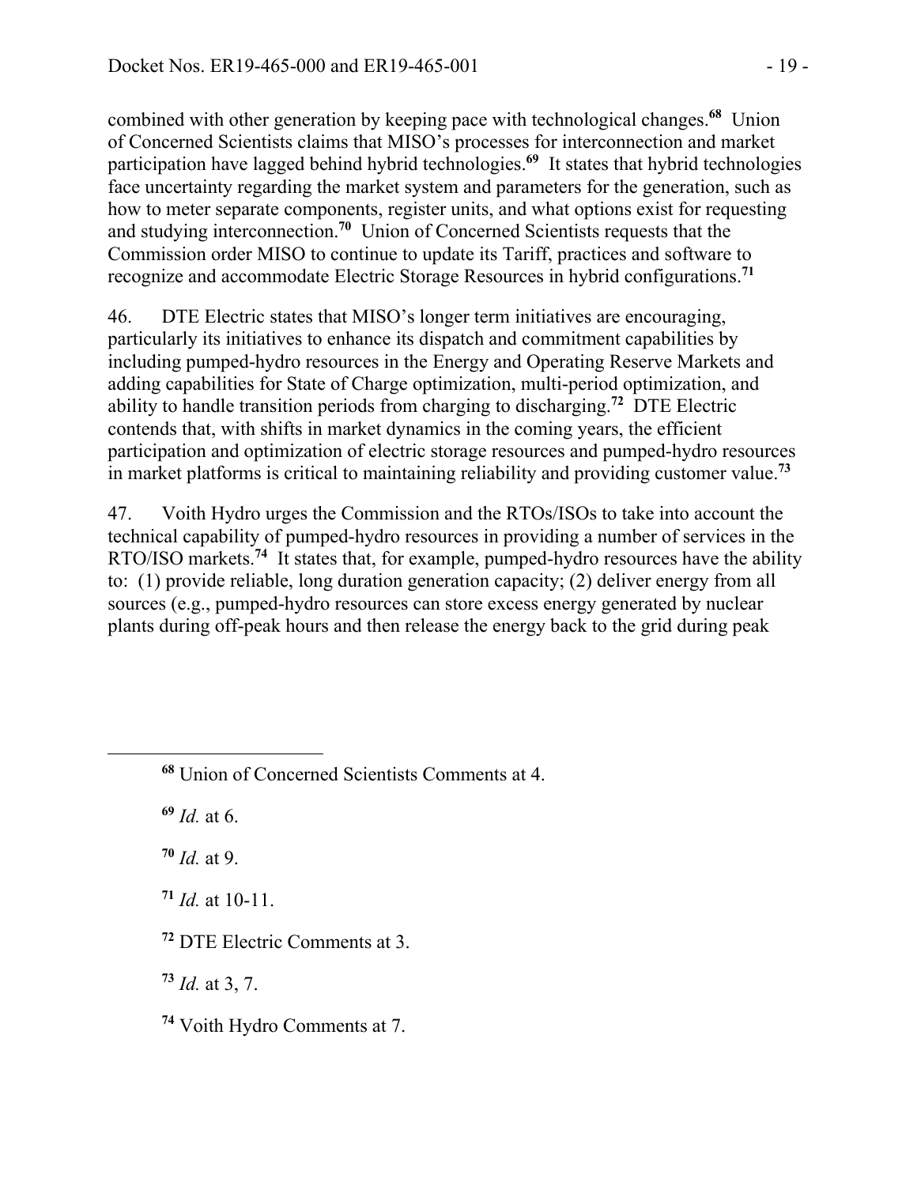combined with other generation by keeping pace with technological changes.[68] Union of Concerned Scientists claims that MISO's processes for interconnection and market participation have lagged behind hybrid technologies.[69] It states that hybrid technologies face uncertainty regarding the market system and parameters for the generation, such as how to meter separate components, register units, and what options exist for requesting and studying interconnection.[70] Union of Concerned Scientists requests that the Commission order MISO to continue to update its Tariff, practices and software to recognize and accommodate Electric Storage Resources in hybrid configurations.[71]

46. DTE Electric states that MISO's longer term initiatives are encouraging, particularly its initiatives to enhance its dispatch and commitment capabilities by including pumped-hydro resources in the Energy and Operating Reserve Markets and adding capabilities for State of Charge optimization, multi-period optimization, and ability to handle transition periods from charging to discharging.[72] DTE Electric contends that, with shifts in market dynamics in the coming years, the efficient participation and optimization of electric storage resources and pumped-hydro resources in market platforms is critical to maintaining reliability and providing customer value.[73]

47. Voith Hydro urges the Commission and the RTOs/ISOs to take into account the technical capability of pumped-hydro resources in providing a number of services in the RTO/ISO markets.[74] It states that, for example, pumped-hydro resources have the ability to: (1) provide reliable, long duration generation capacity; (2) deliver energy from all sources (e.g., pumped-hydro resources can store excess energy generated by nuclear plants during off-peak hours and then release the energy back to the grid during peak

---

[68] Union of Concerned Scientists Comments at 4.

[69] *Id.* at 6.

[70] *Id.* at 9.

[71] *Id.* at 10-11.

[72] DTE Electric Comments at 3.

[73] *Id.* at 3, 7.

[74] Voith Hydro Comments at 7.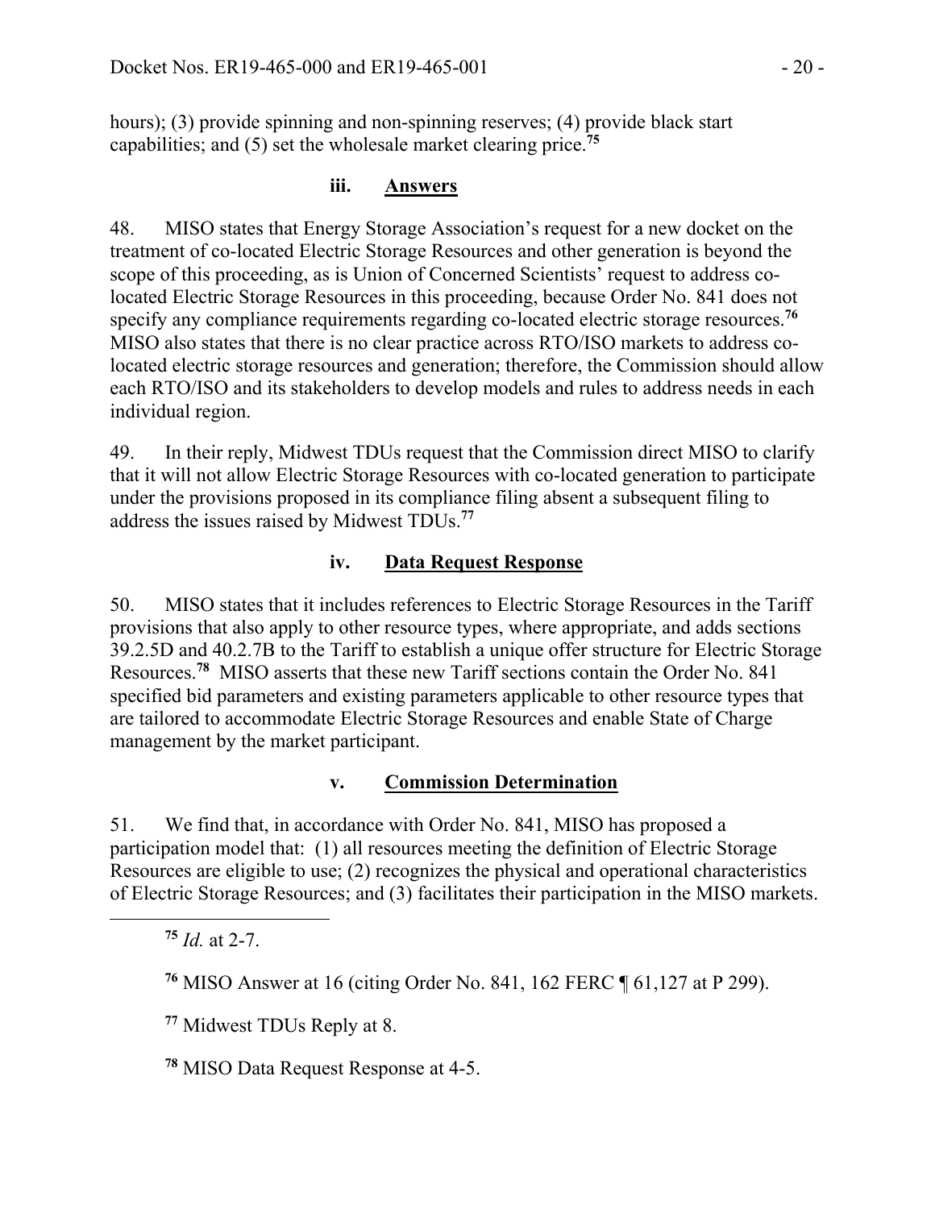hours); (3) provide spinning and non-spinning reserves; (4) provide black start capabilities; and (5) set the wholesale market clearing price.[75]

#### iii. Answers

48. MISO states that Energy Storage Association's request for a new docket on the treatment of co-located Electric Storage Resources and other generation is beyond the scope of this proceeding, as is Union of Concerned Scientists' request to address co-located Electric Storage Resources in this proceeding, because Order No. 841 does not specify any compliance requirements regarding co-located electric storage resources.[76] MISO also states that there is no clear practice across RTO/ISO markets to address co-located electric storage resources and generation; therefore, the Commission should allow each RTO/ISO and its stakeholders to develop models and rules to address needs in each individual region.

49. In their reply, Midwest TDUs request that the Commission direct MISO to clarify that it will not allow Electric Storage Resources with co-located generation to participate under the provisions proposed in its compliance filing absent a subsequent filing to address the issues raised by Midwest TDUs.[77]

#### iv. Data Request Response

50. MISO states that it includes references to Electric Storage Resources in the Tariff provisions that also apply to other resource types, where appropriate, and adds sections 39.2.5D and 40.2.7B to the Tariff to establish a unique offer structure for Electric Storage Resources.[78] MISO asserts that these new Tariff sections contain the Order No. 841 specified bid parameters and existing parameters applicable to other resource types that are tailored to accommodate Electric Storage Resources and enable State of Charge management by the market participant.

#### v. Commission Determination

51. We find that, in accordance with Order No. 841, MISO has proposed a participation model that: (1) all resources meeting the definition of Electric Storage Resources are eligible to use; (2) recognizes the physical and operational characteristics of Electric Storage Resources; and (3) facilitates their participation in the MISO markets.

---

[75] *Id.* at 2-7.

[76] MISO Answer at 16 (citing Order No. 841, 162 FERC ¶ 61,127 at P 299).

[77] Midwest TDUs Reply at 8.

[78] MISO Data Request Response at 4-5.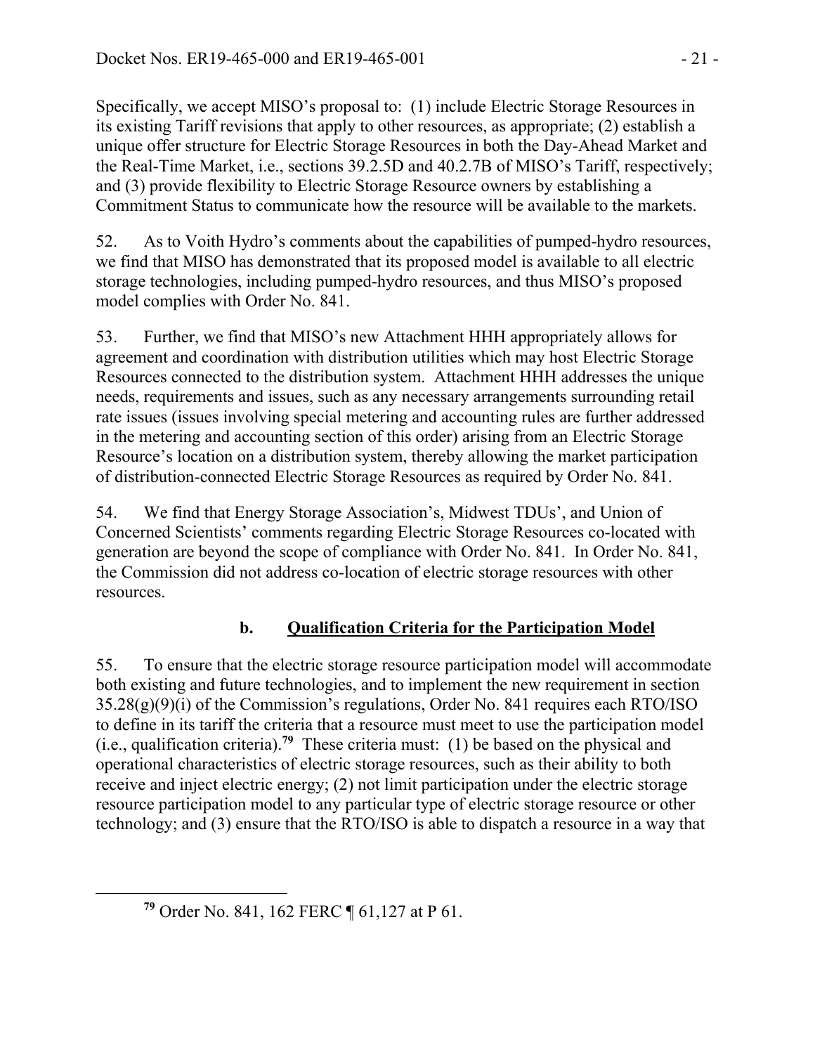Specifically, we accept MISO's proposal to: (1) include Electric Storage Resources in its existing Tariff revisions that apply to other resources, as appropriate; (2) establish a unique offer structure for Electric Storage Resources in both the Day-Ahead Market and the Real-Time Market, i.e., sections 39.2.5D and 40.2.7B of MISO's Tariff, respectively; and (3) provide flexibility to Electric Storage Resource owners by establishing a Commitment Status to communicate how the resource will be available to the markets.

52. As to Voith Hydro's comments about the capabilities of pumped-hydro resources, we find that MISO has demonstrated that its proposed model is available to all electric storage technologies, including pumped-hydro resources, and thus MISO's proposed model complies with Order No. 841.

53. Further, we find that MISO's new Attachment HHH appropriately allows for agreement and coordination with distribution utilities which may host Electric Storage Resources connected to the distribution system. Attachment HHH addresses the unique needs, requirements and issues, such as any necessary arrangements surrounding retail rate issues (issues involving special metering and accounting rules are further addressed in the metering and accounting section of this order) arising from an Electric Storage Resource's location on a distribution system, thereby allowing the market participation of distribution-connected Electric Storage Resources as required by Order No. 841.

54. We find that Energy Storage Association's, Midwest TDUs', and Union of Concerned Scientists' comments regarding Electric Storage Resources co-located with generation are beyond the scope of compliance with Order No. 841. In Order No. 841, the Commission did not address co-location of electric storage resources with other resources.

### b. Qualification Criteria for the Participation Model

55. To ensure that the electric storage resource participation model will accommodate both existing and future technologies, and to implement the new requirement in section 35.28(g)(9)(i) of the Commission's regulations, Order No. 841 requires each RTO/ISO to define in its tariff the criteria that a resource must meet to use the participation model (i.e., qualification criteria).[79] These criteria must: (1) be based on the physical and operational characteristics of electric storage resources, such as their ability to both receive and inject electric energy; (2) not limit participation under the electric storage resource participation model to any particular type of electric storage resource or other technology; and (3) ensure that the RTO/ISO is able to dispatch a resource in a way that

[79] Order No. 841, 162 FERC ¶ 61,127 at P 61.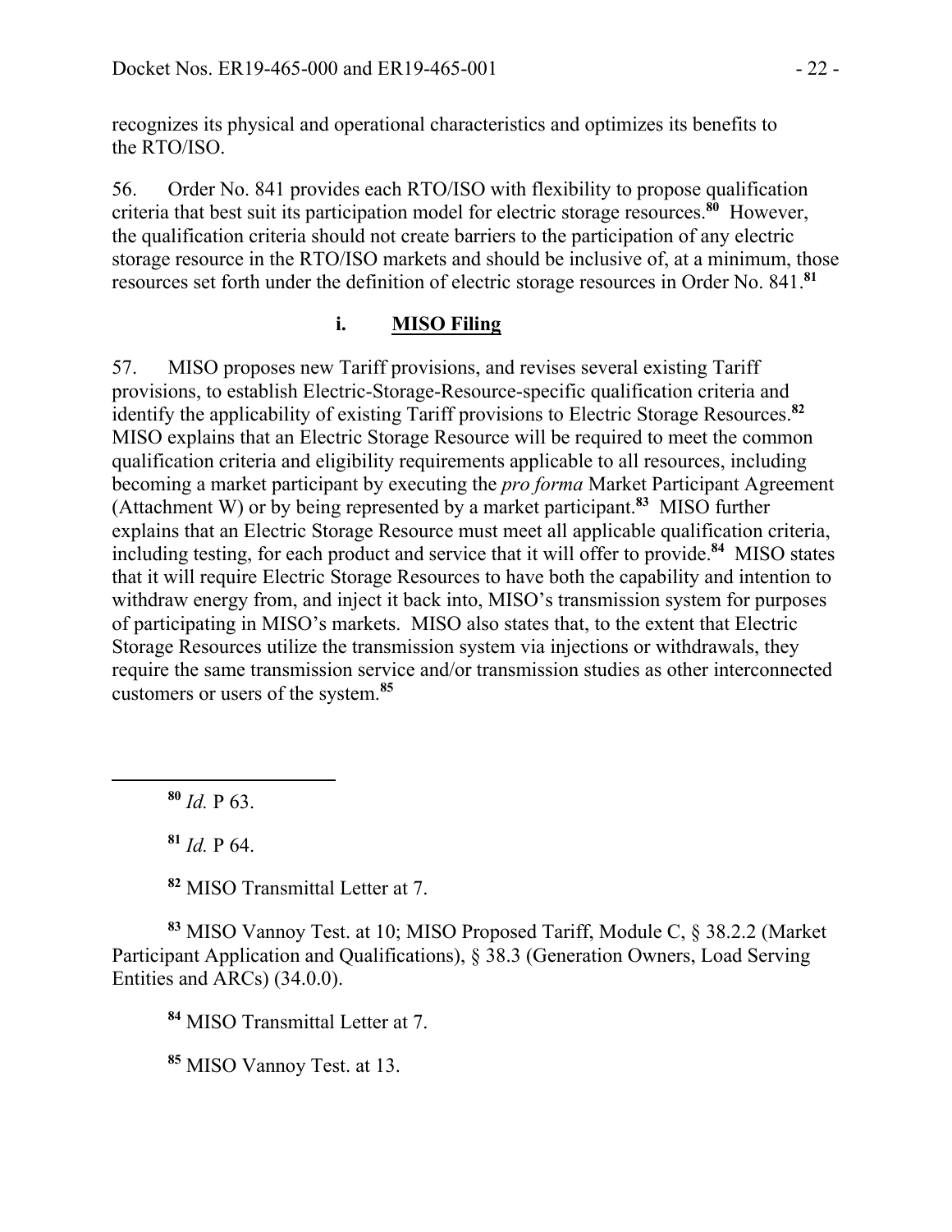recognizes its physical and operational characteristics and optimizes its benefits to the RTO/ISO.

56. Order No. 841 provides each RTO/ISO with flexibility to propose qualification criteria that best suit its participation model for electric storage resources.[80] However, the qualification criteria should not create barriers to the participation of any electric storage resource in the RTO/ISO markets and should be inclusive of, at a minimum, those resources set forth under the definition of electric storage resources in Order No. 841.[81]

#### i. MISO Filing

57. MISO proposes new Tariff provisions, and revises several existing Tariff provisions, to establish Electric-Storage-Resource-specific qualification criteria and identify the applicability of existing Tariff provisions to Electric Storage Resources.[82] MISO explains that an Electric Storage Resource will be required to meet the common qualification criteria and eligibility requirements applicable to all resources, including becoming a market participant by executing the *pro forma* Market Participant Agreement (Attachment W) or by being represented by a market participant.[83] MISO further explains that an Electric Storage Resource must meet all applicable qualification criteria, including testing, for each product and service that it will offer to provide.[84] MISO states that it will require Electric Storage Resources to have both the capability and intention to withdraw energy from, and inject it back into, MISO's transmission system for purposes of participating in MISO's markets. MISO also states that, to the extent that Electric Storage Resources utilize the transmission system via injections or withdrawals, they require the same transmission service and/or transmission studies as other interconnected customers or users of the system.[85]

---

[80] *Id.* P 63.

[81] *Id.* P 64.

[82] MISO Transmittal Letter at 7.

[83] MISO Vannoy Test. at 10; MISO Proposed Tariff, Module C, § 38.2.2 (Market Participant Application and Qualifications), § 38.3 (Generation Owners, Load Serving Entities and ARCs) (34.0.0).

[84] MISO Transmittal Letter at 7.

[85] MISO Vannoy Test. at 13.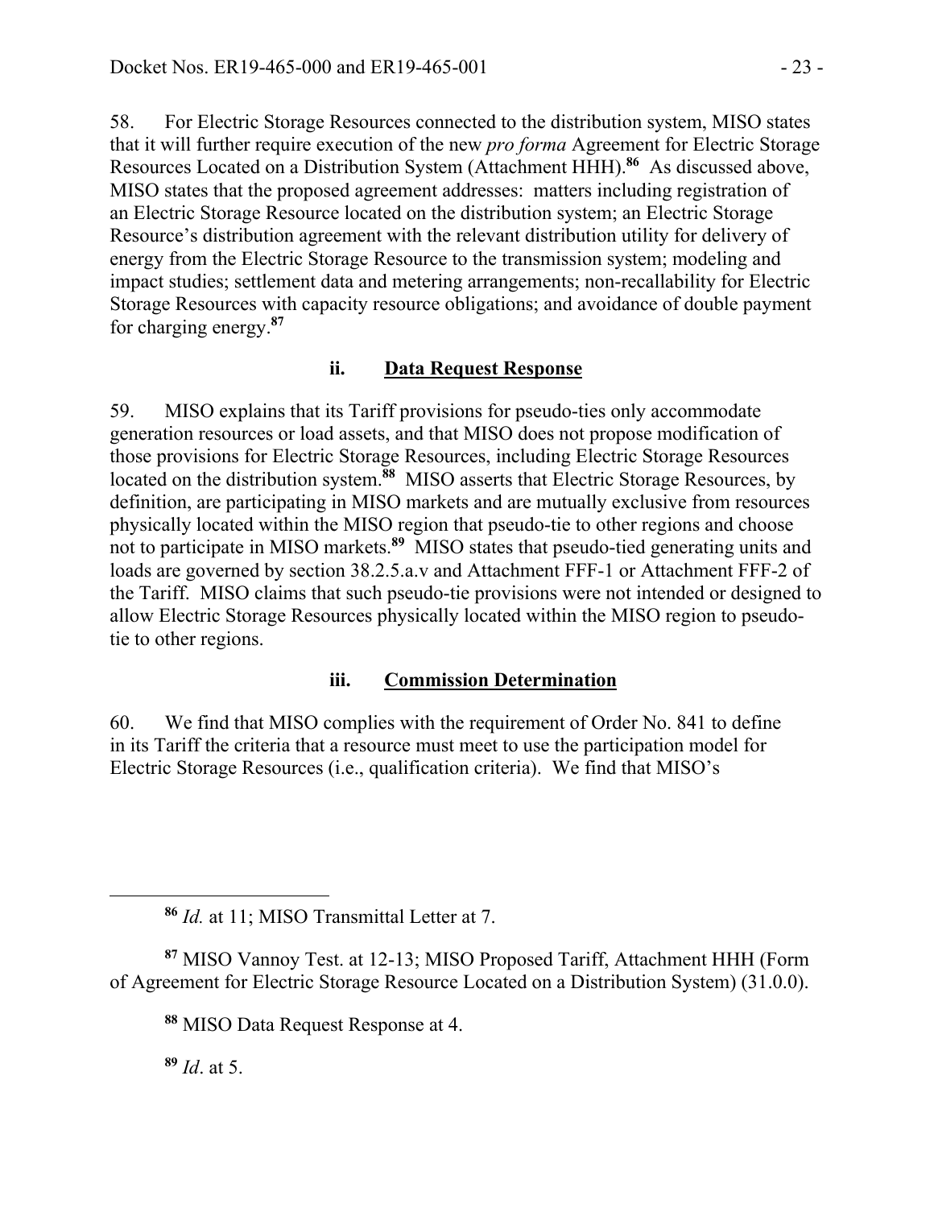58. For Electric Storage Resources connected to the distribution system, MISO states that it will further require execution of the new *pro forma* Agreement for Electric Storage Resources Located on a Distribution System (Attachment HHH).[86] As discussed above, MISO states that the proposed agreement addresses: matters including registration of an Electric Storage Resource located on the distribution system; an Electric Storage Resource's distribution agreement with the relevant distribution utility for delivery of energy from the Electric Storage Resource to the transmission system; modeling and impact studies; settlement data and metering arrangements; non-recallability for Electric Storage Resources with capacity resource obligations; and avoidance of double payment for charging energy.[87]

### ii. Data Request Response

59. MISO explains that its Tariff provisions for pseudo-ties only accommodate generation resources or load assets, and that MISO does not propose modification of those provisions for Electric Storage Resources, including Electric Storage Resources located on the distribution system.[88] MISO asserts that Electric Storage Resources, by definition, are participating in MISO markets and are mutually exclusive from resources physically located within the MISO region that pseudo-tie to other regions and choose not to participate in MISO markets.[89] MISO states that pseudo-tied generating units and loads are governed by section 38.2.5.a.v and Attachment FFF-1 or Attachment FFF-2 of the Tariff. MISO claims that such pseudo-tie provisions were not intended or designed to allow Electric Storage Resources physically located within the MISO region to pseudo-tie to other regions.

### iii. Commission Determination

60. We find that MISO complies with the requirement of Order No. 841 to define in its Tariff the criteria that a resource must meet to use the participation model for Electric Storage Resources (i.e., qualification criteria). We find that MISO's

---

[86] *Id.* at 11; MISO Transmittal Letter at 7.

[87] MISO Vannoy Test. at 12-13; MISO Proposed Tariff, Attachment HHH (Form of Agreement for Electric Storage Resource Located on a Distribution System) (31.0.0).

[88] MISO Data Request Response at 4.

[89] *Id*. at 5.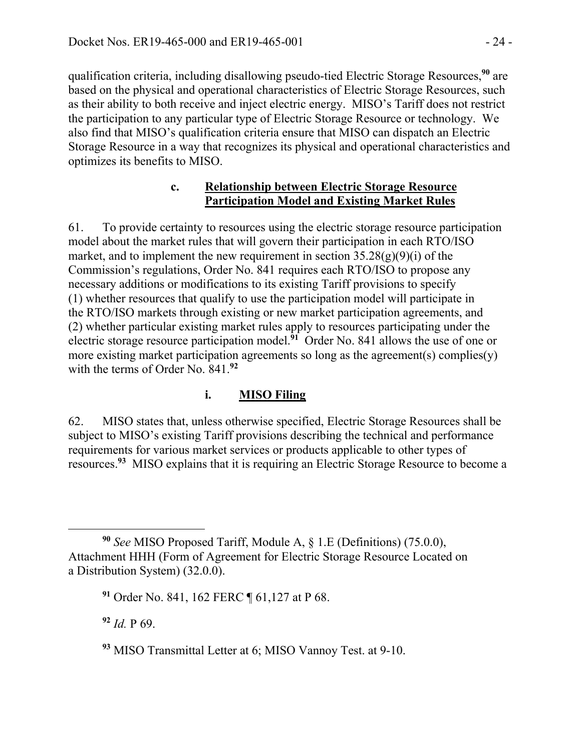qualification criteria, including disallowing pseudo-tied Electric Storage Resources,[90] are based on the physical and operational characteristics of Electric Storage Resources, such as their ability to both receive and inject electric energy. MISO's Tariff does not restrict the participation to any particular type of Electric Storage Resource or technology. We also find that MISO's qualification criteria ensure that MISO can dispatch an Electric Storage Resource in a way that recognizes its physical and operational characteristics and optimizes its benefits to MISO.

### c. Relationship between Electric Storage Resource Participation Model and Existing Market Rules

61. To provide certainty to resources using the electric storage resource participation model about the market rules that will govern their participation in each RTO/ISO market, and to implement the new requirement in section 35.28(g)(9)(i) of the Commission's regulations, Order No. 841 requires each RTO/ISO to propose any necessary additions or modifications to its existing Tariff provisions to specify (1) whether resources that qualify to use the participation model will participate in the RTO/ISO markets through existing or new market participation agreements, and (2) whether particular existing market rules apply to resources participating under the electric storage resource participation model.[91] Order No. 841 allows the use of one or more existing market participation agreements so long as the agreement(s) complies(y) with the terms of Order No. 841.[92]

#### i. MISO Filing

62. MISO states that, unless otherwise specified, Electric Storage Resources shall be subject to MISO's existing Tariff provisions describing the technical and performance requirements for various market services or products applicable to other types of resources.[93] MISO explains that it is requiring an Electric Storage Resource to become a

---

[90] *See* MISO Proposed Tariff, Module A, § 1.E (Definitions) (75.0.0), Attachment HHH (Form of Agreement for Electric Storage Resource Located on a Distribution System) (32.0.0).

[91] Order No. 841, 162 FERC ¶ 61,127 at P 68.

[92] *Id.* P 69.

[93] MISO Transmittal Letter at 6; MISO Vannoy Test. at 9-10.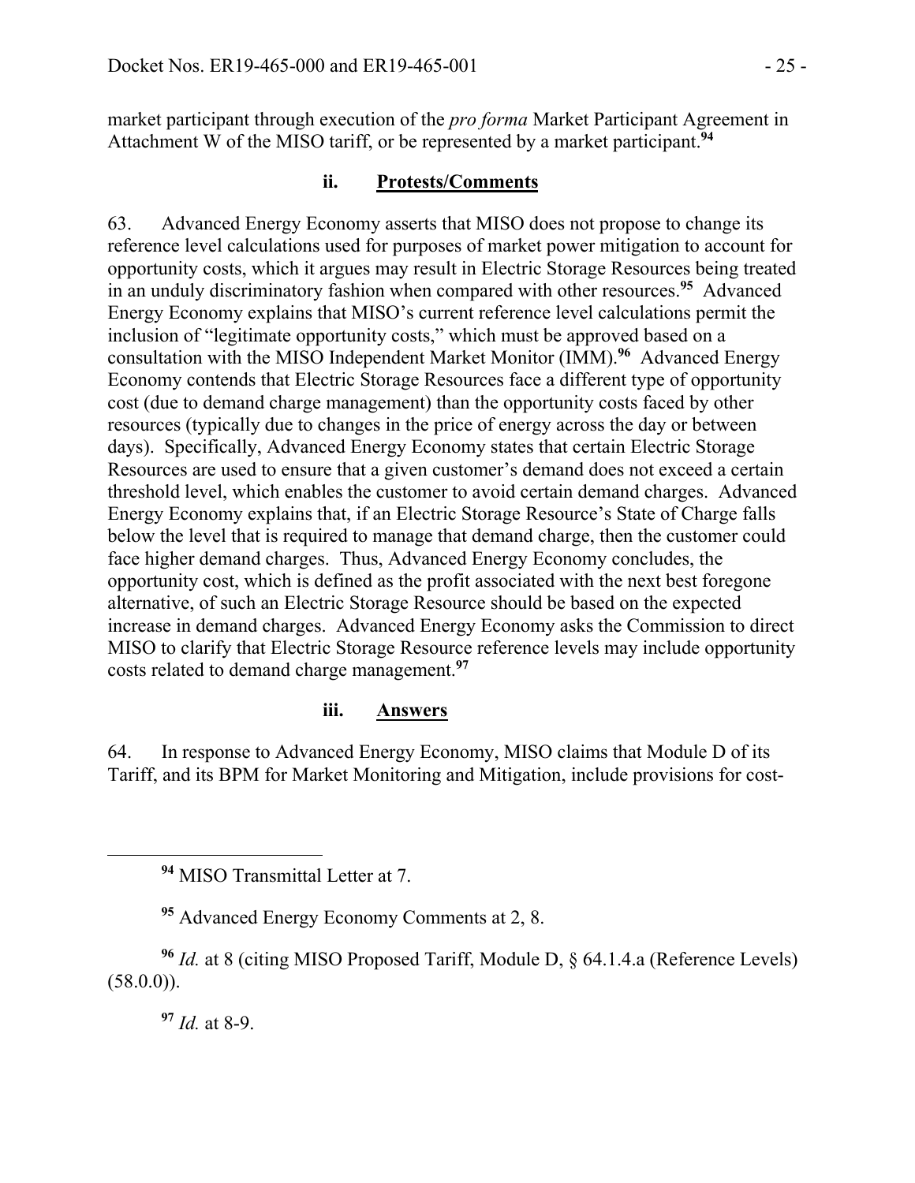market participant through execution of the *pro forma* Market Participant Agreement in Attachment W of the MISO tariff, or be represented by a market participant.[94]

#### ii. Protests/Comments

63. Advanced Energy Economy asserts that MISO does not propose to change its reference level calculations used for purposes of market power mitigation to account for opportunity costs, which it argues may result in Electric Storage Resources being treated in an unduly discriminatory fashion when compared with other resources.[95] Advanced Energy Economy explains that MISO's current reference level calculations permit the inclusion of "legitimate opportunity costs," which must be approved based on a consultation with the MISO Independent Market Monitor (IMM).[96] Advanced Energy Economy contends that Electric Storage Resources face a different type of opportunity cost (due to demand charge management) than the opportunity costs faced by other resources (typically due to changes in the price of energy across the day or between days). Specifically, Advanced Energy Economy states that certain Electric Storage Resources are used to ensure that a given customer's demand does not exceed a certain threshold level, which enables the customer to avoid certain demand charges. Advanced Energy Economy explains that, if an Electric Storage Resource's State of Charge falls below the level that is required to manage that demand charge, then the customer could face higher demand charges. Thus, Advanced Energy Economy concludes, the opportunity cost, which is defined as the profit associated with the next best foregone alternative, of such an Electric Storage Resource should be based on the expected increase in demand charges. Advanced Energy Economy asks the Commission to direct MISO to clarify that Electric Storage Resource reference levels may include opportunity costs related to demand charge management.[97]

#### iii. Answers

64. In response to Advanced Energy Economy, MISO claims that Module D of its Tariff, and its BPM for Market Monitoring and Mitigation, include provisions for cost-

---

[94] MISO Transmittal Letter at 7.

[95] Advanced Energy Economy Comments at 2, 8.

[96] *Id.* at 8 (citing MISO Proposed Tariff, Module D, § 64.1.4.a (Reference Levels) (58.0.0)).

[97] *Id.* at 8-9.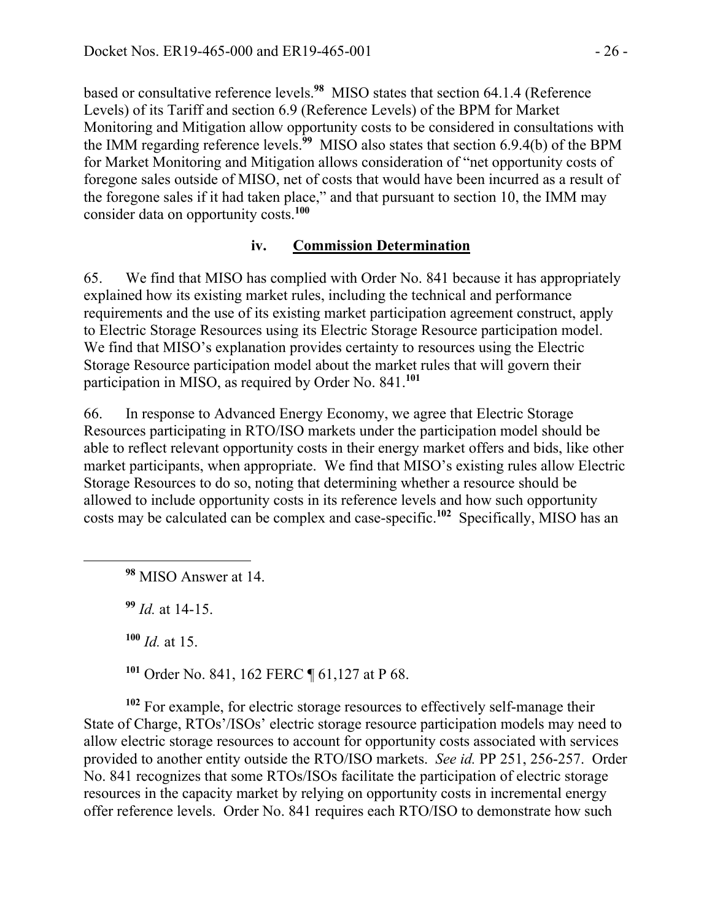based or consultative reference levels.[98] MISO states that section 64.1.4 (Reference Levels) of its Tariff and section 6.9 (Reference Levels) of the BPM for Market Monitoring and Mitigation allow opportunity costs to be considered in consultations with the IMM regarding reference levels.[99] MISO also states that section 6.9.4(b) of the BPM for Market Monitoring and Mitigation allows consideration of "net opportunity costs of foregone sales outside of MISO, net of costs that would have been incurred as a result of the foregone sales if it had taken place," and that pursuant to section 10, the IMM may consider data on opportunity costs.[100]

### iv. Commission Determination

65. We find that MISO has complied with Order No. 841 because it has appropriately explained how its existing market rules, including the technical and performance requirements and the use of its existing market participation agreement construct, apply to Electric Storage Resources using its Electric Storage Resource participation model. We find that MISO's explanation provides certainty to resources using the Electric Storage Resource participation model about the market rules that will govern their participation in MISO, as required by Order No. 841.[101]

66. In response to Advanced Energy Economy, we agree that Electric Storage Resources participating in RTO/ISO markets under the participation model should be able to reflect relevant opportunity costs in their energy market offers and bids, like other market participants, when appropriate. We find that MISO's existing rules allow Electric Storage Resources to do so, noting that determining whether a resource should be allowed to include opportunity costs in its reference levels and how such opportunity costs may be calculated can be complex and case-specific.[102] Specifically, MISO has an

---

[98] MISO Answer at 14.

[99] *Id.* at 14-15.

[100] *Id.* at 15.

[101] Order No. 841, 162 FERC ¶ 61,127 at P 68.

[102] For example, for electric storage resources to effectively self-manage their State of Charge, RTOs'/ISOs' electric storage resource participation models may need to allow electric storage resources to account for opportunity costs associated with services provided to another entity outside the RTO/ISO markets. *See id.* PP 251, 256-257. Order No. 841 recognizes that some RTOs/ISOs facilitate the participation of electric storage resources in the capacity market by relying on opportunity costs in incremental energy offer reference levels. Order No. 841 requires each RTO/ISO to demonstrate how such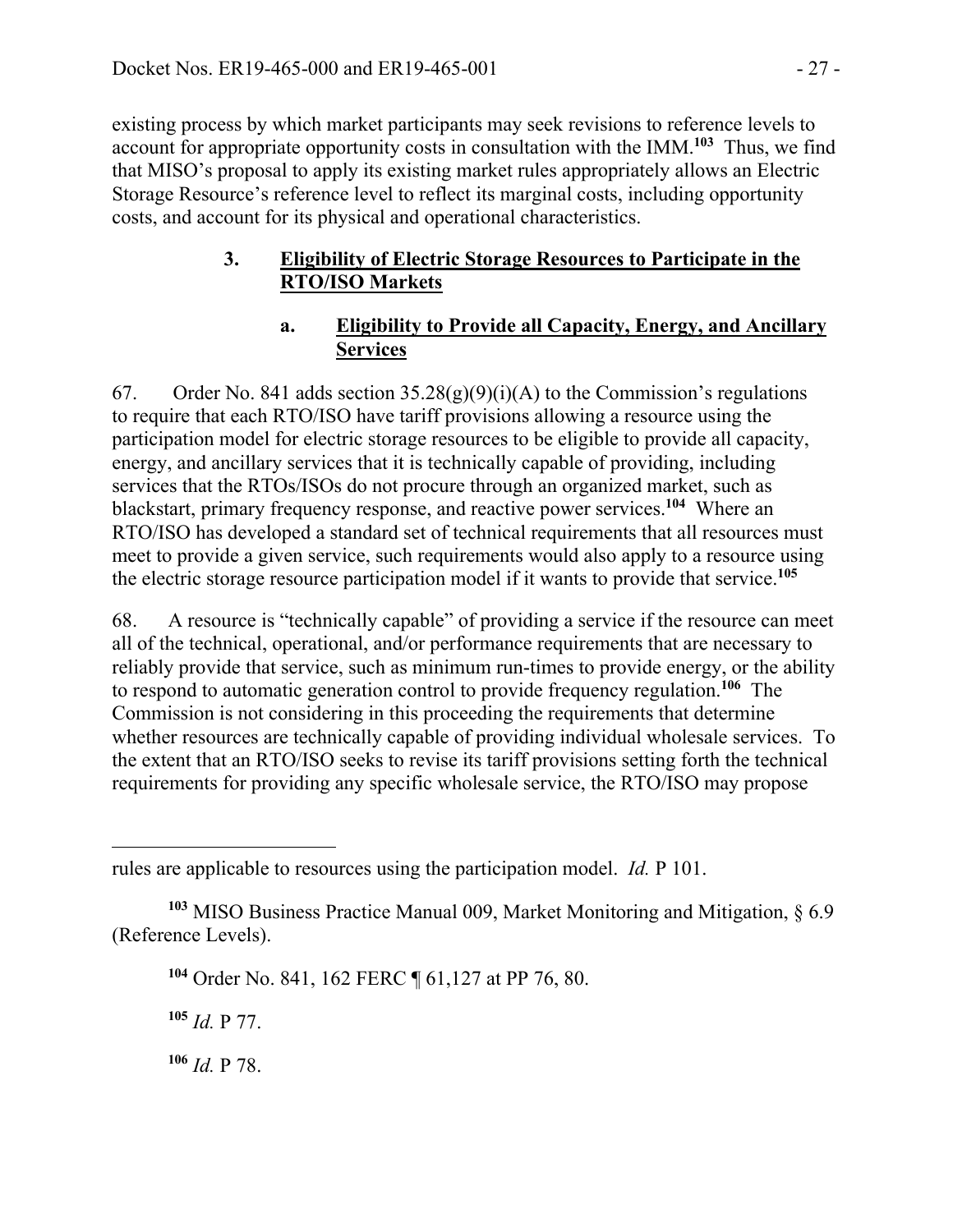existing process by which market participants may seek revisions to reference levels to account for appropriate opportunity costs in consultation with the IMM.[103] Thus, we find that MISO's proposal to apply its existing market rules appropriately allows an Electric Storage Resource's reference level to reflect its marginal costs, including opportunity costs, and account for its physical and operational characteristics.

### 3. Eligibility of Electric Storage Resources to Participate in the RTO/ISO Markets

#### a. Eligibility to Provide all Capacity, Energy, and Ancillary Services

67. Order No. 841 adds section 35.28(g)(9)(i)(A) to the Commission's regulations to require that each RTO/ISO have tariff provisions allowing a resource using the participation model for electric storage resources to be eligible to provide all capacity, energy, and ancillary services that it is technically capable of providing, including services that the RTOs/ISOs do not procure through an organized market, such as blackstart, primary frequency response, and reactive power services.[104] Where an RTO/ISO has developed a standard set of technical requirements that all resources must meet to provide a given service, such requirements would also apply to a resource using the electric storage resource participation model if it wants to provide that service.[105]

68. A resource is "technically capable" of providing a service if the resource can meet all of the technical, operational, and/or performance requirements that are necessary to reliably provide that service, such as minimum run-times to provide energy, or the ability to respond to automatic generation control to provide frequency regulation.[106] The Commission is not considering in this proceeding the requirements that determine whether resources are technically capable of providing individual wholesale services. To the extent that an RTO/ISO seeks to revise its tariff provisions setting forth the technical requirements for providing any specific wholesale service, the RTO/ISO may propose

---

rules are applicable to resources using the participation model. *Id.* P 101.

[103] MISO Business Practice Manual 009, Market Monitoring and Mitigation, § 6.9 (Reference Levels).

[104] Order No. 841, 162 FERC ¶ 61,127 at PP 76, 80.

[105] *Id.* P 77.

[106] *Id.* P 78.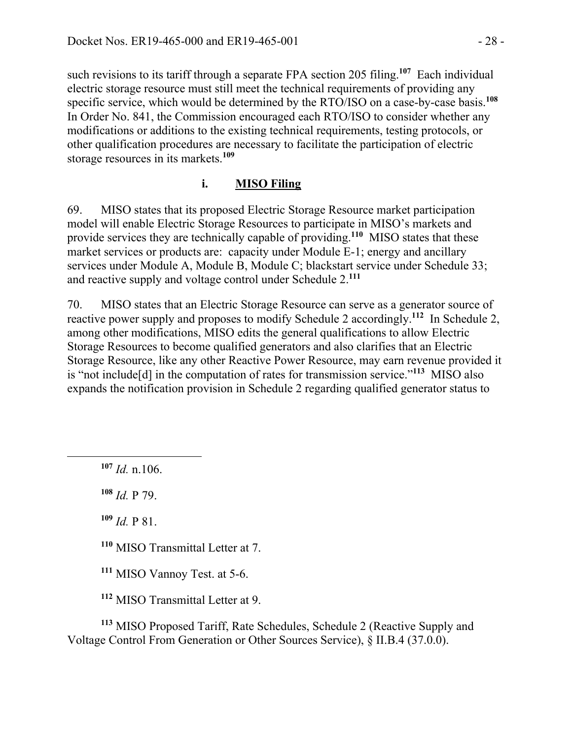such revisions to its tariff through a separate FPA section 205 filing.[107] Each individual electric storage resource must still meet the technical requirements of providing any specific service, which would be determined by the RTO/ISO on a case-by-case basis.[108] In Order No. 841, the Commission encouraged each RTO/ISO to consider whether any modifications or additions to the existing technical requirements, testing protocols, or other qualification procedures are necessary to facilitate the participation of electric storage resources in its markets.[109]

#### i. **MISO Filing**

69. MISO states that its proposed Electric Storage Resource market participation model will enable Electric Storage Resources to participate in MISO's markets and provide services they are technically capable of providing.[110] MISO states that these market services or products are: capacity under Module E-1; energy and ancillary services under Module A, Module B, Module C; blackstart service under Schedule 33; and reactive supply and voltage control under Schedule 2.[111]

70. MISO states that an Electric Storage Resource can serve as a generator source of reactive power supply and proposes to modify Schedule 2 accordingly.[112] In Schedule 2, among other modifications, MISO edits the general qualifications to allow Electric Storage Resources to become qualified generators and also clarifies that an Electric Storage Resource, like any other Reactive Power Resource, may earn revenue provided it is "not include[d] in the computation of rates for transmission service."[113] MISO also expands the notification provision in Schedule 2 regarding qualified generator status to

---

[107] *Id.* n.106.

[108] *Id.* P 79.

[109] *Id.* P 81.

[110] MISO Transmittal Letter at 7.

[111] MISO Vannoy Test. at 5-6.

[112] MISO Transmittal Letter at 9.

[113] MISO Proposed Tariff, Rate Schedules, Schedule 2 (Reactive Supply and Voltage Control From Generation or Other Sources Service), § II.B.4 (37.0.0).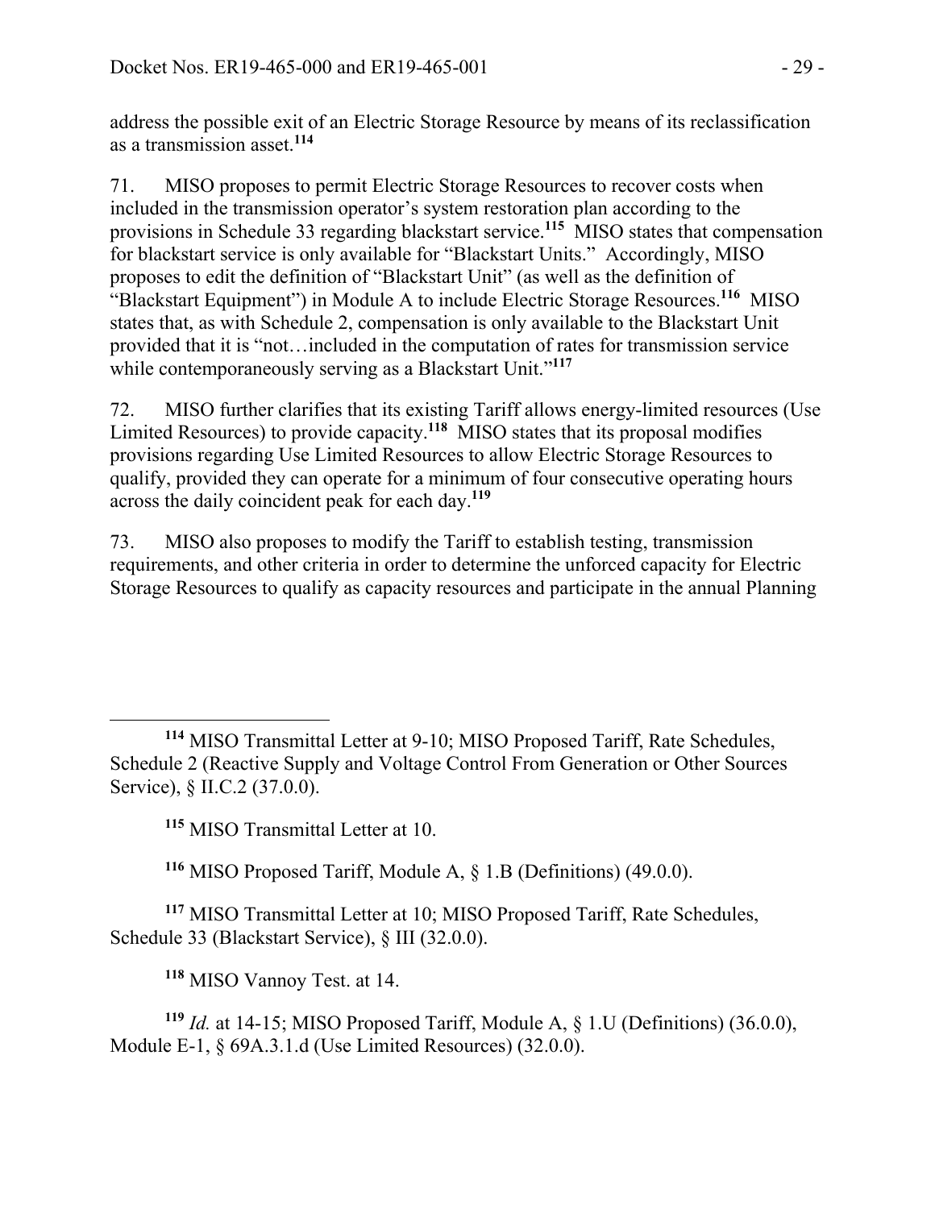address the possible exit of an Electric Storage Resource by means of its reclassification as a transmission asset.[114]

71. MISO proposes to permit Electric Storage Resources to recover costs when included in the transmission operator's system restoration plan according to the provisions in Schedule 33 regarding blackstart service.[115] MISO states that compensation for blackstart service is only available for "Blackstart Units." Accordingly, MISO proposes to edit the definition of "Blackstart Unit" (as well as the definition of "Blackstart Equipment") in Module A to include Electric Storage Resources.[116] MISO states that, as with Schedule 2, compensation is only available to the Blackstart Unit provided that it is "not…included in the computation of rates for transmission service while contemporaneously serving as a Blackstart Unit."[117]

72. MISO further clarifies that its existing Tariff allows energy-limited resources (Use Limited Resources) to provide capacity.[118] MISO states that its proposal modifies provisions regarding Use Limited Resources to allow Electric Storage Resources to qualify, provided they can operate for a minimum of four consecutive operating hours across the daily coincident peak for each day.[119]

73. MISO also proposes to modify the Tariff to establish testing, transmission requirements, and other criteria in order to determine the unforced capacity for Electric Storage Resources to qualify as capacity resources and participate in the annual Planning

---

[114] MISO Transmittal Letter at 9-10; MISO Proposed Tariff, Rate Schedules, Schedule 2 (Reactive Supply and Voltage Control From Generation or Other Sources Service), § II.C.2 (37.0.0).

[115] MISO Transmittal Letter at 10.

[116] MISO Proposed Tariff, Module A, § 1.B (Definitions) (49.0.0).

[117] MISO Transmittal Letter at 10; MISO Proposed Tariff, Rate Schedules, Schedule 33 (Blackstart Service), § III (32.0.0).

[118] MISO Vannoy Test. at 14.

[119] *Id.* at 14-15; MISO Proposed Tariff, Module A, § 1.U (Definitions) (36.0.0), Module E-1, § 69A.3.1.d (Use Limited Resources) (32.0.0).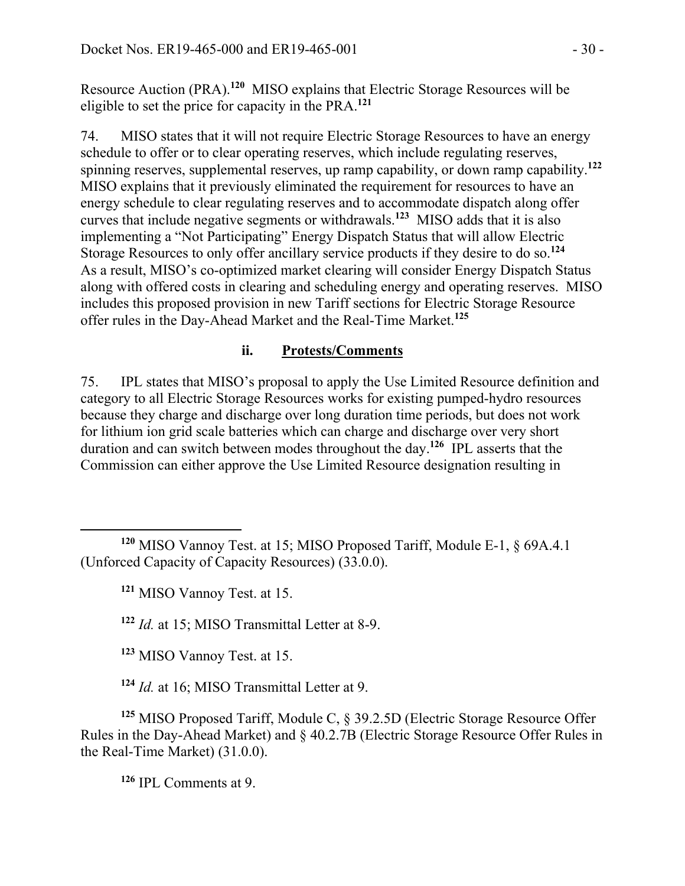Resource Auction (PRA).[120] MISO explains that Electric Storage Resources will be eligible to set the price for capacity in the PRA.[121]

74. MISO states that it will not require Electric Storage Resources to have an energy schedule to offer or to clear operating reserves, which include regulating reserves, spinning reserves, supplemental reserves, up ramp capability, or down ramp capability.[122] MISO explains that it previously eliminated the requirement for resources to have an energy schedule to clear regulating reserves and to accommodate dispatch along offer curves that include negative segments or withdrawals.[123] MISO adds that it is also implementing a "Not Participating" Energy Dispatch Status that will allow Electric Storage Resources to only offer ancillary service products if they desire to do so.[124] As a result, MISO's co-optimized market clearing will consider Energy Dispatch Status along with offered costs in clearing and scheduling energy and operating reserves. MISO includes this proposed provision in new Tariff sections for Electric Storage Resource offer rules in the Day-Ahead Market and the Real-Time Market.[125]

### ii. Protests/Comments

75. IPL states that MISO's proposal to apply the Use Limited Resource definition and category to all Electric Storage Resources works for existing pumped-hydro resources because they charge and discharge over long duration time periods, but does not work for lithium ion grid scale batteries which can charge and discharge over very short duration and can switch between modes throughout the day.[126] IPL asserts that the Commission can either approve the Use Limited Resource designation resulting in

---

[120] MISO Vannoy Test. at 15; MISO Proposed Tariff, Module E-1, § 69A.4.1 (Unforced Capacity of Capacity Resources) (33.0.0).

[121] MISO Vannoy Test. at 15.

[122] *Id.* at 15; MISO Transmittal Letter at 8-9.

[123] MISO Vannoy Test. at 15.

[124] *Id.* at 16; MISO Transmittal Letter at 9.

[125] MISO Proposed Tariff, Module C, § 39.2.5D (Electric Storage Resource Offer Rules in the Day-Ahead Market) and § 40.2.7B (Electric Storage Resource Offer Rules in the Real-Time Market) (31.0.0).

[126] IPL Comments at 9.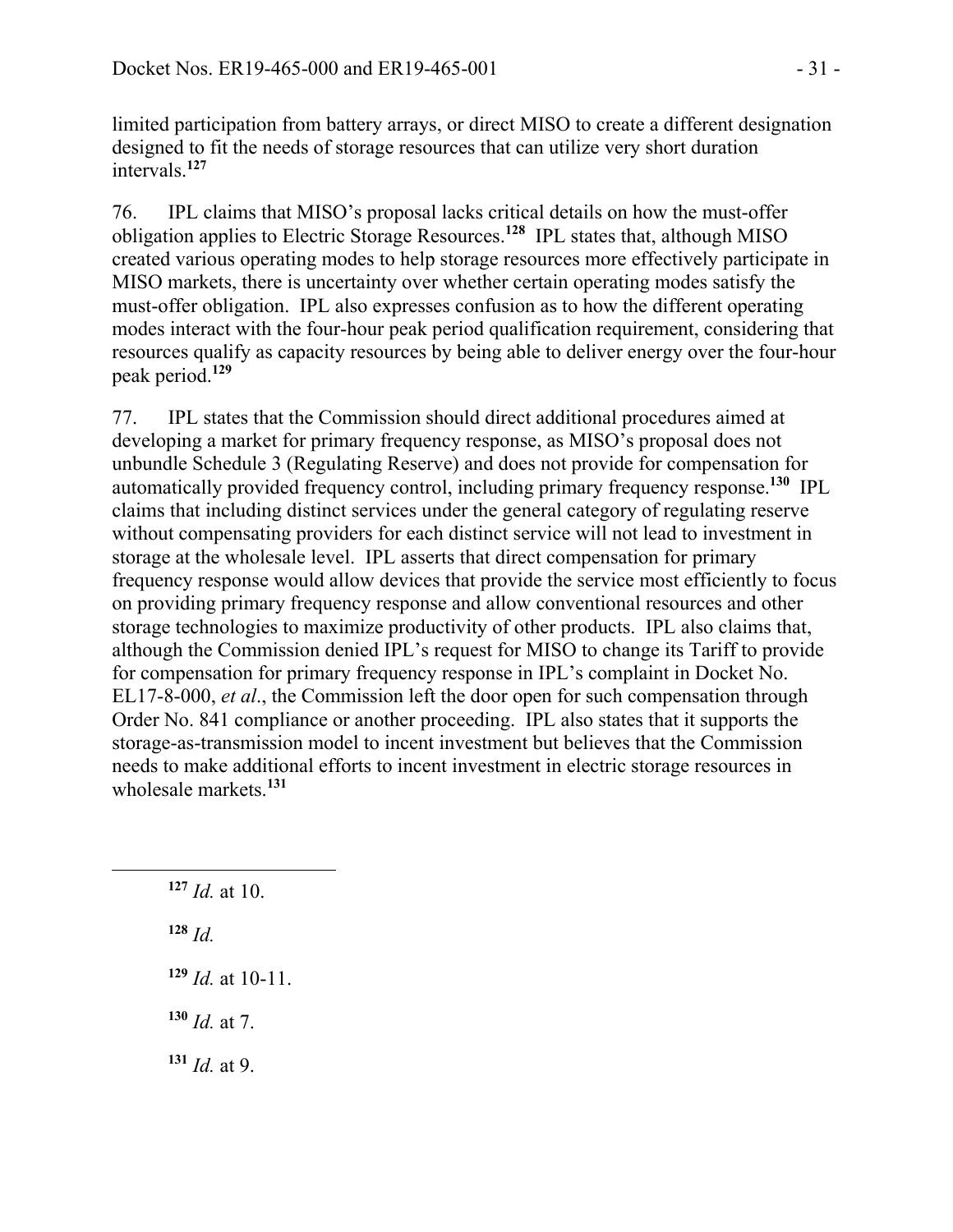limited participation from battery arrays, or direct MISO to create a different designation designed to fit the needs of storage resources that can utilize very short duration intervals.[127]

76. IPL claims that MISO's proposal lacks critical details on how the must-offer obligation applies to Electric Storage Resources.[128] IPL states that, although MISO created various operating modes to help storage resources more effectively participate in MISO markets, there is uncertainty over whether certain operating modes satisfy the must-offer obligation. IPL also expresses confusion as to how the different operating modes interact with the four-hour peak period qualification requirement, considering that resources qualify as capacity resources by being able to deliver energy over the four-hour peak period.[129]

77. IPL states that the Commission should direct additional procedures aimed at developing a market for primary frequency response, as MISO's proposal does not unbundle Schedule 3 (Regulating Reserve) and does not provide for compensation for automatically provided frequency control, including primary frequency response.[130] IPL claims that including distinct services under the general category of regulating reserve without compensating providers for each distinct service will not lead to investment in storage at the wholesale level. IPL asserts that direct compensation for primary frequency response would allow devices that provide the service most efficiently to focus on providing primary frequency response and allow conventional resources and other storage technologies to maximize productivity of other products. IPL also claims that, although the Commission denied IPL's request for MISO to change its Tariff to provide for compensation for primary frequency response in IPL's complaint in Docket No. EL17-8-000, *et al*., the Commission left the door open for such compensation through Order No. 841 compliance or another proceeding. IPL also states that it supports the storage-as-transmission model to incent investment but believes that the Commission needs to make additional efforts to incent investment in electric storage resources in wholesale markets.[131]

---

[127] *Id.* at 10.

[128] *Id.*

[129] *Id.* at 10-11.

[130] *Id.* at 7.

[131] *Id.* at 9.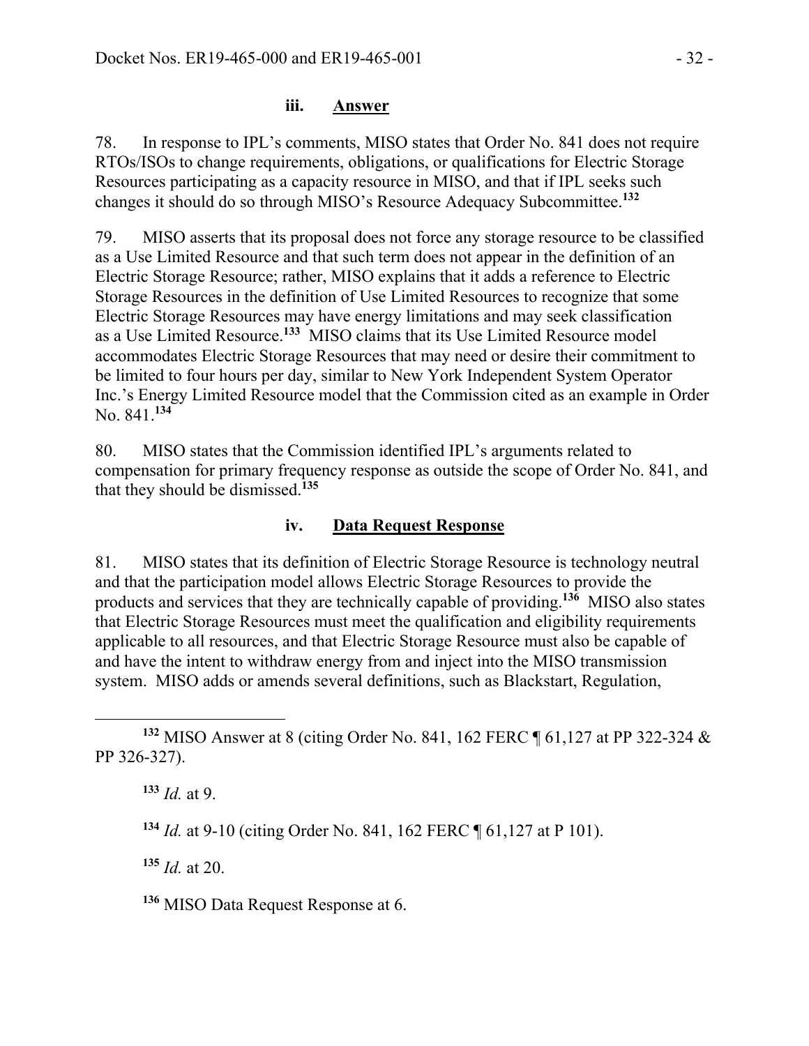### iii. Answer

78. In response to IPL's comments, MISO states that Order No. 841 does not require RTOs/ISOs to change requirements, obligations, or qualifications for Electric Storage Resources participating as a capacity resource in MISO, and that if IPL seeks such changes it should do so through MISO's Resource Adequacy Subcommittee.[132]

79. MISO asserts that its proposal does not force any storage resource to be classified as a Use Limited Resource and that such term does not appear in the definition of an Electric Storage Resource; rather, MISO explains that it adds a reference to Electric Storage Resources in the definition of Use Limited Resources to recognize that some Electric Storage Resources may have energy limitations and may seek classification as a Use Limited Resource.[133] MISO claims that its Use Limited Resource model accommodates Electric Storage Resources that may need or desire their commitment to be limited to four hours per day, similar to New York Independent System Operator Inc.'s Energy Limited Resource model that the Commission cited as an example in Order No. 841.[134]

80. MISO states that the Commission identified IPL's arguments related to compensation for primary frequency response as outside the scope of Order No. 841, and that they should be dismissed.[135]

### iv. Data Request Response

81. MISO states that its definition of Electric Storage Resource is technology neutral and that the participation model allows Electric Storage Resources to provide the products and services that they are technically capable of providing.[136] MISO also states that Electric Storage Resources must meet the qualification and eligibility requirements applicable to all resources, and that Electric Storage Resource must also be capable of and have the intent to withdraw energy from and inject into the MISO transmission system. MISO adds or amends several definitions, such as Blackstart, Regulation,

---

[132] MISO Answer at 8 (citing Order No. 841, 162 FERC ¶ 61,127 at PP 322-324 & PP 326-327).

[133] *Id.* at 9.

[134] *Id.* at 9-10 (citing Order No. 841, 162 FERC ¶ 61,127 at P 101).

[135] *Id.* at 20.

[136] MISO Data Request Response at 6.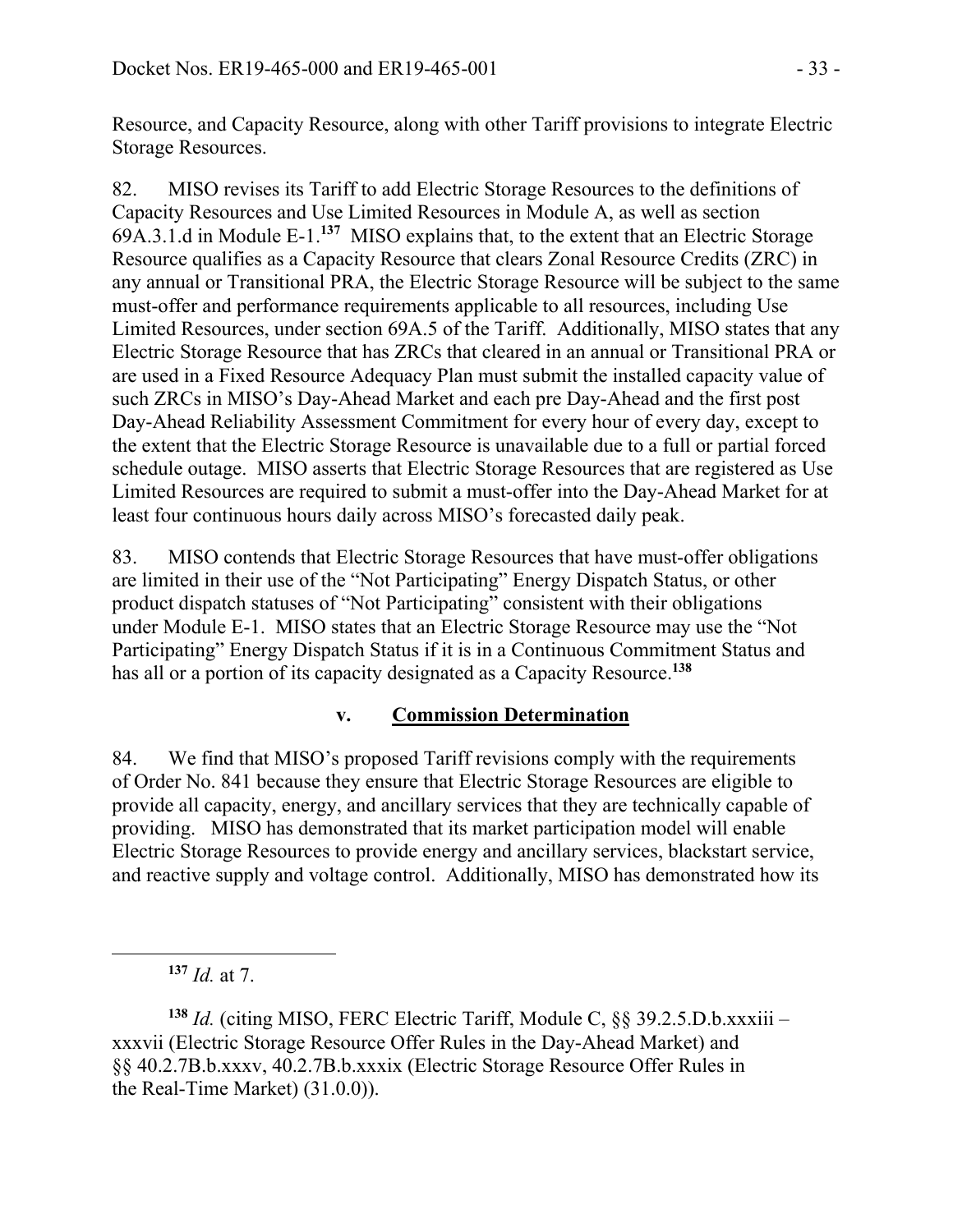Resource, and Capacity Resource, along with other Tariff provisions to integrate Electric Storage Resources.

82. MISO revises its Tariff to add Electric Storage Resources to the definitions of Capacity Resources and Use Limited Resources in Module A, as well as section 69A.3.1.d in Module E-1.[137] MISO explains that, to the extent that an Electric Storage Resource qualifies as a Capacity Resource that clears Zonal Resource Credits (ZRC) in any annual or Transitional PRA, the Electric Storage Resource will be subject to the same must-offer and performance requirements applicable to all resources, including Use Limited Resources, under section 69A.5 of the Tariff. Additionally, MISO states that any Electric Storage Resource that has ZRCs that cleared in an annual or Transitional PRA or are used in a Fixed Resource Adequacy Plan must submit the installed capacity value of such ZRCs in MISO's Day-Ahead Market and each pre Day-Ahead and the first post Day-Ahead Reliability Assessment Commitment for every hour of every day, except to the extent that the Electric Storage Resource is unavailable due to a full or partial forced schedule outage. MISO asserts that Electric Storage Resources that are registered as Use Limited Resources are required to submit a must-offer into the Day-Ahead Market for at least four continuous hours daily across MISO's forecasted daily peak.

83. MISO contends that Electric Storage Resources that have must-offer obligations are limited in their use of the "Not Participating" Energy Dispatch Status, or other product dispatch statuses of "Not Participating" consistent with their obligations under Module E-1. MISO states that an Electric Storage Resource may use the "Not Participating" Energy Dispatch Status if it is in a Continuous Commitment Status and has all or a portion of its capacity designated as a Capacity Resource.[138]

### v. <u>Commission Determination</u>

84. We find that MISO's proposed Tariff revisions comply with the requirements of Order No. 841 because they ensure that Electric Storage Resources are eligible to provide all capacity, energy, and ancillary services that they are technically capable of providing. MISO has demonstrated that its market participation model will enable Electric Storage Resources to provide energy and ancillary services, blackstart service, and reactive supply and voltage control. Additionally, MISO has demonstrated how its

---

[137] *Id.* at 7.

[138] *Id.* (citing MISO, FERC Electric Tariff, Module C, §§ 39.2.5.D.b.xxxiii – xxxvii (Electric Storage Resource Offer Rules in the Day-Ahead Market) and §§ 40.2.7B.b.xxxv, 40.2.7B.b.xxxix (Electric Storage Resource Offer Rules in the Real-Time Market) (31.0.0)).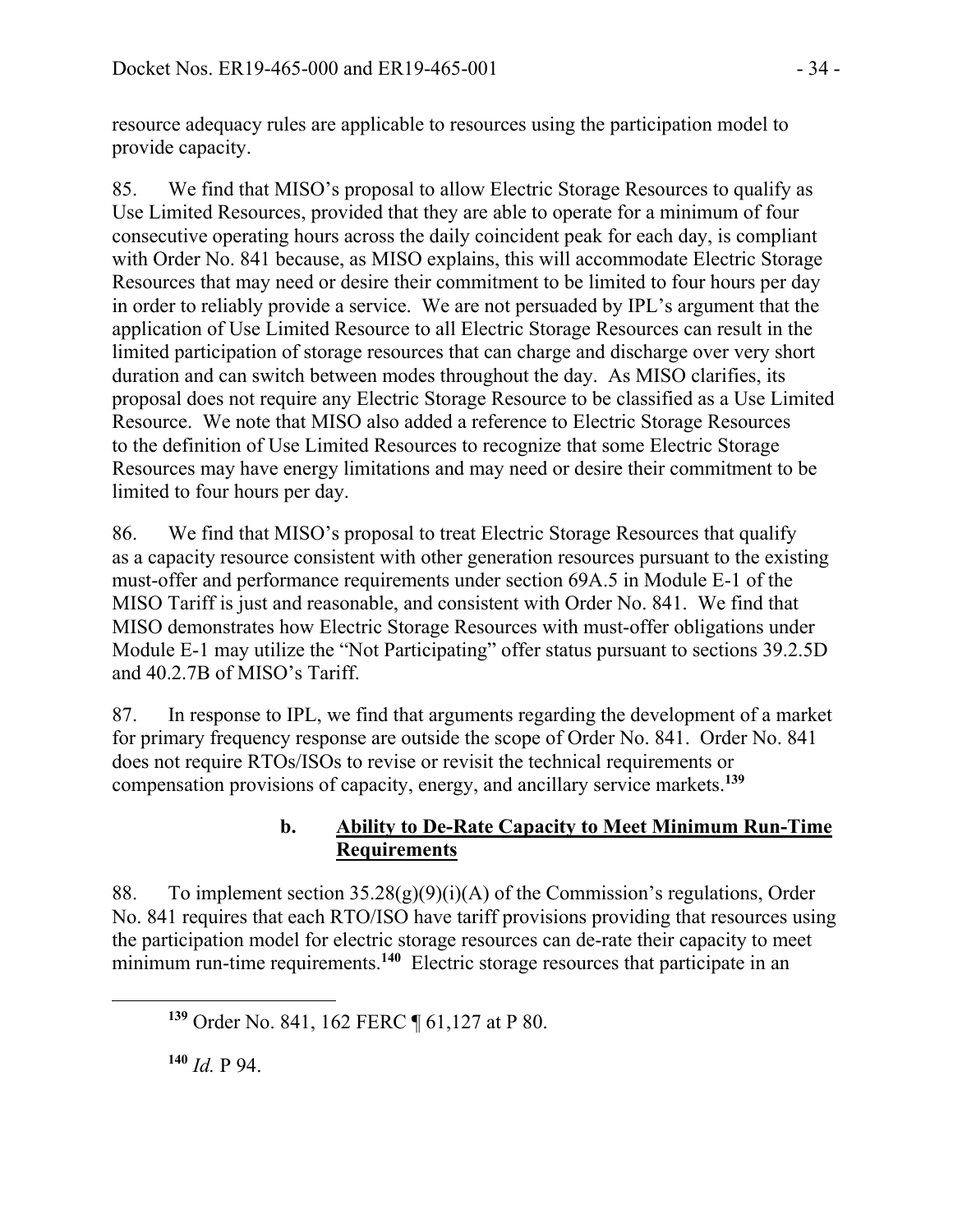resource adequacy rules are applicable to resources using the participation model to provide capacity.

85. We find that MISO's proposal to allow Electric Storage Resources to qualify as Use Limited Resources, provided that they are able to operate for a minimum of four consecutive operating hours across the daily coincident peak for each day, is compliant with Order No. 841 because, as MISO explains, this will accommodate Electric Storage Resources that may need or desire their commitment to be limited to four hours per day in order to reliably provide a service. We are not persuaded by IPL's argument that the application of Use Limited Resource to all Electric Storage Resources can result in the limited participation of storage resources that can charge and discharge over very short duration and can switch between modes throughout the day. As MISO clarifies, its proposal does not require any Electric Storage Resource to be classified as a Use Limited Resource. We note that MISO also added a reference to Electric Storage Resources to the definition of Use Limited Resources to recognize that some Electric Storage Resources may have energy limitations and may need or desire their commitment to be limited to four hours per day.

86. We find that MISO's proposal to treat Electric Storage Resources that qualify as a capacity resource consistent with other generation resources pursuant to the existing must-offer and performance requirements under section 69A.5 in Module E-1 of the MISO Tariff is just and reasonable, and consistent with Order No. 841. We find that MISO demonstrates how Electric Storage Resources with must-offer obligations under Module E-1 may utilize the "Not Participating" offer status pursuant to sections 39.2.5D and 40.2.7B of MISO's Tariff.

87. In response to IPL, we find that arguments regarding the development of a market for primary frequency response are outside the scope of Order No. 841. Order No. 841 does not require RTOs/ISOs to revise or revisit the technical requirements or compensation provisions of capacity, energy, and ancillary service markets.[139]

### b. Ability to De-Rate Capacity to Meet Minimum Run-Time Requirements

88. To implement section 35.28(g)(9)(i)(A) of the Commission's regulations, Order No. 841 requires that each RTO/ISO have tariff provisions providing that resources using the participation model for electric storage resources can de-rate their capacity to meet minimum run-time requirements.[140] Electric storage resources that participate in an

[139] Order No. 841, 162 FERC ¶ 61,127 at P 80.

[140] *Id.* P 94.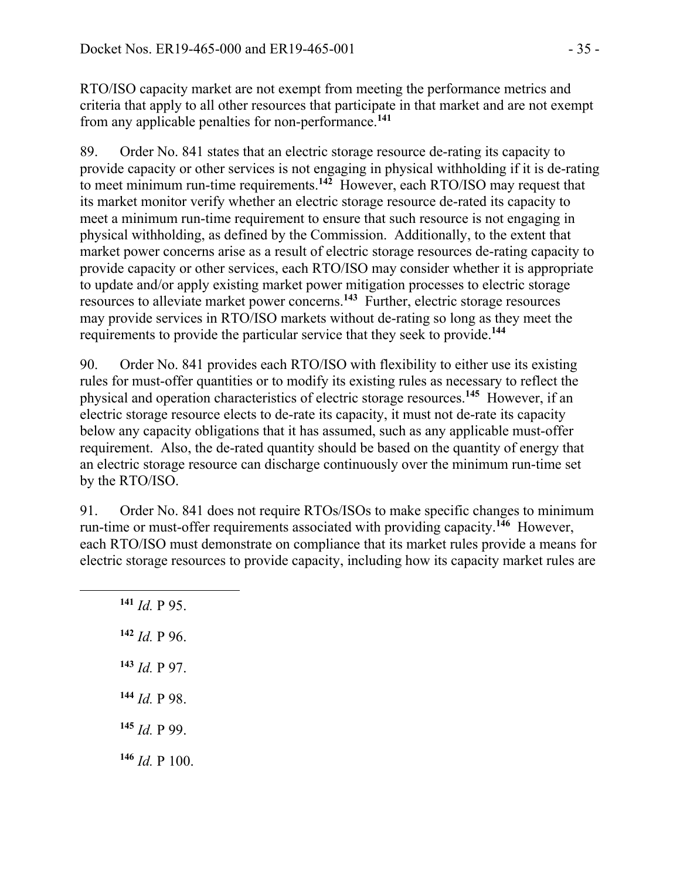RTO/ISO capacity market are not exempt from meeting the performance metrics and criteria that apply to all other resources that participate in that market and are not exempt from any applicable penalties for non-performance.[141]

89. Order No. 841 states that an electric storage resource de-rating its capacity to provide capacity or other services is not engaging in physical withholding if it is de-rating to meet minimum run-time requirements.[142] However, each RTO/ISO may request that its market monitor verify whether an electric storage resource de-rated its capacity to meet a minimum run-time requirement to ensure that such resource is not engaging in physical withholding, as defined by the Commission. Additionally, to the extent that market power concerns arise as a result of electric storage resources de-rating capacity to provide capacity or other services, each RTO/ISO may consider whether it is appropriate to update and/or apply existing market power mitigation processes to electric storage resources to alleviate market power concerns.[143] Further, electric storage resources may provide services in RTO/ISO markets without de-rating so long as they meet the requirements to provide the particular service that they seek to provide.[144]

90. Order No. 841 provides each RTO/ISO with flexibility to either use its existing rules for must-offer quantities or to modify its existing rules as necessary to reflect the physical and operation characteristics of electric storage resources.[145] However, if an electric storage resource elects to de-rate its capacity, it must not de-rate its capacity below any capacity obligations that it has assumed, such as any applicable must-offer requirement. Also, the de-rated quantity should be based on the quantity of energy that an electric storage resource can discharge continuously over the minimum run-time set by the RTO/ISO.

91. Order No. 841 does not require RTOs/ISOs to make specific changes to minimum run-time or must-offer requirements associated with providing capacity.[146] However, each RTO/ISO must demonstrate on compliance that its market rules provide a means for electric storage resources to provide capacity, including how its capacity market rules are

---

[141] *Id.* P 95.

[142] *Id.* P 96.

[143] *Id.* P 97.

[144] *Id.* P 98.

[145] *Id.* P 99.

[146] *Id.* P 100.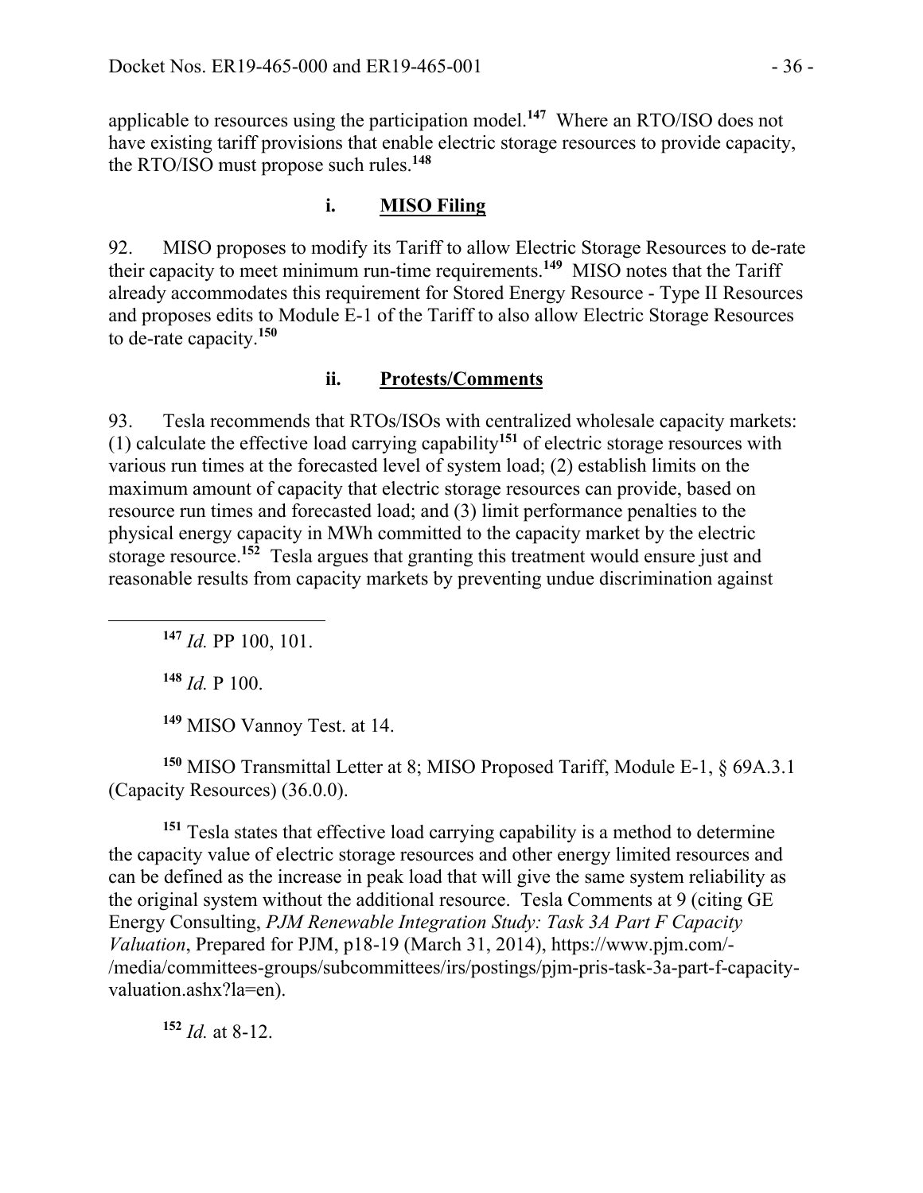applicable to resources using the participation model.[147] Where an RTO/ISO does not have existing tariff provisions that enable electric storage resources to provide capacity, the RTO/ISO must propose such rules.[148]

### i. MISO Filing

92. MISO proposes to modify its Tariff to allow Electric Storage Resources to de-rate their capacity to meet minimum run-time requirements.[149] MISO notes that the Tariff already accommodates this requirement for Stored Energy Resource - Type II Resources and proposes edits to Module E-1 of the Tariff to also allow Electric Storage Resources to de-rate capacity.[150]

### ii. Protests/Comments

93. Tesla recommends that RTOs/ISOs with centralized wholesale capacity markets: (1) calculate the effective load carrying capability[151] of electric storage resources with various run times at the forecasted level of system load; (2) establish limits on the maximum amount of capacity that electric storage resources can provide, based on resource run times and forecasted load; and (3) limit performance penalties to the physical energy capacity in MWh committed to the capacity market by the electric storage resource.[152] Tesla argues that granting this treatment would ensure just and reasonable results from capacity markets by preventing undue discrimination against

---

[147] *Id.* PP 100, 101.

[148] *Id.* P 100.

[149] MISO Vannoy Test. at 14.

[150] MISO Transmittal Letter at 8; MISO Proposed Tariff, Module E-1, § 69A.3.1 (Capacity Resources) (36.0.0).

[151] Tesla states that effective load carrying capability is a method to determine the capacity value of electric storage resources and other energy limited resources and can be defined as the increase in peak load that will give the same system reliability as the original system without the additional resource. Tesla Comments at 9 (citing GE Energy Consulting, *PJM Renewable Integration Study: Task 3A Part F Capacity Valuation*, Prepared for PJM, p18-19 (March 31, 2014), https://www.pjm.com/-/media/committees-groups/subcommittees/irs/postings/pjm-pris-task-3a-part-f-capacity-valuation.ashx?la=en).

[152] *Id.* at 8-12.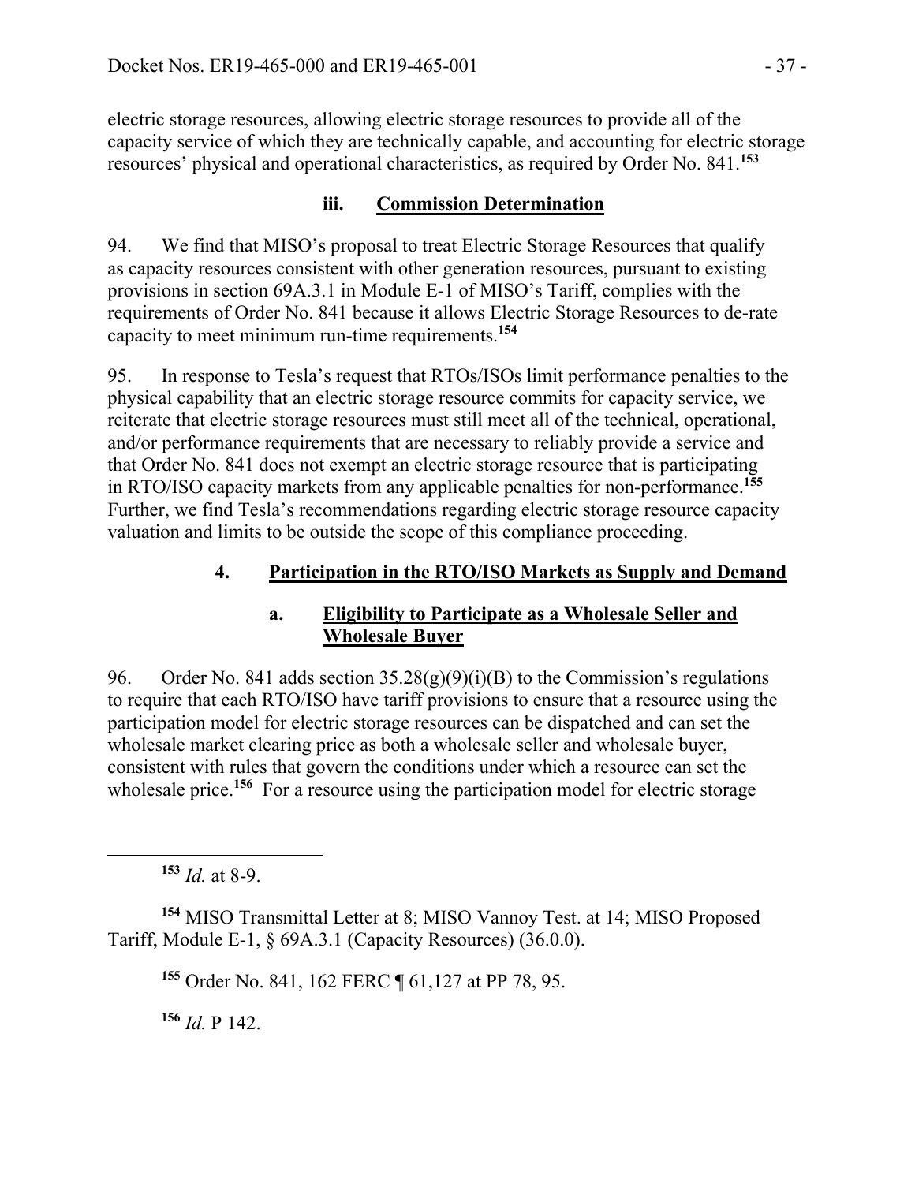electric storage resources, allowing electric storage resources to provide all of the capacity service of which they are technically capable, and accounting for electric storage resources' physical and operational characteristics, as required by Order No. 841.[153]

#### iii. Commission Determination

94. We find that MISO's proposal to treat Electric Storage Resources that qualify as capacity resources consistent with other generation resources, pursuant to existing provisions in section 69A.3.1 in Module E-1 of MISO's Tariff, complies with the requirements of Order No. 841 because it allows Electric Storage Resources to de-rate capacity to meet minimum run-time requirements.[154]

95. In response to Tesla's request that RTOs/ISOs limit performance penalties to the physical capability that an electric storage resource commits for capacity service, we reiterate that electric storage resources must still meet all of the technical, operational, and/or performance requirements that are necessary to reliably provide a service and that Order No. 841 does not exempt an electric storage resource that is participating in RTO/ISO capacity markets from any applicable penalties for non-performance.[155] Further, we find Tesla's recommendations regarding electric storage resource capacity valuation and limits to be outside the scope of this compliance proceeding.

### 4. Participation in the RTO/ISO Markets as Supply and Demand

#### a. Eligibility to Participate as a Wholesale Seller and Wholesale Buyer

96. Order No. 841 adds section 35.28(g)(9)(i)(B) to the Commission's regulations to require that each RTO/ISO have tariff provisions to ensure that a resource using the participation model for electric storage resources can be dispatched and can set the wholesale market clearing price as both a wholesale seller and wholesale buyer, consistent with rules that govern the conditions under which a resource can set the wholesale price.[156] For a resource using the participation model for electric storage

---

[153] *Id.* at 8-9.

[154] MISO Transmittal Letter at 8; MISO Vannoy Test. at 14; MISO Proposed Tariff, Module E-1, § 69A.3.1 (Capacity Resources) (36.0.0).

[155] Order No. 841, 162 FERC ¶ 61,127 at PP 78, 95.

[156] *Id.* P 142.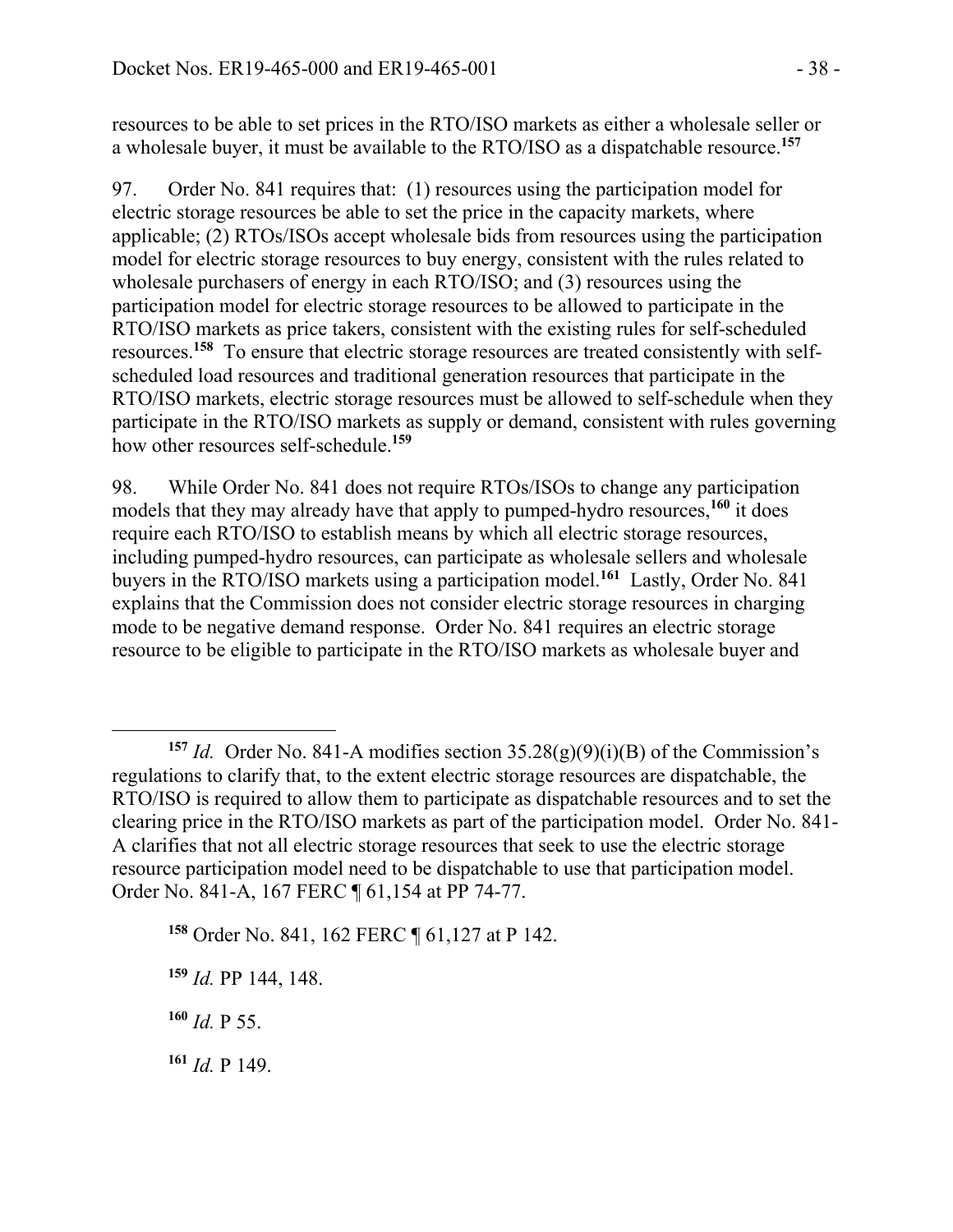resources to be able to set prices in the RTO/ISO markets as either a wholesale seller or a wholesale buyer, it must be available to the RTO/ISO as a dispatchable resource.[157]

97. Order No. 841 requires that: (1) resources using the participation model for electric storage resources be able to set the price in the capacity markets, where applicable; (2) RTOs/ISOs accept wholesale bids from resources using the participation model for electric storage resources to buy energy, consistent with the rules related to wholesale purchasers of energy in each RTO/ISO; and (3) resources using the participation model for electric storage resources to be allowed to participate in the RTO/ISO markets as price takers, consistent with the existing rules for self-scheduled resources.[158] To ensure that electric storage resources are treated consistently with self-scheduled load resources and traditional generation resources that participate in the RTO/ISO markets, electric storage resources must be allowed to self-schedule when they participate in the RTO/ISO markets as supply or demand, consistent with rules governing how other resources self-schedule.[159]

98. While Order No. 841 does not require RTOs/ISOs to change any participation models that they may already have that apply to pumped-hydro resources,[160] it does require each RTO/ISO to establish means by which all electric storage resources, including pumped-hydro resources, can participate as wholesale sellers and wholesale buyers in the RTO/ISO markets using a participation model.[161] Lastly, Order No. 841 explains that the Commission does not consider electric storage resources in charging mode to be negative demand response. Order No. 841 requires an electric storage resource to be eligible to participate in the RTO/ISO markets as wholesale buyer and

---

[157] *Id.* Order No. 841-A modifies section 35.28(g)(9)(i)(B) of the Commission's regulations to clarify that, to the extent electric storage resources are dispatchable, the RTO/ISO is required to allow them to participate as dispatchable resources and to set the clearing price in the RTO/ISO markets as part of the participation model. Order No. 841-A clarifies that not all electric storage resources that seek to use the electric storage resource participation model need to be dispatchable to use that participation model. Order No. 841-A, 167 FERC ¶ 61,154 at PP 74-77.

[158] Order No. 841, 162 FERC ¶ 61,127 at P 142.

[159] *Id.* PP 144, 148.

[160] *Id.* P 55.

[161] *Id.* P 149.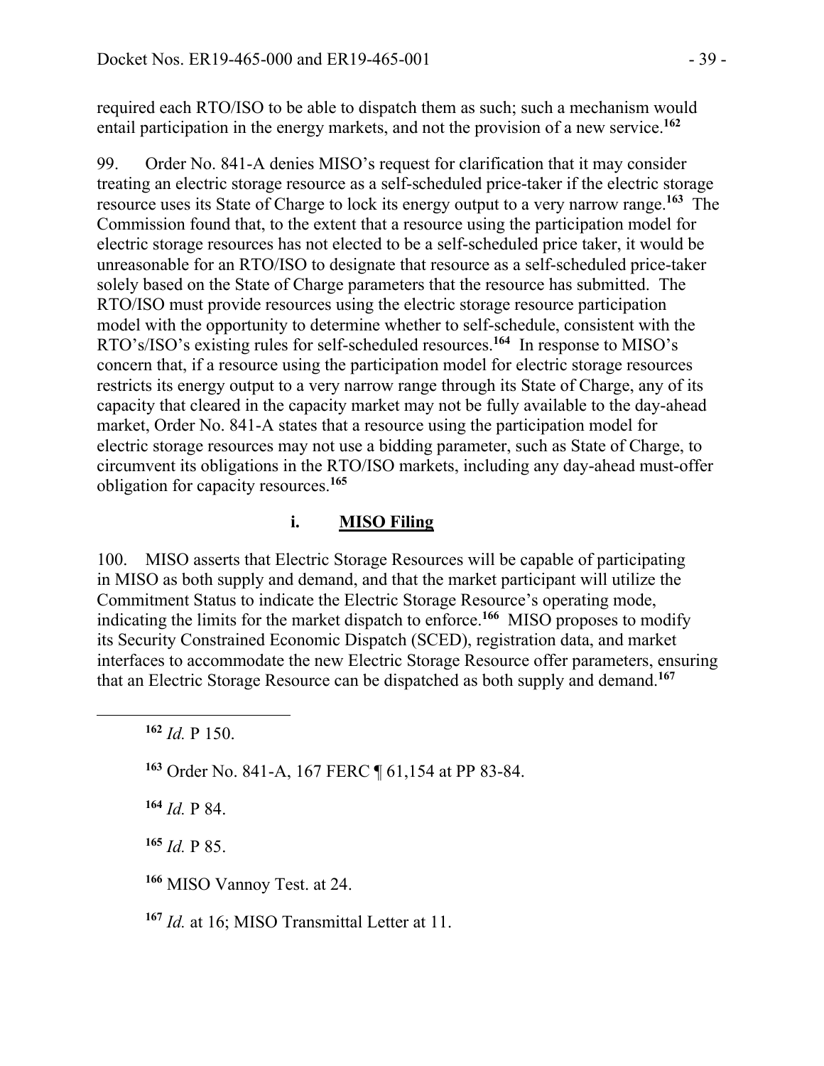required each RTO/ISO to be able to dispatch them as such; such a mechanism would entail participation in the energy markets, and not the provision of a new service.[162]

99. Order No. 841-A denies MISO's request for clarification that it may consider treating an electric storage resource as a self-scheduled price-taker if the electric storage resource uses its State of Charge to lock its energy output to a very narrow range.[163] The Commission found that, to the extent that a resource using the participation model for electric storage resources has not elected to be a self-scheduled price taker, it would be unreasonable for an RTO/ISO to designate that resource as a self-scheduled price-taker solely based on the State of Charge parameters that the resource has submitted. The RTO/ISO must provide resources using the electric storage resource participation model with the opportunity to determine whether to self-schedule, consistent with the RTO's/ISO's existing rules for self-scheduled resources.[164] In response to MISO's concern that, if a resource using the participation model for electric storage resources restricts its energy output to a very narrow range through its State of Charge, any of its capacity that cleared in the capacity market may not be fully available to the day-ahead market, Order No. 841-A states that a resource using the participation model for electric storage resources may not use a bidding parameter, such as State of Charge, to circumvent its obligations in the RTO/ISO markets, including any day-ahead must-offer obligation for capacity resources.[165]

#### i. MISO Filing

100. MISO asserts that Electric Storage Resources will be capable of participating in MISO as both supply and demand, and that the market participant will utilize the Commitment Status to indicate the Electric Storage Resource's operating mode, indicating the limits for the market dispatch to enforce.[166] MISO proposes to modify its Security Constrained Economic Dispatch (SCED), registration data, and market interfaces to accommodate the new Electric Storage Resource offer parameters, ensuring that an Electric Storage Resource can be dispatched as both supply and demand.[167]

---

[162] *Id.* P 150.

[163] Order No. 841-A, 167 FERC ¶ 61,154 at PP 83-84.

[164] *Id.* P 84.

[165] *Id.* P 85.

[166] MISO Vannoy Test. at 24.

[167] *Id.* at 16; MISO Transmittal Letter at 11.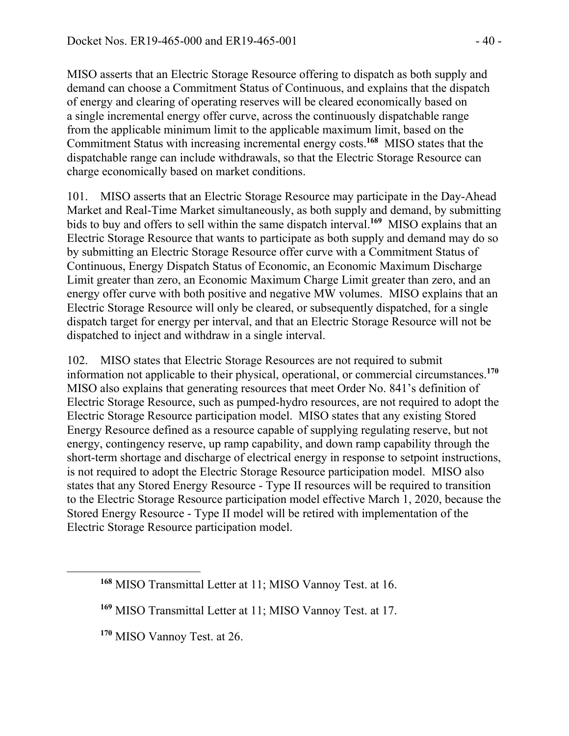MISO asserts that an Electric Storage Resource offering to dispatch as both supply and demand can choose a Commitment Status of Continuous, and explains that the dispatch of energy and clearing of operating reserves will be cleared economically based on a single incremental energy offer curve, across the continuously dispatchable range from the applicable minimum limit to the applicable maximum limit, based on the Commitment Status with increasing incremental energy costs.[168] MISO states that the dispatchable range can include withdrawals, so that the Electric Storage Resource can charge economically based on market conditions.

101. MISO asserts that an Electric Storage Resource may participate in the Day-Ahead Market and Real-Time Market simultaneously, as both supply and demand, by submitting bids to buy and offers to sell within the same dispatch interval.[169] MISO explains that an Electric Storage Resource that wants to participate as both supply and demand may do so by submitting an Electric Storage Resource offer curve with a Commitment Status of Continuous, Energy Dispatch Status of Economic, an Economic Maximum Discharge Limit greater than zero, an Economic Maximum Charge Limit greater than zero, and an energy offer curve with both positive and negative MW volumes. MISO explains that an Electric Storage Resource will only be cleared, or subsequently dispatched, for a single dispatch target for energy per interval, and that an Electric Storage Resource will not be dispatched to inject and withdraw in a single interval.

102. MISO states that Electric Storage Resources are not required to submit information not applicable to their physical, operational, or commercial circumstances.[170] MISO also explains that generating resources that meet Order No. 841's definition of Electric Storage Resource, such as pumped-hydro resources, are not required to adopt the Electric Storage Resource participation model. MISO states that any existing Stored Energy Resource defined as a resource capable of supplying regulating reserve, but not energy, contingency reserve, up ramp capability, and down ramp capability through the short-term shortage and discharge of electrical energy in response to setpoint instructions, is not required to adopt the Electric Storage Resource participation model. MISO also states that any Stored Energy Resource - Type II resources will be required to transition to the Electric Storage Resource participation model effective March 1, 2020, because the Stored Energy Resource - Type II model will be retired with implementation of the Electric Storage Resource participation model.

---

[168] MISO Transmittal Letter at 11; MISO Vannoy Test. at 16.

[169] MISO Transmittal Letter at 11; MISO Vannoy Test. at 17.

[170] MISO Vannoy Test. at 26.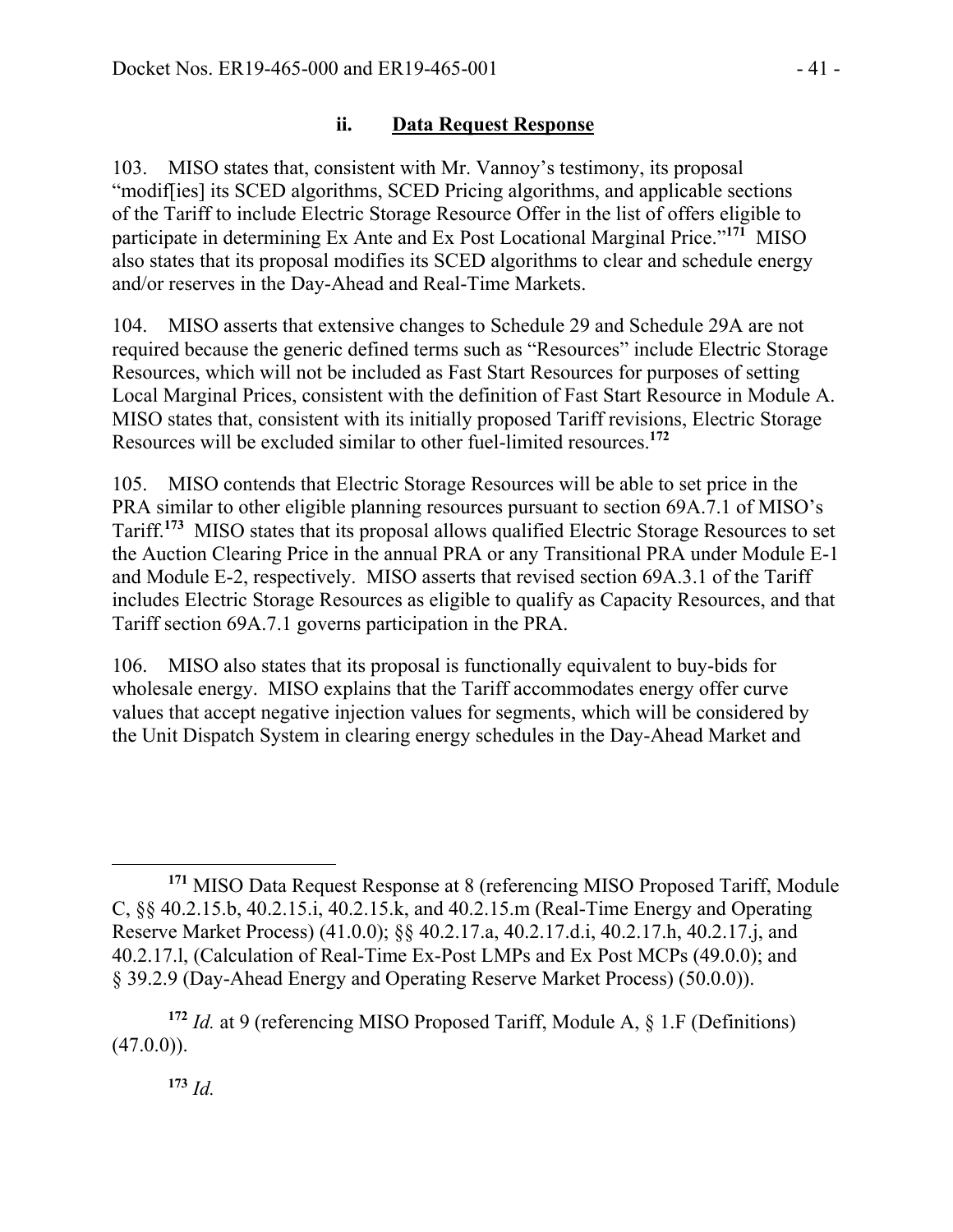### ii. **Data Request Response**

103. MISO states that, consistent with Mr. Vannoy's testimony, its proposal "modif[ies] its SCED algorithms, SCED Pricing algorithms, and applicable sections of the Tariff to include Electric Storage Resource Offer in the list of offers eligible to participate in determining Ex Ante and Ex Post Locational Marginal Price."[171] MISO also states that its proposal modifies its SCED algorithms to clear and schedule energy and/or reserves in the Day-Ahead and Real-Time Markets.

104. MISO asserts that extensive changes to Schedule 29 and Schedule 29A are not required because the generic defined terms such as "Resources" include Electric Storage Resources, which will not be included as Fast Start Resources for purposes of setting Local Marginal Prices, consistent with the definition of Fast Start Resource in Module A. MISO states that, consistent with its initially proposed Tariff revisions, Electric Storage Resources will be excluded similar to other fuel-limited resources.[172]

105. MISO contends that Electric Storage Resources will be able to set price in the PRA similar to other eligible planning resources pursuant to section 69A.7.1 of MISO's Tariff.[173] MISO states that its proposal allows qualified Electric Storage Resources to set the Auction Clearing Price in the annual PRA or any Transitional PRA under Module E-1 and Module E-2, respectively. MISO asserts that revised section 69A.3.1 of the Tariff includes Electric Storage Resources as eligible to qualify as Capacity Resources, and that Tariff section 69A.7.1 governs participation in the PRA.

106. MISO also states that its proposal is functionally equivalent to buy-bids for wholesale energy. MISO explains that the Tariff accommodates energy offer curve values that accept negative injection values for segments, which will be considered by the Unit Dispatch System in clearing energy schedules in the Day-Ahead Market and

---

[171] MISO Data Request Response at 8 (referencing MISO Proposed Tariff, Module C, §§ 40.2.15.b, 40.2.15.i, 40.2.15.k, and 40.2.15.m (Real-Time Energy and Operating Reserve Market Process) (41.0.0); §§ 40.2.17.a, 40.2.17.d.i, 40.2.17.h, 40.2.17.j, and 40.2.17.l, (Calculation of Real-Time Ex-Post LMPs and Ex Post MCPs (49.0.0); and § 39.2.9 (Day-Ahead Energy and Operating Reserve Market Process) (50.0.0)).

[172] *Id.* at 9 (referencing MISO Proposed Tariff, Module A, § 1.F (Definitions) (47.0.0)).

[173] *Id.*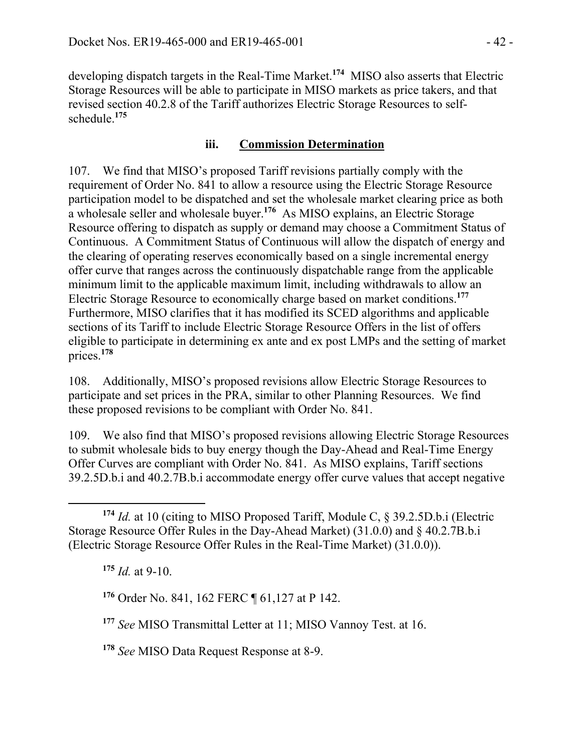developing dispatch targets in the Real-Time Market.[174] MISO also asserts that Electric Storage Resources will be able to participate in MISO markets as price takers, and that revised section 40.2.8 of the Tariff authorizes Electric Storage Resources to self-schedule.[175]

### iii. Commission Determination

107. We find that MISO's proposed Tariff revisions partially comply with the requirement of Order No. 841 to allow a resource using the Electric Storage Resource participation model to be dispatched and set the wholesale market clearing price as both a wholesale seller and wholesale buyer.[176] As MISO explains, an Electric Storage Resource offering to dispatch as supply or demand may choose a Commitment Status of Continuous. A Commitment Status of Continuous will allow the dispatch of energy and the clearing of operating reserves economically based on a single incremental energy offer curve that ranges across the continuously dispatchable range from the applicable minimum limit to the applicable maximum limit, including withdrawals to allow an Electric Storage Resource to economically charge based on market conditions.[177] Furthermore, MISO clarifies that it has modified its SCED algorithms and applicable sections of its Tariff to include Electric Storage Resource Offers in the list of offers eligible to participate in determining ex ante and ex post LMPs and the setting of market prices.[178]

108. Additionally, MISO's proposed revisions allow Electric Storage Resources to participate and set prices in the PRA, similar to other Planning Resources. We find these proposed revisions to be compliant with Order No. 841.

109. We also find that MISO's proposed revisions allowing Electric Storage Resources to submit wholesale bids to buy energy though the Day-Ahead and Real-Time Energy Offer Curves are compliant with Order No. 841. As MISO explains, Tariff sections 39.2.5D.b.i and 40.2.7B.b.i accommodate energy offer curve values that accept negative

---

[174] *Id.* at 10 (citing to MISO Proposed Tariff, Module C, § 39.2.5D.b.i (Electric Storage Resource Offer Rules in the Day-Ahead Market) (31.0.0) and § 40.2.7B.b.i (Electric Storage Resource Offer Rules in the Real-Time Market) (31.0.0)).

[175] *Id.* at 9-10.

[176] Order No. 841, 162 FERC ¶ 61,127 at P 142.

[177] *See* MISO Transmittal Letter at 11; MISO Vannoy Test. at 16.

[178] *See* MISO Data Request Response at 8-9.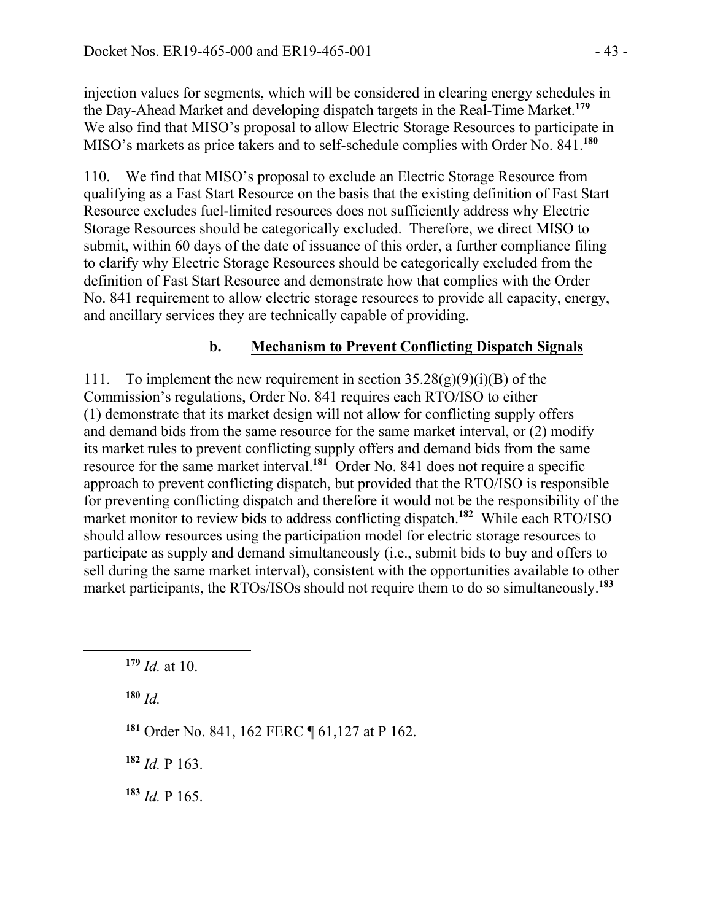injection values for segments, which will be considered in clearing energy schedules in the Day-Ahead Market and developing dispatch targets in the Real-Time Market.[179] We also find that MISO's proposal to allow Electric Storage Resources to participate in MISO's markets as price takers and to self-schedule complies with Order No. 841.[180]

110. We find that MISO's proposal to exclude an Electric Storage Resource from qualifying as a Fast Start Resource on the basis that the existing definition of Fast Start Resource excludes fuel-limited resources does not sufficiently address why Electric Storage Resources should be categorically excluded. Therefore, we direct MISO to submit, within 60 days of the date of issuance of this order, a further compliance filing to clarify why Electric Storage Resources should be categorically excluded from the definition of Fast Start Resource and demonstrate how that complies with the Order No. 841 requirement to allow electric storage resources to provide all capacity, energy, and ancillary services they are technically capable of providing.

### b. Mechanism to Prevent Conflicting Dispatch Signals

111. To implement the new requirement in section 35.28(g)(9)(i)(B) of the Commission's regulations, Order No. 841 requires each RTO/ISO to either (1) demonstrate that its market design will not allow for conflicting supply offers and demand bids from the same resource for the same market interval, or (2) modify its market rules to prevent conflicting supply offers and demand bids from the same resource for the same market interval.[181] Order No. 841 does not require a specific approach to prevent conflicting dispatch, but provided that the RTO/ISO is responsible for preventing conflicting dispatch and therefore it would not be the responsibility of the market monitor to review bids to address conflicting dispatch.[182] While each RTO/ISO should allow resources using the participation model for electric storage resources to participate as supply and demand simultaneously (i.e., submit bids to buy and offers to sell during the same market interval), consistent with the opportunities available to other market participants, the RTOs/ISOs should not require them to do so simultaneously.[183]

---

[179] *Id.* at 10.

[180] *Id.*

[181] Order No. 841, 162 FERC ¶ 61,127 at P 162.

[182] *Id.* P 163.

[183] *Id.* P 165.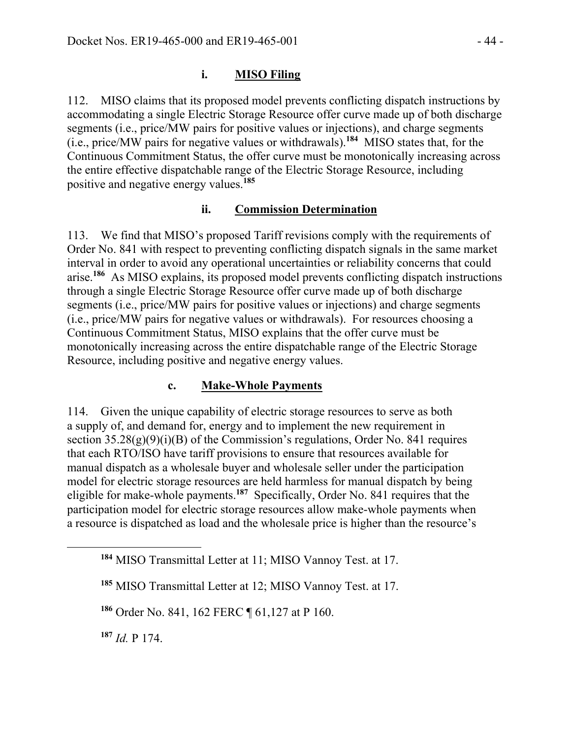#### i. MISO Filing

112. MISO claims that its proposed model prevents conflicting dispatch instructions by accommodating a single Electric Storage Resource offer curve made up of both discharge segments (i.e., price/MW pairs for positive values or injections), and charge segments (i.e., price/MW pairs for negative values or withdrawals).[184] MISO states that, for the Continuous Commitment Status, the offer curve must be monotonically increasing across the entire effective dispatchable range of the Electric Storage Resource, including positive and negative energy values.[185]

#### ii. Commission Determination

113. We find that MISO's proposed Tariff revisions comply with the requirements of Order No. 841 with respect to preventing conflicting dispatch signals in the same market interval in order to avoid any operational uncertainties or reliability concerns that could arise.[186] As MISO explains, its proposed model prevents conflicting dispatch instructions through a single Electric Storage Resource offer curve made up of both discharge segments (i.e., price/MW pairs for positive values or injections) and charge segments (i.e., price/MW pairs for negative values or withdrawals). For resources choosing a Continuous Commitment Status, MISO explains that the offer curve must be monotonically increasing across the entire dispatchable range of the Electric Storage Resource, including positive and negative energy values.

### c. Make-Whole Payments

114. Given the unique capability of electric storage resources to serve as both a supply of, and demand for, energy and to implement the new requirement in section 35.28(g)(9)(i)(B) of the Commission's regulations, Order No. 841 requires that each RTO/ISO have tariff provisions to ensure that resources available for manual dispatch as a wholesale buyer and wholesale seller under the participation model for electric storage resources are held harmless for manual dispatch by being eligible for make-whole payments.[187] Specifically, Order No. 841 requires that the participation model for electric storage resources allow make-whole payments when a resource is dispatched as load and the wholesale price is higher than the resource's

---

[184] MISO Transmittal Letter at 11; MISO Vannoy Test. at 17.

[185] MISO Transmittal Letter at 12; MISO Vannoy Test. at 17.

[186] Order No. 841, 162 FERC ¶ 61,127 at P 160.

[187] *Id.* P 174.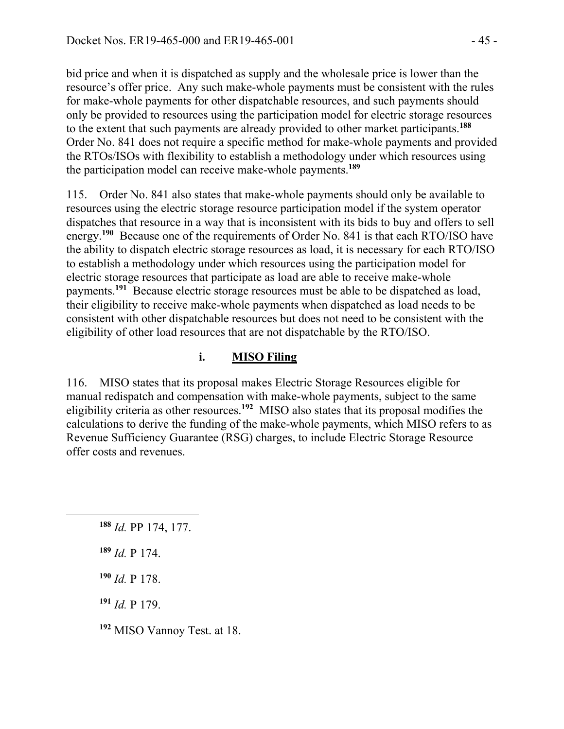bid price and when it is dispatched as supply and the wholesale price is lower than the resource's offer price. Any such make-whole payments must be consistent with the rules for make-whole payments for other dispatchable resources, and such payments should only be provided to resources using the participation model for electric storage resources to the extent that such payments are already provided to other market participants.[188] Order No. 841 does not require a specific method for make-whole payments and provided the RTOs/ISOs with flexibility to establish a methodology under which resources using the participation model can receive make-whole payments.[189]

115. Order No. 841 also states that make-whole payments should only be available to resources using the electric storage resource participation model if the system operator dispatches that resource in a way that is inconsistent with its bids to buy and offers to sell energy.[190] Because one of the requirements of Order No. 841 is that each RTO/ISO have the ability to dispatch electric storage resources as load, it is necessary for each RTO/ISO to establish a methodology under which resources using the participation model for electric storage resources that participate as load are able to receive make-whole payments.[191] Because electric storage resources must be able to be dispatched as load, their eligibility to receive make-whole payments when dispatched as load needs to be consistent with other dispatchable resources but does not need to be consistent with the eligibility of other load resources that are not dispatchable by the RTO/ISO.

### i. MISO Filing

116. MISO states that its proposal makes Electric Storage Resources eligible for manual redispatch and compensation with make-whole payments, subject to the same eligibility criteria as other resources.[192] MISO also states that its proposal modifies the calculations to derive the funding of the make-whole payments, which MISO refers to as Revenue Sufficiency Guarantee (RSG) charges, to include Electric Storage Resource offer costs and revenues.

---

[188] *Id.* PP 174, 177.

[189] *Id.* P 174.

[190] *Id.* P 178.

[191] *Id.* P 179.

[192] MISO Vannoy Test. at 18.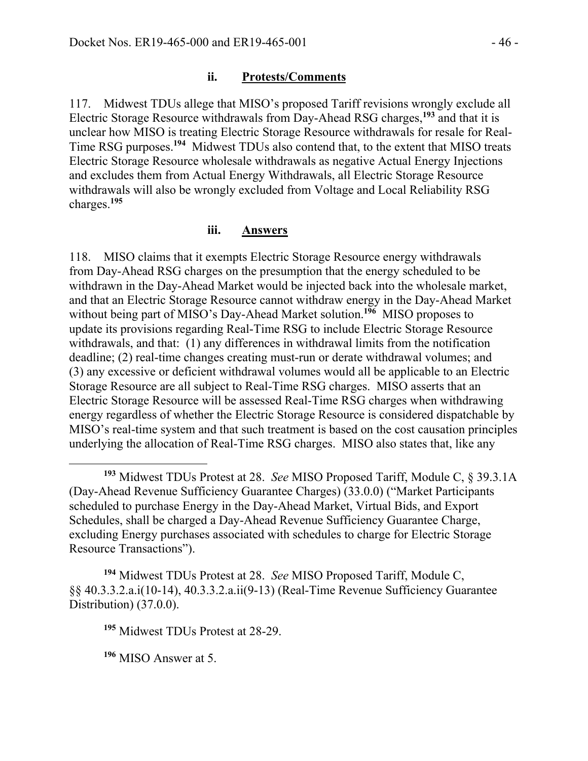### ii. Protests/Comments

117. Midwest TDUs allege that MISO's proposed Tariff revisions wrongly exclude all Electric Storage Resource withdrawals from Day-Ahead RSG charges,[193] and that it is unclear how MISO is treating Electric Storage Resource withdrawals for resale for Real-Time RSG purposes.[194] Midwest TDUs also contend that, to the extent that MISO treats Electric Storage Resource wholesale withdrawals as negative Actual Energy Injections and excludes them from Actual Energy Withdrawals, all Electric Storage Resource withdrawals will also be wrongly excluded from Voltage and Local Reliability RSG charges.[195]

### iii. Answers

118. MISO claims that it exempts Electric Storage Resource energy withdrawals from Day-Ahead RSG charges on the presumption that the energy scheduled to be withdrawn in the Day-Ahead Market would be injected back into the wholesale market, and that an Electric Storage Resource cannot withdraw energy in the Day-Ahead Market without being part of MISO's Day-Ahead Market solution.[196] MISO proposes to update its provisions regarding Real-Time RSG to include Electric Storage Resource withdrawals, and that: (1) any differences in withdrawal limits from the notification deadline; (2) real-time changes creating must-run or derate withdrawal volumes; and (3) any excessive or deficient withdrawal volumes would all be applicable to an Electric Storage Resource are all subject to Real-Time RSG charges. MISO asserts that an Electric Storage Resource will be assessed Real-Time RSG charges when withdrawing energy regardless of whether the Electric Storage Resource is considered dispatchable by MISO's real-time system and that such treatment is based on the cost causation principles underlying the allocation of Real-Time RSG charges. MISO also states that, like any

---

[193] Midwest TDUs Protest at 28. *See* MISO Proposed Tariff, Module C, § 39.3.1A (Day-Ahead Revenue Sufficiency Guarantee Charges) (33.0.0) ("Market Participants scheduled to purchase Energy in the Day-Ahead Market, Virtual Bids, and Export Schedules, shall be charged a Day-Ahead Revenue Sufficiency Guarantee Charge, excluding Energy purchases associated with schedules to charge for Electric Storage Resource Transactions").

[194] Midwest TDUs Protest at 28. *See* MISO Proposed Tariff, Module C, §§ 40.3.3.2.a.i(10-14), 40.3.3.2.a.ii(9-13) (Real-Time Revenue Sufficiency Guarantee Distribution) (37.0.0).

[195] Midwest TDUs Protest at 28-29.

[196] MISO Answer at 5.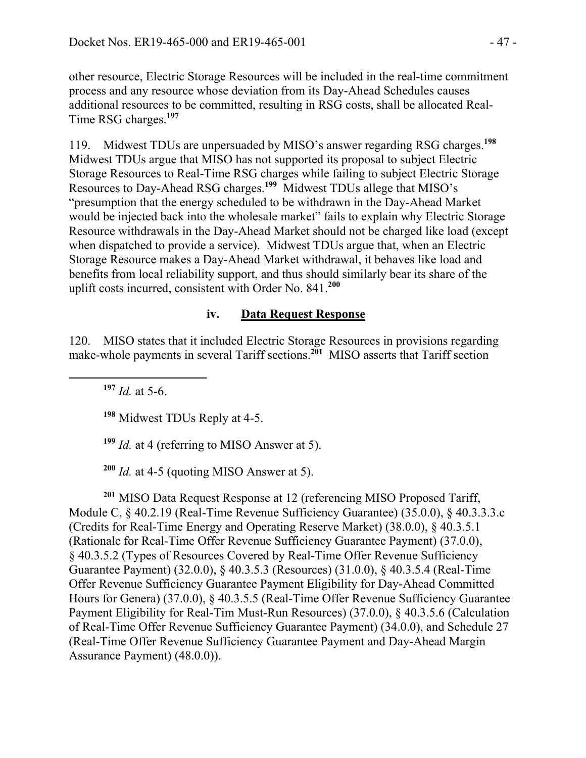other resource, Electric Storage Resources will be included in the real-time commitment process and any resource whose deviation from its Day-Ahead Schedules causes additional resources to be committed, resulting in RSG costs, shall be allocated Real-Time RSG charges.[197]

119. Midwest TDUs are unpersuaded by MISO's answer regarding RSG charges.[198] Midwest TDUs argue that MISO has not supported its proposal to subject Electric Storage Resources to Real-Time RSG charges while failing to subject Electric Storage Resources to Day-Ahead RSG charges.[199] Midwest TDUs allege that MISO's "presumption that the energy scheduled to be withdrawn in the Day-Ahead Market would be injected back into the wholesale market" fails to explain why Electric Storage Resource withdrawals in the Day-Ahead Market should not be charged like load (except when dispatched to provide a service). Midwest TDUs argue that, when an Electric Storage Resource makes a Day-Ahead Market withdrawal, it behaves like load and benefits from local reliability support, and thus should similarly bear its share of the uplift costs incurred, consistent with Order No. 841.[200]

### iv. Data Request Response

120. MISO states that it included Electric Storage Resources in provisions regarding make-whole payments in several Tariff sections.[201] MISO asserts that Tariff section

---

[197] *Id.* at 5-6.

[198] Midwest TDUs Reply at 4-5.

[199] *Id.* at 4 (referring to MISO Answer at 5).

[200] *Id.* at 4-5 (quoting MISO Answer at 5).

[201] MISO Data Request Response at 12 (referencing MISO Proposed Tariff, Module C, § 40.2.19 (Real-Time Revenue Sufficiency Guarantee) (35.0.0), § 40.3.3.3.c (Credits for Real-Time Energy and Operating Reserve Market) (38.0.0), § 40.3.5.1 (Rationale for Real-Time Offer Revenue Sufficiency Guarantee Payment) (37.0.0), § 40.3.5.2 (Types of Resources Covered by Real-Time Offer Revenue Sufficiency Guarantee Payment) (32.0.0), § 40.3.5.3 (Resources) (31.0.0), § 40.3.5.4 (Real-Time Offer Revenue Sufficiency Guarantee Payment Eligibility for Day-Ahead Committed Hours for Genera) (37.0.0), § 40.3.5.5 (Real-Time Offer Revenue Sufficiency Guarantee Payment Eligibility for Real-Tim Must-Run Resources) (37.0.0), § 40.3.5.6 (Calculation of Real-Time Offer Revenue Sufficiency Guarantee Payment) (34.0.0), and Schedule 27 (Real-Time Offer Revenue Sufficiency Guarantee Payment and Day-Ahead Margin Assurance Payment) (48.0.0)).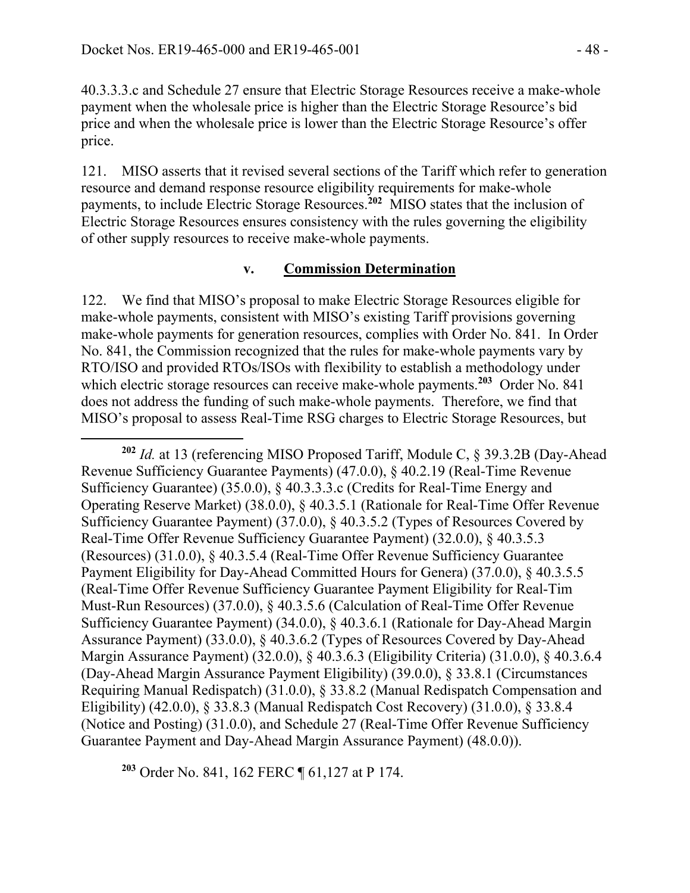40.3.3.3.c and Schedule 27 ensure that Electric Storage Resources receive a make-whole payment when the wholesale price is higher than the Electric Storage Resource's bid price and when the wholesale price is lower than the Electric Storage Resource's offer price.

121. MISO asserts that it revised several sections of the Tariff which refer to generation resource and demand response resource eligibility requirements for make-whole payments, to include Electric Storage Resources.[202] MISO states that the inclusion of Electric Storage Resources ensures consistency with the rules governing the eligibility of other supply resources to receive make-whole payments.

### v. Commission Determination

122. We find that MISO's proposal to make Electric Storage Resources eligible for make-whole payments, consistent with MISO's existing Tariff provisions governing make-whole payments for generation resources, complies with Order No. 841. In Order No. 841, the Commission recognized that the rules for make-whole payments vary by RTO/ISO and provided RTOs/ISOs with flexibility to establish a methodology under which electric storage resources can receive make-whole payments.[203] Order No. 841 does not address the funding of such make-whole payments. Therefore, we find that MISO's proposal to assess Real-Time RSG charges to Electric Storage Resources, but

---

[202] *Id.* at 13 (referencing MISO Proposed Tariff, Module C, § 39.3.2B (Day-Ahead Revenue Sufficiency Guarantee Payments) (47.0.0), § 40.2.19 (Real-Time Revenue Sufficiency Guarantee) (35.0.0), § 40.3.3.3.c (Credits for Real-Time Energy and Operating Reserve Market) (38.0.0), § 40.3.5.1 (Rationale for Real-Time Offer Revenue Sufficiency Guarantee Payment) (37.0.0), § 40.3.5.2 (Types of Resources Covered by Real-Time Offer Revenue Sufficiency Guarantee Payment) (32.0.0), § 40.3.5.3 (Resources) (31.0.0), § 40.3.5.4 (Real-Time Offer Revenue Sufficiency Guarantee Payment Eligibility for Day-Ahead Committed Hours for Genera) (37.0.0), § 40.3.5.5 (Real-Time Offer Revenue Sufficiency Guarantee Payment Eligibility for Real-Tim Must-Run Resources) (37.0.0), § 40.3.5.6 (Calculation of Real-Time Offer Revenue Sufficiency Guarantee Payment) (34.0.0), § 40.3.6.1 (Rationale for Day-Ahead Margin Assurance Payment) (33.0.0), § 40.3.6.2 (Types of Resources Covered by Day-Ahead Margin Assurance Payment) (32.0.0), § 40.3.6.3 (Eligibility Criteria) (31.0.0), § 40.3.6.4 (Day-Ahead Margin Assurance Payment Eligibility) (39.0.0), § 33.8.1 (Circumstances Requiring Manual Redispatch) (31.0.0), § 33.8.2 (Manual Redispatch Compensation and Eligibility) (42.0.0), § 33.8.3 (Manual Redispatch Cost Recovery) (31.0.0), § 33.8.4 (Notice and Posting) (31.0.0), and Schedule 27 (Real-Time Offer Revenue Sufficiency Guarantee Payment and Day-Ahead Margin Assurance Payment) (48.0.0)).

[203] Order No. 841, 162 FERC ¶ 61,127 at P 174.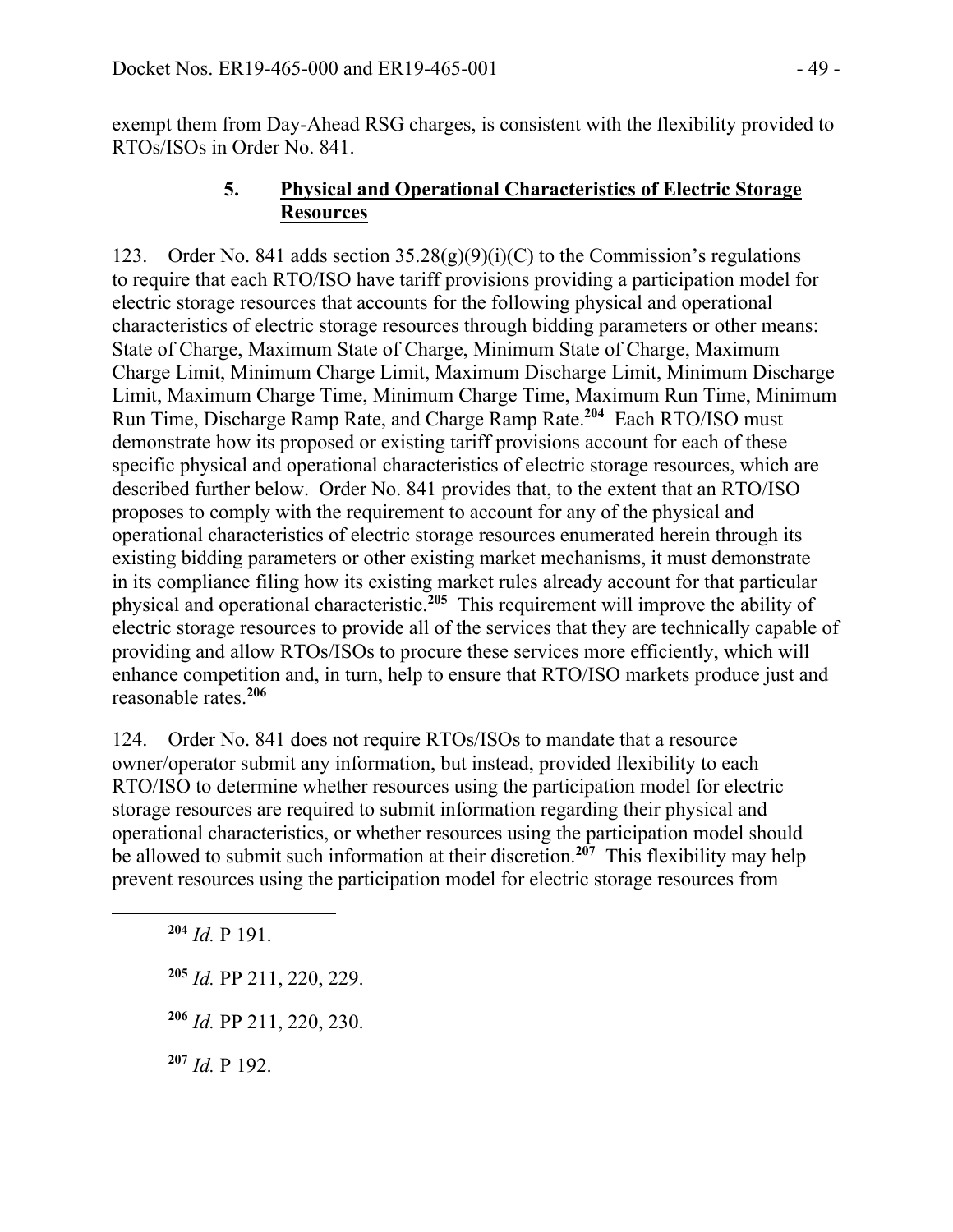exempt them from Day-Ahead RSG charges, is consistent with the flexibility provided to RTOs/ISOs in Order No. 841.

### 5. Physical and Operational Characteristics of Electric Storage Resources

123. Order No. 841 adds section 35.28(g)(9)(i)(C) to the Commission's regulations to require that each RTO/ISO have tariff provisions providing a participation model for electric storage resources that accounts for the following physical and operational characteristics of electric storage resources through bidding parameters or other means: State of Charge, Maximum State of Charge, Minimum State of Charge, Maximum Charge Limit, Minimum Charge Limit, Maximum Discharge Limit, Minimum Discharge Limit, Maximum Charge Time, Minimum Charge Time, Maximum Run Time, Minimum Run Time, Discharge Ramp Rate, and Charge Ramp Rate.[204] Each RTO/ISO must demonstrate how its proposed or existing tariff provisions account for each of these specific physical and operational characteristics of electric storage resources, which are described further below. Order No. 841 provides that, to the extent that an RTO/ISO proposes to comply with the requirement to account for any of the physical and operational characteristics of electric storage resources enumerated herein through its existing bidding parameters or other existing market mechanisms, it must demonstrate in its compliance filing how its existing market rules already account for that particular physical and operational characteristic.[205] This requirement will improve the ability of electric storage resources to provide all of the services that they are technically capable of providing and allow RTOs/ISOs to procure these services more efficiently, which will enhance competition and, in turn, help to ensure that RTO/ISO markets produce just and reasonable rates.[206]

124. Order No. 841 does not require RTOs/ISOs to mandate that a resource owner/operator submit any information, but instead, provided flexibility to each RTO/ISO to determine whether resources using the participation model for electric storage resources are required to submit information regarding their physical and operational characteristics, or whether resources using the participation model should be allowed to submit such information at their discretion.[207] This flexibility may help prevent resources using the participation model for electric storage resources from

---

[204] *Id.* P 191.

[205] *Id.* PP 211, 220, 229.

[206] *Id.* PP 211, 220, 230.

[207] *Id.* P 192.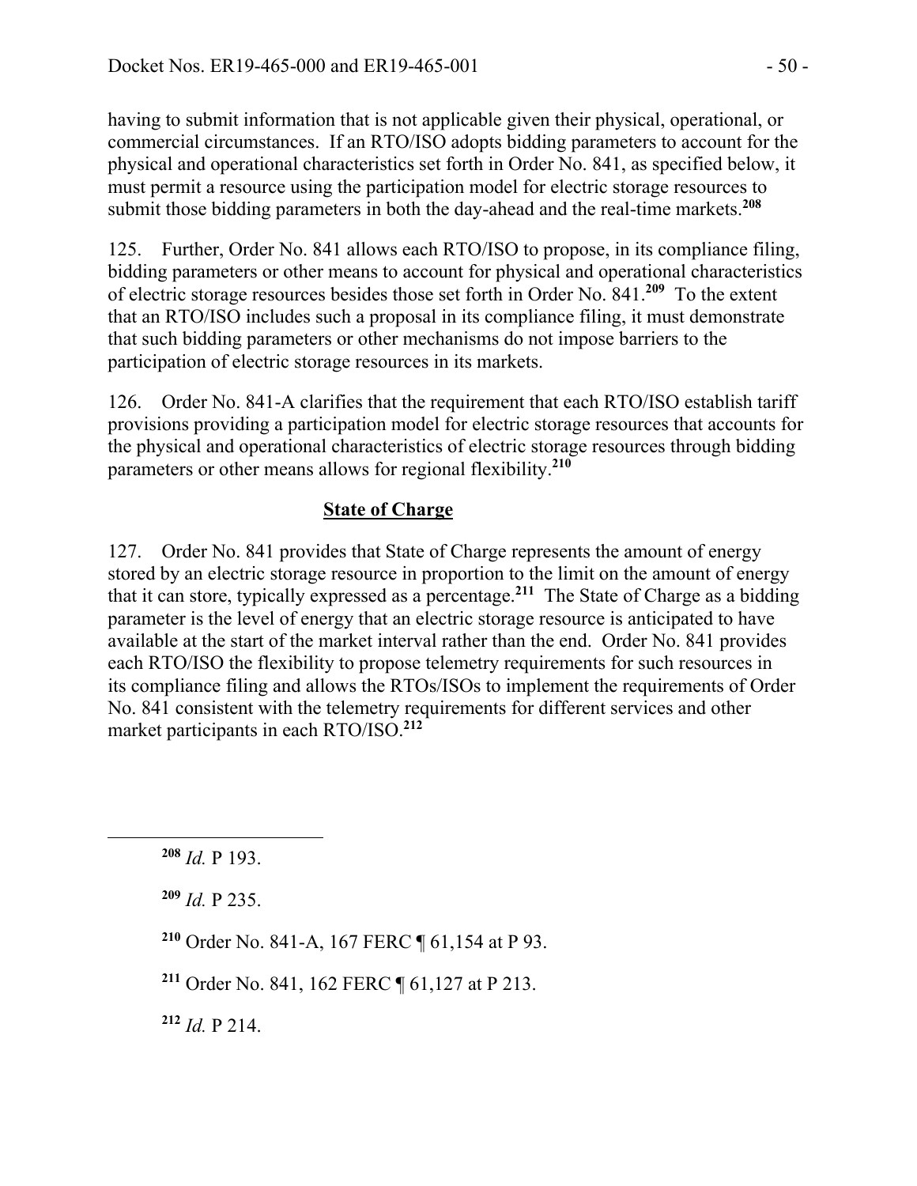having to submit information that is not applicable given their physical, operational, or commercial circumstances. If an RTO/ISO adopts bidding parameters to account for the physical and operational characteristics set forth in Order No. 841, as specified below, it must permit a resource using the participation model for electric storage resources to submit those bidding parameters in both the day-ahead and the real-time markets.[208]

125. Further, Order No. 841 allows each RTO/ISO to propose, in its compliance filing, bidding parameters or other means to account for physical and operational characteristics of electric storage resources besides those set forth in Order No. 841.[209] To the extent that an RTO/ISO includes such a proposal in its compliance filing, it must demonstrate that such bidding parameters or other mechanisms do not impose barriers to the participation of electric storage resources in its markets.

126. Order No. 841-A clarifies that the requirement that each RTO/ISO establish tariff provisions providing a participation model for electric storage resources that accounts for the physical and operational characteristics of electric storage resources through bidding parameters or other means allows for regional flexibility.[210]

## State of Charge

127. Order No. 841 provides that State of Charge represents the amount of energy stored by an electric storage resource in proportion to the limit on the amount of energy that it can store, typically expressed as a percentage.[211] The State of Charge as a bidding parameter is the level of energy that an electric storage resource is anticipated to have available at the start of the market interval rather than the end. Order No. 841 provides each RTO/ISO the flexibility to propose telemetry requirements for such resources in its compliance filing and allows the RTOs/ISOs to implement the requirements of Order No. 841 consistent with the telemetry requirements for different services and other market participants in each RTO/ISO.[212]

---

[208] *Id.* P 193.

[209] *Id.* P 235.

[210] Order No. 841-A, 167 FERC ¶ 61,154 at P 93.

[211] Order No. 841, 162 FERC ¶ 61,127 at P 213.

[212] *Id.* P 214.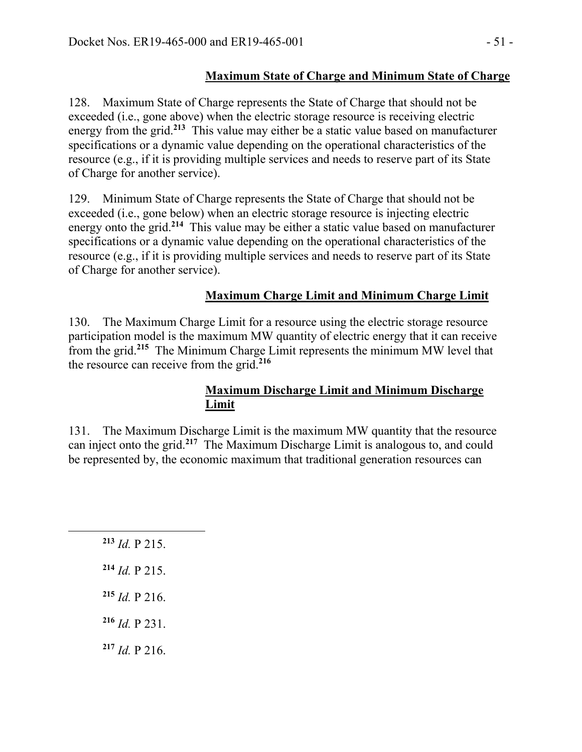**Maximum State of Charge and Minimum State of Charge**

128. Maximum State of Charge represents the State of Charge that should not be exceeded (i.e., gone above) when the electric storage resource is receiving electric energy from the grid.[213] This value may either be a static value based on manufacturer specifications or a dynamic value depending on the operational characteristics of the resource (e.g., if it is providing multiple services and needs to reserve part of its State of Charge for another service).

129. Minimum State of Charge represents the State of Charge that should not be exceeded (i.e., gone below) when an electric storage resource is injecting electric energy onto the grid.[214] This value may be either a static value based on manufacturer specifications or a dynamic value depending on the operational characteristics of the resource (e.g., if it is providing multiple services and needs to reserve part of its State of Charge for another service).

**Maximum Charge Limit and Minimum Charge Limit**

130. The Maximum Charge Limit for a resource using the electric storage resource participation model is the maximum MW quantity of electric energy that it can receive from the grid.[215] The Minimum Charge Limit represents the minimum MW level that the resource can receive from the grid.[216]

**Maximum Discharge Limit and Minimum Discharge Limit**

131. The Maximum Discharge Limit is the maximum MW quantity that the resource can inject onto the grid.[217] The Maximum Discharge Limit is analogous to, and could be represented by, the economic maximum that traditional generation resources can

---

[213] *Id.* P 215.

[214] *Id.* P 215.

[215] *Id.* P 216.

[216] *Id.* P 231.

[217] *Id.* P 216.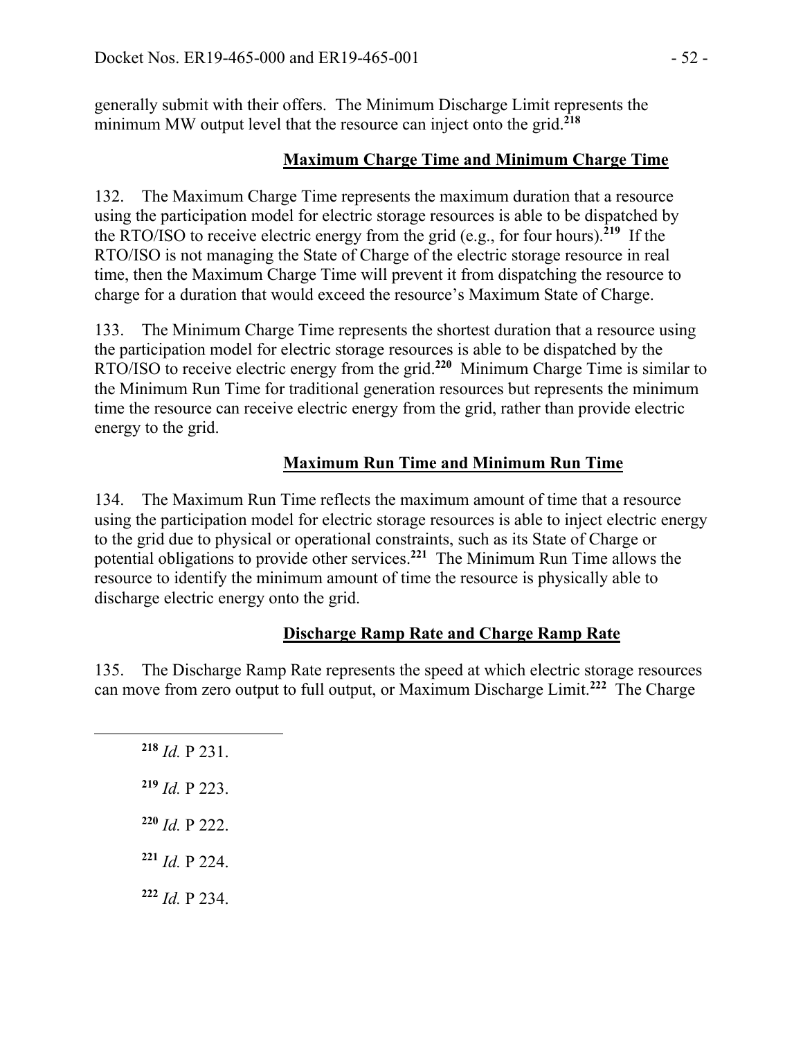generally submit with their offers. The Minimum Discharge Limit represents the minimum MW output level that the resource can inject onto the grid.[218]

## Maximum Charge Time and Minimum Charge Time

132. The Maximum Charge Time represents the maximum duration that a resource using the participation model for electric storage resources is able to be dispatched by the RTO/ISO to receive electric energy from the grid (e.g., for four hours).[219] If the RTO/ISO is not managing the State of Charge of the electric storage resource in real time, then the Maximum Charge Time will prevent it from dispatching the resource to charge for a duration that would exceed the resource's Maximum State of Charge.

133. The Minimum Charge Time represents the shortest duration that a resource using the participation model for electric storage resources is able to be dispatched by the RTO/ISO to receive electric energy from the grid.[220] Minimum Charge Time is similar to the Minimum Run Time for traditional generation resources but represents the minimum time the resource can receive electric energy from the grid, rather than provide electric energy to the grid.

## Maximum Run Time and Minimum Run Time

134. The Maximum Run Time reflects the maximum amount of time that a resource using the participation model for electric storage resources is able to inject electric energy to the grid due to physical or operational constraints, such as its State of Charge or potential obligations to provide other services.[221] The Minimum Run Time allows the resource to identify the minimum amount of time the resource is physically able to discharge electric energy onto the grid.

## Discharge Ramp Rate and Charge Ramp Rate

135. The Discharge Ramp Rate represents the speed at which electric storage resources can move from zero output to full output, or Maximum Discharge Limit.[222] The Charge

---

[218] *Id.* P 231.

[219] *Id.* P 223.

[220] *Id.* P 222.

[221] *Id.* P 224.

[222] *Id.* P 234.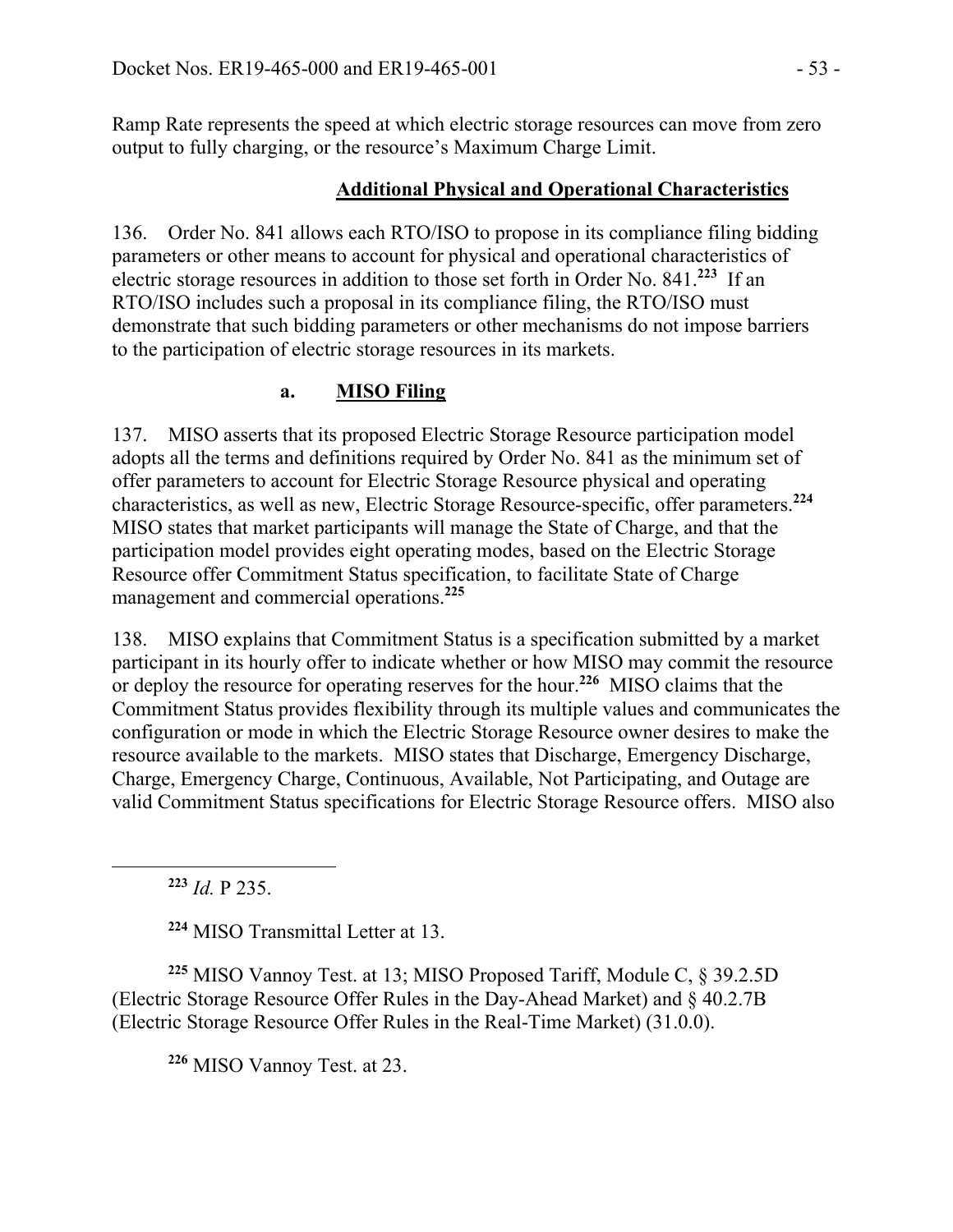Ramp Rate represents the speed at which electric storage resources can move from zero output to fully charging, or the resource's Maximum Charge Limit.

### Additional Physical and Operational Characteristics

136. Order No. 841 allows each RTO/ISO to propose in its compliance filing bidding parameters or other means to account for physical and operational characteristics of electric storage resources in addition to those set forth in Order No. 841.[223] If an RTO/ISO includes such a proposal in its compliance filing, the RTO/ISO must demonstrate that such bidding parameters or other mechanisms do not impose barriers to the participation of electric storage resources in its markets.

#### a. MISO Filing

137. MISO asserts that its proposed Electric Storage Resource participation model adopts all the terms and definitions required by Order No. 841 as the minimum set of offer parameters to account for Electric Storage Resource physical and operating characteristics, as well as new, Electric Storage Resource-specific, offer parameters.[224] MISO states that market participants will manage the State of Charge, and that the participation model provides eight operating modes, based on the Electric Storage Resource offer Commitment Status specification, to facilitate State of Charge management and commercial operations.[225]

138. MISO explains that Commitment Status is a specification submitted by a market participant in its hourly offer to indicate whether or how MISO may commit the resource or deploy the resource for operating reserves for the hour.[226] MISO claims that the Commitment Status provides flexibility through its multiple values and communicates the configuration or mode in which the Electric Storage Resource owner desires to make the resource available to the markets. MISO states that Discharge, Emergency Discharge, Charge, Emergency Charge, Continuous, Available, Not Participating, and Outage are valid Commitment Status specifications for Electric Storage Resource offers. MISO also

---

[223] *Id.* P 235.

[224] MISO Transmittal Letter at 13.

[225] MISO Vannoy Test. at 13; MISO Proposed Tariff, Module C, § 39.2.5D (Electric Storage Resource Offer Rules in the Day-Ahead Market) and § 40.2.7B (Electric Storage Resource Offer Rules in the Real-Time Market) (31.0.0).

[226] MISO Vannoy Test. at 23.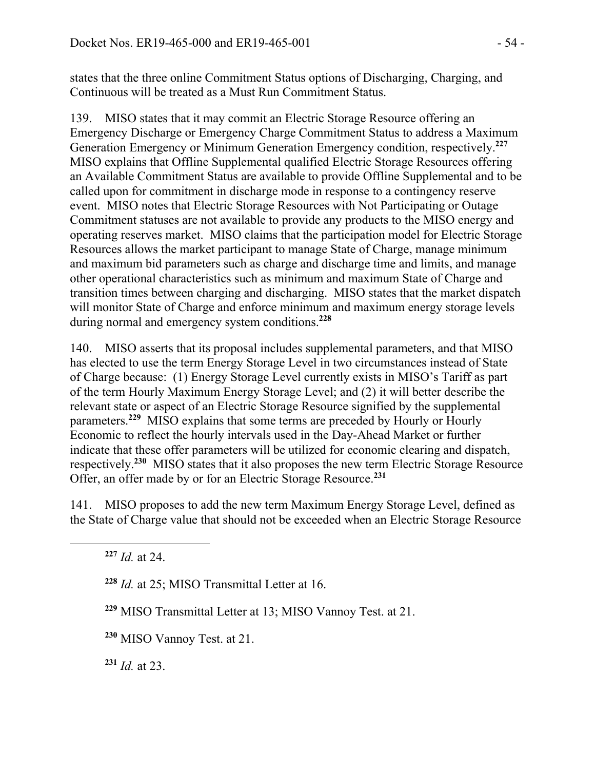states that the three online Commitment Status options of Discharging, Charging, and Continuous will be treated as a Must Run Commitment Status.

139. MISO states that it may commit an Electric Storage Resource offering an Emergency Discharge or Emergency Charge Commitment Status to address a Maximum Generation Emergency or Minimum Generation Emergency condition, respectively.[227] MISO explains that Offline Supplemental qualified Electric Storage Resources offering an Available Commitment Status are available to provide Offline Supplemental and to be called upon for commitment in discharge mode in response to a contingency reserve event. MISO notes that Electric Storage Resources with Not Participating or Outage Commitment statuses are not available to provide any products to the MISO energy and operating reserves market. MISO claims that the participation model for Electric Storage Resources allows the market participant to manage State of Charge, manage minimum and maximum bid parameters such as charge and discharge time and limits, and manage other operational characteristics such as minimum and maximum State of Charge and transition times between charging and discharging. MISO states that the market dispatch will monitor State of Charge and enforce minimum and maximum energy storage levels during normal and emergency system conditions.[228]

140. MISO asserts that its proposal includes supplemental parameters, and that MISO has elected to use the term Energy Storage Level in two circumstances instead of State of Charge because: (1) Energy Storage Level currently exists in MISO's Tariff as part of the term Hourly Maximum Energy Storage Level; and (2) it will better describe the relevant state or aspect of an Electric Storage Resource signified by the supplemental parameters.[229] MISO explains that some terms are preceded by Hourly or Hourly Economic to reflect the hourly intervals used in the Day-Ahead Market or further indicate that these offer parameters will be utilized for economic clearing and dispatch, respectively.[230] MISO states that it also proposes the new term Electric Storage Resource Offer, an offer made by or for an Electric Storage Resource.[231]

141. MISO proposes to add the new term Maximum Energy Storage Level, defined as the State of Charge value that should not be exceeded when an Electric Storage Resource

---

[227] *Id.* at 24.

[228] *Id.* at 25; MISO Transmittal Letter at 16.

[229] MISO Transmittal Letter at 13; MISO Vannoy Test. at 21.

[230] MISO Vannoy Test. at 21.

[231] *Id.* at 23.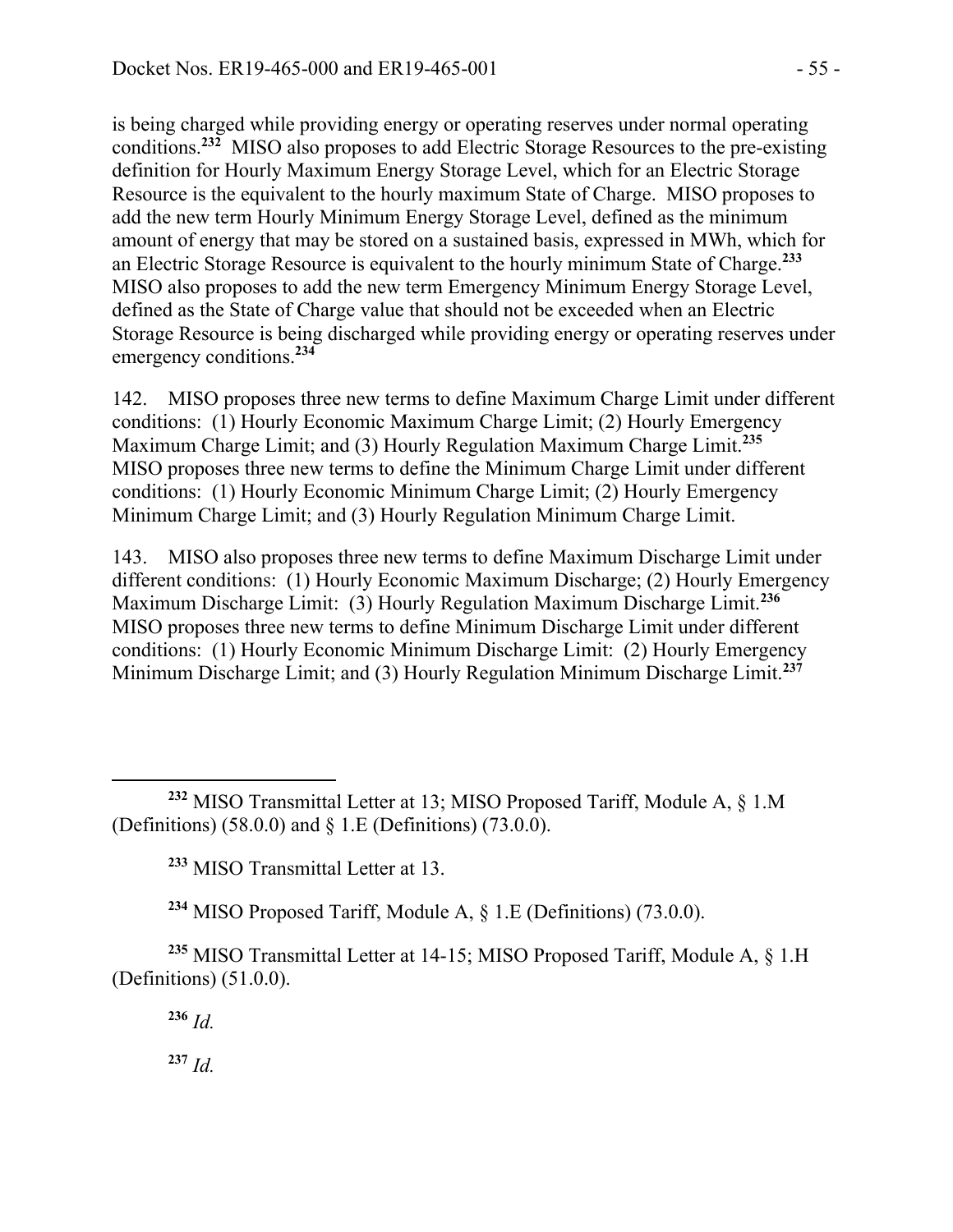is being charged while providing energy or operating reserves under normal operating conditions.[232] MISO also proposes to add Electric Storage Resources to the pre-existing definition for Hourly Maximum Energy Storage Level, which for an Electric Storage Resource is the equivalent to the hourly maximum State of Charge. MISO proposes to add the new term Hourly Minimum Energy Storage Level, defined as the minimum amount of energy that may be stored on a sustained basis, expressed in MWh, which for an Electric Storage Resource is equivalent to the hourly minimum State of Charge.[233] MISO also proposes to add the new term Emergency Minimum Energy Storage Level, defined as the State of Charge value that should not be exceeded when an Electric Storage Resource is being discharged while providing energy or operating reserves under emergency conditions.[234]

142. MISO proposes three new terms to define Maximum Charge Limit under different conditions: (1) Hourly Economic Maximum Charge Limit; (2) Hourly Emergency Maximum Charge Limit; and (3) Hourly Regulation Maximum Charge Limit.[235] MISO proposes three new terms to define the Minimum Charge Limit under different conditions: (1) Hourly Economic Minimum Charge Limit; (2) Hourly Emergency Minimum Charge Limit; and (3) Hourly Regulation Minimum Charge Limit.

143. MISO also proposes three new terms to define Maximum Discharge Limit under different conditions: (1) Hourly Economic Maximum Discharge; (2) Hourly Emergency Maximum Discharge Limit: (3) Hourly Regulation Maximum Discharge Limit.[236] MISO proposes three new terms to define Minimum Discharge Limit under different conditions: (1) Hourly Economic Minimum Discharge Limit: (2) Hourly Emergency Minimum Discharge Limit; and (3) Hourly Regulation Minimum Discharge Limit.[237]

---

[232] MISO Transmittal Letter at 13; MISO Proposed Tariff, Module A, § 1.M (Definitions) (58.0.0) and § 1.E (Definitions) (73.0.0).

[233] MISO Transmittal Letter at 13.

[234] MISO Proposed Tariff, Module A, § 1.E (Definitions) (73.0.0).

[235] MISO Transmittal Letter at 14-15; MISO Proposed Tariff, Module A, § 1.H (Definitions) (51.0.0).

[236] *Id.*

[237] *Id.*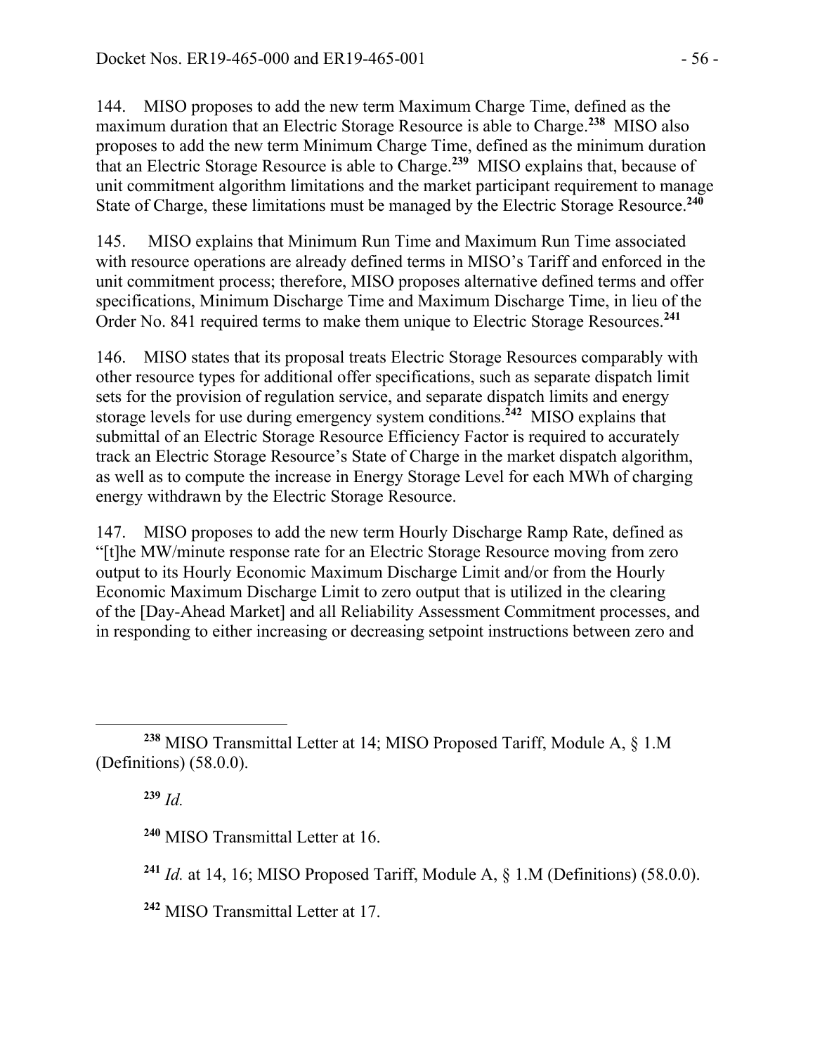144. MISO proposes to add the new term Maximum Charge Time, defined as the maximum duration that an Electric Storage Resource is able to Charge.[238] MISO also proposes to add the new term Minimum Charge Time, defined as the minimum duration that an Electric Storage Resource is able to Charge.[239] MISO explains that, because of unit commitment algorithm limitations and the market participant requirement to manage State of Charge, these limitations must be managed by the Electric Storage Resource.[240]

145. MISO explains that Minimum Run Time and Maximum Run Time associated with resource operations are already defined terms in MISO's Tariff and enforced in the unit commitment process; therefore, MISO proposes alternative defined terms and offer specifications, Minimum Discharge Time and Maximum Discharge Time, in lieu of the Order No. 841 required terms to make them unique to Electric Storage Resources.[241]

146. MISO states that its proposal treats Electric Storage Resources comparably with other resource types for additional offer specifications, such as separate dispatch limit sets for the provision of regulation service, and separate dispatch limits and energy storage levels for use during emergency system conditions.[242] MISO explains that submittal of an Electric Storage Resource Efficiency Factor is required to accurately track an Electric Storage Resource's State of Charge in the market dispatch algorithm, as well as to compute the increase in Energy Storage Level for each MWh of charging energy withdrawn by the Electric Storage Resource.

147. MISO proposes to add the new term Hourly Discharge Ramp Rate, defined as "[t]he MW/minute response rate for an Electric Storage Resource moving from zero output to its Hourly Economic Maximum Discharge Limit and/or from the Hourly Economic Maximum Discharge Limit to zero output that is utilized in the clearing of the [Day-Ahead Market] and all Reliability Assessment Commitment processes, and in responding to either increasing or decreasing setpoint instructions between zero and

---

[238] MISO Transmittal Letter at 14; MISO Proposed Tariff, Module A, § 1.M (Definitions) (58.0.0).

[239] *Id.*

[240] MISO Transmittal Letter at 16.

[241] *Id.* at 14, 16; MISO Proposed Tariff, Module A, § 1.M (Definitions) (58.0.0).

[242] MISO Transmittal Letter at 17.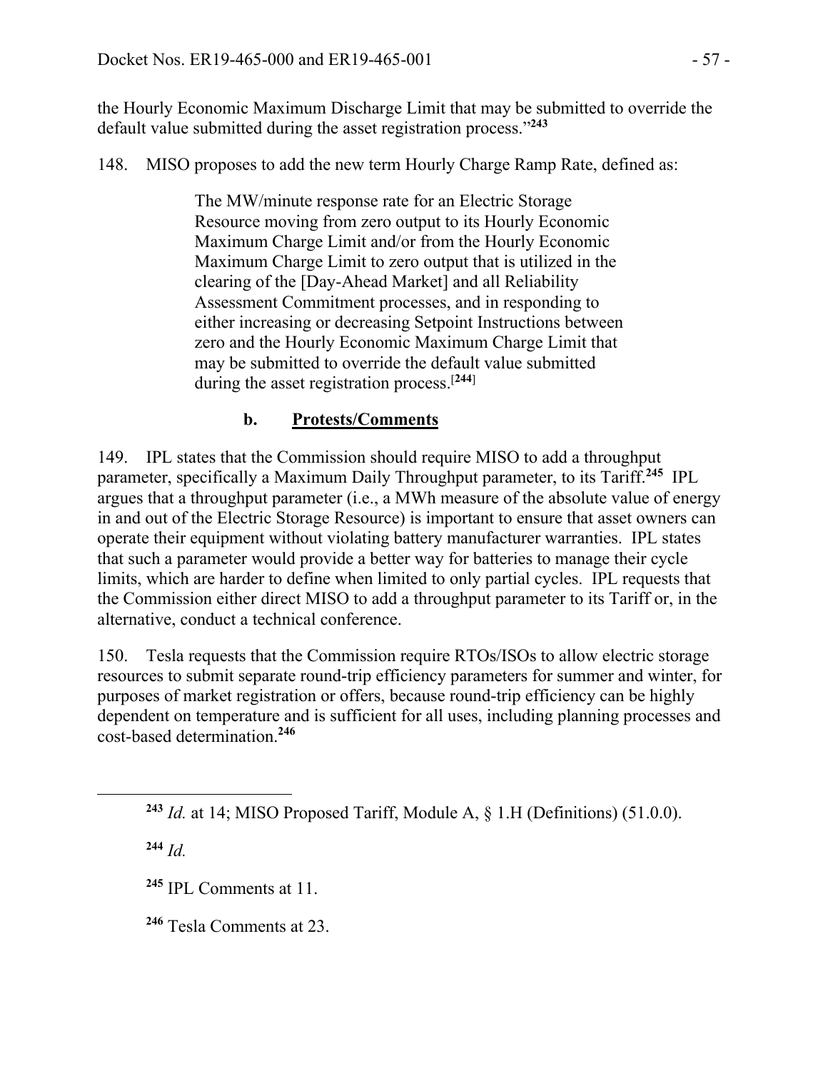the Hourly Economic Maximum Discharge Limit that may be submitted to override the default value submitted during the asset registration process."[243]

148. MISO proposes to add the new term Hourly Charge Ramp Rate, defined as:

> The MW/minute response rate for an Electric Storage Resource moving from zero output to its Hourly Economic Maximum Charge Limit and/or from the Hourly Economic Maximum Charge Limit to zero output that is utilized in the clearing of the [Day-Ahead Market] and all Reliability Assessment Commitment processes, and in responding to either increasing or decreasing Setpoint Instructions between zero and the Hourly Economic Maximum Charge Limit that may be submitted to override the default value submitted during the asset registration process.[244]

### b. Protests/Comments

149. IPL states that the Commission should require MISO to add a throughput parameter, specifically a Maximum Daily Throughput parameter, to its Tariff.[245] IPL argues that a throughput parameter (i.e., a MWh measure of the absolute value of energy in and out of the Electric Storage Resource) is important to ensure that asset owners can operate their equipment without violating battery manufacturer warranties. IPL states that such a parameter would provide a better way for batteries to manage their cycle limits, which are harder to define when limited to only partial cycles. IPL requests that the Commission either direct MISO to add a throughput parameter to its Tariff or, in the alternative, conduct a technical conference.

150. Tesla requests that the Commission require RTOs/ISOs to allow electric storage resources to submit separate round-trip efficiency parameters for summer and winter, for purposes of market registration or offers, because round-trip efficiency can be highly dependent on temperature and is sufficient for all uses, including planning processes and cost-based determination.[246]

---

[243] *Id.* at 14; MISO Proposed Tariff, Module A, § 1.H (Definitions) (51.0.0).

[244] *Id.*

[245] IPL Comments at 11.

[246] Tesla Comments at 23.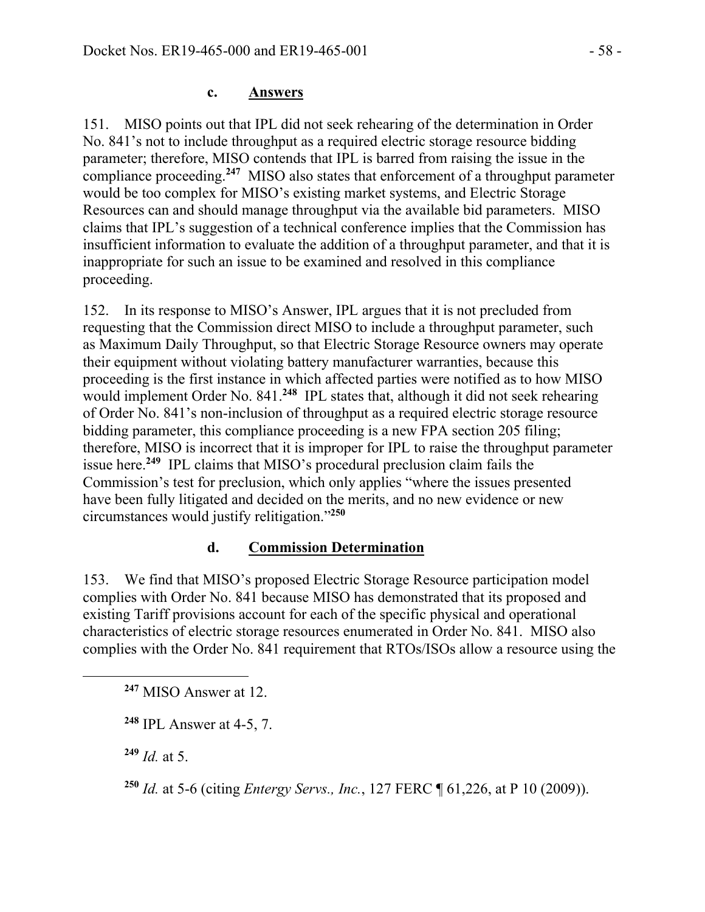#### c. Answers

151. MISO points out that IPL did not seek rehearing of the determination in Order No. 841's not to include throughput as a required electric storage resource bidding parameter; therefore, MISO contends that IPL is barred from raising the issue in the compliance proceeding.[247] MISO also states that enforcement of a throughput parameter would be too complex for MISO's existing market systems, and Electric Storage Resources can and should manage throughput via the available bid parameters. MISO claims that IPL's suggestion of a technical conference implies that the Commission has insufficient information to evaluate the addition of a throughput parameter, and that it is inappropriate for such an issue to be examined and resolved in this compliance proceeding.

152. In its response to MISO's Answer, IPL argues that it is not precluded from requesting that the Commission direct MISO to include a throughput parameter, such as Maximum Daily Throughput, so that Electric Storage Resource owners may operate their equipment without violating battery manufacturer warranties, because this proceeding is the first instance in which affected parties were notified as to how MISO would implement Order No. 841.[248] IPL states that, although it did not seek rehearing of Order No. 841's non-inclusion of throughput as a required electric storage resource bidding parameter, this compliance proceeding is a new FPA section 205 filing; therefore, MISO is incorrect that it is improper for IPL to raise the throughput parameter issue here.[249] IPL claims that MISO's procedural preclusion claim fails the Commission's test for preclusion, which only applies "where the issues presented have been fully litigated and decided on the merits, and no new evidence or new circumstances would justify relitigation."[250]

#### d. Commission Determination

153. We find that MISO's proposed Electric Storage Resource participation model complies with Order No. 841 because MISO has demonstrated that its proposed and existing Tariff provisions account for each of the specific physical and operational characteristics of electric storage resources enumerated in Order No. 841. MISO also complies with the Order No. 841 requirement that RTOs/ISOs allow a resource using the

[247] MISO Answer at 12.

[248] IPL Answer at 4-5, 7.

[249] *Id.* at 5.

[250] *Id.* at 5-6 (citing *Entergy Servs., Inc.*, 127 FERC ¶ 61,226, at P 10 (2009)).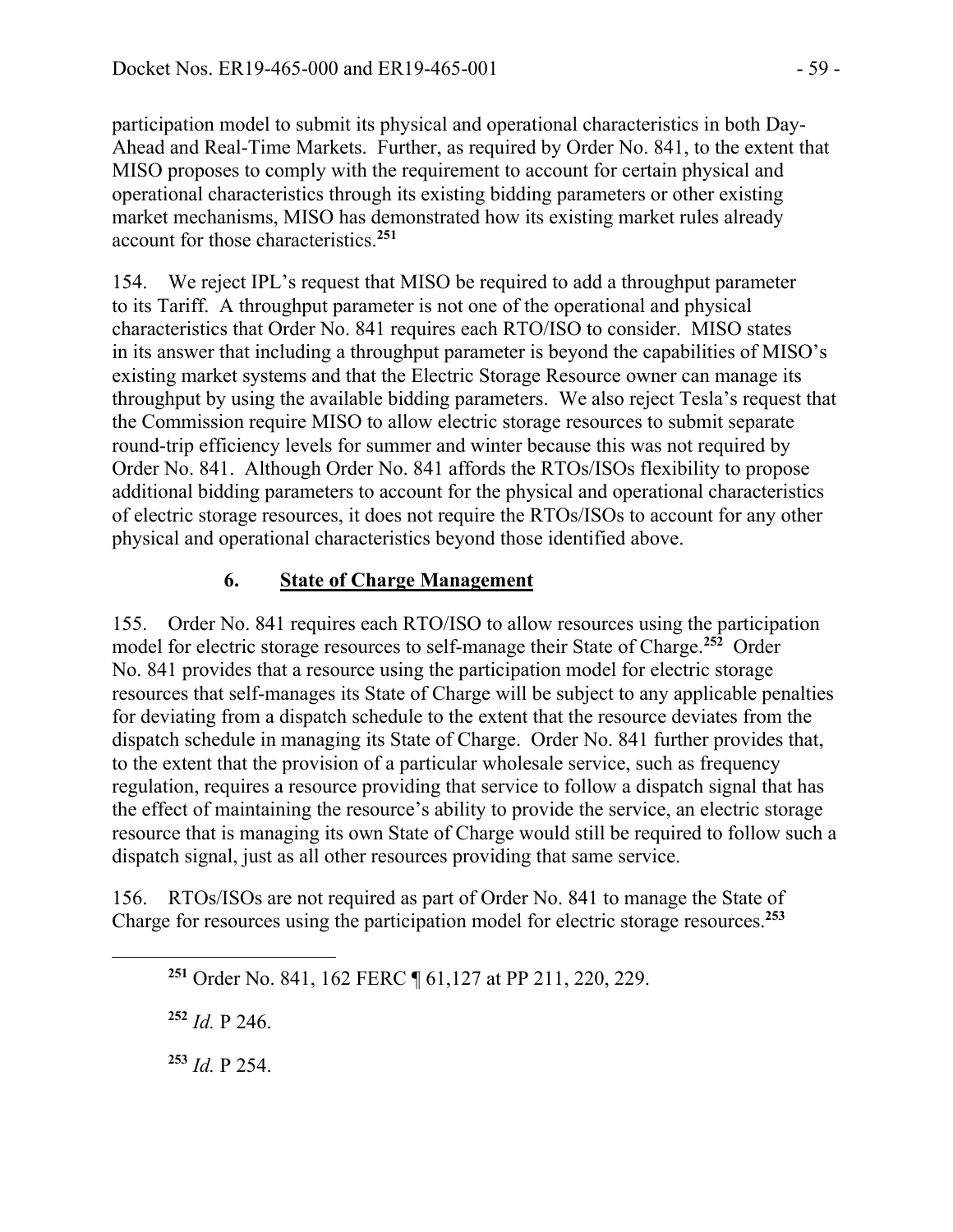participation model to submit its physical and operational characteristics in both Day-Ahead and Real-Time Markets. Further, as required by Order No. 841, to the extent that MISO proposes to comply with the requirement to account for certain physical and operational characteristics through its existing bidding parameters or other existing market mechanisms, MISO has demonstrated how its existing market rules already account for those characteristics.[251]

154. We reject IPL's request that MISO be required to add a throughput parameter to its Tariff. A throughput parameter is not one of the operational and physical characteristics that Order No. 841 requires each RTO/ISO to consider. MISO states in its answer that including a throughput parameter is beyond the capabilities of MISO's existing market systems and that the Electric Storage Resource owner can manage its throughput by using the available bidding parameters. We also reject Tesla's request that the Commission require MISO to allow electric storage resources to submit separate round-trip efficiency levels for summer and winter because this was not required by Order No. 841. Although Order No. 841 affords the RTOs/ISOs flexibility to propose additional bidding parameters to account for the physical and operational characteristics of electric storage resources, it does not require the RTOs/ISOs to account for any other physical and operational characteristics beyond those identified above.

### 6. State of Charge Management

155. Order No. 841 requires each RTO/ISO to allow resources using the participation model for electric storage resources to self-manage their State of Charge.[252] Order No. 841 provides that a resource using the participation model for electric storage resources that self-manages its State of Charge will be subject to any applicable penalties for deviating from a dispatch schedule to the extent that the resource deviates from the dispatch schedule in managing its State of Charge. Order No. 841 further provides that, to the extent that the provision of a particular wholesale service, such as frequency regulation, requires a resource providing that service to follow a dispatch signal that has the effect of maintaining the resource's ability to provide the service, an electric storage resource that is managing its own State of Charge would still be required to follow such a dispatch signal, just as all other resources providing that same service.

156. RTOs/ISOs are not required as part of Order No. 841 to manage the State of Charge for resources using the participation model for electric storage resources.[253]

---

[251] Order No. 841, 162 FERC ¶ 61,127 at PP 211, 220, 229.

[252] *Id.* P 246.

[253] *Id.* P 254.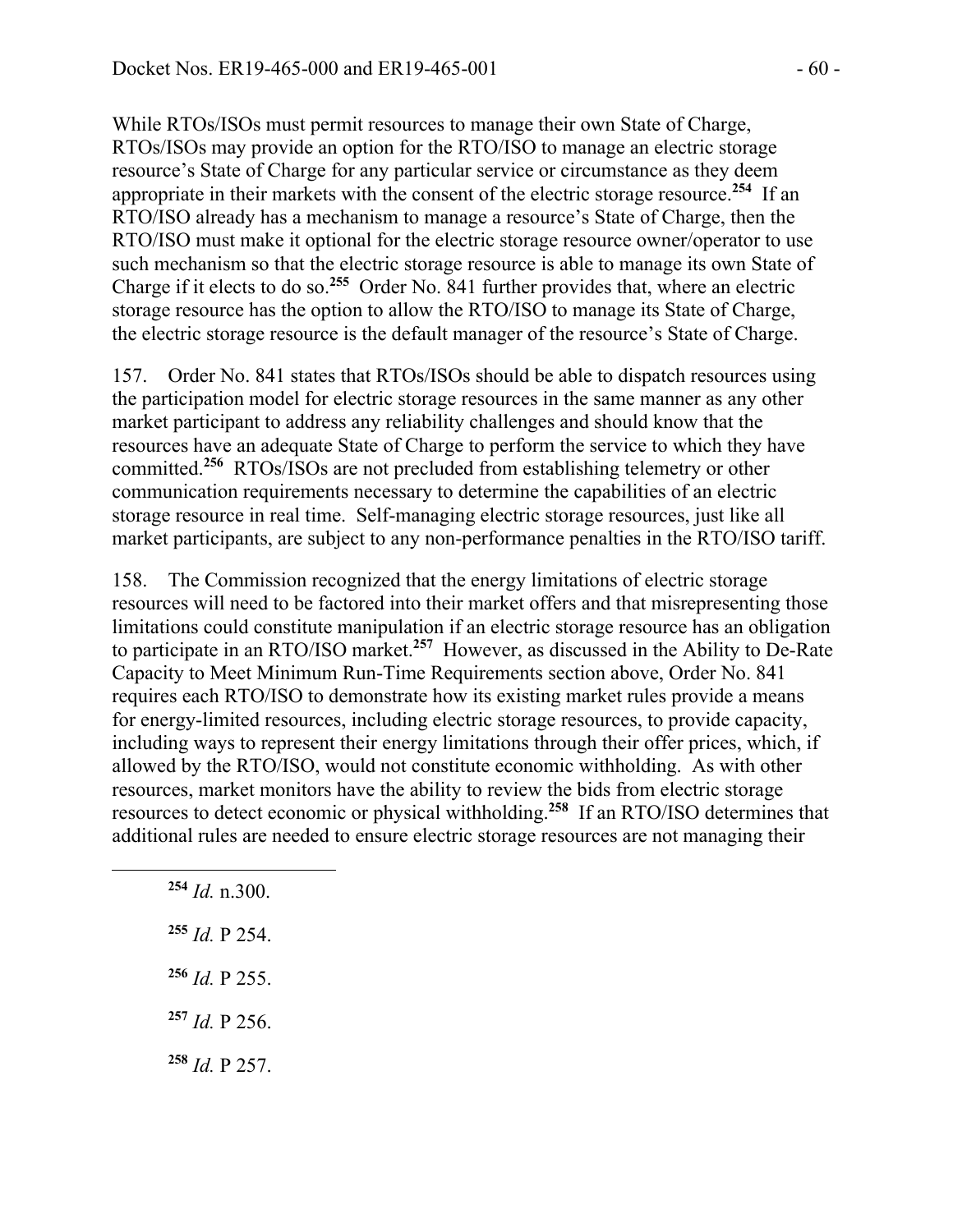While RTOs/ISOs must permit resources to manage their own State of Charge, RTOs/ISOs may provide an option for the RTO/ISO to manage an electric storage resource's State of Charge for any particular service or circumstance as they deem appropriate in their markets with the consent of the electric storage resource.[254] If an RTO/ISO already has a mechanism to manage a resource's State of Charge, then the RTO/ISO must make it optional for the electric storage resource owner/operator to use such mechanism so that the electric storage resource is able to manage its own State of Charge if it elects to do so.[255] Order No. 841 further provides that, where an electric storage resource has the option to allow the RTO/ISO to manage its State of Charge, the electric storage resource is the default manager of the resource's State of Charge.

157. Order No. 841 states that RTOs/ISOs should be able to dispatch resources using the participation model for electric storage resources in the same manner as any other market participant to address any reliability challenges and should know that the resources have an adequate State of Charge to perform the service to which they have committed.[256] RTOs/ISOs are not precluded from establishing telemetry or other communication requirements necessary to determine the capabilities of an electric storage resource in real time. Self-managing electric storage resources, just like all market participants, are subject to any non-performance penalties in the RTO/ISO tariff.

158. The Commission recognized that the energy limitations of electric storage resources will need to be factored into their market offers and that misrepresenting those limitations could constitute manipulation if an electric storage resource has an obligation to participate in an RTO/ISO market.[257] However, as discussed in the Ability to De-Rate Capacity to Meet Minimum Run-Time Requirements section above, Order No. 841 requires each RTO/ISO to demonstrate how its existing market rules provide a means for energy-limited resources, including electric storage resources, to provide capacity, including ways to represent their energy limitations through their offer prices, which, if allowed by the RTO/ISO, would not constitute economic withholding. As with other resources, market monitors have the ability to review the bids from electric storage resources to detect economic or physical withholding.[258] If an RTO/ISO determines that additional rules are needed to ensure electric storage resources are not managing their

[254] *Id.* n.300.

[255] *Id.* P 254.

[256] *Id.* P 255.

[257] *Id.* P 256.

[258] *Id.* P 257.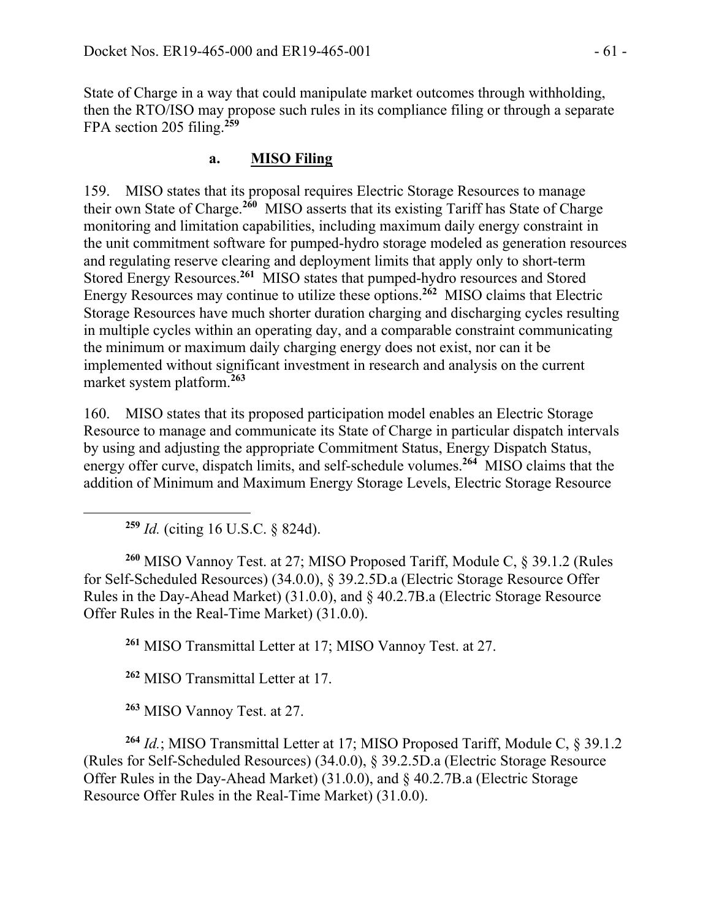State of Charge in a way that could manipulate market outcomes through withholding, then the RTO/ISO may propose such rules in its compliance filing or through a separate FPA section 205 filing.[259]

### a. MISO Filing

159. MISO states that its proposal requires Electric Storage Resources to manage their own State of Charge.[260] MISO asserts that its existing Tariff has State of Charge monitoring and limitation capabilities, including maximum daily energy constraint in the unit commitment software for pumped-hydro storage modeled as generation resources and regulating reserve clearing and deployment limits that apply only to short-term Stored Energy Resources.[261] MISO states that pumped-hydro resources and Stored Energy Resources may continue to utilize these options.[262] MISO claims that Electric Storage Resources have much shorter duration charging and discharging cycles resulting in multiple cycles within an operating day, and a comparable constraint communicating the minimum or maximum daily charging energy does not exist, nor can it be implemented without significant investment in research and analysis on the current market system platform.[263]

160. MISO states that its proposed participation model enables an Electric Storage Resource to manage and communicate its State of Charge in particular dispatch intervals by using and adjusting the appropriate Commitment Status, Energy Dispatch Status, energy offer curve, dispatch limits, and self-schedule volumes.[264] MISO claims that the addition of Minimum and Maximum Energy Storage Levels, Electric Storage Resource

---

[259] *Id.* (citing 16 U.S.C. § 824d).

[260] MISO Vannoy Test. at 27; MISO Proposed Tariff, Module C, § 39.1.2 (Rules for Self-Scheduled Resources) (34.0.0), § 39.2.5D.a (Electric Storage Resource Offer Rules in the Day-Ahead Market) (31.0.0), and § 40.2.7B.a (Electric Storage Resource Offer Rules in the Real-Time Market) (31.0.0).

[261] MISO Transmittal Letter at 17; MISO Vannoy Test. at 27.

[262] MISO Transmittal Letter at 17.

[263] MISO Vannoy Test. at 27.

[264] *Id.*; MISO Transmittal Letter at 17; MISO Proposed Tariff, Module C, § 39.1.2 (Rules for Self-Scheduled Resources) (34.0.0), § 39.2.5D.a (Electric Storage Resource Offer Rules in the Day-Ahead Market) (31.0.0), and § 40.2.7B.a (Electric Storage Resource Offer Rules in the Real-Time Market) (31.0.0).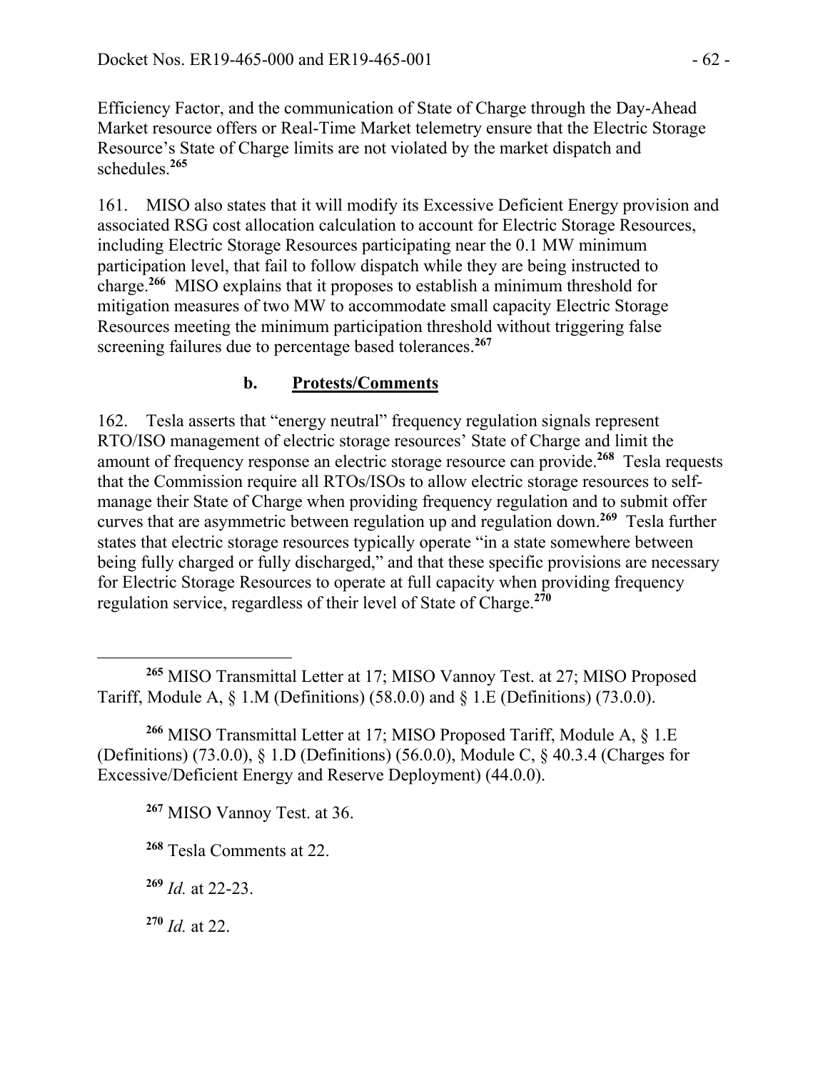Efficiency Factor, and the communication of State of Charge through the Day-Ahead Market resource offers or Real-Time Market telemetry ensure that the Electric Storage Resource's State of Charge limits are not violated by the market dispatch and schedules.[265]

161. MISO also states that it will modify its Excessive Deficient Energy provision and associated RSG cost allocation calculation to account for Electric Storage Resources, including Electric Storage Resources participating near the 0.1 MW minimum participation level, that fail to follow dispatch while they are being instructed to charge.[266] MISO explains that it proposes to establish a minimum threshold for mitigation measures of two MW to accommodate small capacity Electric Storage Resources meeting the minimum participation threshold without triggering false screening failures due to percentage based tolerances.[267]

### b. **Protests/Comments**

162. Tesla asserts that "energy neutral" frequency regulation signals represent RTO/ISO management of electric storage resources' State of Charge and limit the amount of frequency response an electric storage resource can provide.[268] Tesla requests that the Commission require all RTOs/ISOs to allow electric storage resources to self-manage their State of Charge when providing frequency regulation and to submit offer curves that are asymmetric between regulation up and regulation down.[269] Tesla further states that electric storage resources typically operate "in a state somewhere between being fully charged or fully discharged," and that these specific provisions are necessary for Electric Storage Resources to operate at full capacity when providing frequency regulation service, regardless of their level of State of Charge.[270]

---

[265] MISO Transmittal Letter at 17; MISO Vannoy Test. at 27; MISO Proposed Tariff, Module A, § 1.M (Definitions) (58.0.0) and § 1.E (Definitions) (73.0.0).

[266] MISO Transmittal Letter at 17; MISO Proposed Tariff, Module A, § 1.E (Definitions) (73.0.0), § 1.D (Definitions) (56.0.0), Module C, § 40.3.4 (Charges for Excessive/Deficient Energy and Reserve Deployment) (44.0.0).

[267] MISO Vannoy Test. at 36.

[268] Tesla Comments at 22.

[269] *Id.* at 22-23.

[270] *Id.* at 22.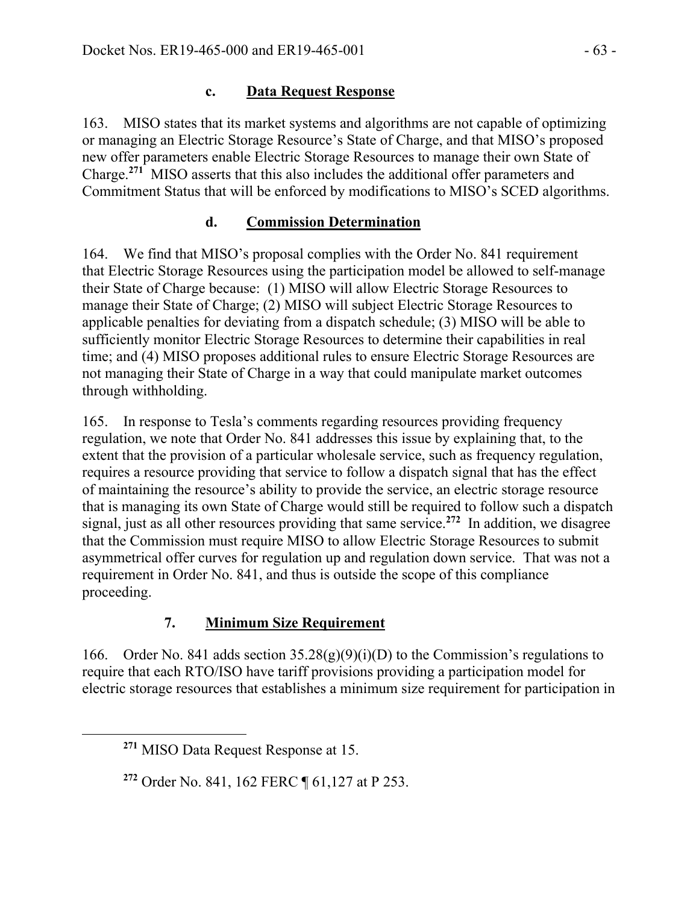### c. **Data Request Response**

163. MISO states that its market systems and algorithms are not capable of optimizing or managing an Electric Storage Resource's State of Charge, and that MISO's proposed new offer parameters enable Electric Storage Resources to manage their own State of Charge.[271] MISO asserts that this also includes the additional offer parameters and Commitment Status that will be enforced by modifications to MISO's SCED algorithms.

### d. **Commission Determination**

164. We find that MISO's proposal complies with the Order No. 841 requirement that Electric Storage Resources using the participation model be allowed to self-manage their State of Charge because: (1) MISO will allow Electric Storage Resources to manage their State of Charge; (2) MISO will subject Electric Storage Resources to applicable penalties for deviating from a dispatch schedule; (3) MISO will be able to sufficiently monitor Electric Storage Resources to determine their capabilities in real time; and (4) MISO proposes additional rules to ensure Electric Storage Resources are not managing their State of Charge in a way that could manipulate market outcomes through withholding.

165. In response to Tesla's comments regarding resources providing frequency regulation, we note that Order No. 841 addresses this issue by explaining that, to the extent that the provision of a particular wholesale service, such as frequency regulation, requires a resource providing that service to follow a dispatch signal that has the effect of maintaining the resource's ability to provide the service, an electric storage resource that is managing its own State of Charge would still be required to follow such a dispatch signal, just as all other resources providing that same service.[272] In addition, we disagree that the Commission must require MISO to allow Electric Storage Resources to submit asymmetrical offer curves for regulation up and regulation down service. That was not a requirement in Order No. 841, and thus is outside the scope of this compliance proceeding.

## 7. **Minimum Size Requirement**

166. Order No. 841 adds section 35.28(g)(9)(i)(D) to the Commission's regulations to require that each RTO/ISO have tariff provisions providing a participation model for electric storage resources that establishes a minimum size requirement for participation in

---

[271] MISO Data Request Response at 15.

[272] Order No. 841, 162 FERC ¶ 61,127 at P 253.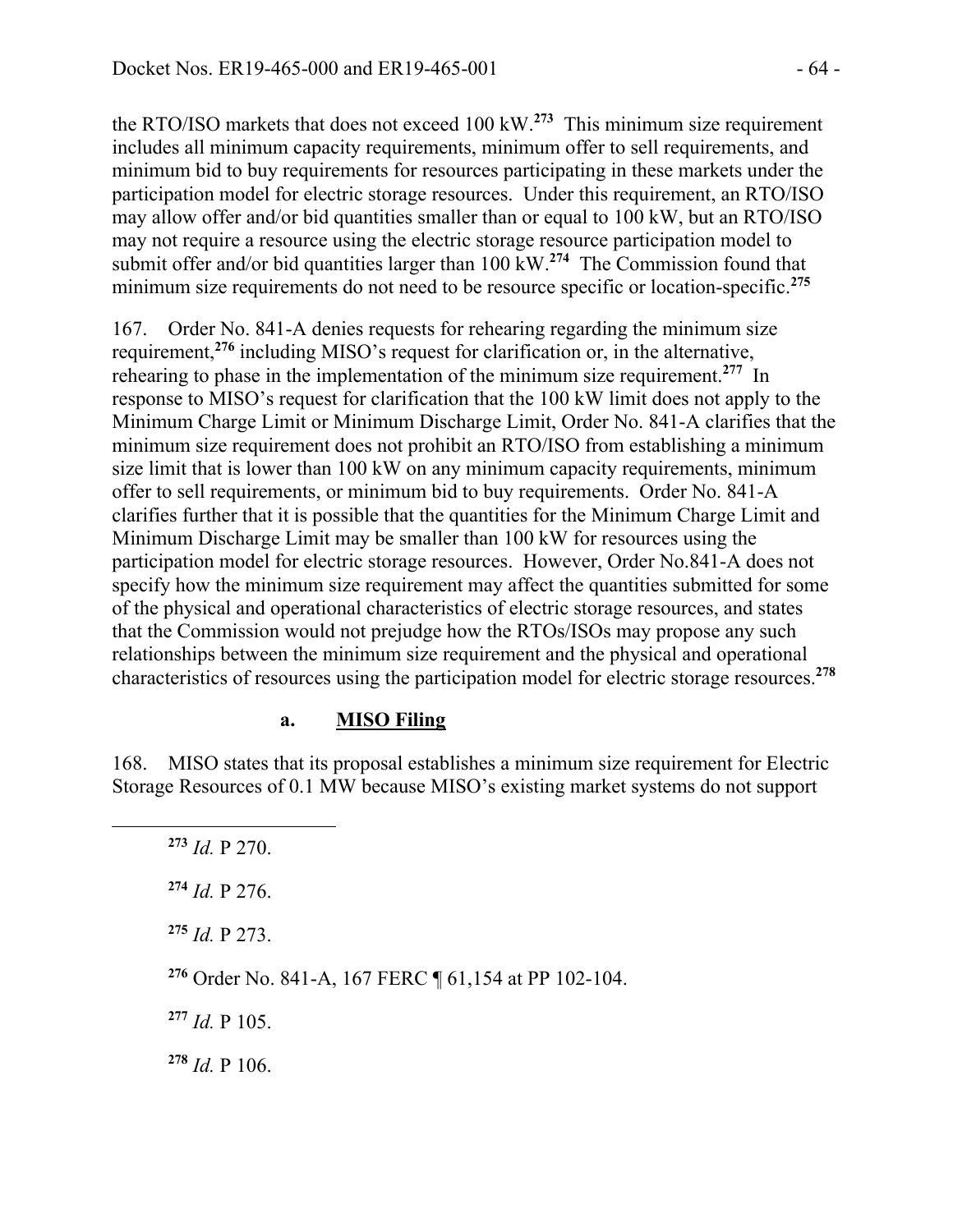the RTO/ISO markets that does not exceed 100 kW.[273] This minimum size requirement includes all minimum capacity requirements, minimum offer to sell requirements, and minimum bid to buy requirements for resources participating in these markets under the participation model for electric storage resources. Under this requirement, an RTO/ISO may allow offer and/or bid quantities smaller than or equal to 100 kW, but an RTO/ISO may not require a resource using the electric storage resource participation model to submit offer and/or bid quantities larger than 100 kW.[274] The Commission found that minimum size requirements do not need to be resource specific or location-specific.[275]

167. Order No. 841-A denies requests for rehearing regarding the minimum size requirement,[276] including MISO's request for clarification or, in the alternative, rehearing to phase in the implementation of the minimum size requirement.[277] In response to MISO's request for clarification that the 100 kW limit does not apply to the Minimum Charge Limit or Minimum Discharge Limit, Order No. 841-A clarifies that the minimum size requirement does not prohibit an RTO/ISO from establishing a minimum size limit that is lower than 100 kW on any minimum capacity requirements, minimum offer to sell requirements, or minimum bid to buy requirements. Order No. 841-A clarifies further that it is possible that the quantities for the Minimum Charge Limit and Minimum Discharge Limit may be smaller than 100 kW for resources using the participation model for electric storage resources. However, Order No.841-A does not specify how the minimum size requirement may affect the quantities submitted for some of the physical and operational characteristics of electric storage resources, and states that the Commission would not prejudge how the RTOs/ISOs may propose any such relationships between the minimum size requirement and the physical and operational characteristics of resources using the participation model for electric storage resources.[278]

### a. MISO Filing

168. MISO states that its proposal establishes a minimum size requirement for Electric Storage Resources of 0.1 MW because MISO's existing market systems do not support

---

[273] *Id.* P 270.

[274] *Id.* P 276.

[275] *Id.* P 273.

[276] Order No. 841-A, 167 FERC ¶ 61,154 at PP 102-104.

[277] *Id.* P 105.

[278] *Id.* P 106.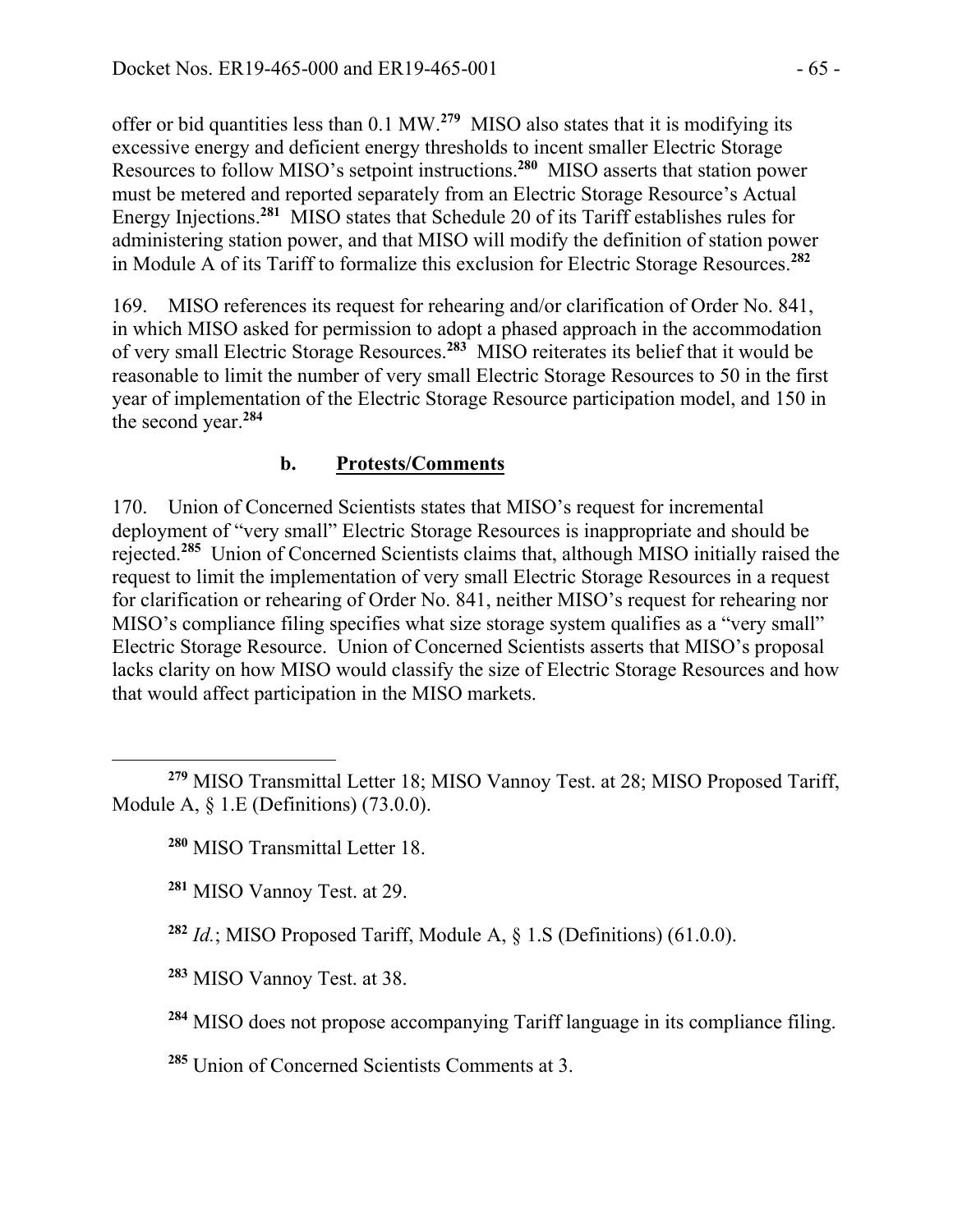offer or bid quantities less than 0.1 MW.[279] MISO also states that it is modifying its excessive energy and deficient energy thresholds to incent smaller Electric Storage Resources to follow MISO's setpoint instructions.[280] MISO asserts that station power must be metered and reported separately from an Electric Storage Resource's Actual Energy Injections.[281] MISO states that Schedule 20 of its Tariff establishes rules for administering station power, and that MISO will modify the definition of station power in Module A of its Tariff to formalize this exclusion for Electric Storage Resources.[282]

169. MISO references its request for rehearing and/or clarification of Order No. 841, in which MISO asked for permission to adopt a phased approach in the accommodation of very small Electric Storage Resources.[283] MISO reiterates its belief that it would be reasonable to limit the number of very small Electric Storage Resources to 50 in the first year of implementation of the Electric Storage Resource participation model, and 150 in the second year.[284]

### b. Protests/Comments

170. Union of Concerned Scientists states that MISO's request for incremental deployment of "very small" Electric Storage Resources is inappropriate and should be rejected.[285] Union of Concerned Scientists claims that, although MISO initially raised the request to limit the implementation of very small Electric Storage Resources in a request for clarification or rehearing of Order No. 841, neither MISO's request for rehearing nor MISO's compliance filing specifies what size storage system qualifies as a "very small" Electric Storage Resource. Union of Concerned Scientists asserts that MISO's proposal lacks clarity on how MISO would classify the size of Electric Storage Resources and how that would affect participation in the MISO markets.

---

[279] MISO Transmittal Letter 18; MISO Vannoy Test. at 28; MISO Proposed Tariff, Module A, § 1.E (Definitions) (73.0.0).

[280] MISO Transmittal Letter 18.

[281] MISO Vannoy Test. at 29.

[282] *Id.*; MISO Proposed Tariff, Module A, § 1.S (Definitions) (61.0.0).

[283] MISO Vannoy Test. at 38.

[284] MISO does not propose accompanying Tariff language in its compliance filing.

[285] Union of Concerned Scientists Comments at 3.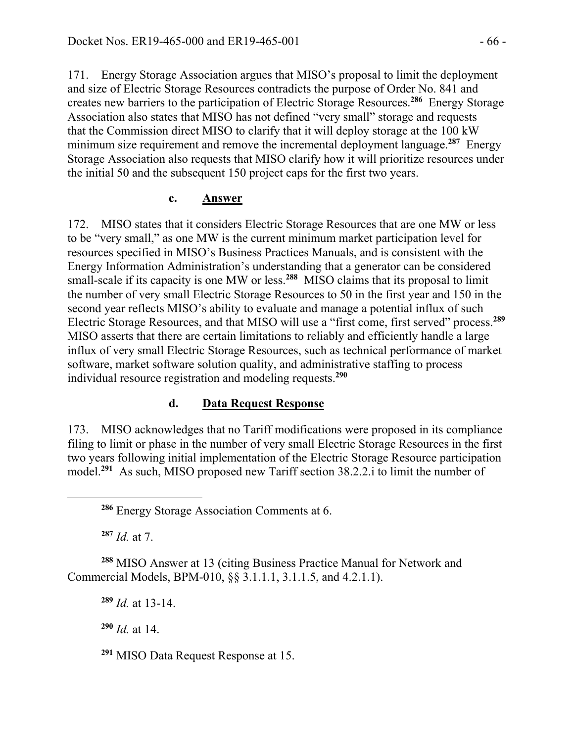171. Energy Storage Association argues that MISO's proposal to limit the deployment and size of Electric Storage Resources contradicts the purpose of Order No. 841 and creates new barriers to the participation of Electric Storage Resources.[286] Energy Storage Association also states that MISO has not defined "very small" storage and requests that the Commission direct MISO to clarify that it will deploy storage at the 100 kW minimum size requirement and remove the incremental deployment language.[287] Energy Storage Association also requests that MISO clarify how it will prioritize resources under the initial 50 and the subsequent 150 project caps for the first two years.

### c. Answer

172. MISO states that it considers Electric Storage Resources that are one MW or less to be "very small," as one MW is the current minimum market participation level for resources specified in MISO's Business Practices Manuals, and is consistent with the Energy Information Administration's understanding that a generator can be considered small-scale if its capacity is one MW or less.[288] MISO claims that its proposal to limit the number of very small Electric Storage Resources to 50 in the first year and 150 in the second year reflects MISO's ability to evaluate and manage a potential influx of such Electric Storage Resources, and that MISO will use a "first come, first served" process.[289] MISO asserts that there are certain limitations to reliably and efficiently handle a large influx of very small Electric Storage Resources, such as technical performance of market software, market software solution quality, and administrative staffing to process individual resource registration and modeling requests.[290]

### d. Data Request Response

173. MISO acknowledges that no Tariff modifications were proposed in its compliance filing to limit or phase in the number of very small Electric Storage Resources in the first two years following initial implementation of the Electric Storage Resource participation model.[291] As such, MISO proposed new Tariff section 38.2.2.i to limit the number of

---

[286] Energy Storage Association Comments at 6.

[287] *Id.* at 7.

[288] MISO Answer at 13 (citing Business Practice Manual for Network and Commercial Models, BPM-010, §§ 3.1.1.1, 3.1.1.5, and 4.2.1.1).

[289] *Id.* at 13-14.

[290] *Id.* at 14.

[291] MISO Data Request Response at 15.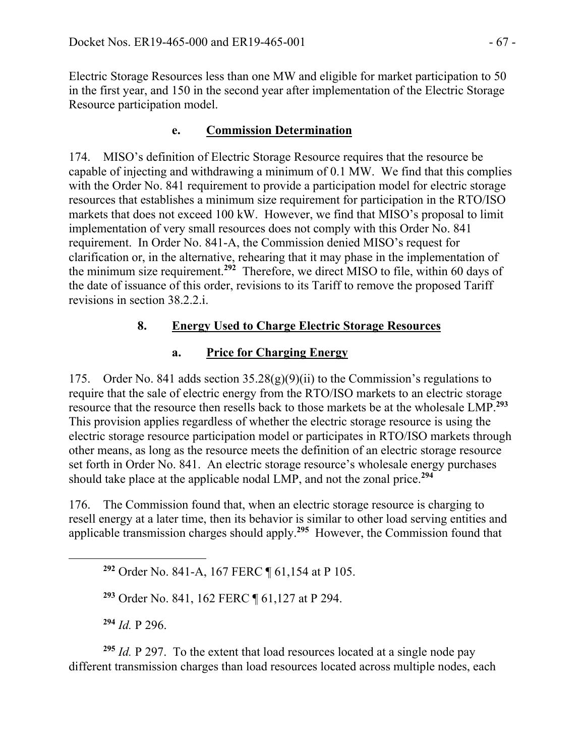Electric Storage Resources less than one MW and eligible for market participation to 50 in the first year, and 150 in the second year after implementation of the Electric Storage Resource participation model.

### e. **Commission Determination**

174. MISO's definition of Electric Storage Resource requires that the resource be capable of injecting and withdrawing a minimum of 0.1 MW. We find that this complies with the Order No. 841 requirement to provide a participation model for electric storage resources that establishes a minimum size requirement for participation in the RTO/ISO markets that does not exceed 100 kW. However, we find that MISO's proposal to limit implementation of very small resources does not comply with this Order No. 841 requirement. In Order No. 841-A, the Commission denied MISO's request for clarification or, in the alternative, rehearing that it may phase in the implementation of the minimum size requirement.[292] Therefore, we direct MISO to file, within 60 days of the date of issuance of this order, revisions to its Tariff to remove the proposed Tariff revisions in section 38.2.2.i.

## 8. **Energy Used to Charge Electric Storage Resources**

### a. **Price for Charging Energy**

175. Order No. 841 adds section 35.28(g)(9)(ii) to the Commission's regulations to require that the sale of electric energy from the RTO/ISO markets to an electric storage resource that the resource then resells back to those markets be at the wholesale LMP.[293] This provision applies regardless of whether the electric storage resource is using the electric storage resource participation model or participates in RTO/ISO markets through other means, as long as the resource meets the definition of an electric storage resource set forth in Order No. 841. An electric storage resource's wholesale energy purchases should take place at the applicable nodal LMP, and not the zonal price.[294]

176. The Commission found that, when an electric storage resource is charging to resell energy at a later time, then its behavior is similar to other load serving entities and applicable transmission charges should apply.[295] However, the Commission found that

---

[292] Order No. 841-A, 167 FERC ¶ 61,154 at P 105.

[293] Order No. 841, 162 FERC ¶ 61,127 at P 294.

[294] *Id.* P 296.

[295] *Id.* P 297. To the extent that load resources located at a single node pay different transmission charges than load resources located across multiple nodes, each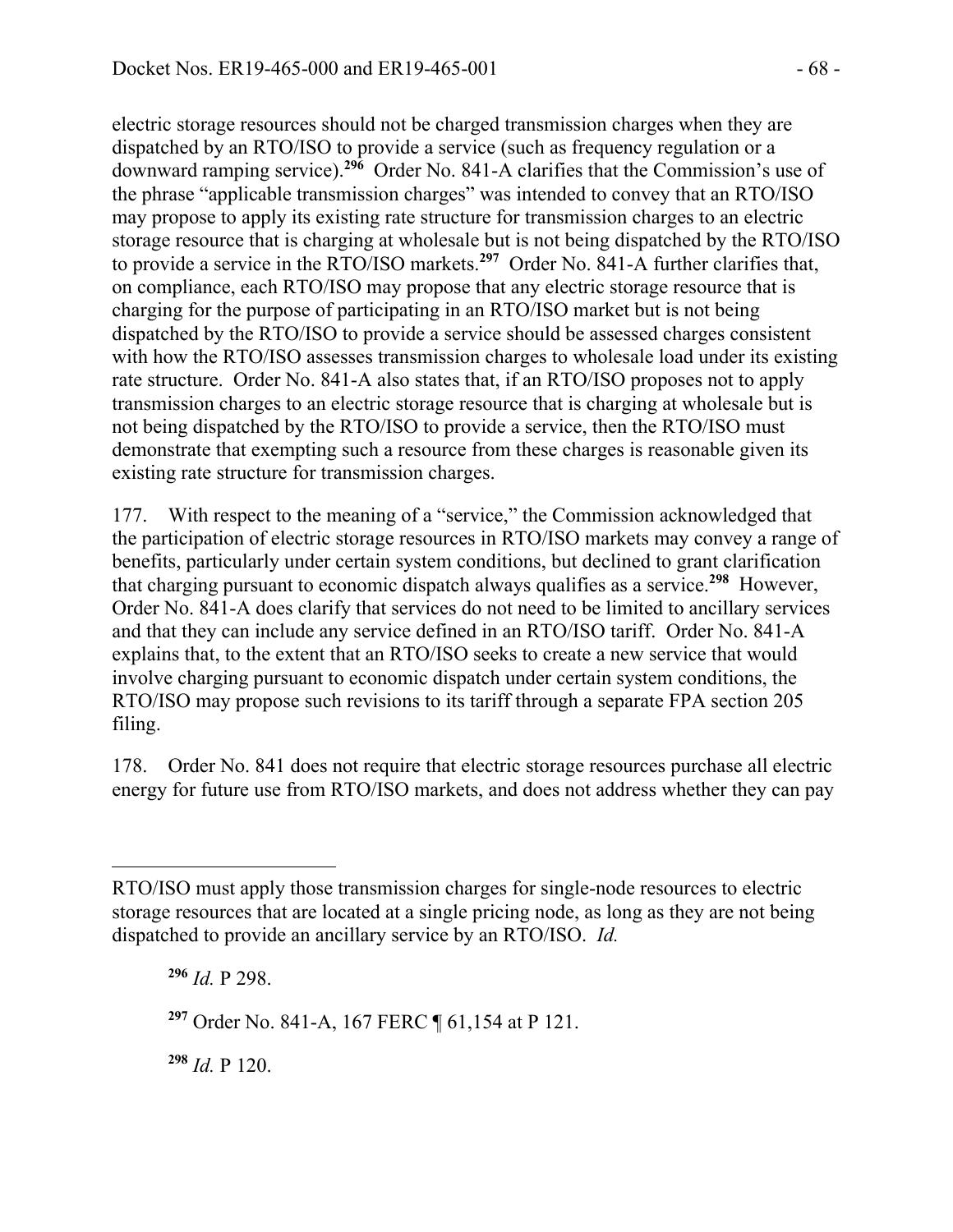electric storage resources should not be charged transmission charges when they are dispatched by an RTO/ISO to provide a service (such as frequency regulation or a downward ramping service).[296] Order No. 841-A clarifies that the Commission's use of the phrase "applicable transmission charges" was intended to convey that an RTO/ISO may propose to apply its existing rate structure for transmission charges to an electric storage resource that is charging at wholesale but is not being dispatched by the RTO/ISO to provide a service in the RTO/ISO markets.[297] Order No. 841-A further clarifies that, on compliance, each RTO/ISO may propose that any electric storage resource that is charging for the purpose of participating in an RTO/ISO market but is not being dispatched by the RTO/ISO to provide a service should be assessed charges consistent with how the RTO/ISO assesses transmission charges to wholesale load under its existing rate structure. Order No. 841-A also states that, if an RTO/ISO proposes not to apply transmission charges to an electric storage resource that is charging at wholesale but is not being dispatched by the RTO/ISO to provide a service, then the RTO/ISO must demonstrate that exempting such a resource from these charges is reasonable given its existing rate structure for transmission charges.

177. With respect to the meaning of a "service," the Commission acknowledged that the participation of electric storage resources in RTO/ISO markets may convey a range of benefits, particularly under certain system conditions, but declined to grant clarification that charging pursuant to economic dispatch always qualifies as a service.[298] However, Order No. 841-A does clarify that services do not need to be limited to ancillary services and that they can include any service defined in an RTO/ISO tariff. Order No. 841-A explains that, to the extent that an RTO/ISO seeks to create a new service that would involve charging pursuant to economic dispatch under certain system conditions, the RTO/ISO may propose such revisions to its tariff through a separate FPA section 205 filing.

178. Order No. 841 does not require that electric storage resources purchase all electric energy for future use from RTO/ISO markets, and does not address whether they can pay

---

RTO/ISO must apply those transmission charges for single-node resources to electric storage resources that are located at a single pricing node, as long as they are not being dispatched to provide an ancillary service by an RTO/ISO. *Id.*

[296] *Id.* P 298.

[297] Order No. 841-A, 167 FERC ¶ 61,154 at P 121.

[298] *Id.* P 120.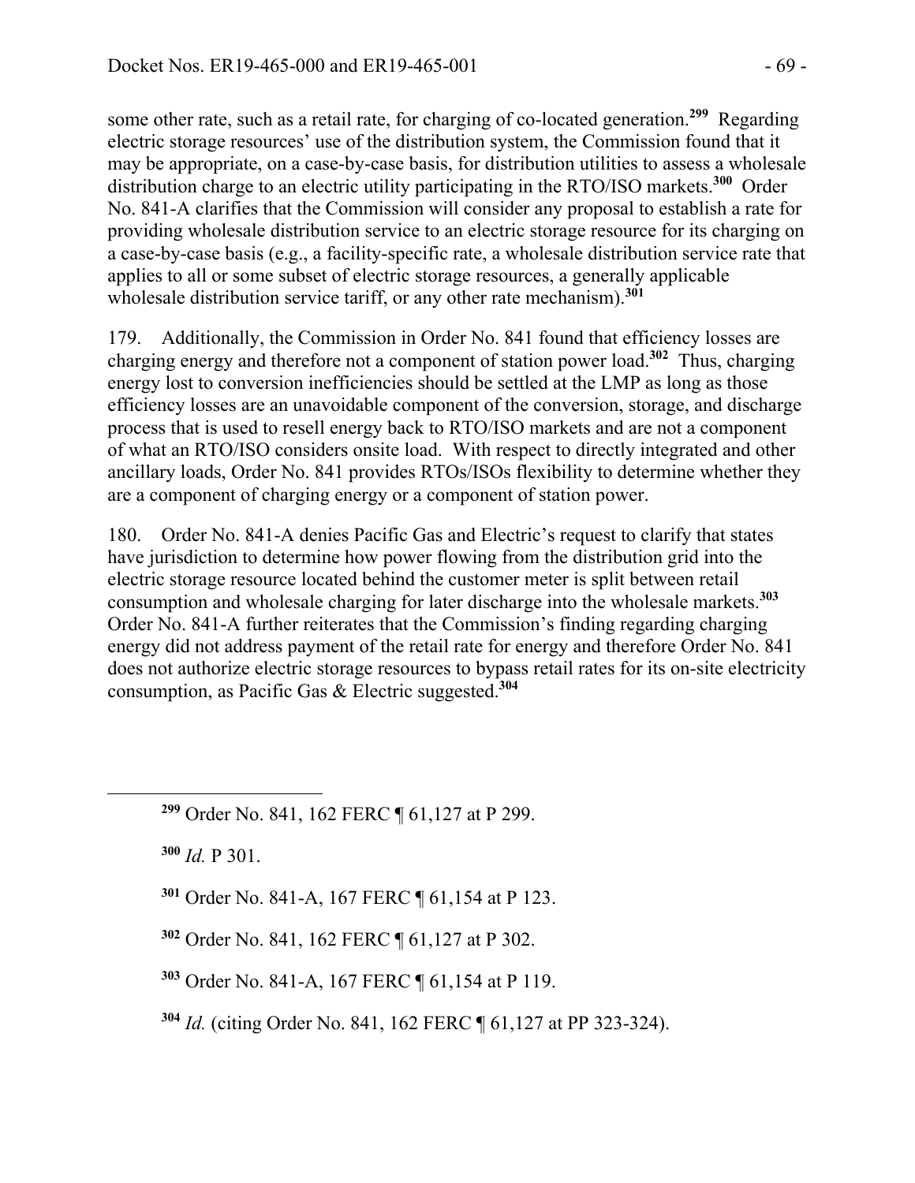some other rate, such as a retail rate, for charging of co-located generation.[299] Regarding electric storage resources' use of the distribution system, the Commission found that it may be appropriate, on a case-by-case basis, for distribution utilities to assess a wholesale distribution charge to an electric utility participating in the RTO/ISO markets.[300] Order No. 841-A clarifies that the Commission will consider any proposal to establish a rate for providing wholesale distribution service to an electric storage resource for its charging on a case-by-case basis (e.g., a facility-specific rate, a wholesale distribution service rate that applies to all or some subset of electric storage resources, a generally applicable wholesale distribution service tariff, or any other rate mechanism).[301]

179. Additionally, the Commission in Order No. 841 found that efficiency losses are charging energy and therefore not a component of station power load.[302] Thus, charging energy lost to conversion inefficiencies should be settled at the LMP as long as those efficiency losses are an unavoidable component of the conversion, storage, and discharge process that is used to resell energy back to RTO/ISO markets and are not a component of what an RTO/ISO considers onsite load. With respect to directly integrated and other ancillary loads, Order No. 841 provides RTOs/ISOs flexibility to determine whether they are a component of charging energy or a component of station power.

180. Order No. 841-A denies Pacific Gas and Electric's request to clarify that states have jurisdiction to determine how power flowing from the distribution grid into the electric storage resource located behind the customer meter is split between retail consumption and wholesale charging for later discharge into the wholesale markets.[303] Order No. 841-A further reiterates that the Commission's finding regarding charging energy did not address payment of the retail rate for energy and therefore Order No. 841 does not authorize electric storage resources to bypass retail rates for its on-site electricity consumption, as Pacific Gas & Electric suggested.[304]

---

[299] Order No. 841, 162 FERC ¶ 61,127 at P 299.

[300] *Id.* P 301.

[301] Order No. 841-A, 167 FERC ¶ 61,154 at P 123.

[302] Order No. 841, 162 FERC ¶ 61,127 at P 302.

[303] Order No. 841-A, 167 FERC ¶ 61,154 at P 119.

[304] *Id.* (citing Order No. 841, 162 FERC ¶ 61,127 at PP 323-324).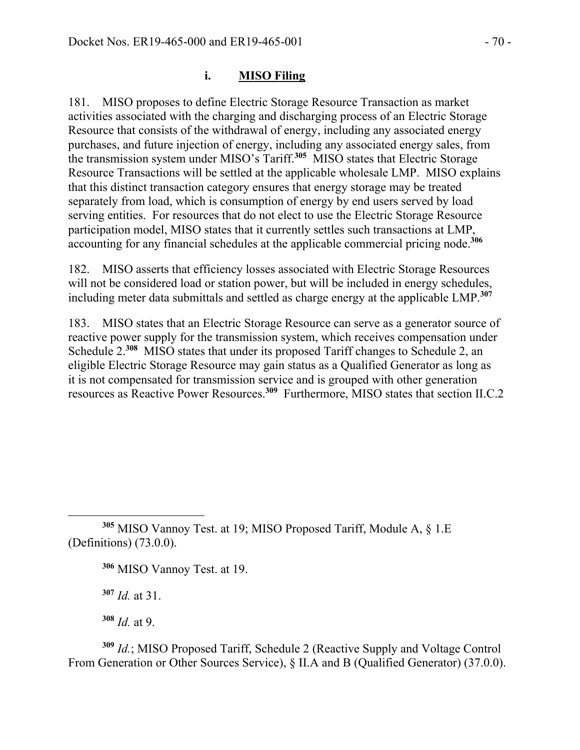#### i. **MISO Filing**

181. MISO proposes to define Electric Storage Resource Transaction as market activities associated with the charging and discharging process of an Electric Storage Resource that consists of the withdrawal of energy, including any associated energy purchases, and future injection of energy, including any associated energy sales, from the transmission system under MISO's Tariff.[305] MISO states that Electric Storage Resource Transactions will be settled at the applicable wholesale LMP. MISO explains that this distinct transaction category ensures that energy storage may be treated separately from load, which is consumption of energy by end users served by load serving entities. For resources that do not elect to use the Electric Storage Resource participation model, MISO states that it currently settles such transactions at LMP, accounting for any financial schedules at the applicable commercial pricing node.[306]

182. MISO asserts that efficiency losses associated with Electric Storage Resources will not be considered load or station power, but will be included in energy schedules, including meter data submittals and settled as charge energy at the applicable LMP.[307]

183. MISO states that an Electric Storage Resource can serve as a generator source of reactive power supply for the transmission system, which receives compensation under Schedule 2.[308] MISO states that under its proposed Tariff changes to Schedule 2, an eligible Electric Storage Resource may gain status as a Qualified Generator as long as it is not compensated for transmission service and is grouped with other generation resources as Reactive Power Resources.[309] Furthermore, MISO states that section II.C.2

---

[305] MISO Vannoy Test. at 19; MISO Proposed Tariff, Module A, § 1.E (Definitions) (73.0.0).

[306] MISO Vannoy Test. at 19.

[307] *Id.* at 31.

[308] *Id.* at 9.

[309] *Id.*; MISO Proposed Tariff, Schedule 2 (Reactive Supply and Voltage Control From Generation or Other Sources Service), § II.A and B (Qualified Generator) (37.0.0).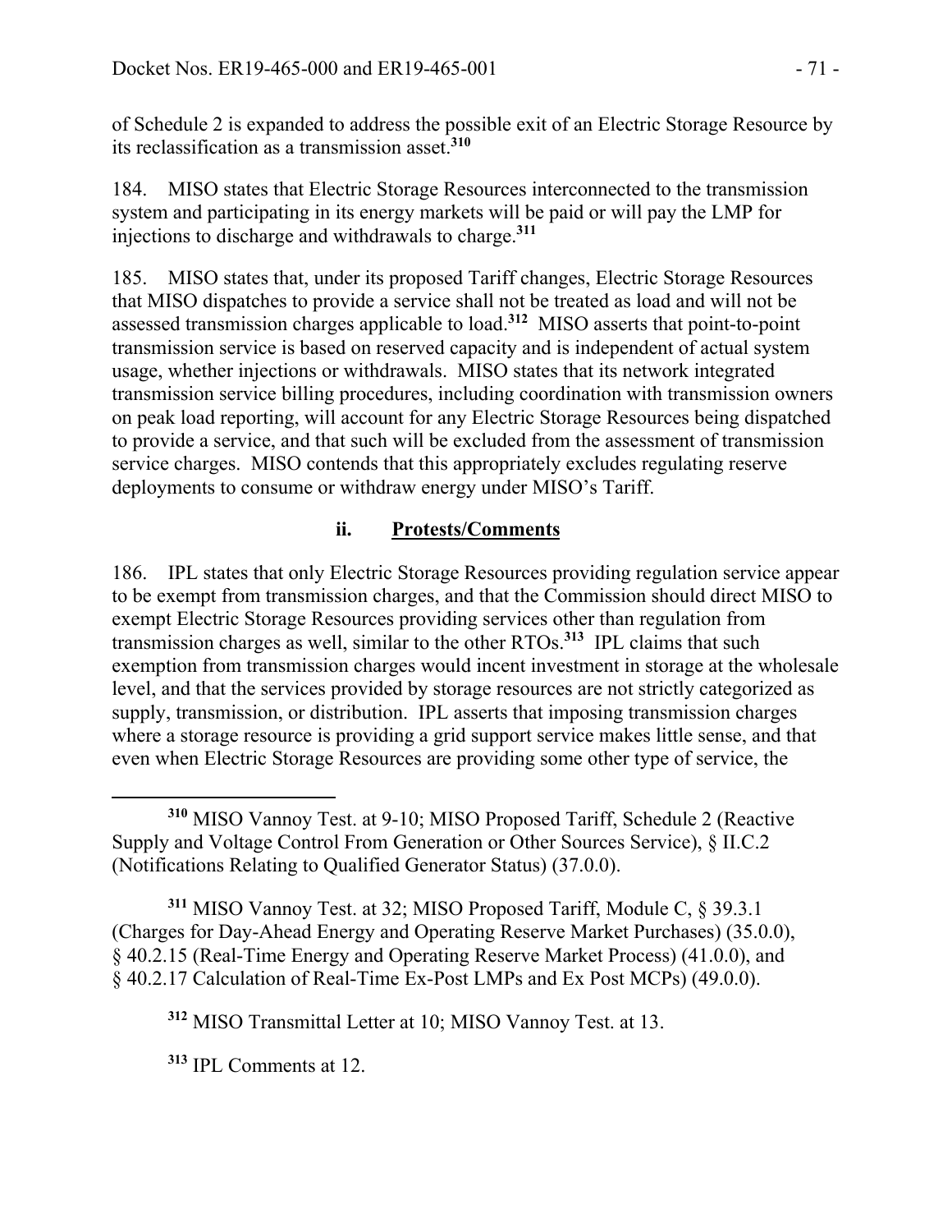of Schedule 2 is expanded to address the possible exit of an Electric Storage Resource by its reclassification as a transmission asset.[310]

184. MISO states that Electric Storage Resources interconnected to the transmission system and participating in its energy markets will be paid or will pay the LMP for injections to discharge and withdrawals to charge.[311]

185. MISO states that, under its proposed Tariff changes, Electric Storage Resources that MISO dispatches to provide a service shall not be treated as load and will not be assessed transmission charges applicable to load.[312] MISO asserts that point-to-point transmission service is based on reserved capacity and is independent of actual system usage, whether injections or withdrawals. MISO states that its network integrated transmission service billing procedures, including coordination with transmission owners on peak load reporting, will account for any Electric Storage Resources being dispatched to provide a service, and that such will be excluded from the assessment of transmission service charges. MISO contends that this appropriately excludes regulating reserve deployments to consume or withdraw energy under MISO's Tariff.

### ii. Protests/Comments

186. IPL states that only Electric Storage Resources providing regulation service appear to be exempt from transmission charges, and that the Commission should direct MISO to exempt Electric Storage Resources providing services other than regulation from transmission charges as well, similar to the other RTOs.[313] IPL claims that such exemption from transmission charges would incent investment in storage at the wholesale level, and that the services provided by storage resources are not strictly categorized as supply, transmission, or distribution. IPL asserts that imposing transmission charges where a storage resource is providing a grid support service makes little sense, and that even when Electric Storage Resources are providing some other type of service, the

---

[310] MISO Vannoy Test. at 9-10; MISO Proposed Tariff, Schedule 2 (Reactive Supply and Voltage Control From Generation or Other Sources Service), § II.C.2 (Notifications Relating to Qualified Generator Status) (37.0.0).

[311] MISO Vannoy Test. at 32; MISO Proposed Tariff, Module C, § 39.3.1 (Charges for Day-Ahead Energy and Operating Reserve Market Purchases) (35.0.0), § 40.2.15 (Real-Time Energy and Operating Reserve Market Process) (41.0.0), and § 40.2.17 Calculation of Real-Time Ex-Post LMPs and Ex Post MCPs) (49.0.0).

[312] MISO Transmittal Letter at 10; MISO Vannoy Test. at 13.

[313] IPL Comments at 12.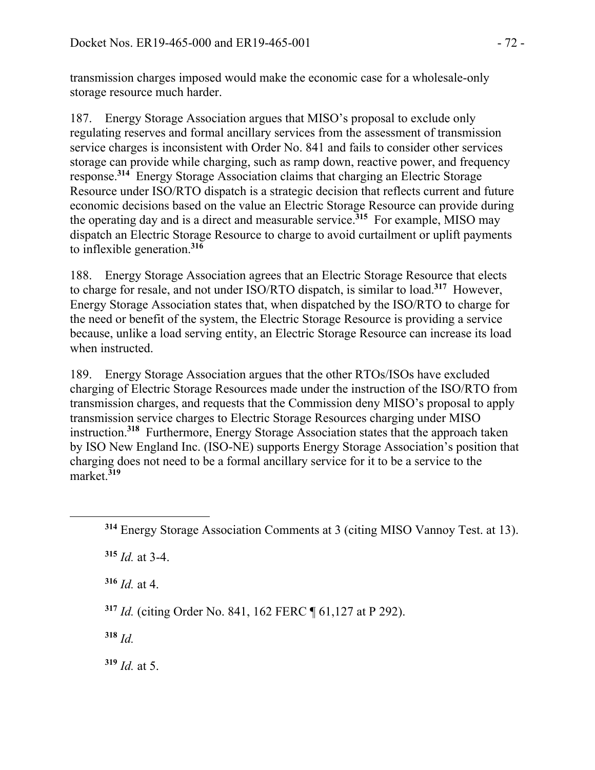transmission charges imposed would make the economic case for a wholesale-only storage resource much harder.

187. Energy Storage Association argues that MISO's proposal to exclude only regulating reserves and formal ancillary services from the assessment of transmission service charges is inconsistent with Order No. 841 and fails to consider other services storage can provide while charging, such as ramp down, reactive power, and frequency response.[314] Energy Storage Association claims that charging an Electric Storage Resource under ISO/RTO dispatch is a strategic decision that reflects current and future economic decisions based on the value an Electric Storage Resource can provide during the operating day and is a direct and measurable service.[315] For example, MISO may dispatch an Electric Storage Resource to charge to avoid curtailment or uplift payments to inflexible generation.[316]

188. Energy Storage Association agrees that an Electric Storage Resource that elects to charge for resale, and not under ISO/RTO dispatch, is similar to load.[317] However, Energy Storage Association states that, when dispatched by the ISO/RTO to charge for the need or benefit of the system, the Electric Storage Resource is providing a service because, unlike a load serving entity, an Electric Storage Resource can increase its load when instructed.

189. Energy Storage Association argues that the other RTOs/ISOs have excluded charging of Electric Storage Resources made under the instruction of the ISO/RTO from transmission charges, and requests that the Commission deny MISO's proposal to apply transmission service charges to Electric Storage Resources charging under MISO instruction.[318] Furthermore, Energy Storage Association states that the approach taken by ISO New England Inc. (ISO-NE) supports Energy Storage Association's position that charging does not need to be a formal ancillary service for it to be a service to the market.[319]

---

[314] Energy Storage Association Comments at 3 (citing MISO Vannoy Test. at 13).

[315] *Id.* at 3-4.

[316] *Id.* at 4.

[317] *Id.* (citing Order No. 841, 162 FERC ¶ 61,127 at P 292).

[318] *Id.*

[319] *Id.* at 5.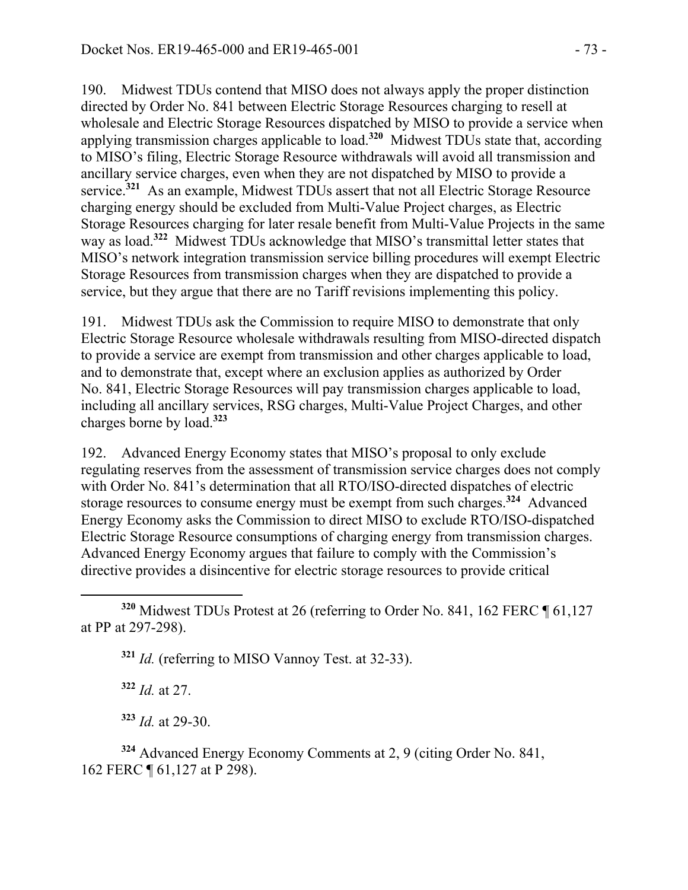190. Midwest TDUs contend that MISO does not always apply the proper distinction directed by Order No. 841 between Electric Storage Resources charging to resell at wholesale and Electric Storage Resources dispatched by MISO to provide a service when applying transmission charges applicable to load.[320] Midwest TDUs state that, according to MISO's filing, Electric Storage Resource withdrawals will avoid all transmission and ancillary service charges, even when they are not dispatched by MISO to provide a service.[321] As an example, Midwest TDUs assert that not all Electric Storage Resource charging energy should be excluded from Multi-Value Project charges, as Electric Storage Resources charging for later resale benefit from Multi-Value Projects in the same way as load.[322] Midwest TDUs acknowledge that MISO's transmittal letter states that MISO's network integration transmission service billing procedures will exempt Electric Storage Resources from transmission charges when they are dispatched to provide a service, but they argue that there are no Tariff revisions implementing this policy.

191. Midwest TDUs ask the Commission to require MISO to demonstrate that only Electric Storage Resource wholesale withdrawals resulting from MISO-directed dispatch to provide a service are exempt from transmission and other charges applicable to load, and to demonstrate that, except where an exclusion applies as authorized by Order No. 841, Electric Storage Resources will pay transmission charges applicable to load, including all ancillary services, RSG charges, Multi-Value Project Charges, and other charges borne by load.[323]

192. Advanced Energy Economy states that MISO's proposal to only exclude regulating reserves from the assessment of transmission service charges does not comply with Order No. 841's determination that all RTO/ISO-directed dispatches of electric storage resources to consume energy must be exempt from such charges.[324] Advanced Energy Economy asks the Commission to direct MISO to exclude RTO/ISO-dispatched Electric Storage Resource consumptions of charging energy from transmission charges. Advanced Energy Economy argues that failure to comply with the Commission's directive provides a disincentive for electric storage resources to provide critical

---

[320] Midwest TDUs Protest at 26 (referring to Order No. 841, 162 FERC ¶ 61,127 at PP at 297-298).

[321] *Id.* (referring to MISO Vannoy Test. at 32-33).

[322] *Id.* at 27.

[323] *Id.* at 29-30.

[324] Advanced Energy Economy Comments at 2, 9 (citing Order No. 841, 162 FERC ¶ 61,127 at P 298).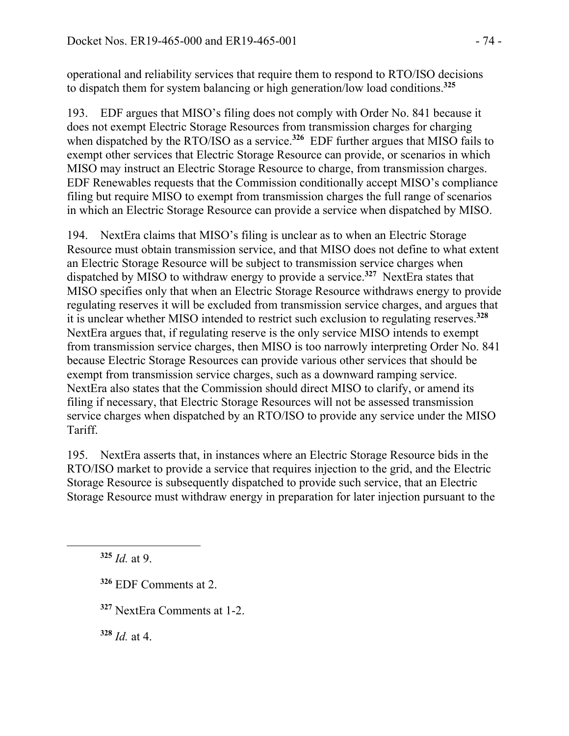operational and reliability services that require them to respond to RTO/ISO decisions to dispatch them for system balancing or high generation/low load conditions.[325]

193. EDF argues that MISO's filing does not comply with Order No. 841 because it does not exempt Electric Storage Resources from transmission charges for charging when dispatched by the RTO/ISO as a service.[326] EDF further argues that MISO fails to exempt other services that Electric Storage Resource can provide, or scenarios in which MISO may instruct an Electric Storage Resource to charge, from transmission charges. EDF Renewables requests that the Commission conditionally accept MISO's compliance filing but require MISO to exempt from transmission charges the full range of scenarios in which an Electric Storage Resource can provide a service when dispatched by MISO.

194. NextEra claims that MISO's filing is unclear as to when an Electric Storage Resource must obtain transmission service, and that MISO does not define to what extent an Electric Storage Resource will be subject to transmission service charges when dispatched by MISO to withdraw energy to provide a service.[327] NextEra states that MISO specifies only that when an Electric Storage Resource withdraws energy to provide regulating reserves it will be excluded from transmission service charges, and argues that it is unclear whether MISO intended to restrict such exclusion to regulating reserves.[328] NextEra argues that, if regulating reserve is the only service MISO intends to exempt from transmission service charges, then MISO is too narrowly interpreting Order No. 841 because Electric Storage Resources can provide various other services that should be exempt from transmission service charges, such as a downward ramping service. NextEra also states that the Commission should direct MISO to clarify, or amend its filing if necessary, that Electric Storage Resources will not be assessed transmission service charges when dispatched by an RTO/ISO to provide any service under the MISO Tariff.

195. NextEra asserts that, in instances where an Electric Storage Resource bids in the RTO/ISO market to provide a service that requires injection to the grid, and the Electric Storage Resource is subsequently dispatched to provide such service, that an Electric Storage Resource must withdraw energy in preparation for later injection pursuant to the

---

[325] *Id.* at 9.

[326] EDF Comments at 2.

[327] NextEra Comments at 1-2.

[328] *Id.* at 4.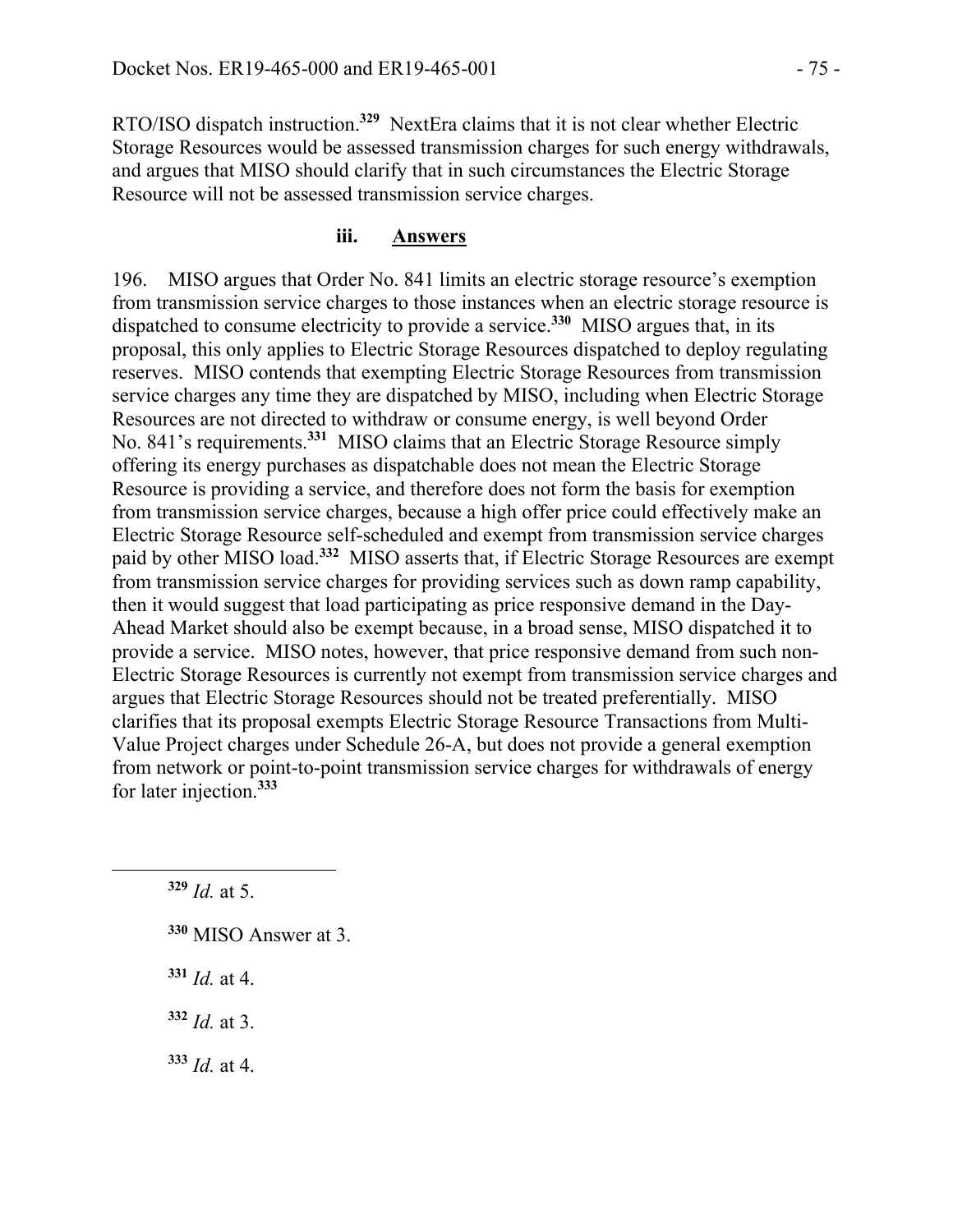RTO/ISO dispatch instruction.[329] NextEra claims that it is not clear whether Electric Storage Resources would be assessed transmission charges for such energy withdrawals, and argues that MISO should clarify that in such circumstances the Electric Storage Resource will not be assessed transmission service charges.

#### iii. Answers

196. MISO argues that Order No. 841 limits an electric storage resource's exemption from transmission service charges to those instances when an electric storage resource is dispatched to consume electricity to provide a service.[330] MISO argues that, in its proposal, this only applies to Electric Storage Resources dispatched to deploy regulating reserves. MISO contends that exempting Electric Storage Resources from transmission service charges any time they are dispatched by MISO, including when Electric Storage Resources are not directed to withdraw or consume energy, is well beyond Order No. 841's requirements.[331] MISO claims that an Electric Storage Resource simply offering its energy purchases as dispatchable does not mean the Electric Storage Resource is providing a service, and therefore does not form the basis for exemption from transmission service charges, because a high offer price could effectively make an Electric Storage Resource self-scheduled and exempt from transmission service charges paid by other MISO load.[332] MISO asserts that, if Electric Storage Resources are exempt from transmission service charges for providing services such as down ramp capability, then it would suggest that load participating as price responsive demand in the Day-Ahead Market should also be exempt because, in a broad sense, MISO dispatched it to provide a service. MISO notes, however, that price responsive demand from such non-Electric Storage Resources is currently not exempt from transmission service charges and argues that Electric Storage Resources should not be treated preferentially. MISO clarifies that its proposal exempts Electric Storage Resource Transactions from Multi-Value Project charges under Schedule 26-A, but does not provide a general exemption from network or point-to-point transmission service charges for withdrawals of energy for later injection.[333]

---

[329] *Id.* at 5.

[330] MISO Answer at 3.

[331] *Id.* at 4.

[332] *Id.* at 3.

[333] *Id.* at 4.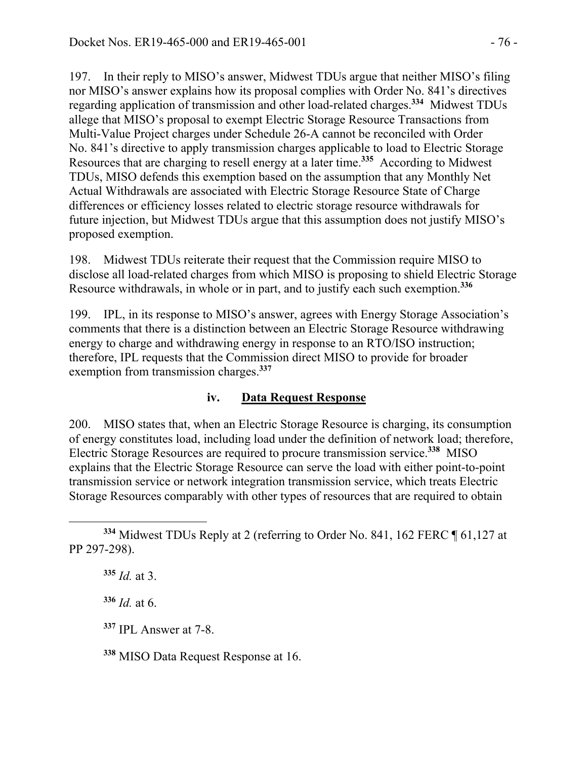197. In their reply to MISO's answer, Midwest TDUs argue that neither MISO's filing nor MISO's answer explains how its proposal complies with Order No. 841's directives regarding application of transmission and other load-related charges.[334] Midwest TDUs allege that MISO's proposal to exempt Electric Storage Resource Transactions from Multi-Value Project charges under Schedule 26-A cannot be reconciled with Order No. 841's directive to apply transmission charges applicable to load to Electric Storage Resources that are charging to resell energy at a later time.[335] According to Midwest TDUs, MISO defends this exemption based on the assumption that any Monthly Net Actual Withdrawals are associated with Electric Storage Resource State of Charge differences or efficiency losses related to electric storage resource withdrawals for future injection, but Midwest TDUs argue that this assumption does not justify MISO's proposed exemption.

198. Midwest TDUs reiterate their request that the Commission require MISO to disclose all load-related charges from which MISO is proposing to shield Electric Storage Resource withdrawals, in whole or in part, and to justify each such exemption.[336]

199. IPL, in its response to MISO's answer, agrees with Energy Storage Association's comments that there is a distinction between an Electric Storage Resource withdrawing energy to charge and withdrawing energy in response to an RTO/ISO instruction; therefore, IPL requests that the Commission direct MISO to provide for broader exemption from transmission charges.[337]

#### iv. Data Request Response

200. MISO states that, when an Electric Storage Resource is charging, its consumption of energy constitutes load, including load under the definition of network load; therefore, Electric Storage Resources are required to procure transmission service.[338] MISO explains that the Electric Storage Resource can serve the load with either point-to-point transmission service or network integration transmission service, which treats Electric Storage Resources comparably with other types of resources that are required to obtain

---

[334] Midwest TDUs Reply at 2 (referring to Order No. 841, 162 FERC ¶ 61,127 at PP 297-298).

[335] *Id.* at 3.

[336] *Id.* at 6.

[337] IPL Answer at 7-8.

[338] MISO Data Request Response at 16.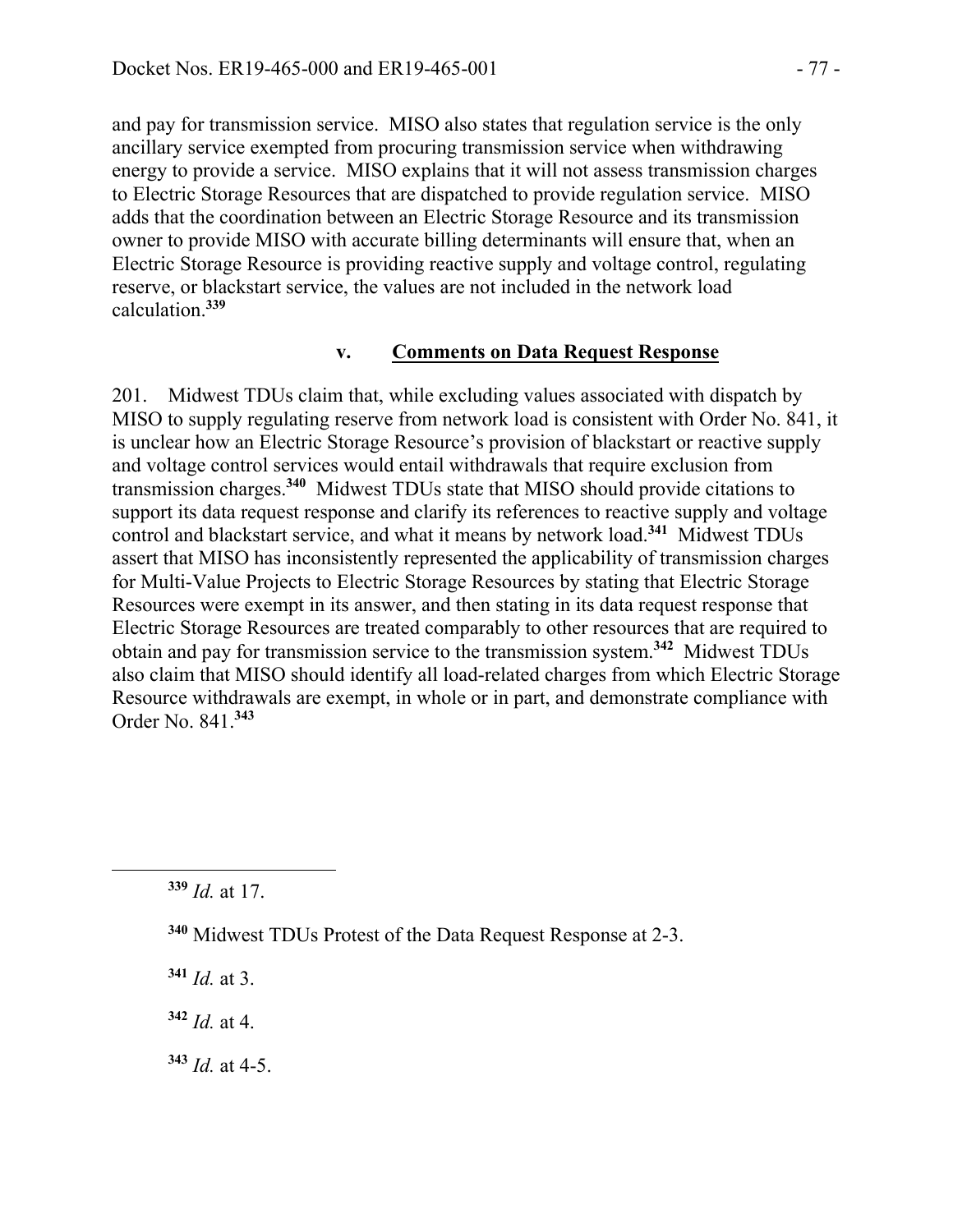and pay for transmission service. MISO also states that regulation service is the only ancillary service exempted from procuring transmission service when withdrawing energy to provide a service. MISO explains that it will not assess transmission charges to Electric Storage Resources that are dispatched to provide regulation service. MISO adds that the coordination between an Electric Storage Resource and its transmission owner to provide MISO with accurate billing determinants will ensure that, when an Electric Storage Resource is providing reactive supply and voltage control, regulating reserve, or blackstart service, the values are not included in the network load calculation.[339]

#### v. Comments on Data Request Response

201. Midwest TDUs claim that, while excluding values associated with dispatch by MISO to supply regulating reserve from network load is consistent with Order No. 841, it is unclear how an Electric Storage Resource's provision of blackstart or reactive supply and voltage control services would entail withdrawals that require exclusion from transmission charges.[340] Midwest TDUs state that MISO should provide citations to support its data request response and clarify its references to reactive supply and voltage control and blackstart service, and what it means by network load.[341] Midwest TDUs assert that MISO has inconsistently represented the applicability of transmission charges for Multi-Value Projects to Electric Storage Resources by stating that Electric Storage Resources were exempt in its answer, and then stating in its data request response that Electric Storage Resources are treated comparably to other resources that are required to obtain and pay for transmission service to the transmission system.[342] Midwest TDUs also claim that MISO should identify all load-related charges from which Electric Storage Resource withdrawals are exempt, in whole or in part, and demonstrate compliance with Order No. 841.[343]

---

[339] *Id.* at 17.

[340] Midwest TDUs Protest of the Data Request Response at 2-3.

[341] *Id.* at 3.

[342] *Id.* at 4.

[343] *Id.* at 4-5.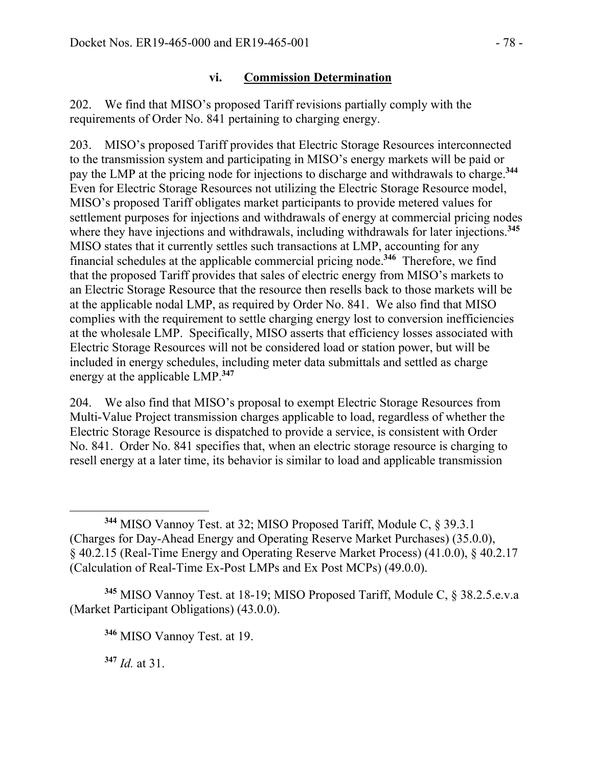### vi. **Commission Determination**

202. We find that MISO's proposed Tariff revisions partially comply with the requirements of Order No. 841 pertaining to charging energy.

203. MISO's proposed Tariff provides that Electric Storage Resources interconnected to the transmission system and participating in MISO's energy markets will be paid or pay the LMP at the pricing node for injections to discharge and withdrawals to charge.[344] Even for Electric Storage Resources not utilizing the Electric Storage Resource model, MISO's proposed Tariff obligates market participants to provide metered values for settlement purposes for injections and withdrawals of energy at commercial pricing nodes where they have injections and withdrawals, including withdrawals for later injections.[345] MISO states that it currently settles such transactions at LMP, accounting for any financial schedules at the applicable commercial pricing node.[346] Therefore, we find that the proposed Tariff provides that sales of electric energy from MISO's markets to an Electric Storage Resource that the resource then resells back to those markets will be at the applicable nodal LMP, as required by Order No. 841. We also find that MISO complies with the requirement to settle charging energy lost to conversion inefficiencies at the wholesale LMP. Specifically, MISO asserts that efficiency losses associated with Electric Storage Resources will not be considered load or station power, but will be included in energy schedules, including meter data submittals and settled as charge energy at the applicable LMP.[347]

204. We also find that MISO's proposal to exempt Electric Storage Resources from Multi-Value Project transmission charges applicable to load, regardless of whether the Electric Storage Resource is dispatched to provide a service, is consistent with Order No. 841. Order No. 841 specifies that, when an electric storage resource is charging to resell energy at a later time, its behavior is similar to load and applicable transmission

---

[344] MISO Vannoy Test. at 32; MISO Proposed Tariff, Module C, § 39.3.1 (Charges for Day-Ahead Energy and Operating Reserve Market Purchases) (35.0.0), § 40.2.15 (Real-Time Energy and Operating Reserve Market Process) (41.0.0), § 40.2.17 (Calculation of Real-Time Ex-Post LMPs and Ex Post MCPs) (49.0.0).

[345] MISO Vannoy Test. at 18-19; MISO Proposed Tariff, Module C, § 38.2.5.e.v.a (Market Participant Obligations) (43.0.0).

[346] MISO Vannoy Test. at 19.

[347] *Id.* at 31.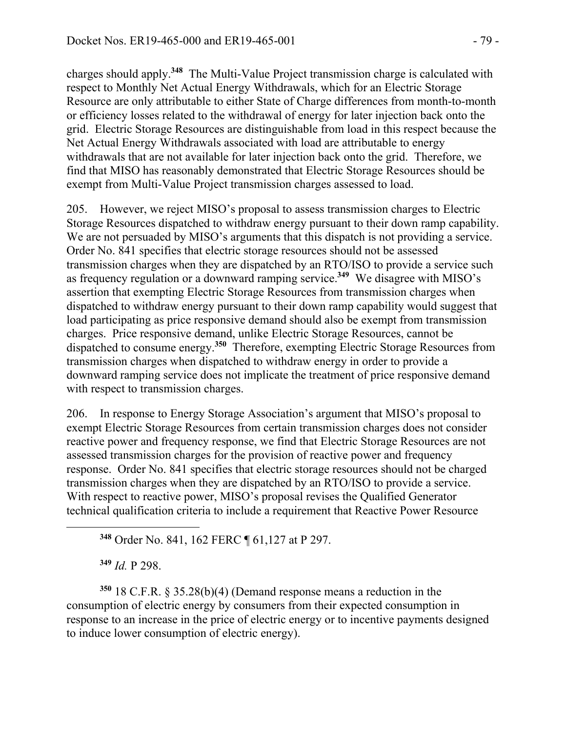charges should apply.[348] The Multi-Value Project transmission charge is calculated with respect to Monthly Net Actual Energy Withdrawals, which for an Electric Storage Resource are only attributable to either State of Charge differences from month-to-month or efficiency losses related to the withdrawal of energy for later injection back onto the grid. Electric Storage Resources are distinguishable from load in this respect because the Net Actual Energy Withdrawals associated with load are attributable to energy withdrawals that are not available for later injection back onto the grid. Therefore, we find that MISO has reasonably demonstrated that Electric Storage Resources should be exempt from Multi-Value Project transmission charges assessed to load.

205. However, we reject MISO's proposal to assess transmission charges to Electric Storage Resources dispatched to withdraw energy pursuant to their down ramp capability. We are not persuaded by MISO's arguments that this dispatch is not providing a service. Order No. 841 specifies that electric storage resources should not be assessed transmission charges when they are dispatched by an RTO/ISO to provide a service such as frequency regulation or a downward ramping service.[349] We disagree with MISO's assertion that exempting Electric Storage Resources from transmission charges when dispatched to withdraw energy pursuant to their down ramp capability would suggest that load participating as price responsive demand should also be exempt from transmission charges. Price responsive demand, unlike Electric Storage Resources, cannot be dispatched to consume energy.[350] Therefore, exempting Electric Storage Resources from transmission charges when dispatched to withdraw energy in order to provide a downward ramping service does not implicate the treatment of price responsive demand with respect to transmission charges.

206. In response to Energy Storage Association's argument that MISO's proposal to exempt Electric Storage Resources from certain transmission charges does not consider reactive power and frequency response, we find that Electric Storage Resources are not assessed transmission charges for the provision of reactive power and frequency response. Order No. 841 specifies that electric storage resources should not be charged transmission charges when they are dispatched by an RTO/ISO to provide a service. With respect to reactive power, MISO's proposal revises the Qualified Generator technical qualification criteria to include a requirement that Reactive Power Resource

---

[348] Order No. 841, 162 FERC ¶ 61,127 at P 297.

[349] *Id.* P 298.

[350] 18 C.F.R. § 35.28(b)(4) (Demand response means a reduction in the consumption of electric energy by consumers from their expected consumption in response to an increase in the price of electric energy or to incentive payments designed to induce lower consumption of electric energy).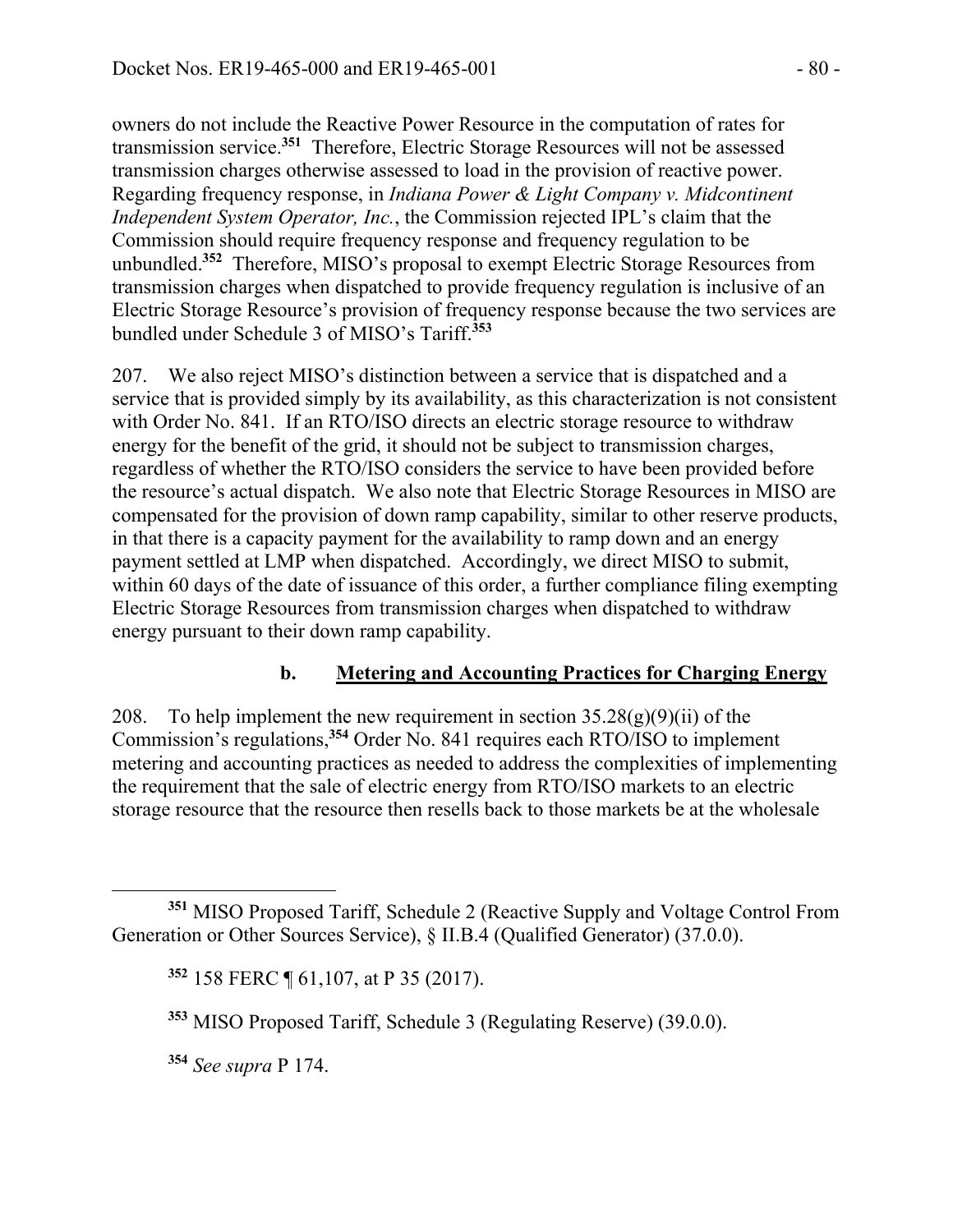owners do not include the Reactive Power Resource in the computation of rates for transmission service.[351] Therefore, Electric Storage Resources will not be assessed transmission charges otherwise assessed to load in the provision of reactive power. Regarding frequency response, in *Indiana Power & Light Company v. Midcontinent Independent System Operator, Inc.*, the Commission rejected IPL's claim that the Commission should require frequency response and frequency regulation to be unbundled.[352] Therefore, MISO's proposal to exempt Electric Storage Resources from transmission charges when dispatched to provide frequency regulation is inclusive of an Electric Storage Resource's provision of frequency response because the two services are bundled under Schedule 3 of MISO's Tariff.[353]

207. We also reject MISO's distinction between a service that is dispatched and a service that is provided simply by its availability, as this characterization is not consistent with Order No. 841. If an RTO/ISO directs an electric storage resource to withdraw energy for the benefit of the grid, it should not be subject to transmission charges, regardless of whether the RTO/ISO considers the service to have been provided before the resource's actual dispatch. We also note that Electric Storage Resources in MISO are compensated for the provision of down ramp capability, similar to other reserve products, in that there is a capacity payment for the availability to ramp down and an energy payment settled at LMP when dispatched. Accordingly, we direct MISO to submit, within 60 days of the date of issuance of this order, a further compliance filing exempting Electric Storage Resources from transmission charges when dispatched to withdraw energy pursuant to their down ramp capability.

### b. Metering and Accounting Practices for Charging Energy

208. To help implement the new requirement in section 35.28(g)(9)(ii) of the Commission's regulations,[354] Order No. 841 requires each RTO/ISO to implement metering and accounting practices as needed to address the complexities of implementing the requirement that the sale of electric energy from RTO/ISO markets to an electric storage resource that the resource then resells back to those markets be at the wholesale

---

[351] MISO Proposed Tariff, Schedule 2 (Reactive Supply and Voltage Control From Generation or Other Sources Service), § II.B.4 (Qualified Generator) (37.0.0).

[352] 158 FERC ¶ 61,107, at P 35 (2017).

[353] MISO Proposed Tariff, Schedule 3 (Regulating Reserve) (39.0.0).

[354] *See supra* P 174.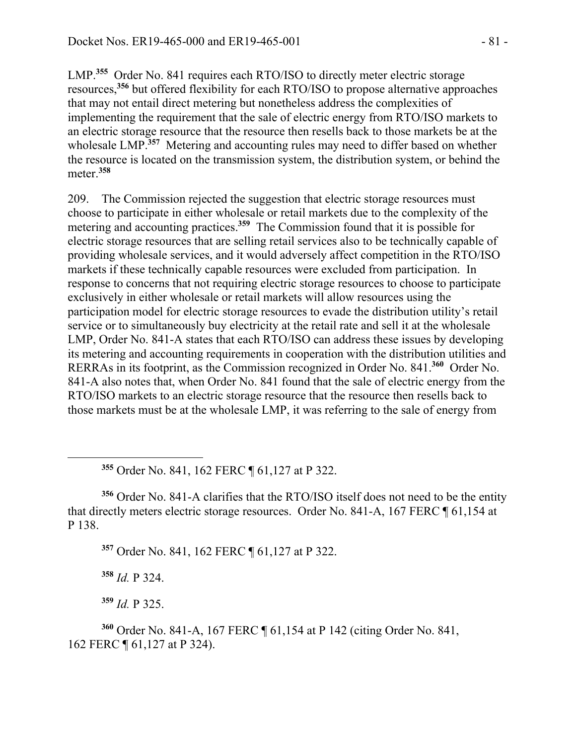LMP.[355] Order No. 841 requires each RTO/ISO to directly meter electric storage resources,[356] but offered flexibility for each RTO/ISO to propose alternative approaches that may not entail direct metering but nonetheless address the complexities of implementing the requirement that the sale of electric energy from RTO/ISO markets to an electric storage resource that the resource then resells back to those markets be at the wholesale LMP.[357] Metering and accounting rules may need to differ based on whether the resource is located on the transmission system, the distribution system, or behind the meter.[358]

209. The Commission rejected the suggestion that electric storage resources must choose to participate in either wholesale or retail markets due to the complexity of the metering and accounting practices.[359] The Commission found that it is possible for electric storage resources that are selling retail services also to be technically capable of providing wholesale services, and it would adversely affect competition in the RTO/ISO markets if these technically capable resources were excluded from participation. In response to concerns that not requiring electric storage resources to choose to participate exclusively in either wholesale or retail markets will allow resources using the participation model for electric storage resources to evade the distribution utility's retail service or to simultaneously buy electricity at the retail rate and sell it at the wholesale LMP, Order No. 841-A states that each RTO/ISO can address these issues by developing its metering and accounting requirements in cooperation with the distribution utilities and RERRAs in its footprint, as the Commission recognized in Order No. 841.[360] Order No. 841-A also notes that, when Order No. 841 found that the sale of electric energy from the RTO/ISO markets to an electric storage resource that the resource then resells back to those markets must be at the wholesale LMP, it was referring to the sale of energy from

---

[355] Order No. 841, 162 FERC ¶ 61,127 at P 322.

[356] Order No. 841-A clarifies that the RTO/ISO itself does not need to be the entity that directly meters electric storage resources. Order No. 841-A, 167 FERC ¶ 61,154 at P 138.

[357] Order No. 841, 162 FERC ¶ 61,127 at P 322.

[358] *Id.* P 324.

[359] *Id.* P 325.

[360] Order No. 841-A, 167 FERC ¶ 61,154 at P 142 (citing Order No. 841, 162 FERC ¶ 61,127 at P 324).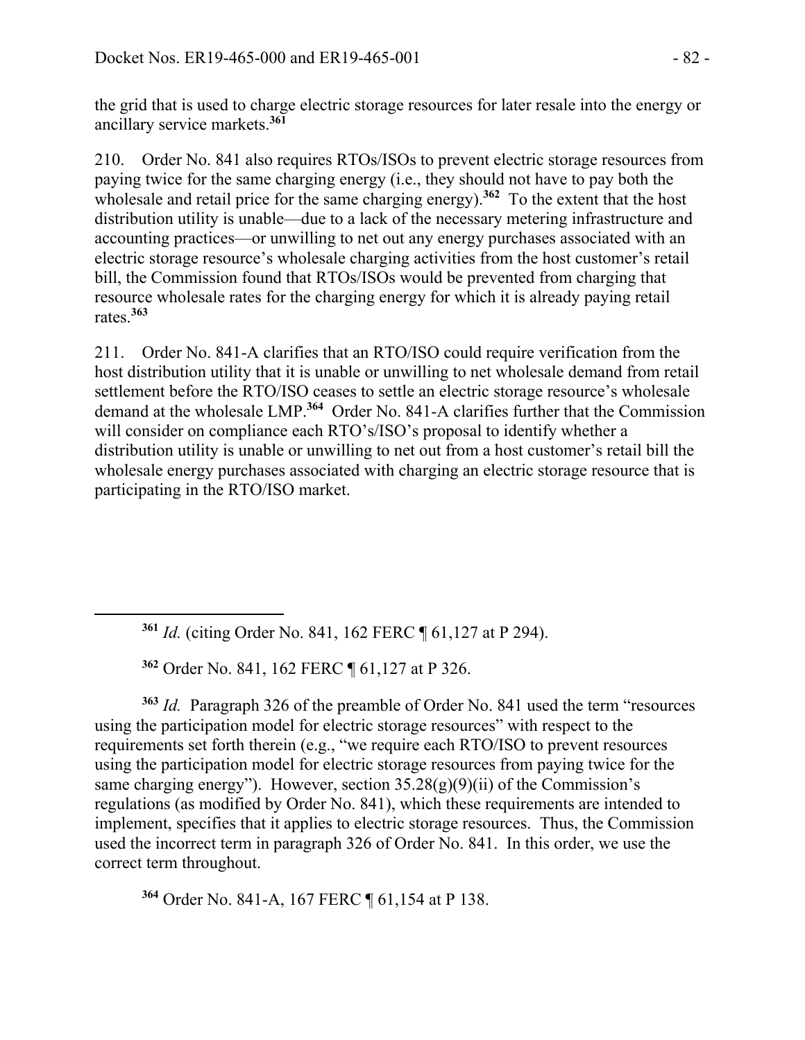the grid that is used to charge electric storage resources for later resale into the energy or ancillary service markets.[361]

210. Order No. 841 also requires RTOs/ISOs to prevent electric storage resources from paying twice for the same charging energy (i.e., they should not have to pay both the wholesale and retail price for the same charging energy).[362] To the extent that the host distribution utility is unable—due to a lack of the necessary metering infrastructure and accounting practices—or unwilling to net out any energy purchases associated with an electric storage resource's wholesale charging activities from the host customer's retail bill, the Commission found that RTOs/ISOs would be prevented from charging that resource wholesale rates for the charging energy for which it is already paying retail rates.[363]

211. Order No. 841-A clarifies that an RTO/ISO could require verification from the host distribution utility that it is unable or unwilling to net wholesale demand from retail settlement before the RTO/ISO ceases to settle an electric storage resource's wholesale demand at the wholesale LMP.[364] Order No. 841-A clarifies further that the Commission will consider on compliance each RTO's/ISO's proposal to identify whether a distribution utility is unable or unwilling to net out from a host customer's retail bill the wholesale energy purchases associated with charging an electric storage resource that is participating in the RTO/ISO market.

---

[361] *Id.* (citing Order No. 841, 162 FERC ¶ 61,127 at P 294).

[362] Order No. 841, 162 FERC ¶ 61,127 at P 326.

[363] *Id.* Paragraph 326 of the preamble of Order No. 841 used the term "resources using the participation model for electric storage resources" with respect to the requirements set forth therein (e.g., "we require each RTO/ISO to prevent resources using the participation model for electric storage resources from paying twice for the same charging energy"). However, section 35.28(g)(9)(ii) of the Commission's regulations (as modified by Order No. 841), which these requirements are intended to implement, specifies that it applies to electric storage resources. Thus, the Commission used the incorrect term in paragraph 326 of Order No. 841. In this order, we use the correct term throughout.

[364] Order No. 841-A, 167 FERC ¶ 61,154 at P 138.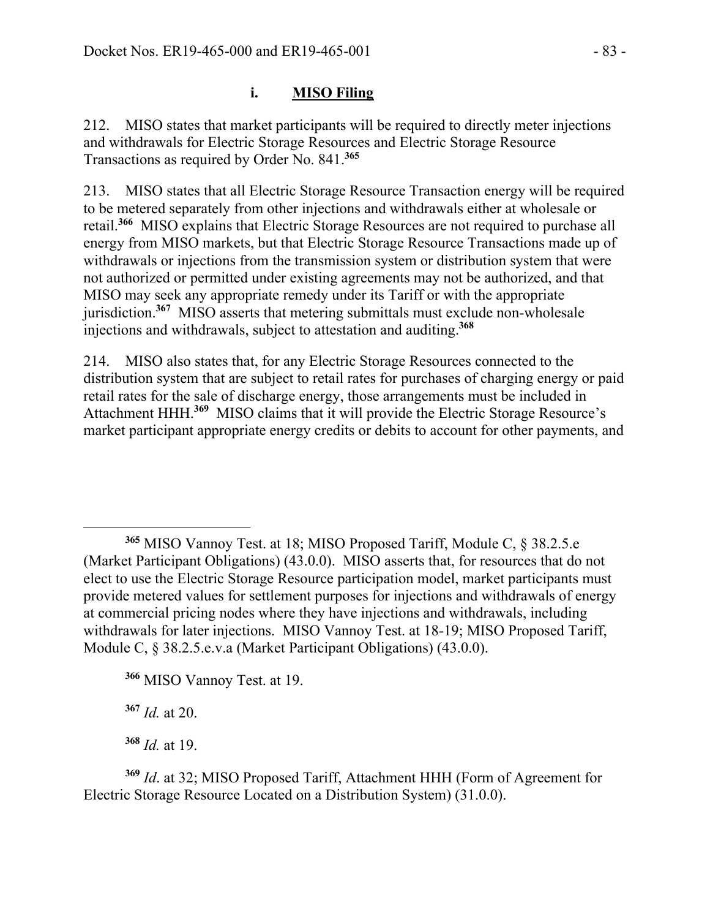#### i. **MISO Filing**

212. MISO states that market participants will be required to directly meter injections and withdrawals for Electric Storage Resources and Electric Storage Resource Transactions as required by Order No. 841.[365]

213. MISO states that all Electric Storage Resource Transaction energy will be required to be metered separately from other injections and withdrawals either at wholesale or retail.[366] MISO explains that Electric Storage Resources are not required to purchase all energy from MISO markets, but that Electric Storage Resource Transactions made up of withdrawals or injections from the transmission system or distribution system that were not authorized or permitted under existing agreements may not be authorized, and that MISO may seek any appropriate remedy under its Tariff or with the appropriate jurisdiction.[367] MISO asserts that metering submittals must exclude non-wholesale injections and withdrawals, subject to attestation and auditing.[368]

214. MISO also states that, for any Electric Storage Resources connected to the distribution system that are subject to retail rates for purchases of charging energy or paid retail rates for the sale of discharge energy, those arrangements must be included in Attachment HHH.[369] MISO claims that it will provide the Electric Storage Resource's market participant appropriate energy credits or debits to account for other payments, and

---

[365] MISO Vannoy Test. at 18; MISO Proposed Tariff, Module C, § 38.2.5.e (Market Participant Obligations) (43.0.0). MISO asserts that, for resources that do not elect to use the Electric Storage Resource participation model, market participants must provide metered values for settlement purposes for injections and withdrawals of energy at commercial pricing nodes where they have injections and withdrawals, including withdrawals for later injections. MISO Vannoy Test. at 18-19; MISO Proposed Tariff, Module C, § 38.2.5.e.v.a (Market Participant Obligations) (43.0.0).

[366] MISO Vannoy Test. at 19.

[367] *Id.* at 20.

[368] *Id.* at 19.

[369] *Id*. at 32; MISO Proposed Tariff, Attachment HHH (Form of Agreement for Electric Storage Resource Located on a Distribution System) (31.0.0).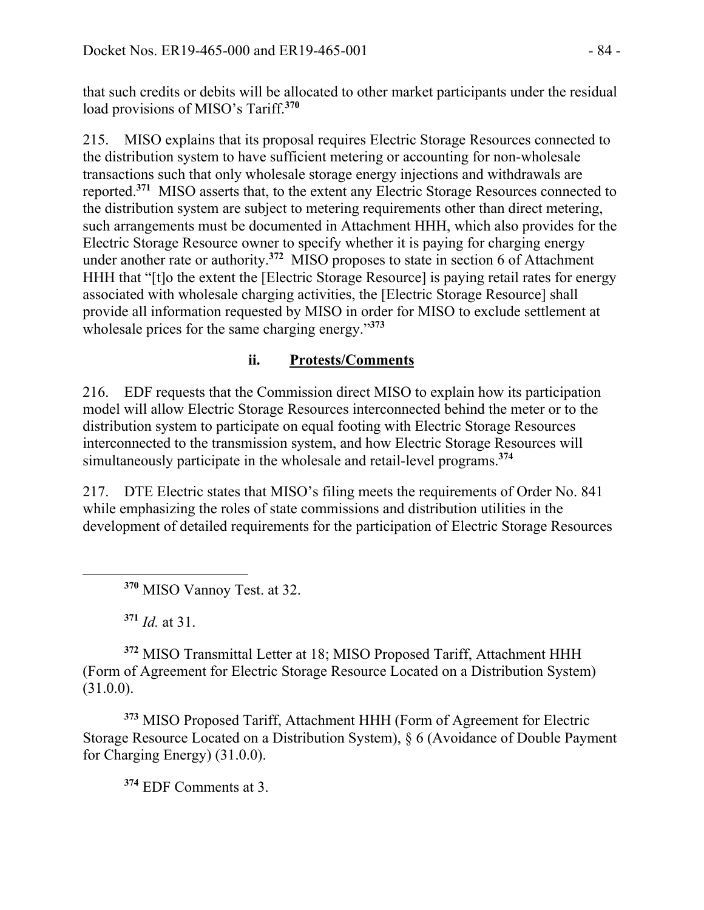that such credits or debits will be allocated to other market participants under the residual load provisions of MISO's Tariff.[370]

215. MISO explains that its proposal requires Electric Storage Resources connected to the distribution system to have sufficient metering or accounting for non-wholesale transactions such that only wholesale storage energy injections and withdrawals are reported.[371] MISO asserts that, to the extent any Electric Storage Resources connected to the distribution system are subject to metering requirements other than direct metering, such arrangements must be documented in Attachment HHH, which also provides for the Electric Storage Resource owner to specify whether it is paying for charging energy under another rate or authority.[372] MISO proposes to state in section 6 of Attachment HHH that "[t]o the extent the [Electric Storage Resource] is paying retail rates for energy associated with wholesale charging activities, the [Electric Storage Resource] shall provide all information requested by MISO in order for MISO to exclude settlement at wholesale prices for the same charging energy."[373]

### ii. Protests/Comments

216. EDF requests that the Commission direct MISO to explain how its participation model will allow Electric Storage Resources interconnected behind the meter or to the distribution system to participate on equal footing with Electric Storage Resources interconnected to the transmission system, and how Electric Storage Resources will simultaneously participate in the wholesale and retail-level programs.[374]

217. DTE Electric states that MISO's filing meets the requirements of Order No. 841 while emphasizing the roles of state commissions and distribution utilities in the development of detailed requirements for the participation of Electric Storage Resources

---

[370] MISO Vannoy Test. at 32.

[371] *Id.* at 31.

[372] MISO Transmittal Letter at 18; MISO Proposed Tariff, Attachment HHH (Form of Agreement for Electric Storage Resource Located on a Distribution System) (31.0.0).

[373] MISO Proposed Tariff, Attachment HHH (Form of Agreement for Electric Storage Resource Located on a Distribution System), § 6 (Avoidance of Double Payment for Charging Energy) (31.0.0).

[374] EDF Comments at 3.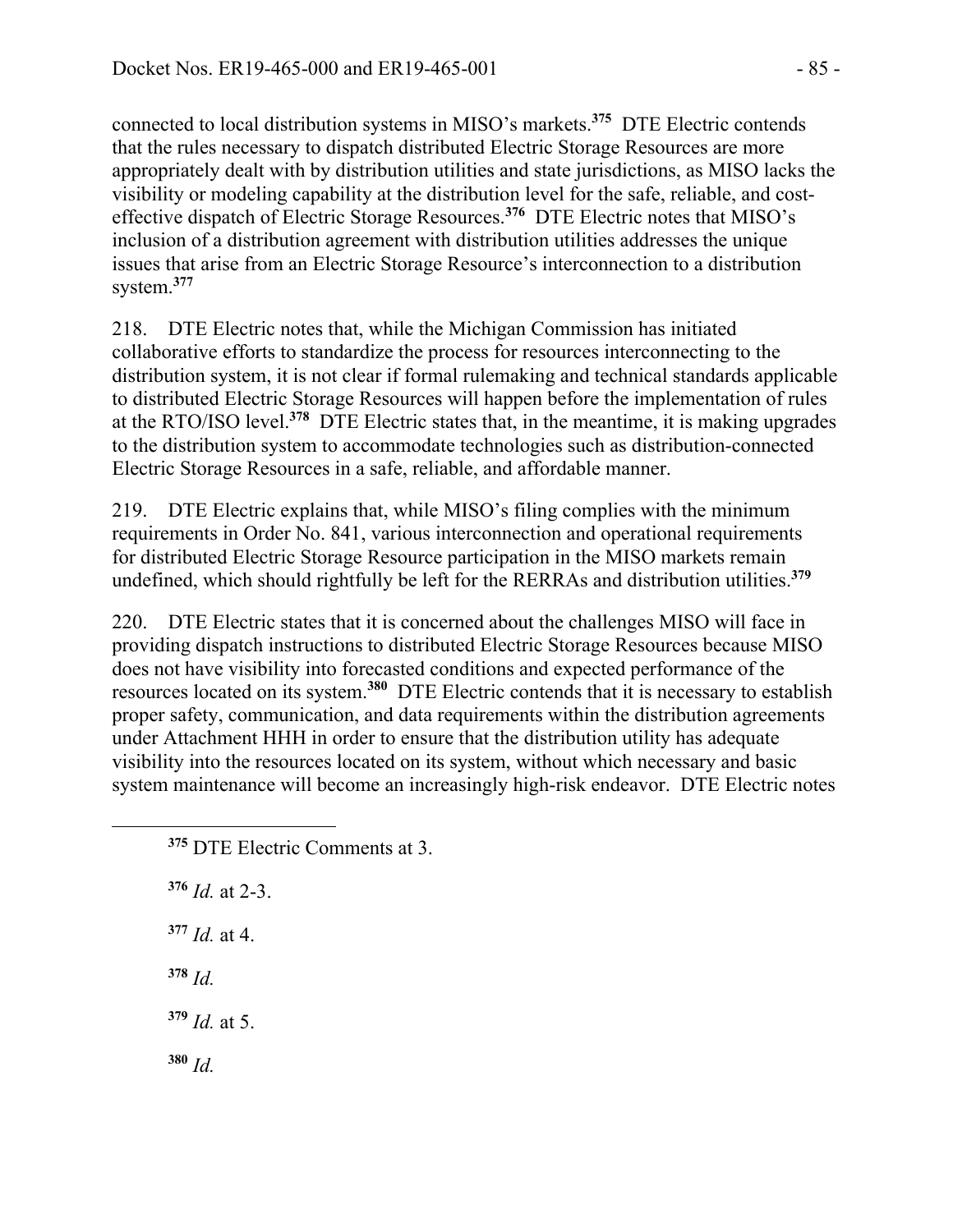connected to local distribution systems in MISO's markets.[375] DTE Electric contends that the rules necessary to dispatch distributed Electric Storage Resources are more appropriately dealt with by distribution utilities and state jurisdictions, as MISO lacks the visibility or modeling capability at the distribution level for the safe, reliable, and cost-effective dispatch of Electric Storage Resources.[376] DTE Electric notes that MISO's inclusion of a distribution agreement with distribution utilities addresses the unique issues that arise from an Electric Storage Resource's interconnection to a distribution system.[377]

218. DTE Electric notes that, while the Michigan Commission has initiated collaborative efforts to standardize the process for resources interconnecting to the distribution system, it is not clear if formal rulemaking and technical standards applicable to distributed Electric Storage Resources will happen before the implementation of rules at the RTO/ISO level.[378] DTE Electric states that, in the meantime, it is making upgrades to the distribution system to accommodate technologies such as distribution-connected Electric Storage Resources in a safe, reliable, and affordable manner.

219. DTE Electric explains that, while MISO's filing complies with the minimum requirements in Order No. 841, various interconnection and operational requirements for distributed Electric Storage Resource participation in the MISO markets remain undefined, which should rightfully be left for the RERRAs and distribution utilities.[379]

220. DTE Electric states that it is concerned about the challenges MISO will face in providing dispatch instructions to distributed Electric Storage Resources because MISO does not have visibility into forecasted conditions and expected performance of the resources located on its system.[380] DTE Electric contends that it is necessary to establish proper safety, communication, and data requirements within the distribution agreements under Attachment HHH in order to ensure that the distribution utility has adequate visibility into the resources located on its system, without which necessary and basic system maintenance will become an increasingly high-risk endeavor. DTE Electric notes

---

[375] DTE Electric Comments at 3.

[376] *Id.* at 2-3.

[377] *Id.* at 4.

[378] *Id.*

[379] *Id.* at 5.

[380] *Id.*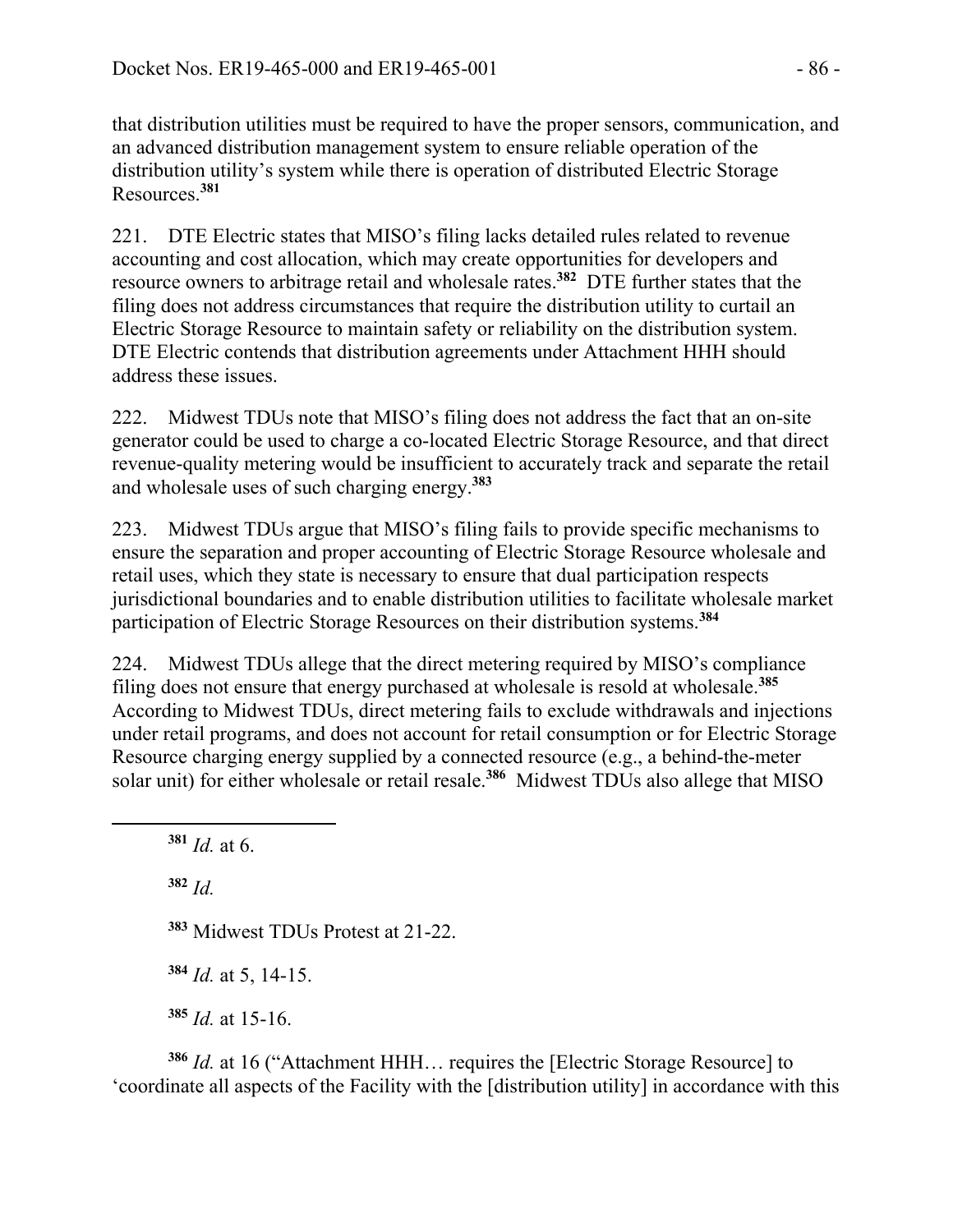that distribution utilities must be required to have the proper sensors, communication, and an advanced distribution management system to ensure reliable operation of the distribution utility's system while there is operation of distributed Electric Storage Resources.[381]

221. DTE Electric states that MISO's filing lacks detailed rules related to revenue accounting and cost allocation, which may create opportunities for developers and resource owners to arbitrage retail and wholesale rates.[382] DTE further states that the filing does not address circumstances that require the distribution utility to curtail an Electric Storage Resource to maintain safety or reliability on the distribution system. DTE Electric contends that distribution agreements under Attachment HHH should address these issues.

222. Midwest TDUs note that MISO's filing does not address the fact that an on-site generator could be used to charge a co-located Electric Storage Resource, and that direct revenue-quality metering would be insufficient to accurately track and separate the retail and wholesale uses of such charging energy.[383]

223. Midwest TDUs argue that MISO's filing fails to provide specific mechanisms to ensure the separation and proper accounting of Electric Storage Resource wholesale and retail uses, which they state is necessary to ensure that dual participation respects jurisdictional boundaries and to enable distribution utilities to facilitate wholesale market participation of Electric Storage Resources on their distribution systems.[384]

224. Midwest TDUs allege that the direct metering required by MISO's compliance filing does not ensure that energy purchased at wholesale is resold at wholesale.[385] According to Midwest TDUs, direct metering fails to exclude withdrawals and injections under retail programs, and does not account for retail consumption or for Electric Storage Resource charging energy supplied by a connected resource (e.g., a behind-the-meter solar unit) for either wholesale or retail resale.[386] Midwest TDUs also allege that MISO

---

[381] *Id.* at 6.

[382] *Id.*

[383] Midwest TDUs Protest at 21-22.

[384] *Id.* at 5, 14-15.

[385] *Id.* at 15-16.

[386] *Id.* at 16 ("Attachment HHH… requires the [Electric Storage Resource] to 'coordinate all aspects of the Facility with the [distribution utility] in accordance with this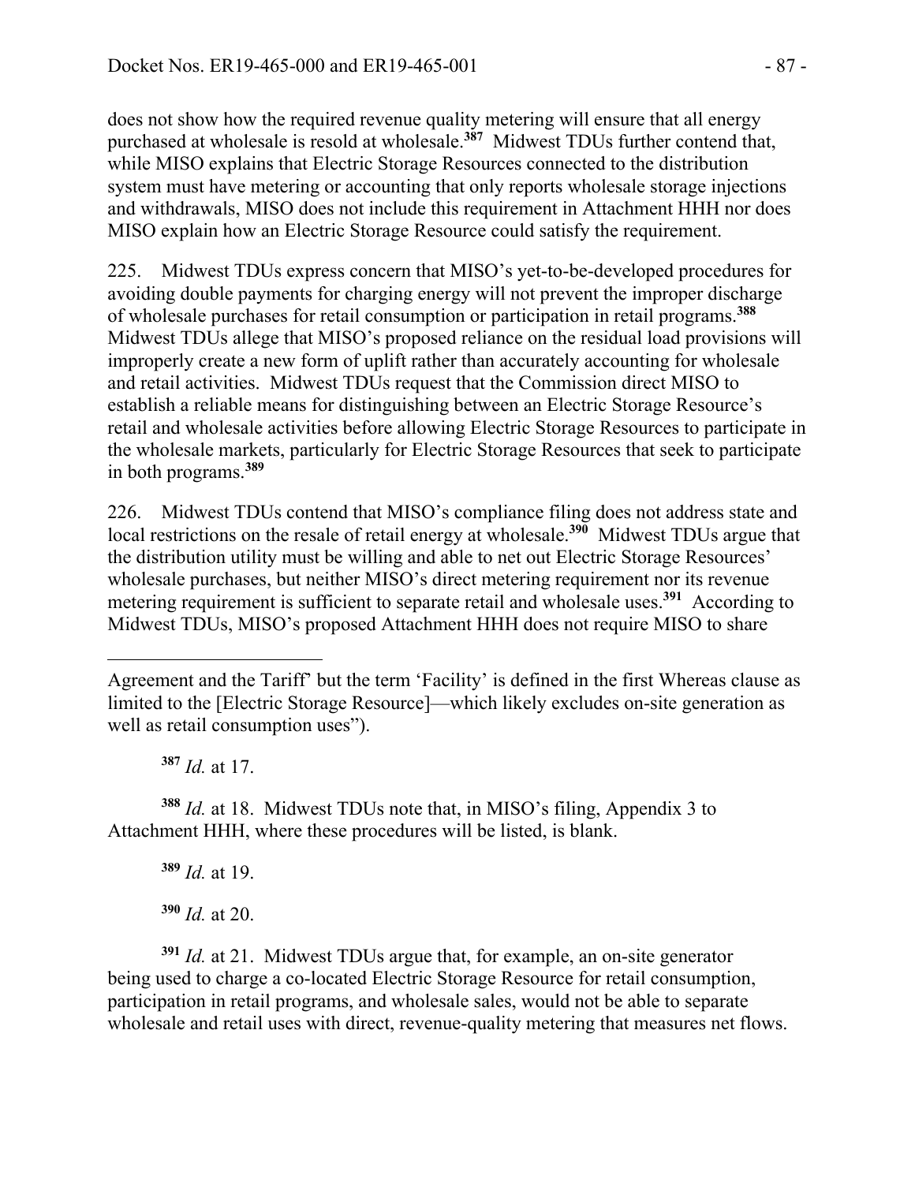does not show how the required revenue quality metering will ensure that all energy purchased at wholesale is resold at wholesale.[387] Midwest TDUs further contend that, while MISO explains that Electric Storage Resources connected to the distribution system must have metering or accounting that only reports wholesale storage injections and withdrawals, MISO does not include this requirement in Attachment HHH nor does MISO explain how an Electric Storage Resource could satisfy the requirement.

225. Midwest TDUs express concern that MISO's yet-to-be-developed procedures for avoiding double payments for charging energy will not prevent the improper discharge of wholesale purchases for retail consumption or participation in retail programs.[388] Midwest TDUs allege that MISO's proposed reliance on the residual load provisions will improperly create a new form of uplift rather than accurately accounting for wholesale and retail activities. Midwest TDUs request that the Commission direct MISO to establish a reliable means for distinguishing between an Electric Storage Resource's retail and wholesale activities before allowing Electric Storage Resources to participate in the wholesale markets, particularly for Electric Storage Resources that seek to participate in both programs.[389]

226. Midwest TDUs contend that MISO's compliance filing does not address state and local restrictions on the resale of retail energy at wholesale.[390] Midwest TDUs argue that the distribution utility must be willing and able to net out Electric Storage Resources' wholesale purchases, but neither MISO's direct metering requirement nor its revenue metering requirement is sufficient to separate retail and wholesale uses.[391] According to Midwest TDUs, MISO's proposed Attachment HHH does not require MISO to share

---

Agreement and the Tariff' but the term 'Facility' is defined in the first Whereas clause as limited to the [Electric Storage Resource]—which likely excludes on-site generation as well as retail consumption uses").

[387] *Id.* at 17.

[388] *Id.* at 18. Midwest TDUs note that, in MISO's filing, Appendix 3 to Attachment HHH, where these procedures will be listed, is blank.

[389] *Id.* at 19.

[390] *Id.* at 20.

[391] *Id.* at 21. Midwest TDUs argue that, for example, an on-site generator being used to charge a co-located Electric Storage Resource for retail consumption, participation in retail programs, and wholesale sales, would not be able to separate wholesale and retail uses with direct, revenue-quality metering that measures net flows.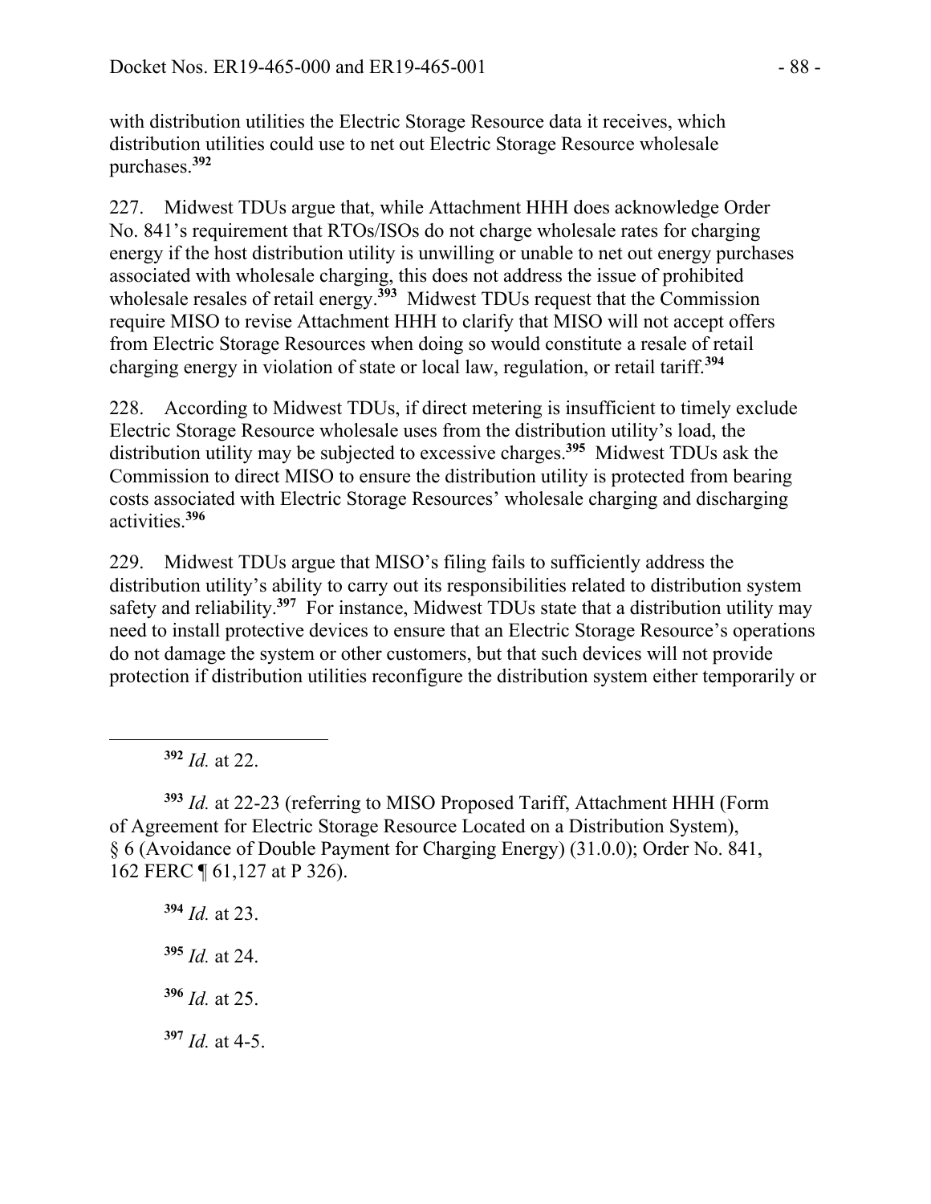with distribution utilities the Electric Storage Resource data it receives, which distribution utilities could use to net out Electric Storage Resource wholesale purchases.[392]

227. Midwest TDUs argue that, while Attachment HHH does acknowledge Order No. 841's requirement that RTOs/ISOs do not charge wholesale rates for charging energy if the host distribution utility is unwilling or unable to net out energy purchases associated with wholesale charging, this does not address the issue of prohibited wholesale resales of retail energy.[393] Midwest TDUs request that the Commission require MISO to revise Attachment HHH to clarify that MISO will not accept offers from Electric Storage Resources when doing so would constitute a resale of retail charging energy in violation of state or local law, regulation, or retail tariff.[394]

228. According to Midwest TDUs, if direct metering is insufficient to timely exclude Electric Storage Resource wholesale uses from the distribution utility's load, the distribution utility may be subjected to excessive charges.[395] Midwest TDUs ask the Commission to direct MISO to ensure the distribution utility is protected from bearing costs associated with Electric Storage Resources' wholesale charging and discharging activities.[396]

229. Midwest TDUs argue that MISO's filing fails to sufficiently address the distribution utility's ability to carry out its responsibilities related to distribution system safety and reliability.[397] For instance, Midwest TDUs state that a distribution utility may need to install protective devices to ensure that an Electric Storage Resource's operations do not damage the system or other customers, but that such devices will not provide protection if distribution utilities reconfigure the distribution system either temporarily or

---

[392] *Id.* at 22.

[393] *Id.* at 22-23 (referring to MISO Proposed Tariff, Attachment HHH (Form of Agreement for Electric Storage Resource Located on a Distribution System), § 6 (Avoidance of Double Payment for Charging Energy) (31.0.0); Order No. 841, 162 FERC ¶ 61,127 at P 326).

[394] *Id.* at 23.

[395] *Id.* at 24.

[396] *Id.* at 25.

[397] *Id.* at 4-5.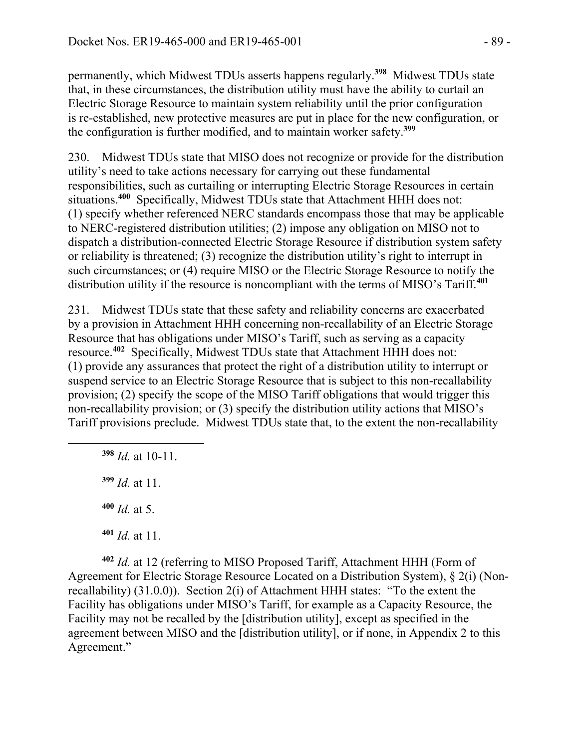permanently, which Midwest TDUs asserts happens regularly.[398] Midwest TDUs state that, in these circumstances, the distribution utility must have the ability to curtail an Electric Storage Resource to maintain system reliability until the prior configuration is re-established, new protective measures are put in place for the new configuration, or the configuration is further modified, and to maintain worker safety.[399]

230. Midwest TDUs state that MISO does not recognize or provide for the distribution utility's need to take actions necessary for carrying out these fundamental responsibilities, such as curtailing or interrupting Electric Storage Resources in certain situations.[400] Specifically, Midwest TDUs state that Attachment HHH does not: (1) specify whether referenced NERC standards encompass those that may be applicable to NERC-registered distribution utilities; (2) impose any obligation on MISO not to dispatch a distribution-connected Electric Storage Resource if distribution system safety or reliability is threatened; (3) recognize the distribution utility's right to interrupt in such circumstances; or (4) require MISO or the Electric Storage Resource to notify the distribution utility if the resource is noncompliant with the terms of MISO's Tariff.[401]

231. Midwest TDUs state that these safety and reliability concerns are exacerbated by a provision in Attachment HHH concerning non-recallability of an Electric Storage Resource that has obligations under MISO's Tariff, such as serving as a capacity resource.[402] Specifically, Midwest TDUs state that Attachment HHH does not: (1) provide any assurances that protect the right of a distribution utility to interrupt or suspend service to an Electric Storage Resource that is subject to this non-recallability provision; (2) specify the scope of the MISO Tariff obligations that would trigger this non-recallability provision; or (3) specify the distribution utility actions that MISO's Tariff provisions preclude. Midwest TDUs state that, to the extent the non-recallability

---

[398] *Id.* at 10-11.

[399] *Id.* at 11.

[400] *Id.* at 5.

[401] *Id.* at 11.

[402] *Id.* at 12 (referring to MISO Proposed Tariff, Attachment HHH (Form of Agreement for Electric Storage Resource Located on a Distribution System), § 2(i) (Non-recallability) (31.0.0)). Section 2(i) of Attachment HHH states: "To the extent the Facility has obligations under MISO's Tariff, for example as a Capacity Resource, the Facility may not be recalled by the [distribution utility], except as specified in the agreement between MISO and the [distribution utility], or if none, in Appendix 2 to this Agreement."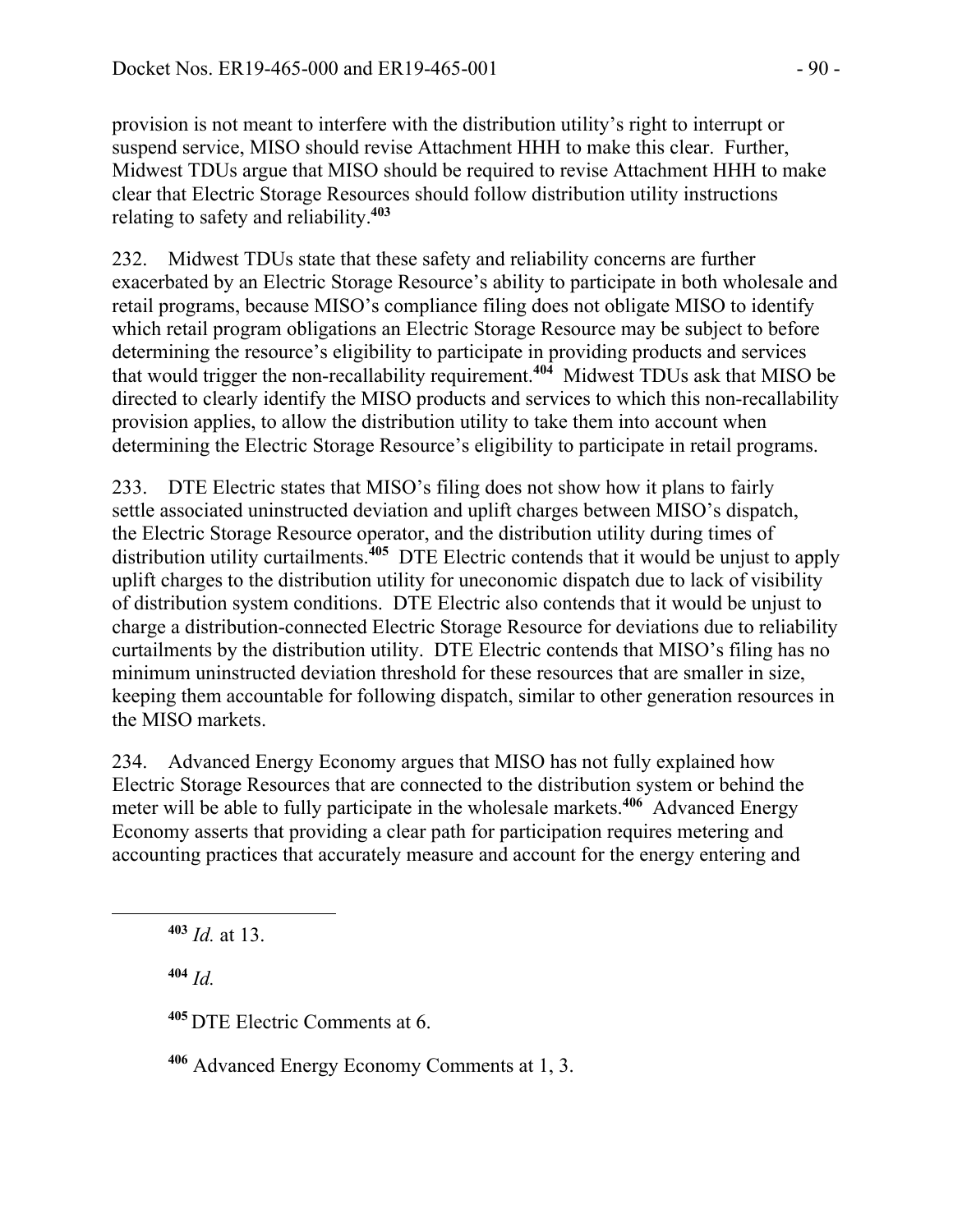provision is not meant to interfere with the distribution utility's right to interrupt or suspend service, MISO should revise Attachment HHH to make this clear. Further, Midwest TDUs argue that MISO should be required to revise Attachment HHH to make clear that Electric Storage Resources should follow distribution utility instructions relating to safety and reliability.[403]

232. Midwest TDUs state that these safety and reliability concerns are further exacerbated by an Electric Storage Resource's ability to participate in both wholesale and retail programs, because MISO's compliance filing does not obligate MISO to identify which retail program obligations an Electric Storage Resource may be subject to before determining the resource's eligibility to participate in providing products and services that would trigger the non-recallability requirement.[404] Midwest TDUs ask that MISO be directed to clearly identify the MISO products and services to which this non-recallability provision applies, to allow the distribution utility to take them into account when determining the Electric Storage Resource's eligibility to participate in retail programs.

233. DTE Electric states that MISO's filing does not show how it plans to fairly settle associated uninstructed deviation and uplift charges between MISO's dispatch, the Electric Storage Resource operator, and the distribution utility during times of distribution utility curtailments.[405] DTE Electric contends that it would be unjust to apply uplift charges to the distribution utility for uneconomic dispatch due to lack of visibility of distribution system conditions. DTE Electric also contends that it would be unjust to charge a distribution-connected Electric Storage Resource for deviations due to reliability curtailments by the distribution utility. DTE Electric contends that MISO's filing has no minimum uninstructed deviation threshold for these resources that are smaller in size, keeping them accountable for following dispatch, similar to other generation resources in the MISO markets.

234. Advanced Energy Economy argues that MISO has not fully explained how Electric Storage Resources that are connected to the distribution system or behind the meter will be able to fully participate in the wholesale markets.[406] Advanced Energy Economy asserts that providing a clear path for participation requires metering and accounting practices that accurately measure and account for the energy entering and

---

[403] *Id.* at 13.

[404] *Id.*

[405] DTE Electric Comments at 6.

[406] Advanced Energy Economy Comments at 1, 3.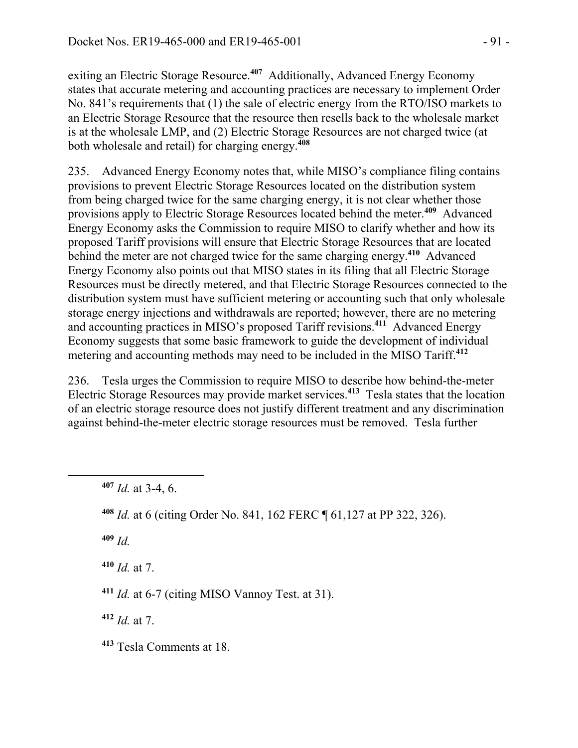exiting an Electric Storage Resource.[407] Additionally, Advanced Energy Economy states that accurate metering and accounting practices are necessary to implement Order No. 841's requirements that (1) the sale of electric energy from the RTO/ISO markets to an Electric Storage Resource that the resource then resells back to the wholesale market is at the wholesale LMP, and (2) Electric Storage Resources are not charged twice (at both wholesale and retail) for charging energy.[408]

235. Advanced Energy Economy notes that, while MISO's compliance filing contains provisions to prevent Electric Storage Resources located on the distribution system from being charged twice for the same charging energy, it is not clear whether those provisions apply to Electric Storage Resources located behind the meter.[409] Advanced Energy Economy asks the Commission to require MISO to clarify whether and how its proposed Tariff provisions will ensure that Electric Storage Resources that are located behind the meter are not charged twice for the same charging energy.[410] Advanced Energy Economy also points out that MISO states in its filing that all Electric Storage Resources must be directly metered, and that Electric Storage Resources connected to the distribution system must have sufficient metering or accounting such that only wholesale storage energy injections and withdrawals are reported; however, there are no metering and accounting practices in MISO's proposed Tariff revisions.[411] Advanced Energy Economy suggests that some basic framework to guide the development of individual metering and accounting methods may need to be included in the MISO Tariff.[412]

236. Tesla urges the Commission to require MISO to describe how behind-the-meter Electric Storage Resources may provide market services.[413] Tesla states that the location of an electric storage resource does not justify different treatment and any discrimination against behind-the-meter electric storage resources must be removed. Tesla further

[407] *Id.* at 3-4, 6.

[408] *Id.* at 6 (citing Order No. 841, 162 FERC ¶ 61,127 at PP 322, 326).

[409] *Id.*

[410] *Id.* at 7.

[411] *Id.* at 6-7 (citing MISO Vannoy Test. at 31).

[412] *Id.* at 7.

[413] Tesla Comments at 18.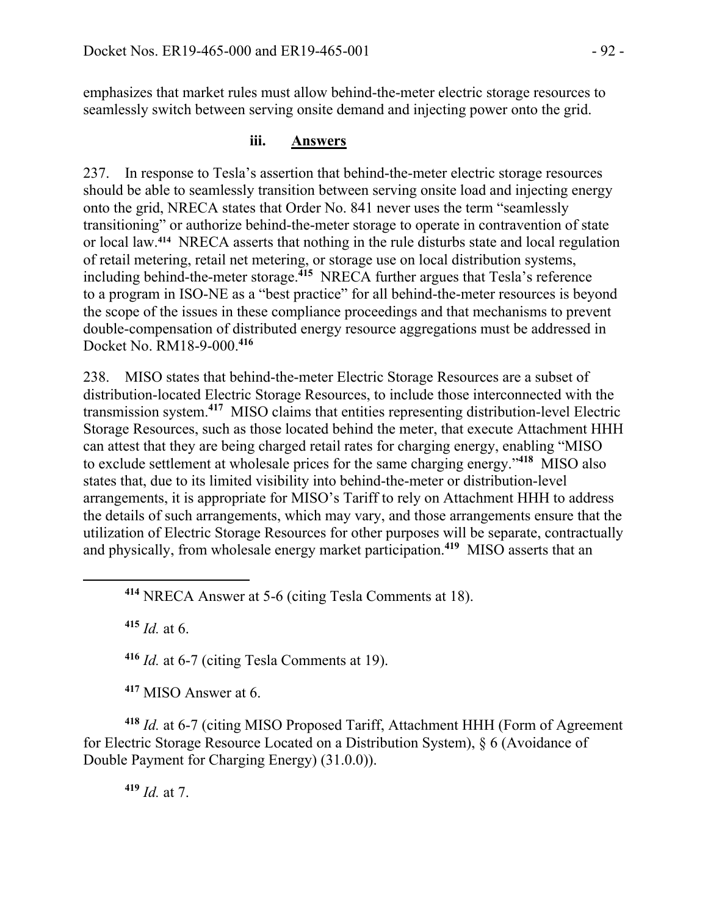emphasizes that market rules must allow behind-the-meter electric storage resources to seamlessly switch between serving onsite demand and injecting power onto the grid.

### iii. Answers

237. In response to Tesla's assertion that behind-the-meter electric storage resources should be able to seamlessly transition between serving onsite load and injecting energy onto the grid, NRECA states that Order No. 841 never uses the term "seamlessly transitioning" or authorize behind-the-meter storage to operate in contravention of state or local law.[414] NRECA asserts that nothing in the rule disturbs state and local regulation of retail metering, retail net metering, or storage use on local distribution systems, including behind-the-meter storage.[415] NRECA further argues that Tesla's reference to a program in ISO-NE as a "best practice" for all behind-the-meter resources is beyond the scope of the issues in these compliance proceedings and that mechanisms to prevent double-compensation of distributed energy resource aggregations must be addressed in Docket No. RM18-9-000.[416]

238. MISO states that behind-the-meter Electric Storage Resources are a subset of distribution-located Electric Storage Resources, to include those interconnected with the transmission system.[417] MISO claims that entities representing distribution-level Electric Storage Resources, such as those located behind the meter, that execute Attachment HHH can attest that they are being charged retail rates for charging energy, enabling "MISO to exclude settlement at wholesale prices for the same charging energy."[418] MISO also states that, due to its limited visibility into behind-the-meter or distribution-level arrangements, it is appropriate for MISO's Tariff to rely on Attachment HHH to address the details of such arrangements, which may vary, and those arrangements ensure that the utilization of Electric Storage Resources for other purposes will be separate, contractually and physically, from wholesale energy market participation.[419] MISO asserts that an

---

[414] NRECA Answer at 5-6 (citing Tesla Comments at 18).

[415] *Id.* at 6.

[416] *Id.* at 6-7 (citing Tesla Comments at 19).

[417] MISO Answer at 6.

[418] *Id.* at 6-7 (citing MISO Proposed Tariff, Attachment HHH (Form of Agreement for Electric Storage Resource Located on a Distribution System), § 6 (Avoidance of Double Payment for Charging Energy) (31.0.0)).

[419] *Id.* at 7.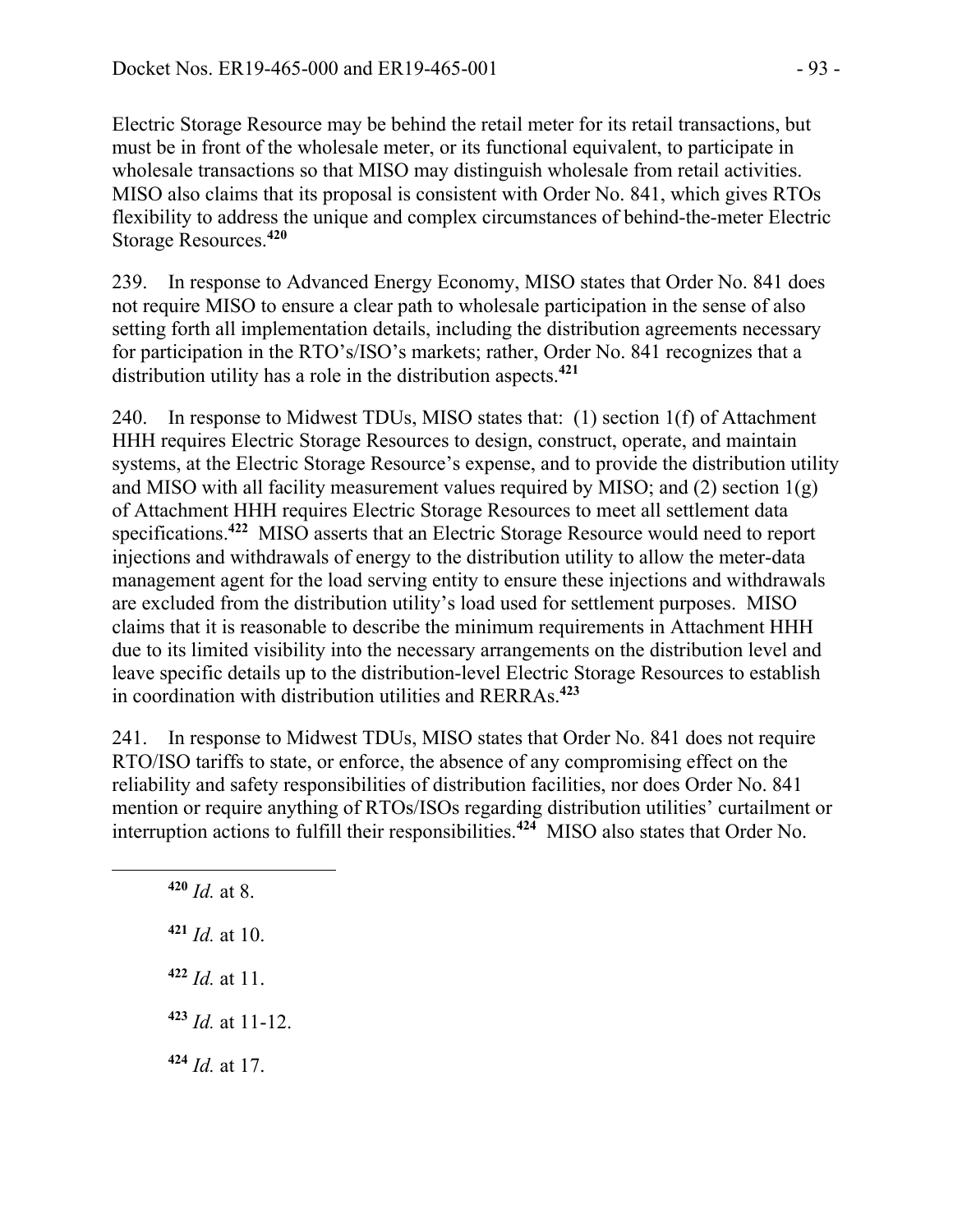Electric Storage Resource may be behind the retail meter for its retail transactions, but must be in front of the wholesale meter, or its functional equivalent, to participate in wholesale transactions so that MISO may distinguish wholesale from retail activities. MISO also claims that its proposal is consistent with Order No. 841, which gives RTOs flexibility to address the unique and complex circumstances of behind-the-meter Electric Storage Resources.[420]

239. In response to Advanced Energy Economy, MISO states that Order No. 841 does not require MISO to ensure a clear path to wholesale participation in the sense of also setting forth all implementation details, including the distribution agreements necessary for participation in the RTO's/ISO's markets; rather, Order No. 841 recognizes that a distribution utility has a role in the distribution aspects.[421]

240. In response to Midwest TDUs, MISO states that: (1) section 1(f) of Attachment HHH requires Electric Storage Resources to design, construct, operate, and maintain systems, at the Electric Storage Resource's expense, and to provide the distribution utility and MISO with all facility measurement values required by MISO; and (2) section 1(g) of Attachment HHH requires Electric Storage Resources to meet all settlement data specifications.[422] MISO asserts that an Electric Storage Resource would need to report injections and withdrawals of energy to the distribution utility to allow the meter-data management agent for the load serving entity to ensure these injections and withdrawals are excluded from the distribution utility's load used for settlement purposes. MISO claims that it is reasonable to describe the minimum requirements in Attachment HHH due to its limited visibility into the necessary arrangements on the distribution level and leave specific details up to the distribution-level Electric Storage Resources to establish in coordination with distribution utilities and RERRAs.[423]

241. In response to Midwest TDUs, MISO states that Order No. 841 does not require RTO/ISO tariffs to state, or enforce, the absence of any compromising effect on the reliability and safety responsibilities of distribution facilities, nor does Order No. 841 mention or require anything of RTOs/ISOs regarding distribution utilities' curtailment or interruption actions to fulfill their responsibilities.[424] MISO also states that Order No.

---

[420] *Id.* at 8.

[421] *Id.* at 10.

[422] *Id.* at 11.

[423] *Id.* at 11-12.

[424] *Id.* at 17.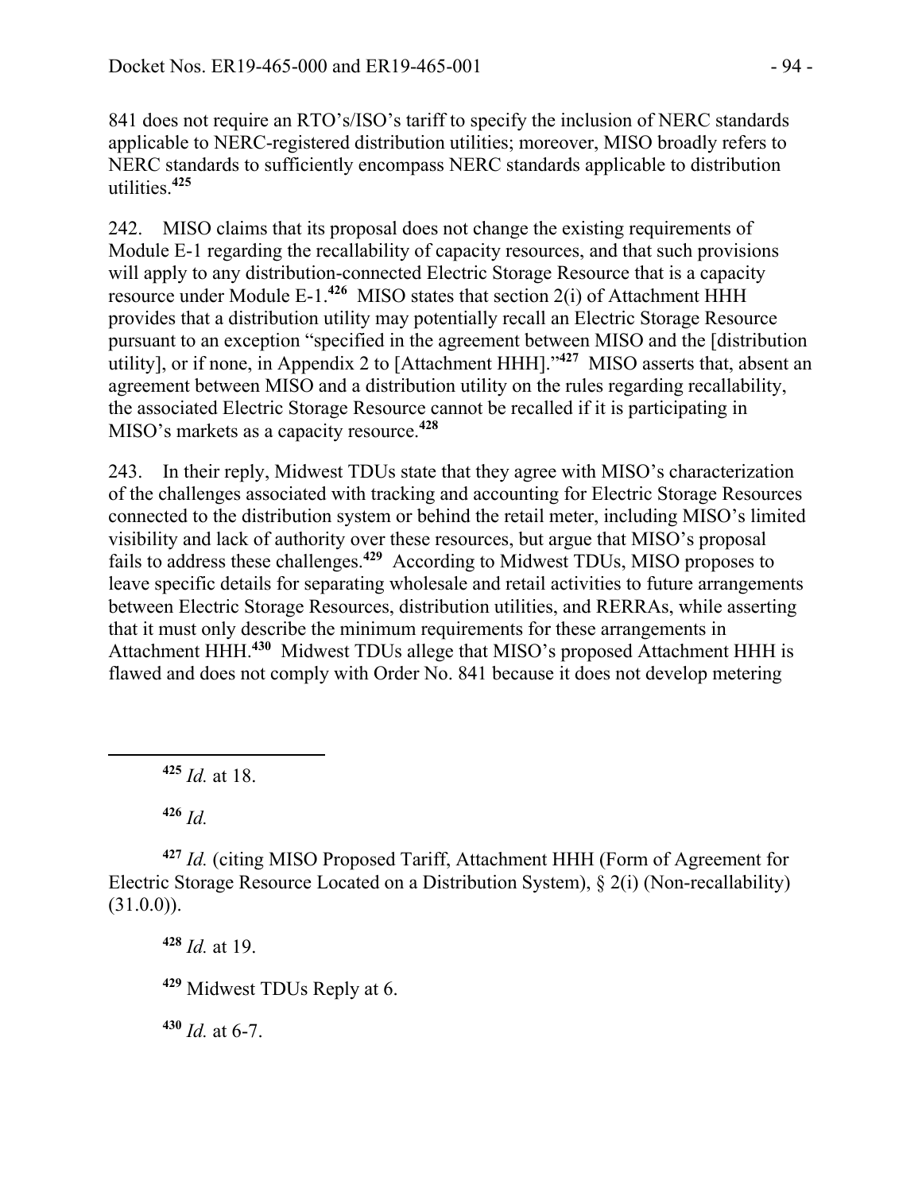841 does not require an RTO's/ISO's tariff to specify the inclusion of NERC standards applicable to NERC-registered distribution utilities; moreover, MISO broadly refers to NERC standards to sufficiently encompass NERC standards applicable to distribution utilities.[425]

242. MISO claims that its proposal does not change the existing requirements of Module E-1 regarding the recallability of capacity resources, and that such provisions will apply to any distribution-connected Electric Storage Resource that is a capacity resource under Module E-1.[426] MISO states that section 2(i) of Attachment HHH provides that a distribution utility may potentially recall an Electric Storage Resource pursuant to an exception "specified in the agreement between MISO and the [distribution utility], or if none, in Appendix 2 to [Attachment HHH]."[427] MISO asserts that, absent an agreement between MISO and a distribution utility on the rules regarding recallability, the associated Electric Storage Resource cannot be recalled if it is participating in MISO's markets as a capacity resource.[428]

243. In their reply, Midwest TDUs state that they agree with MISO's characterization of the challenges associated with tracking and accounting for Electric Storage Resources connected to the distribution system or behind the retail meter, including MISO's limited visibility and lack of authority over these resources, but argue that MISO's proposal fails to address these challenges.[429] According to Midwest TDUs, MISO proposes to leave specific details for separating wholesale and retail activities to future arrangements between Electric Storage Resources, distribution utilities, and RERRAs, while asserting that it must only describe the minimum requirements for these arrangements in Attachment HHH.[430] Midwest TDUs allege that MISO's proposed Attachment HHH is flawed and does not comply with Order No. 841 because it does not develop metering

---

[425] *Id.* at 18.

[426] *Id.*

[427] *Id.* (citing MISO Proposed Tariff, Attachment HHH (Form of Agreement for Electric Storage Resource Located on a Distribution System), § 2(i) (Non-recallability) (31.0.0)).

[428] *Id.* at 19.

[429] Midwest TDUs Reply at 6.

[430] *Id.* at 6-7.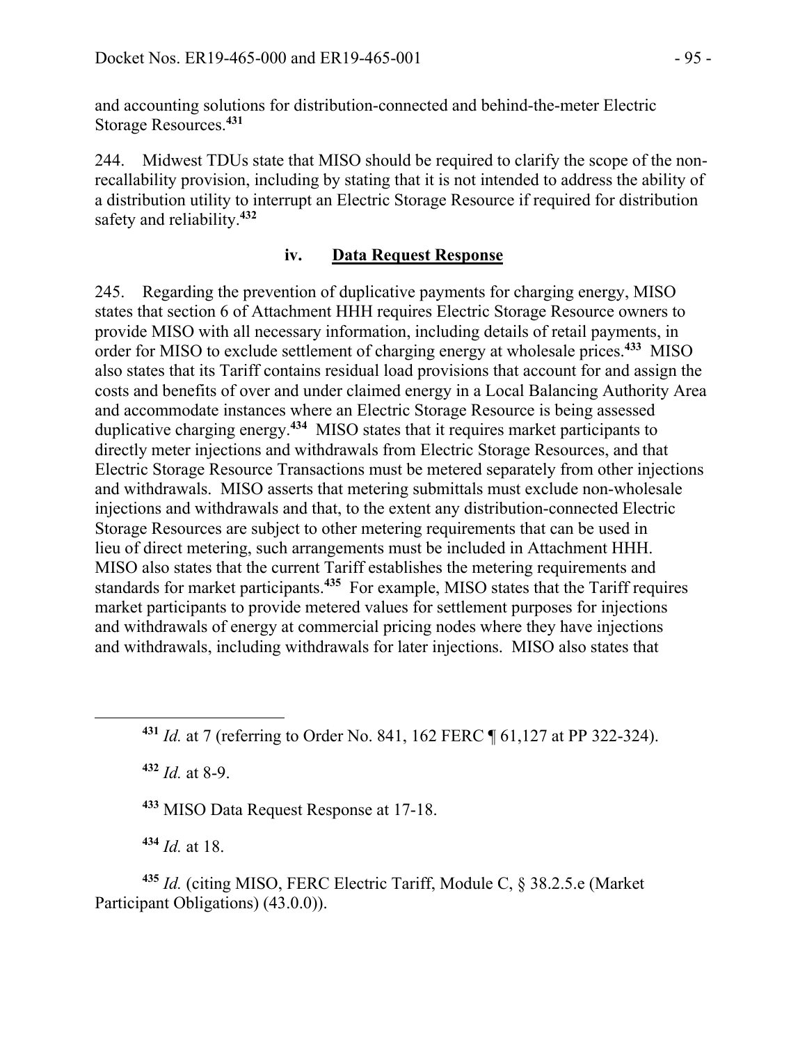and accounting solutions for distribution-connected and behind-the-meter Electric Storage Resources.[431]

244. Midwest TDUs state that MISO should be required to clarify the scope of the non-recallability provision, including by stating that it is not intended to address the ability of a distribution utility to interrupt an Electric Storage Resource if required for distribution safety and reliability.[432]

### iv. Data Request Response

245. Regarding the prevention of duplicative payments for charging energy, MISO states that section 6 of Attachment HHH requires Electric Storage Resource owners to provide MISO with all necessary information, including details of retail payments, in order for MISO to exclude settlement of charging energy at wholesale prices.[433] MISO also states that its Tariff contains residual load provisions that account for and assign the costs and benefits of over and under claimed energy in a Local Balancing Authority Area and accommodate instances where an Electric Storage Resource is being assessed duplicative charging energy.[434] MISO states that it requires market participants to directly meter injections and withdrawals from Electric Storage Resources, and that Electric Storage Resource Transactions must be metered separately from other injections and withdrawals. MISO asserts that metering submittals must exclude non-wholesale injections and withdrawals and that, to the extent any distribution-connected Electric Storage Resources are subject to other metering requirements that can be used in lieu of direct metering, such arrangements must be included in Attachment HHH. MISO also states that the current Tariff establishes the metering requirements and standards for market participants.[435] For example, MISO states that the Tariff requires market participants to provide metered values for settlement purposes for injections and withdrawals of energy at commercial pricing nodes where they have injections and withdrawals, including withdrawals for later injections. MISO also states that

---

[431] *Id.* at 7 (referring to Order No. 841, 162 FERC ¶ 61,127 at PP 322-324).

[432] *Id.* at 8-9.

[433] MISO Data Request Response at 17-18.

[434] *Id.* at 18.

[435] *Id.* (citing MISO, FERC Electric Tariff, Module C, § 38.2.5.e (Market Participant Obligations) (43.0.0)).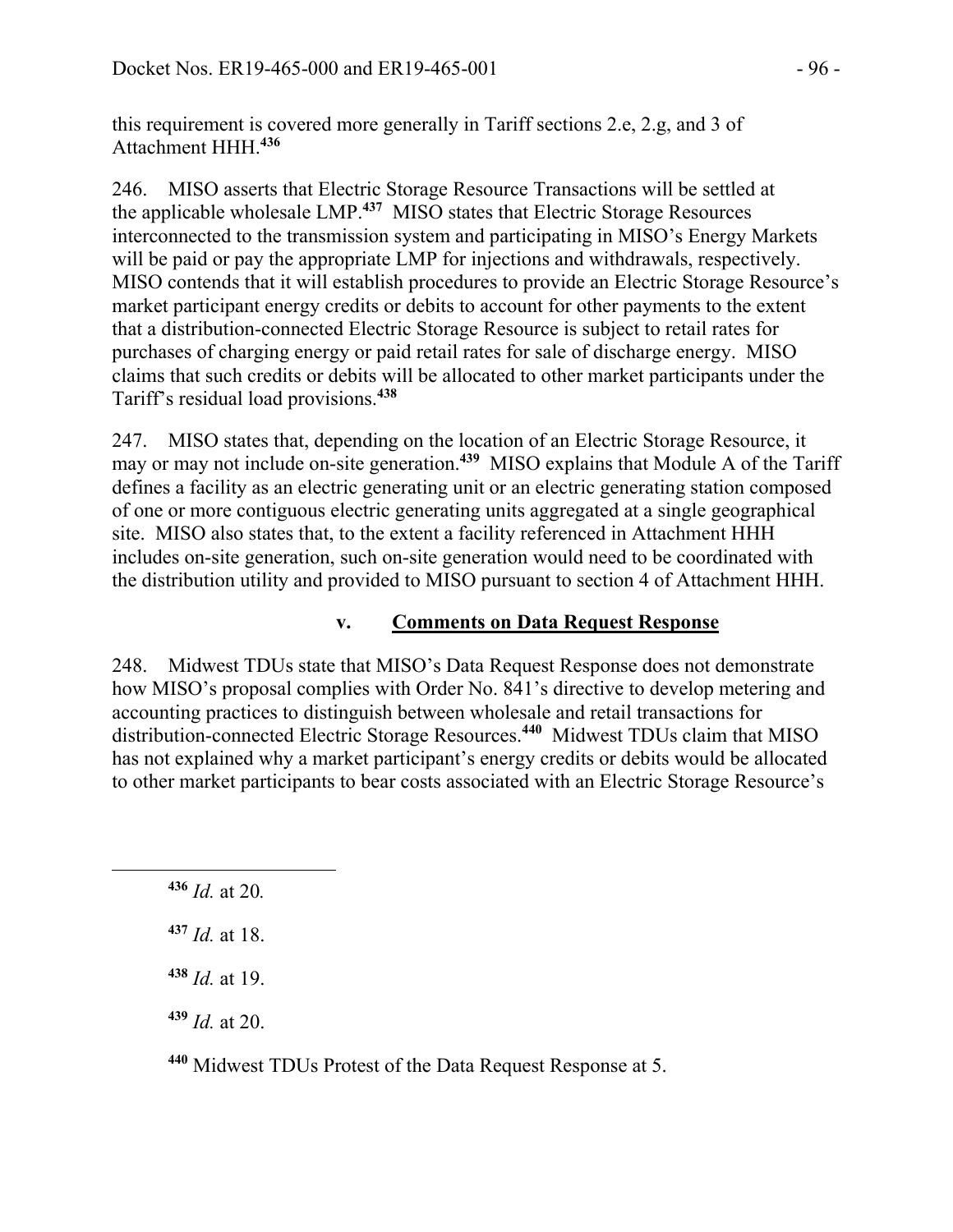this requirement is covered more generally in Tariff sections 2.e, 2.g, and 3 of Attachment HHH.[436]

246. MISO asserts that Electric Storage Resource Transactions will be settled at the applicable wholesale LMP.[437] MISO states that Electric Storage Resources interconnected to the transmission system and participating in MISO's Energy Markets will be paid or pay the appropriate LMP for injections and withdrawals, respectively. MISO contends that it will establish procedures to provide an Electric Storage Resource's market participant energy credits or debits to account for other payments to the extent that a distribution-connected Electric Storage Resource is subject to retail rates for purchases of charging energy or paid retail rates for sale of discharge energy. MISO claims that such credits or debits will be allocated to other market participants under the Tariff's residual load provisions.[438]

247. MISO states that, depending on the location of an Electric Storage Resource, it may or may not include on-site generation.[439] MISO explains that Module A of the Tariff defines a facility as an electric generating unit or an electric generating station composed of one or more contiguous electric generating units aggregated at a single geographical site. MISO also states that, to the extent a facility referenced in Attachment HHH includes on-site generation, such on-site generation would need to be coordinated with the distribution utility and provided to MISO pursuant to section 4 of Attachment HHH.

### v. Comments on Data Request Response

248. Midwest TDUs state that MISO's Data Request Response does not demonstrate how MISO's proposal complies with Order No. 841's directive to develop metering and accounting practices to distinguish between wholesale and retail transactions for distribution-connected Electric Storage Resources.[440] Midwest TDUs claim that MISO has not explained why a market participant's energy credits or debits would be allocated to other market participants to bear costs associated with an Electric Storage Resource's

---

[436] *Id.* at 20*.*

[437] *Id.* at 18.

[438] *Id.* at 19.

[439] *Id.* at 20.

[440] Midwest TDUs Protest of the Data Request Response at 5.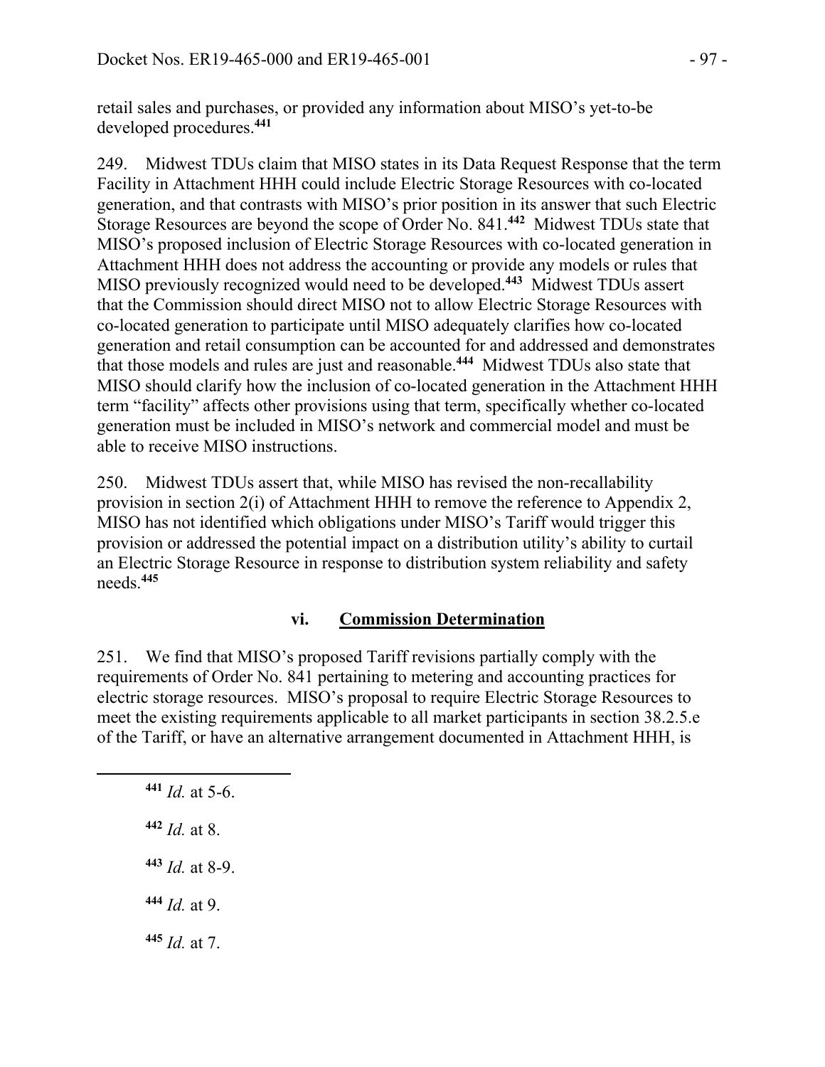retail sales and purchases, or provided any information about MISO's yet-to-be developed procedures.[441]

249. Midwest TDUs claim that MISO states in its Data Request Response that the term Facility in Attachment HHH could include Electric Storage Resources with co-located generation, and that contrasts with MISO's prior position in its answer that such Electric Storage Resources are beyond the scope of Order No. 841.[442] Midwest TDUs state that MISO's proposed inclusion of Electric Storage Resources with co-located generation in Attachment HHH does not address the accounting or provide any models or rules that MISO previously recognized would need to be developed.[443] Midwest TDUs assert that the Commission should direct MISO not to allow Electric Storage Resources with co-located generation to participate until MISO adequately clarifies how co-located generation and retail consumption can be accounted for and addressed and demonstrates that those models and rules are just and reasonable.[444] Midwest TDUs also state that MISO should clarify how the inclusion of co-located generation in the Attachment HHH term "facility" affects other provisions using that term, specifically whether co-located generation must be included in MISO's network and commercial model and must be able to receive MISO instructions.

250. Midwest TDUs assert that, while MISO has revised the non-recallability provision in section 2(i) of Attachment HHH to remove the reference to Appendix 2, MISO has not identified which obligations under MISO's Tariff would trigger this provision or addressed the potential impact on a distribution utility's ability to curtail an Electric Storage Resource in response to distribution system reliability and safety needs.[445]

#### vi. Commission Determination

251. We find that MISO's proposed Tariff revisions partially comply with the requirements of Order No. 841 pertaining to metering and accounting practices for electric storage resources. MISO's proposal to require Electric Storage Resources to meet the existing requirements applicable to all market participants in section 38.2.5.e of the Tariff, or have an alternative arrangement documented in Attachment HHH, is

---

[441] *Id.* at 5-6.

[442] *Id.* at 8.

[443] *Id.* at 8-9.

[444] *Id.* at 9.

[445] *Id.* at 7.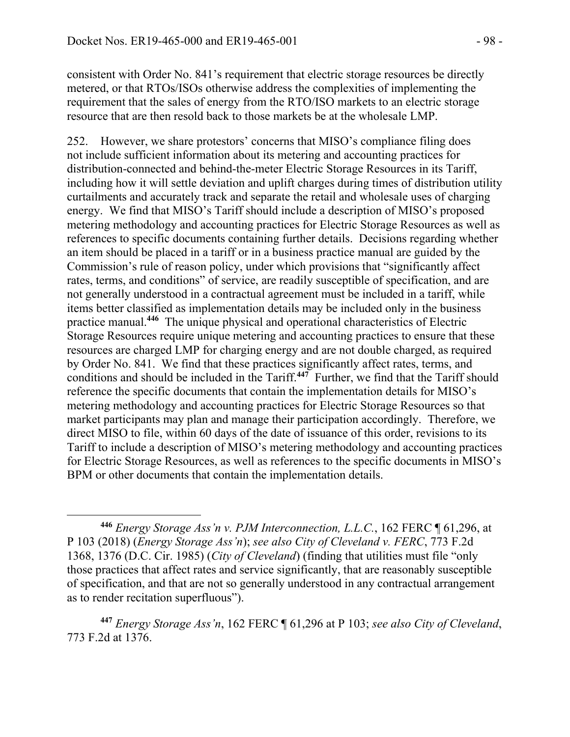consistent with Order No. 841's requirement that electric storage resources be directly metered, or that RTOs/ISOs otherwise address the complexities of implementing the requirement that the sales of energy from the RTO/ISO markets to an electric storage resource that are then resold back to those markets be at the wholesale LMP.

252. However, we share protestors' concerns that MISO's compliance filing does not include sufficient information about its metering and accounting practices for distribution-connected and behind-the-meter Electric Storage Resources in its Tariff, including how it will settle deviation and uplift charges during times of distribution utility curtailments and accurately track and separate the retail and wholesale uses of charging energy. We find that MISO's Tariff should include a description of MISO's proposed metering methodology and accounting practices for Electric Storage Resources as well as references to specific documents containing further details. Decisions regarding whether an item should be placed in a tariff or in a business practice manual are guided by the Commission's rule of reason policy, under which provisions that "significantly affect rates, terms, and conditions" of service, are readily susceptible of specification, and are not generally understood in a contractual agreement must be included in a tariff, while items better classified as implementation details may be included only in the business practice manual.[446] The unique physical and operational characteristics of Electric Storage Resources require unique metering and accounting practices to ensure that these resources are charged LMP for charging energy and are not double charged, as required by Order No. 841. We find that these practices significantly affect rates, terms, and conditions and should be included in the Tariff.[447] Further, we find that the Tariff should reference the specific documents that contain the implementation details for MISO's metering methodology and accounting practices for Electric Storage Resources so that market participants may plan and manage their participation accordingly. Therefore, we direct MISO to file, within 60 days of the date of issuance of this order, revisions to its Tariff to include a description of MISO's metering methodology and accounting practices for Electric Storage Resources, as well as references to the specific documents in MISO's BPM or other documents that contain the implementation details.

---

[446] *Energy Storage Ass'n v. PJM Interconnection, L.L.C.*, 162 FERC ¶ 61,296, at P 103 (2018) (*Energy Storage Ass'n*); *see also City of Cleveland v. FERC*, 773 F.2d 1368, 1376 (D.C. Cir. 1985) (*City of Cleveland*) (finding that utilities must file "only those practices that affect rates and service significantly, that are reasonably susceptible of specification, and that are not so generally understood in any contractual arrangement as to render recitation superfluous").

[447] *Energy Storage Ass'n*, 162 FERC ¶ 61,296 at P 103; *see also City of Cleveland*, 773 F.2d at 1376.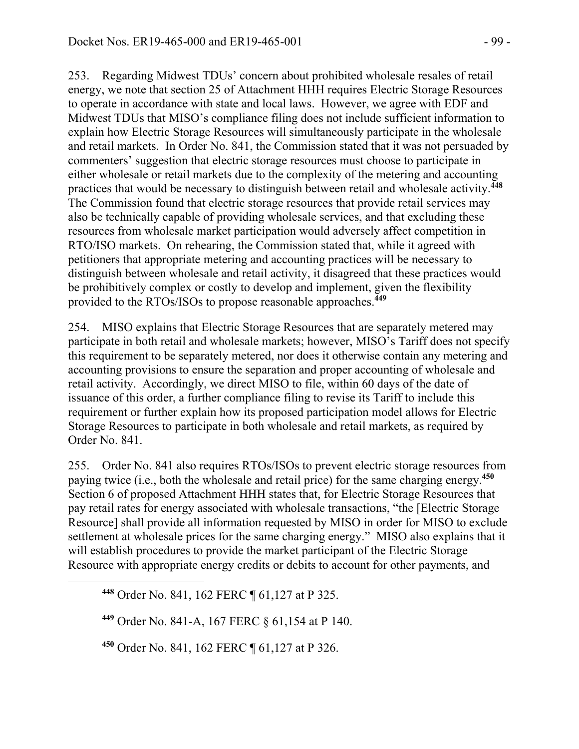253. Regarding Midwest TDUs' concern about prohibited wholesale resales of retail energy, we note that section 25 of Attachment HHH requires Electric Storage Resources to operate in accordance with state and local laws. However, we agree with EDF and Midwest TDUs that MISO's compliance filing does not include sufficient information to explain how Electric Storage Resources will simultaneously participate in the wholesale and retail markets. In Order No. 841, the Commission stated that it was not persuaded by commenters' suggestion that electric storage resources must choose to participate in either wholesale or retail markets due to the complexity of the metering and accounting practices that would be necessary to distinguish between retail and wholesale activity.[448] The Commission found that electric storage resources that provide retail services may also be technically capable of providing wholesale services, and that excluding these resources from wholesale market participation would adversely affect competition in RTO/ISO markets. On rehearing, the Commission stated that, while it agreed with petitioners that appropriate metering and accounting practices will be necessary to distinguish between wholesale and retail activity, it disagreed that these practices would be prohibitively complex or costly to develop and implement, given the flexibility provided to the RTOs/ISOs to propose reasonable approaches.[449]

254. MISO explains that Electric Storage Resources that are separately metered may participate in both retail and wholesale markets; however, MISO's Tariff does not specify this requirement to be separately metered, nor does it otherwise contain any metering and accounting provisions to ensure the separation and proper accounting of wholesale and retail activity. Accordingly, we direct MISO to file, within 60 days of the date of issuance of this order, a further compliance filing to revise its Tariff to include this requirement or further explain how its proposed participation model allows for Electric Storage Resources to participate in both wholesale and retail markets, as required by Order No. 841.

255. Order No. 841 also requires RTOs/ISOs to prevent electric storage resources from paying twice (i.e., both the wholesale and retail price) for the same charging energy.[450] Section 6 of proposed Attachment HHH states that, for Electric Storage Resources that pay retail rates for energy associated with wholesale transactions, "the [Electric Storage Resource] shall provide all information requested by MISO in order for MISO to exclude settlement at wholesale prices for the same charging energy." MISO also explains that it will establish procedures to provide the market participant of the Electric Storage Resource with appropriate energy credits or debits to account for other payments, and

[448] Order No. 841, 162 FERC ¶ 61,127 at P 325.

[449] Order No. 841-A, 167 FERC § 61,154 at P 140.

[450] Order No. 841, 162 FERC ¶ 61,127 at P 326.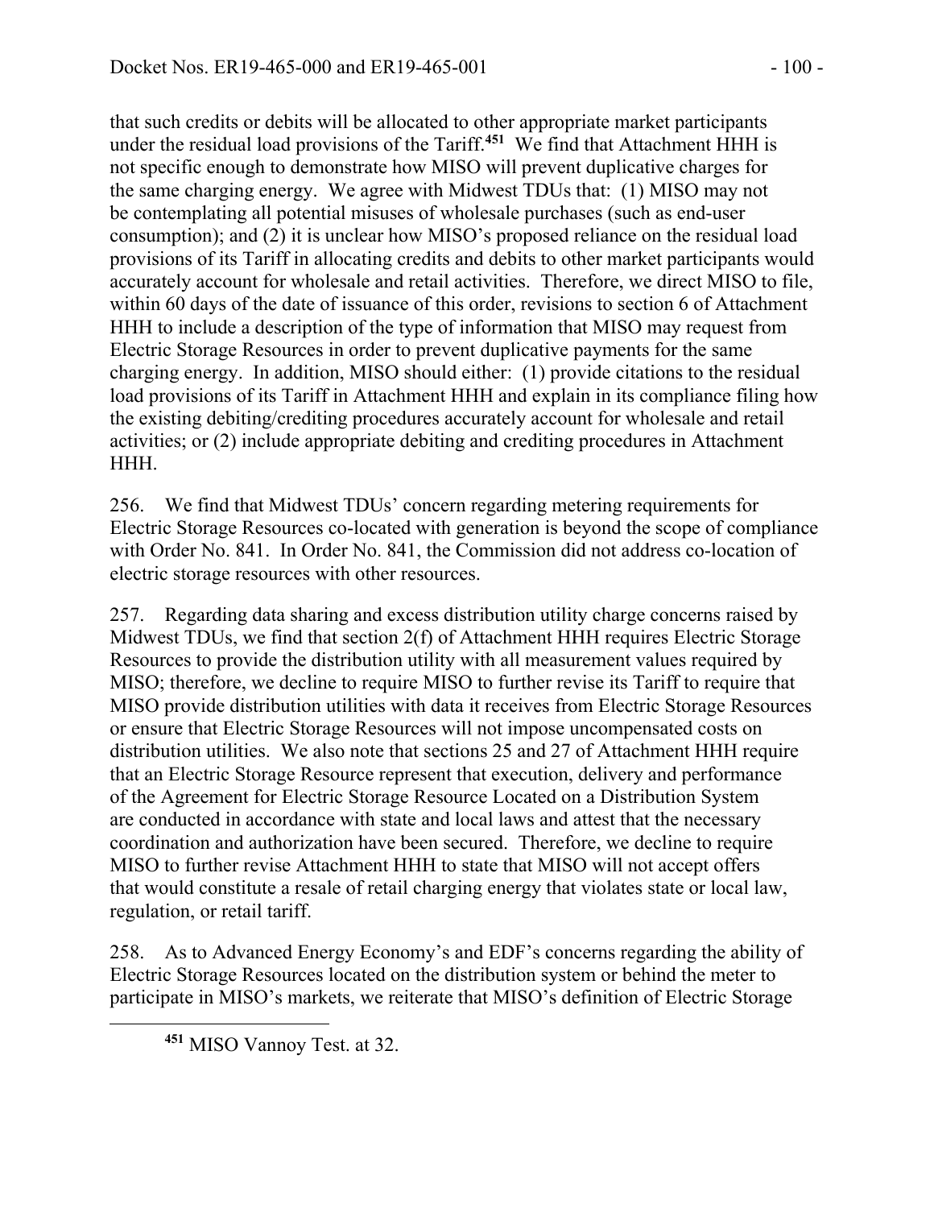that such credits or debits will be allocated to other appropriate market participants under the residual load provisions of the Tariff.[451] We find that Attachment HHH is not specific enough to demonstrate how MISO will prevent duplicative charges for the same charging energy. We agree with Midwest TDUs that: (1) MISO may not be contemplating all potential misuses of wholesale purchases (such as end-user consumption); and (2) it is unclear how MISO's proposed reliance on the residual load provisions of its Tariff in allocating credits and debits to other market participants would accurately account for wholesale and retail activities. Therefore, we direct MISO to file, within 60 days of the date of issuance of this order, revisions to section 6 of Attachment HHH to include a description of the type of information that MISO may request from Electric Storage Resources in order to prevent duplicative payments for the same charging energy. In addition, MISO should either: (1) provide citations to the residual load provisions of its Tariff in Attachment HHH and explain in its compliance filing how the existing debiting/crediting procedures accurately account for wholesale and retail activities; or (2) include appropriate debiting and crediting procedures in Attachment HHH.

256. We find that Midwest TDUs' concern regarding metering requirements for Electric Storage Resources co-located with generation is beyond the scope of compliance with Order No. 841. In Order No. 841, the Commission did not address co-location of electric storage resources with other resources.

257. Regarding data sharing and excess distribution utility charge concerns raised by Midwest TDUs, we find that section 2(f) of Attachment HHH requires Electric Storage Resources to provide the distribution utility with all measurement values required by MISO; therefore, we decline to require MISO to further revise its Tariff to require that MISO provide distribution utilities with data it receives from Electric Storage Resources or ensure that Electric Storage Resources will not impose uncompensated costs on distribution utilities. We also note that sections 25 and 27 of Attachment HHH require that an Electric Storage Resource represent that execution, delivery and performance of the Agreement for Electric Storage Resource Located on a Distribution System are conducted in accordance with state and local laws and attest that the necessary coordination and authorization have been secured. Therefore, we decline to require MISO to further revise Attachment HHH to state that MISO will not accept offers that would constitute a resale of retail charging energy that violates state or local law, regulation, or retail tariff.

258. As to Advanced Energy Economy's and EDF's concerns regarding the ability of Electric Storage Resources located on the distribution system or behind the meter to participate in MISO's markets, we reiterate that MISO's definition of Electric Storage

---

[451] MISO Vannoy Test. at 32.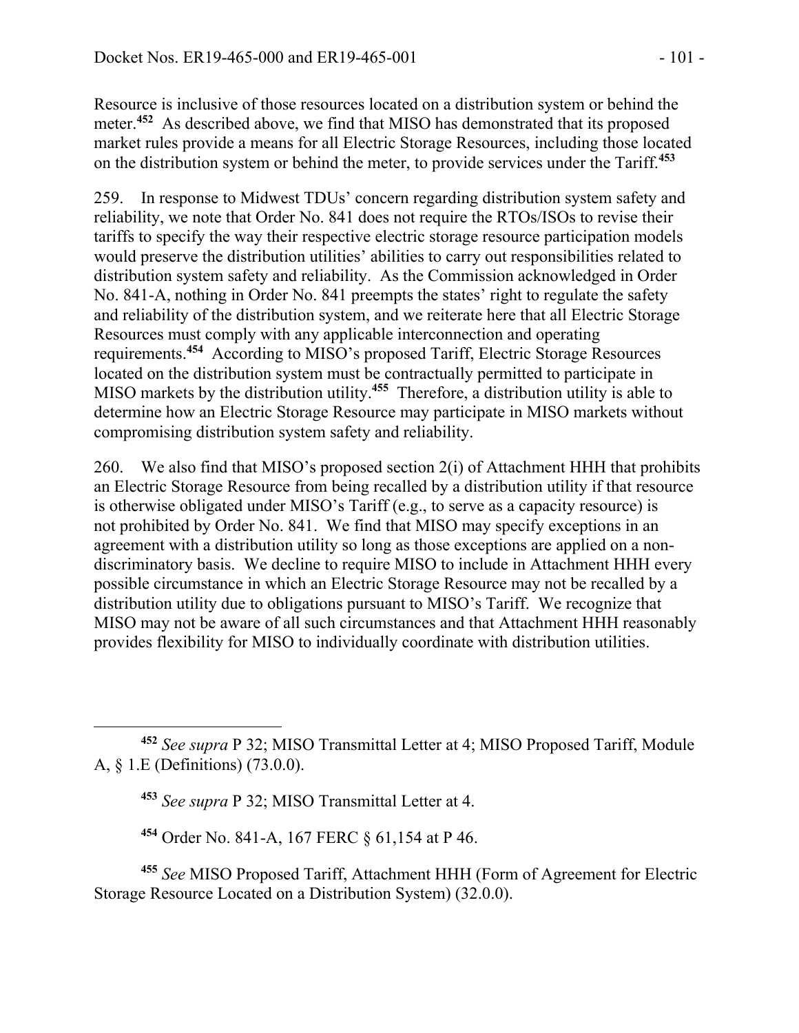Resource is inclusive of those resources located on a distribution system or behind the meter.[452] As described above, we find that MISO has demonstrated that its proposed market rules provide a means for all Electric Storage Resources, including those located on the distribution system or behind the meter, to provide services under the Tariff.[453]

259. In response to Midwest TDUs' concern regarding distribution system safety and reliability, we note that Order No. 841 does not require the RTOs/ISOs to revise their tariffs to specify the way their respective electric storage resource participation models would preserve the distribution utilities' abilities to carry out responsibilities related to distribution system safety and reliability. As the Commission acknowledged in Order No. 841-A, nothing in Order No. 841 preempts the states' right to regulate the safety and reliability of the distribution system, and we reiterate here that all Electric Storage Resources must comply with any applicable interconnection and operating requirements.[454] According to MISO's proposed Tariff, Electric Storage Resources located on the distribution system must be contractually permitted to participate in MISO markets by the distribution utility.[455] Therefore, a distribution utility is able to determine how an Electric Storage Resource may participate in MISO markets without compromising distribution system safety and reliability.

260. We also find that MISO's proposed section 2(i) of Attachment HHH that prohibits an Electric Storage Resource from being recalled by a distribution utility if that resource is otherwise obligated under MISO's Tariff (e.g., to serve as a capacity resource) is not prohibited by Order No. 841. We find that MISO may specify exceptions in an agreement with a distribution utility so long as those exceptions are applied on a non-discriminatory basis. We decline to require MISO to include in Attachment HHH every possible circumstance in which an Electric Storage Resource may not be recalled by a distribution utility due to obligations pursuant to MISO's Tariff. We recognize that MISO may not be aware of all such circumstances and that Attachment HHH reasonably provides flexibility for MISO to individually coordinate with distribution utilities.

---

[452] *See supra* P 32; MISO Transmittal Letter at 4; MISO Proposed Tariff, Module A, § 1.E (Definitions) (73.0.0).

[453] *See supra* P 32; MISO Transmittal Letter at 4.

[454] Order No. 841-A, 167 FERC § 61,154 at P 46.

[455] *See* MISO Proposed Tariff, Attachment HHH (Form of Agreement for Electric Storage Resource Located on a Distribution System) (32.0.0).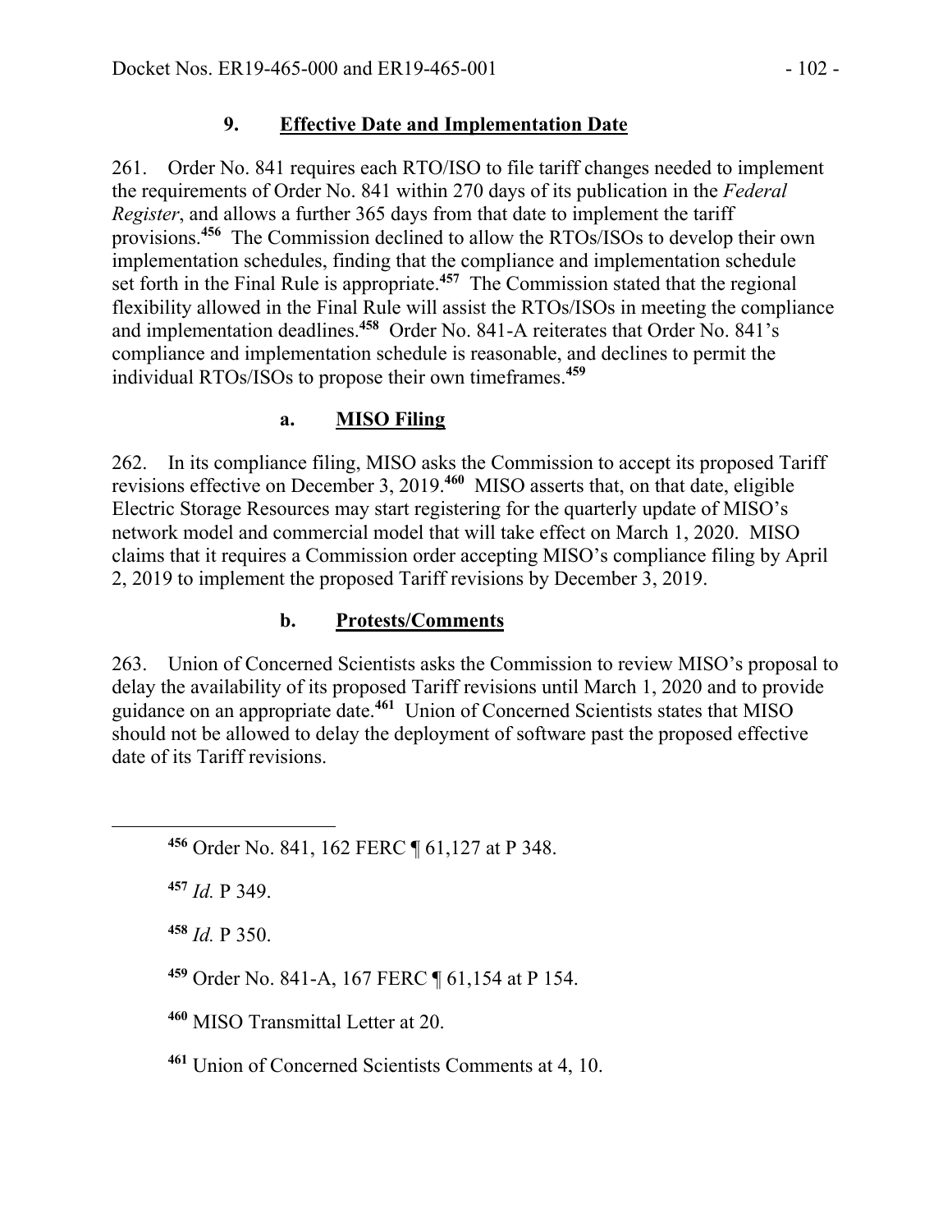### 9. Effective Date and Implementation Date

261. Order No. 841 requires each RTO/ISO to file tariff changes needed to implement the requirements of Order No. 841 within 270 days of its publication in the *Federal Register*, and allows a further 365 days from that date to implement the tariff provisions.[456] The Commission declined to allow the RTOs/ISOs to develop their own implementation schedules, finding that the compliance and implementation schedule set forth in the Final Rule is appropriate.[457] The Commission stated that the regional flexibility allowed in the Final Rule will assist the RTOs/ISOs in meeting the compliance and implementation deadlines.[458] Order No. 841-A reiterates that Order No. 841's compliance and implementation schedule is reasonable, and declines to permit the individual RTOs/ISOs to propose their own timeframes.[459]

#### a. MISO Filing

262. In its compliance filing, MISO asks the Commission to accept its proposed Tariff revisions effective on December 3, 2019.[460] MISO asserts that, on that date, eligible Electric Storage Resources may start registering for the quarterly update of MISO's network model and commercial model that will take effect on March 1, 2020. MISO claims that it requires a Commission order accepting MISO's compliance filing by April 2, 2019 to implement the proposed Tariff revisions by December 3, 2019.

#### b. Protests/Comments

263. Union of Concerned Scientists asks the Commission to review MISO's proposal to delay the availability of its proposed Tariff revisions until March 1, 2020 and to provide guidance on an appropriate date.[461] Union of Concerned Scientists states that MISO should not be allowed to delay the deployment of software past the proposed effective date of its Tariff revisions.

---

[456] Order No. 841, 162 FERC ¶ 61,127 at P 348.

[457] *Id.* P 349.

[458] *Id.* P 350.

[459] Order No. 841-A, 167 FERC ¶ 61,154 at P 154.

[460] MISO Transmittal Letter at 20.

[461] Union of Concerned Scientists Comments at 4, 10.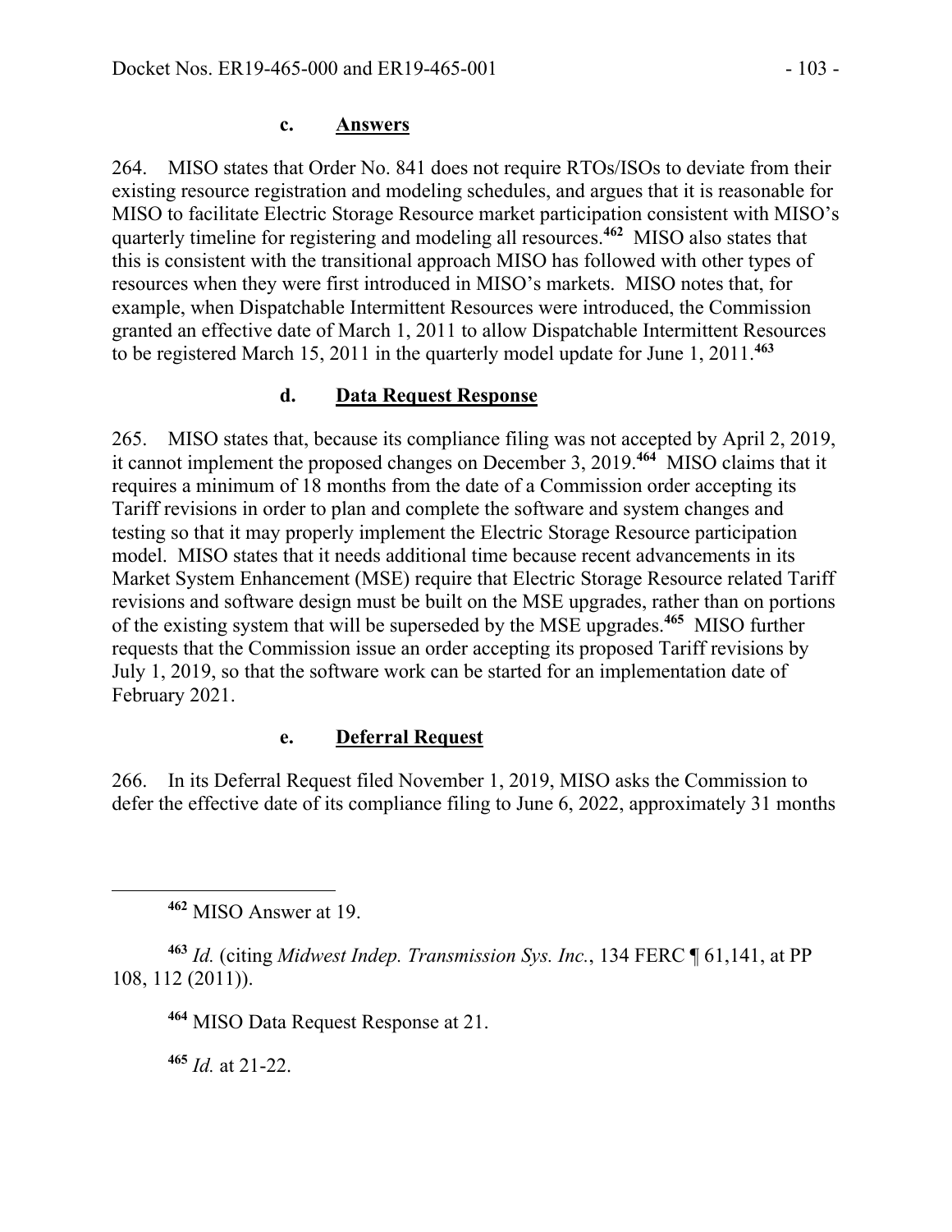#### c. Answers

264. MISO states that Order No. 841 does not require RTOs/ISOs to deviate from their existing resource registration and modeling schedules, and argues that it is reasonable for MISO to facilitate Electric Storage Resource market participation consistent with MISO's quarterly timeline for registering and modeling all resources.[462] MISO also states that this is consistent with the transitional approach MISO has followed with other types of resources when they were first introduced in MISO's markets. MISO notes that, for example, when Dispatchable Intermittent Resources were introduced, the Commission granted an effective date of March 1, 2011 to allow Dispatchable Intermittent Resources to be registered March 15, 2011 in the quarterly model update for June 1, 2011.[463]

#### d. Data Request Response

265. MISO states that, because its compliance filing was not accepted by April 2, 2019, it cannot implement the proposed changes on December 3, 2019.[464] MISO claims that it requires a minimum of 18 months from the date of a Commission order accepting its Tariff revisions in order to plan and complete the software and system changes and testing so that it may properly implement the Electric Storage Resource participation model. MISO states that it needs additional time because recent advancements in its Market System Enhancement (MSE) require that Electric Storage Resource related Tariff revisions and software design must be built on the MSE upgrades, rather than on portions of the existing system that will be superseded by the MSE upgrades.[465] MISO further requests that the Commission issue an order accepting its proposed Tariff revisions by July 1, 2019, so that the software work can be started for an implementation date of February 2021.

#### e. Deferral Request

266. In its Deferral Request filed November 1, 2019, MISO asks the Commission to defer the effective date of its compliance filing to June 6, 2022, approximately 31 months

---

[462] MISO Answer at 19.

[463] *Id.* (citing *Midwest Indep. Transmission Sys. Inc.*, 134 FERC ¶ 61,141, at PP 108, 112 (2011)).

[464] MISO Data Request Response at 21.

[465] *Id.* at 21-22.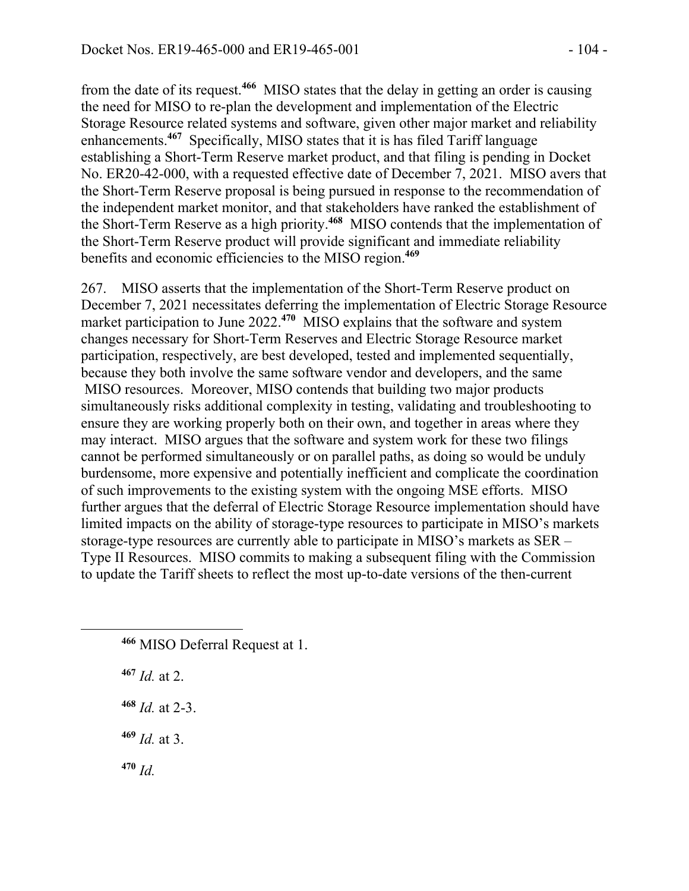from the date of its request.[466] MISO states that the delay in getting an order is causing the need for MISO to re-plan the development and implementation of the Electric Storage Resource related systems and software, given other major market and reliability enhancements.[467] Specifically, MISO states that it is has filed Tariff language establishing a Short-Term Reserve market product, and that filing is pending in Docket No. ER20-42-000, with a requested effective date of December 7, 2021. MISO avers that the Short-Term Reserve proposal is being pursued in response to the recommendation of the independent market monitor, and that stakeholders have ranked the establishment of the Short-Term Reserve as a high priority.[468] MISO contends that the implementation of the Short-Term Reserve product will provide significant and immediate reliability benefits and economic efficiencies to the MISO region.[469]

267. MISO asserts that the implementation of the Short-Term Reserve product on December 7, 2021 necessitates deferring the implementation of Electric Storage Resource market participation to June 2022.[470] MISO explains that the software and system changes necessary for Short-Term Reserves and Electric Storage Resource market participation, respectively, are best developed, tested and implemented sequentially, because they both involve the same software vendor and developers, and the same MISO resources. Moreover, MISO contends that building two major products simultaneously risks additional complexity in testing, validating and troubleshooting to ensure they are working properly both on their own, and together in areas where they may interact. MISO argues that the software and system work for these two filings cannot be performed simultaneously or on parallel paths, as doing so would be unduly burdensome, more expensive and potentially inefficient and complicate the coordination of such improvements to the existing system with the ongoing MSE efforts. MISO further argues that the deferral of Electric Storage Resource implementation should have limited impacts on the ability of storage-type resources to participate in MISO's markets storage-type resources are currently able to participate in MISO's markets as SER – Type II Resources. MISO commits to making a subsequent filing with the Commission to update the Tariff sheets to reflect the most up-to-date versions of the then-current

---

[466] MISO Deferral Request at 1.

[467] *Id.* at 2.

[468] *Id.* at 2-3.

[469] *Id.* at 3.

[470] *Id.*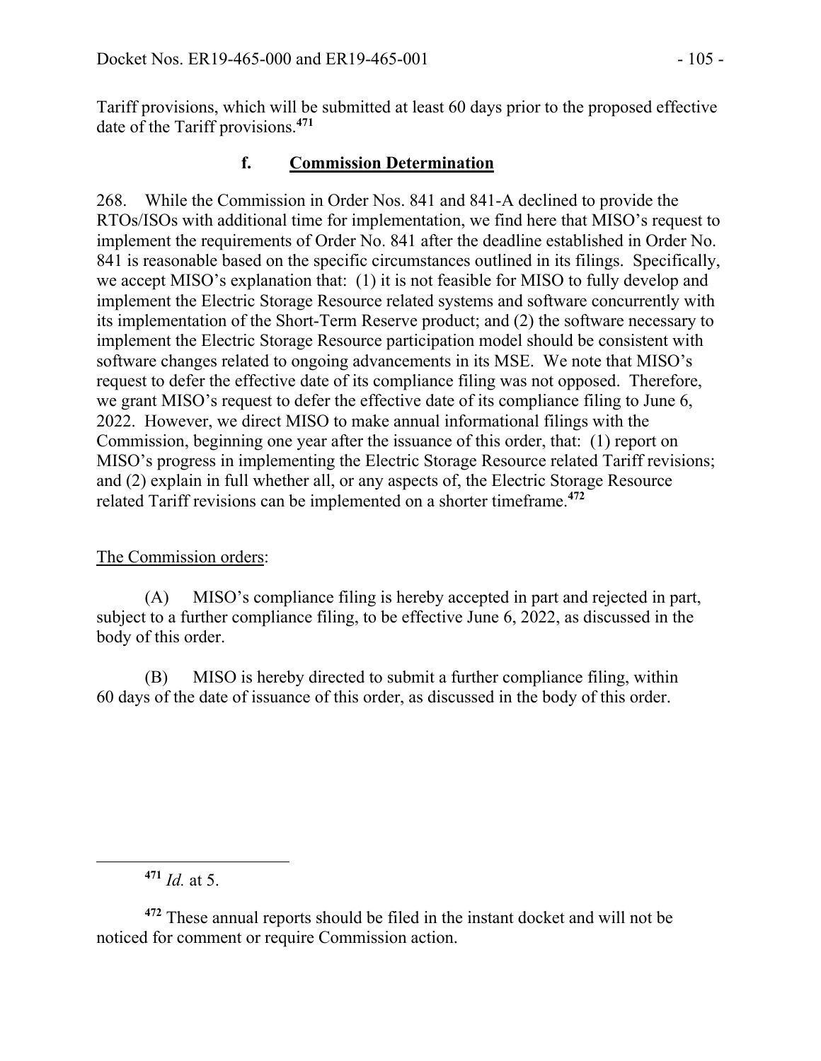Tariff provisions, which will be submitted at least 60 days prior to the proposed effective date of the Tariff provisions.[471]

### f. Commission Determination

268. While the Commission in Order Nos. 841 and 841-A declined to provide the RTOs/ISOs with additional time for implementation, we find here that MISO's request to implement the requirements of Order No. 841 after the deadline established in Order No. 841 is reasonable based on the specific circumstances outlined in its filings. Specifically, we accept MISO's explanation that: (1) it is not feasible for MISO to fully develop and implement the Electric Storage Resource related systems and software concurrently with its implementation of the Short-Term Reserve product; and (2) the software necessary to implement the Electric Storage Resource participation model should be consistent with software changes related to ongoing advancements in its MSE. We note that MISO's request to defer the effective date of its compliance filing was not opposed. Therefore, we grant MISO's request to defer the effective date of its compliance filing to June 6, 2022. However, we direct MISO to make annual informational filings with the Commission, beginning one year after the issuance of this order, that: (1) report on MISO's progress in implementing the Electric Storage Resource related Tariff revisions; and (2) explain in full whether all, or any aspects of, the Electric Storage Resource related Tariff revisions can be implemented on a shorter timeframe.[472]

The Commission orders:

(A) MISO's compliance filing is hereby accepted in part and rejected in part, subject to a further compliance filing, to be effective June 6, 2022, as discussed in the body of this order.

(B) MISO is hereby directed to submit a further compliance filing, within 60 days of the date of issuance of this order, as discussed in the body of this order.

---

[471] *Id.* at 5.

[472] These annual reports should be filed in the instant docket and will not be noticed for comment or require Commission action.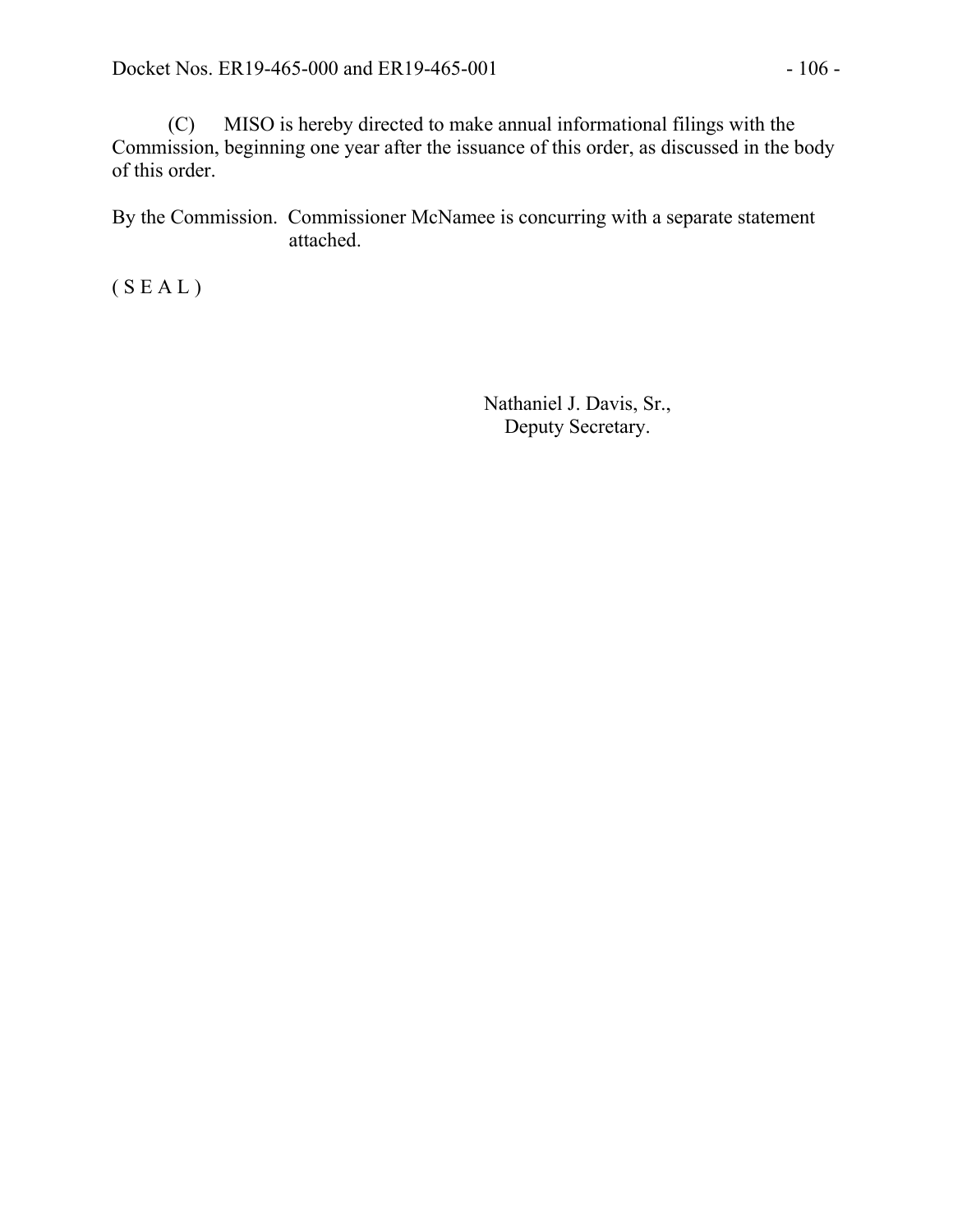(C) MISO is hereby directed to make annual informational filings with the Commission, beginning one year after the issuance of this order, as discussed in the body of this order.

By the Commission. Commissioner McNamee is concurring with a separate statement attached.

( S E A L )

Nathaniel J. Davis, Sr.,
Deputy Secretary.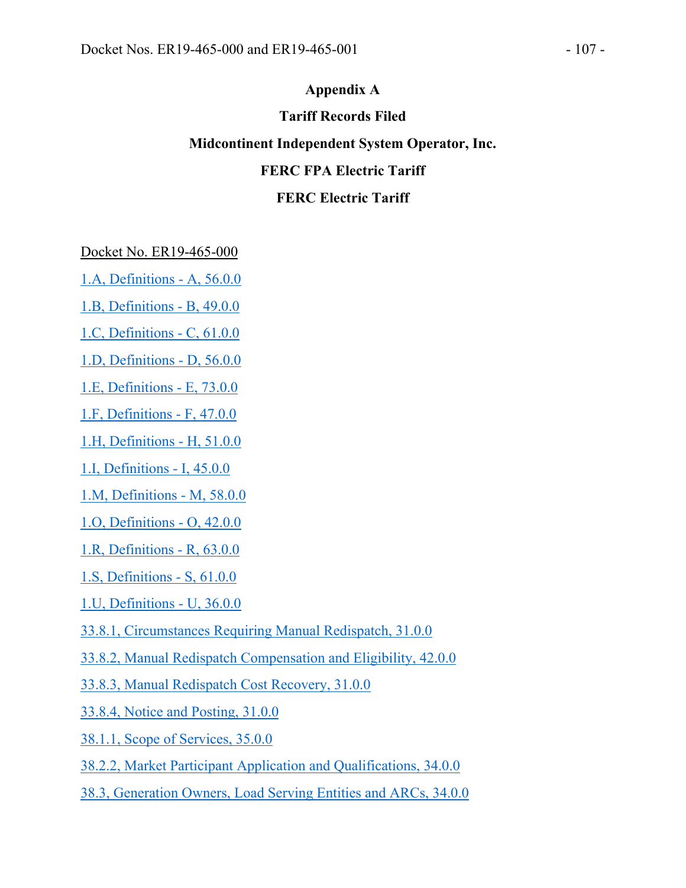**Appendix A**

**Tariff Records Filed**

**Midcontinent Independent System Operator, Inc.**

**FERC FPA Electric Tariff**

**FERC Electric Tariff**

Docket No. ER19-465-000

1.A, Definitions - A, 56.0.0

1.B, Definitions - B, 49.0.0

1.C, Definitions - C, 61.0.0

1.D, Definitions - D, 56.0.0

1.E, Definitions - E, 73.0.0

1.F, Definitions - F, 47.0.0

1.H, Definitions - H, 51.0.0

1.I, Definitions - I, 45.0.0

1.M, Definitions - M, 58.0.0

1.O, Definitions - O, 42.0.0

1.R, Definitions - R, 63.0.0

1.S, Definitions - S, 61.0.0

1.U, Definitions - U, 36.0.0

33.8.1, Circumstances Requiring Manual Redispatch, 31.0.0

33.8.2, Manual Redispatch Compensation and Eligibility, 42.0.0

33.8.3, Manual Redispatch Cost Recovery, 31.0.0

33.8.4, Notice and Posting, 31.0.0

38.1.1, Scope of Services, 35.0.0

38.2.2, Market Participant Application and Qualifications, 34.0.0

38.3, Generation Owners, Load Serving Entities and ARCs, 34.0.0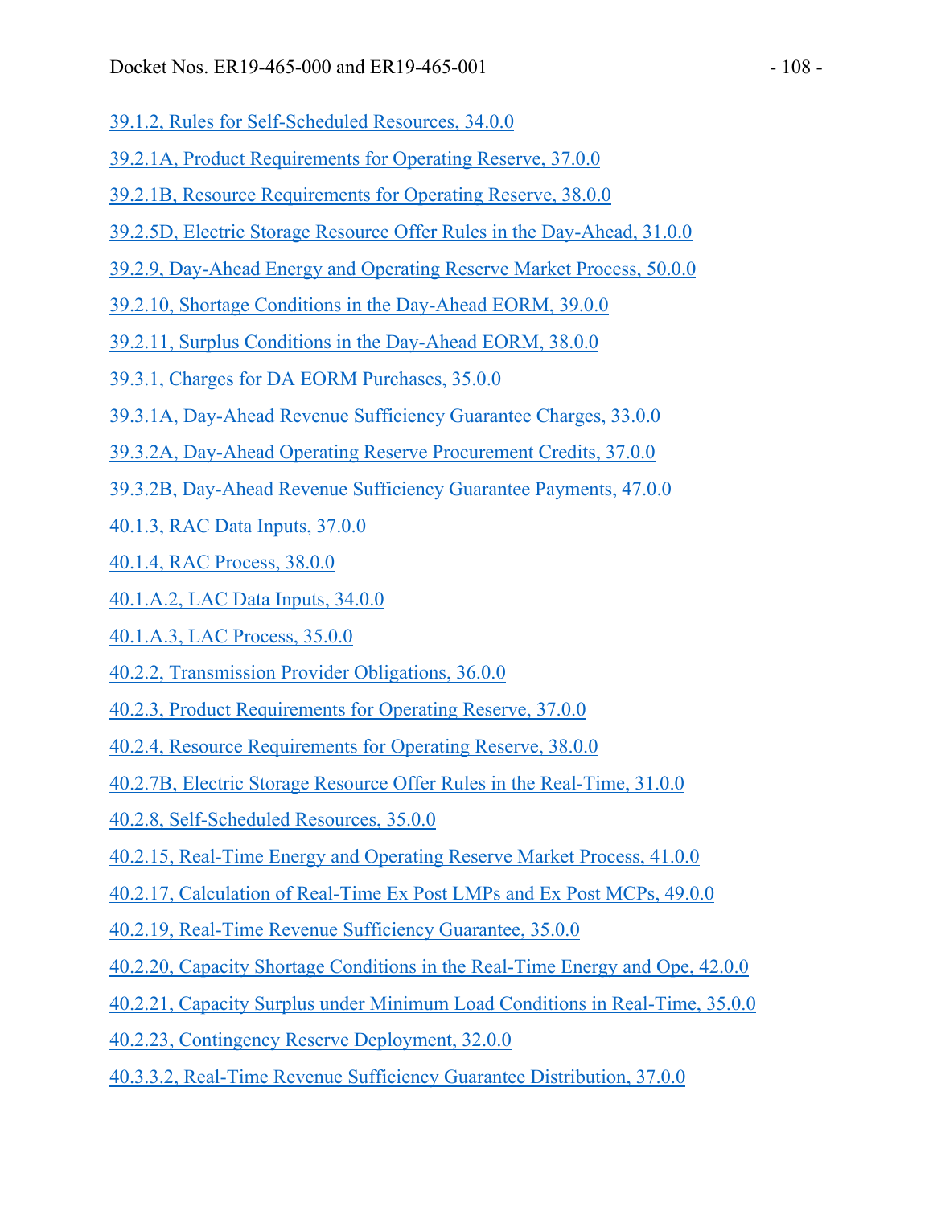39.1.2, Rules for Self-Scheduled Resources, 34.0.0

39.2.1A, Product Requirements for Operating Reserve, 37.0.0

39.2.1B, Resource Requirements for Operating Reserve, 38.0.0

39.2.5D, Electric Storage Resource Offer Rules in the Day-Ahead, 31.0.0

39.2.9, Day-Ahead Energy and Operating Reserve Market Process, 50.0.0

39.2.10, Shortage Conditions in the Day-Ahead EORM, 39.0.0

39.2.11, Surplus Conditions in the Day-Ahead EORM, 38.0.0

39.3.1, Charges for DA EORM Purchases, 35.0.0

39.3.1A, Day-Ahead Revenue Sufficiency Guarantee Charges, 33.0.0

39.3.2A, Day-Ahead Operating Reserve Procurement Credits, 37.0.0

39.3.2B, Day-Ahead Revenue Sufficiency Guarantee Payments, 47.0.0

40.1.3, RAC Data Inputs, 37.0.0

40.1.4, RAC Process, 38.0.0

40.1.A.2, LAC Data Inputs, 34.0.0

40.1.A.3, LAC Process, 35.0.0

40.2.2, Transmission Provider Obligations, 36.0.0

40.2.3, Product Requirements for Operating Reserve, 37.0.0

40.2.4, Resource Requirements for Operating Reserve, 38.0.0

40.2.7B, Electric Storage Resource Offer Rules in the Real-Time, 31.0.0

40.2.8, Self-Scheduled Resources, 35.0.0

40.2.15, Real-Time Energy and Operating Reserve Market Process, 41.0.0

40.2.17, Calculation of Real-Time Ex Post LMPs and Ex Post MCPs, 49.0.0

40.2.19, Real-Time Revenue Sufficiency Guarantee, 35.0.0

40.2.20, Capacity Shortage Conditions in the Real-Time Energy and Ope, 42.0.0

40.2.21, Capacity Surplus under Minimum Load Conditions in Real-Time, 35.0.0

40.2.23, Contingency Reserve Deployment, 32.0.0

40.3.3.2, Real-Time Revenue Sufficiency Guarantee Distribution, 37.0.0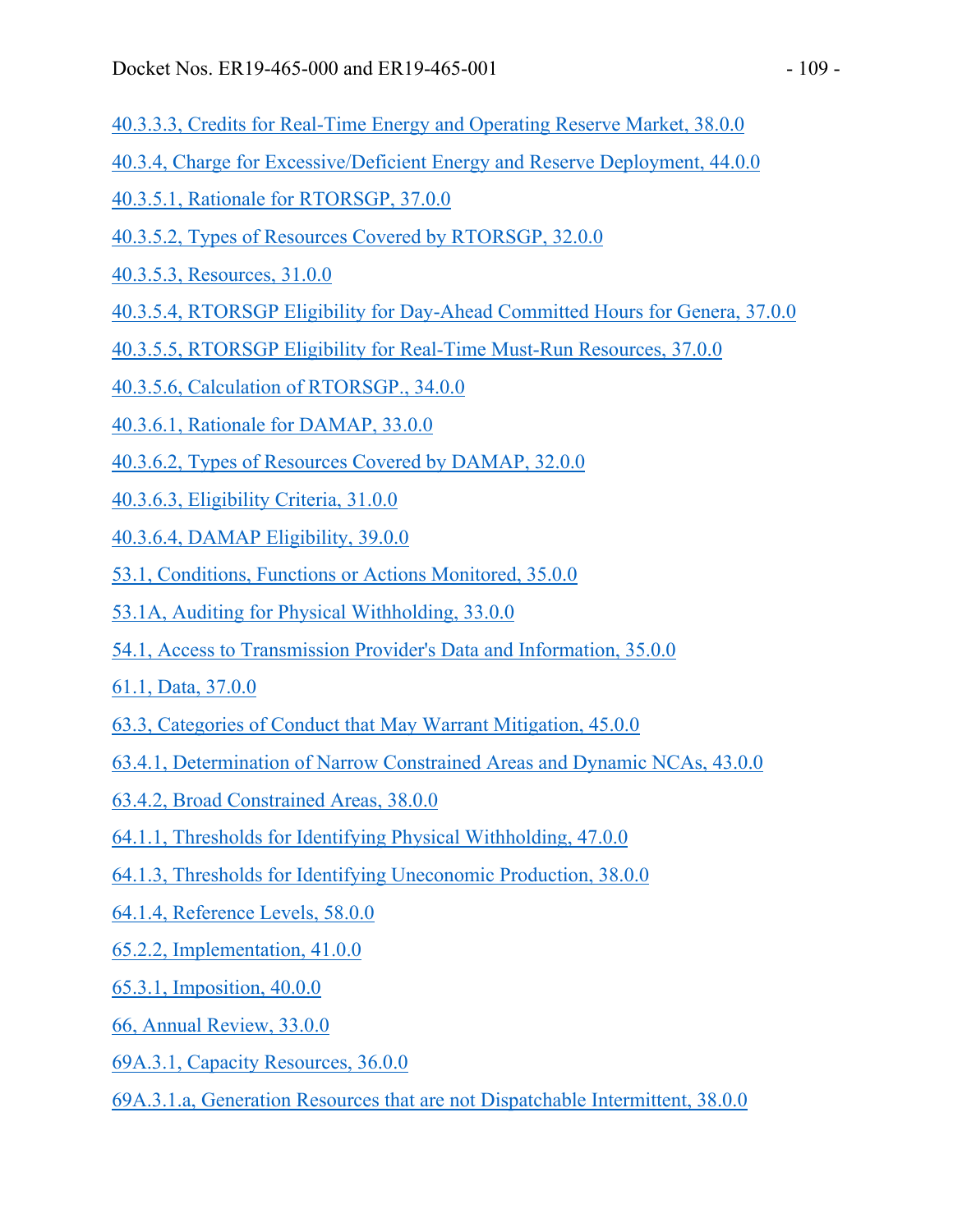40.3.3.3, Credits for Real-Time Energy and Operating Reserve Market, 38.0.0

40.3.4, Charge for Excessive/Deficient Energy and Reserve Deployment, 44.0.0

40.3.5.1, Rationale for RTORSGP, 37.0.0

40.3.5.2, Types of Resources Covered by RTORSGP, 32.0.0

40.3.5.3, Resources, 31.0.0

40.3.5.4, RTORSGP Eligibility for Day-Ahead Committed Hours for Genera, 37.0.0

40.3.5.5, RTORSGP Eligibility for Real-Time Must-Run Resources, 37.0.0

40.3.5.6, Calculation of RTORSGP., 34.0.0

40.3.6.1, Rationale for DAMAP, 33.0.0

40.3.6.2, Types of Resources Covered by DAMAP, 32.0.0

40.3.6.3, Eligibility Criteria, 31.0.0

40.3.6.4, DAMAP Eligibility, 39.0.0

53.1, Conditions, Functions or Actions Monitored, 35.0.0

53.1A, Auditing for Physical Withholding, 33.0.0

54.1, Access to Transmission Provider's Data and Information, 35.0.0

61.1, Data, 37.0.0

63.3, Categories of Conduct that May Warrant Mitigation, 45.0.0

63.4.1, Determination of Narrow Constrained Areas and Dynamic NCAs, 43.0.0

63.4.2, Broad Constrained Areas, 38.0.0

64.1.1, Thresholds for Identifying Physical Withholding, 47.0.0

64.1.3, Thresholds for Identifying Uneconomic Production, 38.0.0

64.1.4, Reference Levels, 58.0.0

65.2.2, Implementation, 41.0.0

65.3.1, Imposition, 40.0.0

66, Annual Review, 33.0.0

69A.3.1, Capacity Resources, 36.0.0

69A.3.1.a, Generation Resources that are not Dispatchable Intermittent, 38.0.0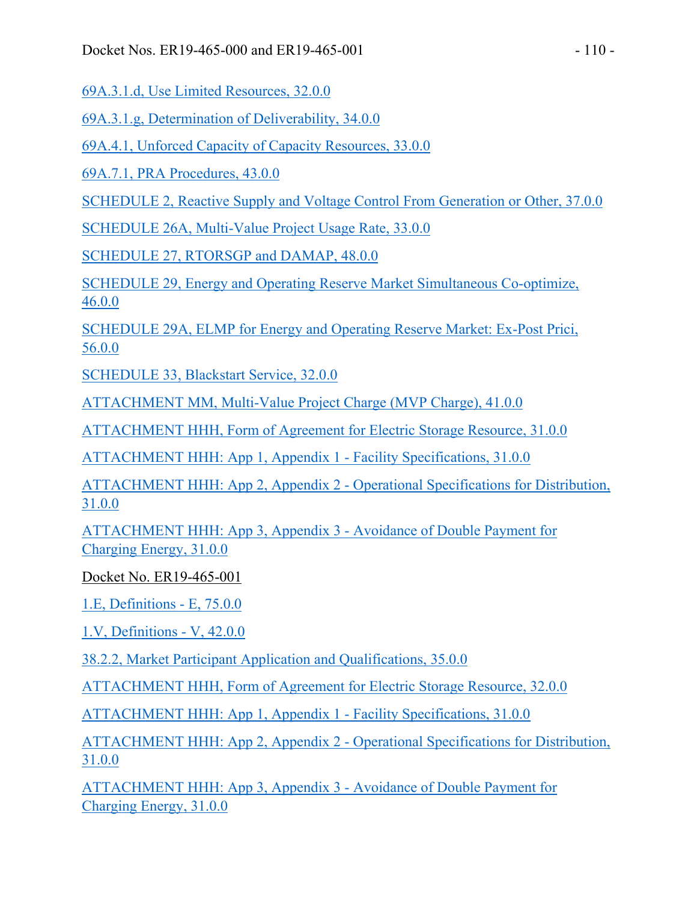69A.3.1.d, Use Limited Resources, 32.0.0

69A.3.1.g, Determination of Deliverability, 34.0.0

69A.4.1, Unforced Capacity of Capacity Resources, 33.0.0

69A.7.1, PRA Procedures, 43.0.0

SCHEDULE 2, Reactive Supply and Voltage Control From Generation or Other, 37.0.0

SCHEDULE 26A, Multi-Value Project Usage Rate, 33.0.0

SCHEDULE 27, RTORSGP and DAMAP, 48.0.0

SCHEDULE 29, Energy and Operating Reserve Market Simultaneous Co-optimize, 46.0.0

SCHEDULE 29A, ELMP for Energy and Operating Reserve Market: Ex-Post Prici, 56.0.0

SCHEDULE 33, Blackstart Service, 32.0.0

ATTACHMENT MM, Multi-Value Project Charge (MVP Charge), 41.0.0

ATTACHMENT HHH, Form of Agreement for Electric Storage Resource, 31.0.0

ATTACHMENT HHH: App 1, Appendix 1 - Facility Specifications, 31.0.0

ATTACHMENT HHH: App 2, Appendix 2 - Operational Specifications for Distribution, 31.0.0

ATTACHMENT HHH: App 3, Appendix 3 - Avoidance of Double Payment for Charging Energy, 31.0.0

Docket No. ER19-465-001

1.E, Definitions - E, 75.0.0

1.V, Definitions - V, 42.0.0

38.2.2, Market Participant Application and Qualifications, 35.0.0

ATTACHMENT HHH, Form of Agreement for Electric Storage Resource, 32.0.0

ATTACHMENT HHH: App 1, Appendix 1 - Facility Specifications, 31.0.0

ATTACHMENT HHH: App 2, Appendix 2 - Operational Specifications for Distribution, 31.0.0

ATTACHMENT HHH: App 3, Appendix 3 - Avoidance of Double Payment for Charging Energy, 31.0.0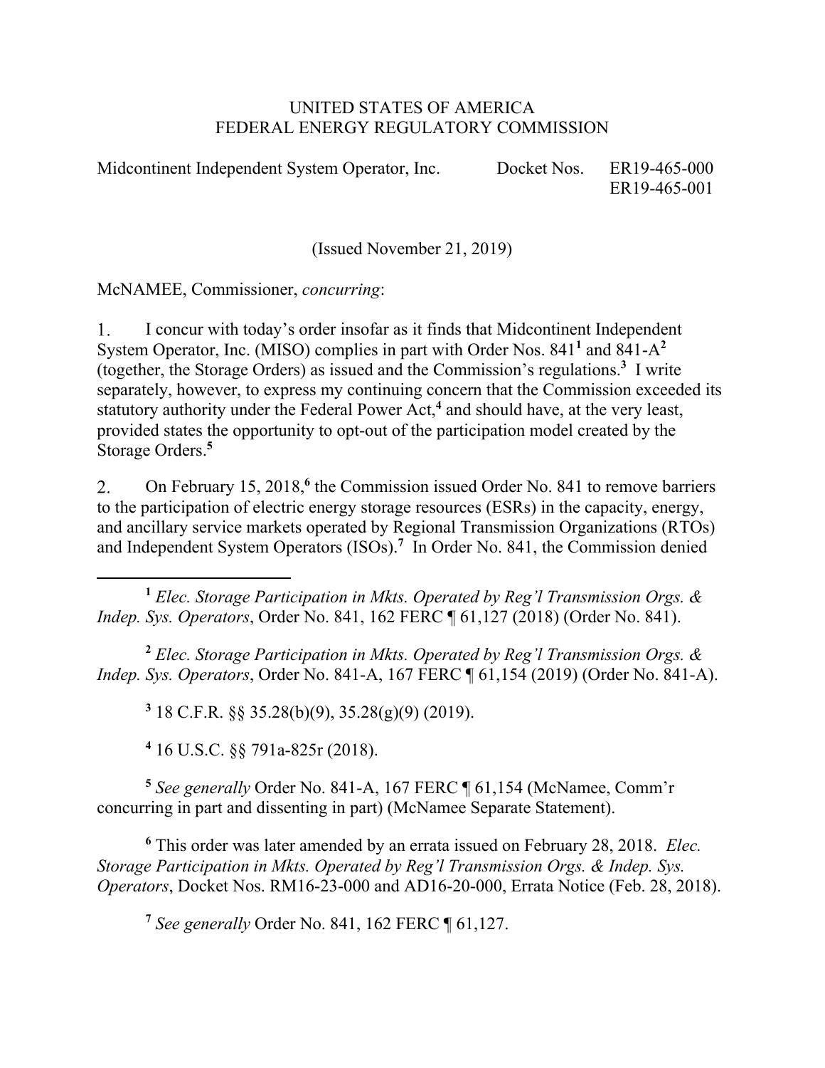UNITED STATES OF AMERICA
FEDERAL ENERGY REGULATORY COMMISSION

Midcontinent Independent System Operator, Inc. Docket Nos. ER19-465-000
ER19-465-001

(Issued November 21, 2019)

McNAMEE, Commissioner, *concurring*:

1. I concur with today's order insofar as it finds that Midcontinent Independent System Operator, Inc. (MISO) complies in part with Order Nos. 841[1] and 841-A[2] (together, the Storage Orders) as issued and the Commission's regulations.[3] I write separately, however, to express my continuing concern that the Commission exceeded its statutory authority under the Federal Power Act,[4] and should have, at the very least, provided states the opportunity to opt-out of the participation model created by the Storage Orders.[5]

2. On February 15, 2018,[6] the Commission issued Order No. 841 to remove barriers to the participation of electric energy storage resources (ESRs) in the capacity, energy, and ancillary service markets operated by Regional Transmission Organizations (RTOs) and Independent System Operators (ISOs).[7] In Order No. 841, the Commission denied

---

[1] *Elec. Storage Participation in Mkts. Operated by Reg'l Transmission Orgs. & Indep. Sys. Operators*, Order No. 841, 162 FERC ¶ 61,127 (2018) (Order No. 841).

[2] *Elec. Storage Participation in Mkts. Operated by Reg'l Transmission Orgs. & Indep. Sys. Operators*, Order No. 841-A, 167 FERC ¶ 61,154 (2019) (Order No. 841-A).

[3] 18 C.F.R. §§ 35.28(b)(9), 35.28(g)(9) (2019).

[4] 16 U.S.C. §§ 791a-825r (2018).

[5] *See generally* Order No. 841-A, 167 FERC ¶ 61,154 (McNamee, Comm'r concurring in part and dissenting in part) (McNamee Separate Statement).

[6] This order was later amended by an errata issued on February 28, 2018. *Elec. Storage Participation in Mkts. Operated by Reg'l Transmission Orgs. & Indep. Sys. Operators*, Docket Nos. RM16-23-000 and AD16-20-000, Errata Notice (Feb. 28, 2018).

[7] *See generally* Order No. 841, 162 FERC ¶ 61,127.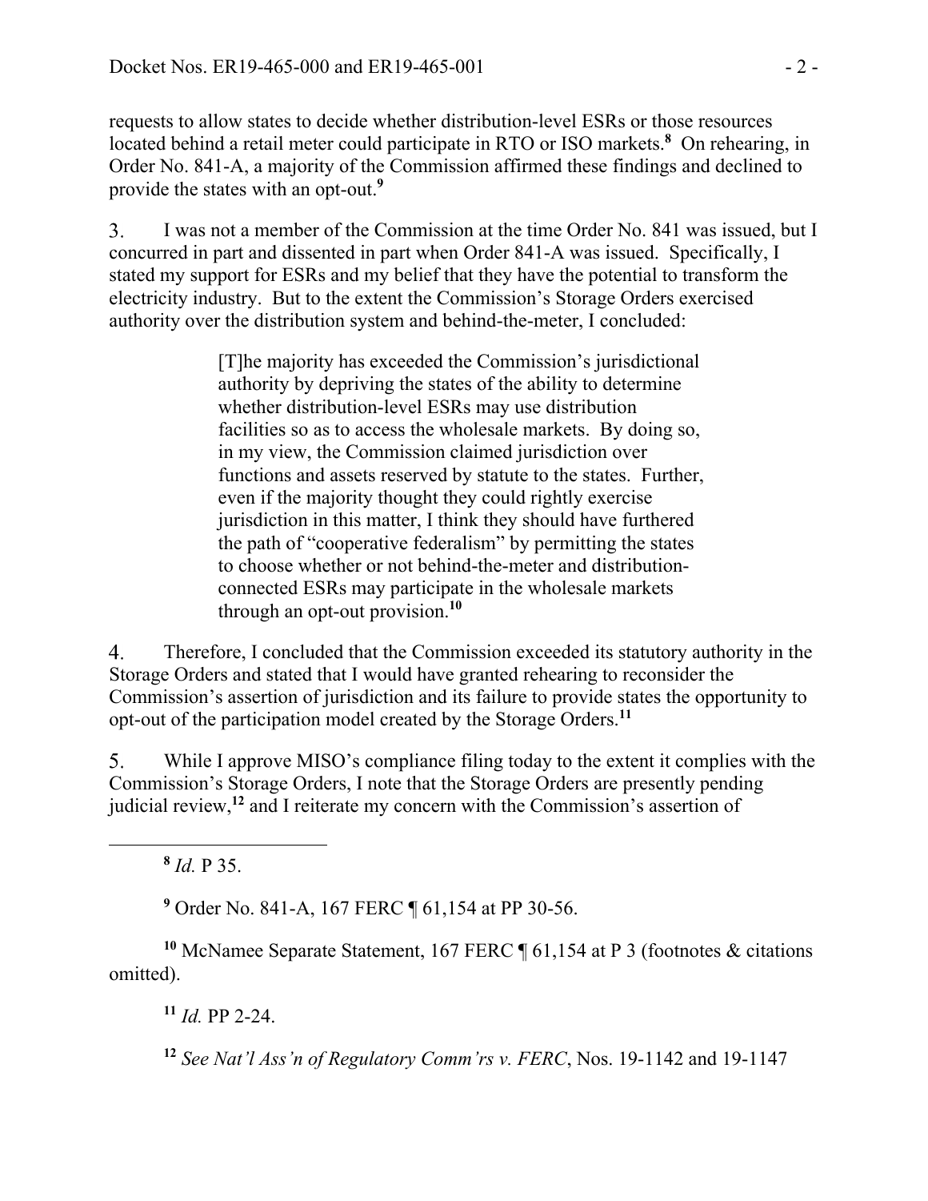requests to allow states to decide whether distribution-level ESRs or those resources located behind a retail meter could participate in RTO or ISO markets.[8] On rehearing, in Order No. 841-A, a majority of the Commission affirmed these findings and declined to provide the states with an opt-out.[9]

3. I was not a member of the Commission at the time Order No. 841 was issued, but I concurred in part and dissented in part when Order 841-A was issued. Specifically, I stated my support for ESRs and my belief that they have the potential to transform the electricity industry. But to the extent the Commission's Storage Orders exercised authority over the distribution system and behind-the-meter, I concluded:

> [T]he majority has exceeded the Commission's jurisdictional authority by depriving the states of the ability to determine whether distribution-level ESRs may use distribution facilities so as to access the wholesale markets. By doing so, in my view, the Commission claimed jurisdiction over functions and assets reserved by statute to the states. Further, even if the majority thought they could rightly exercise jurisdiction in this matter, I think they should have furthered the path of "cooperative federalism" by permitting the states to choose whether or not behind-the-meter and distribution-connected ESRs may participate in the wholesale markets through an opt-out provision.[10]

4. Therefore, I concluded that the Commission exceeded its statutory authority in the Storage Orders and stated that I would have granted rehearing to reconsider the Commission's assertion of jurisdiction and its failure to provide states the opportunity to opt-out of the participation model created by the Storage Orders.[11]

5. While I approve MISO's compliance filing today to the extent it complies with the Commission's Storage Orders, I note that the Storage Orders are presently pending judicial review,[12] and I reiterate my concern with the Commission's assertion of

---

[8] *Id.* P 35.

[9] Order No. 841-A, 167 FERC ¶ 61,154 at PP 30-56.

[10] McNamee Separate Statement, 167 FERC ¶ 61,154 at P 3 (footnotes & citations omitted).

[11] *Id.* PP 2-24.

[12] *See Nat'l Ass'n of Regulatory Comm'rs v. FERC*, Nos. 19-1142 and 19-1147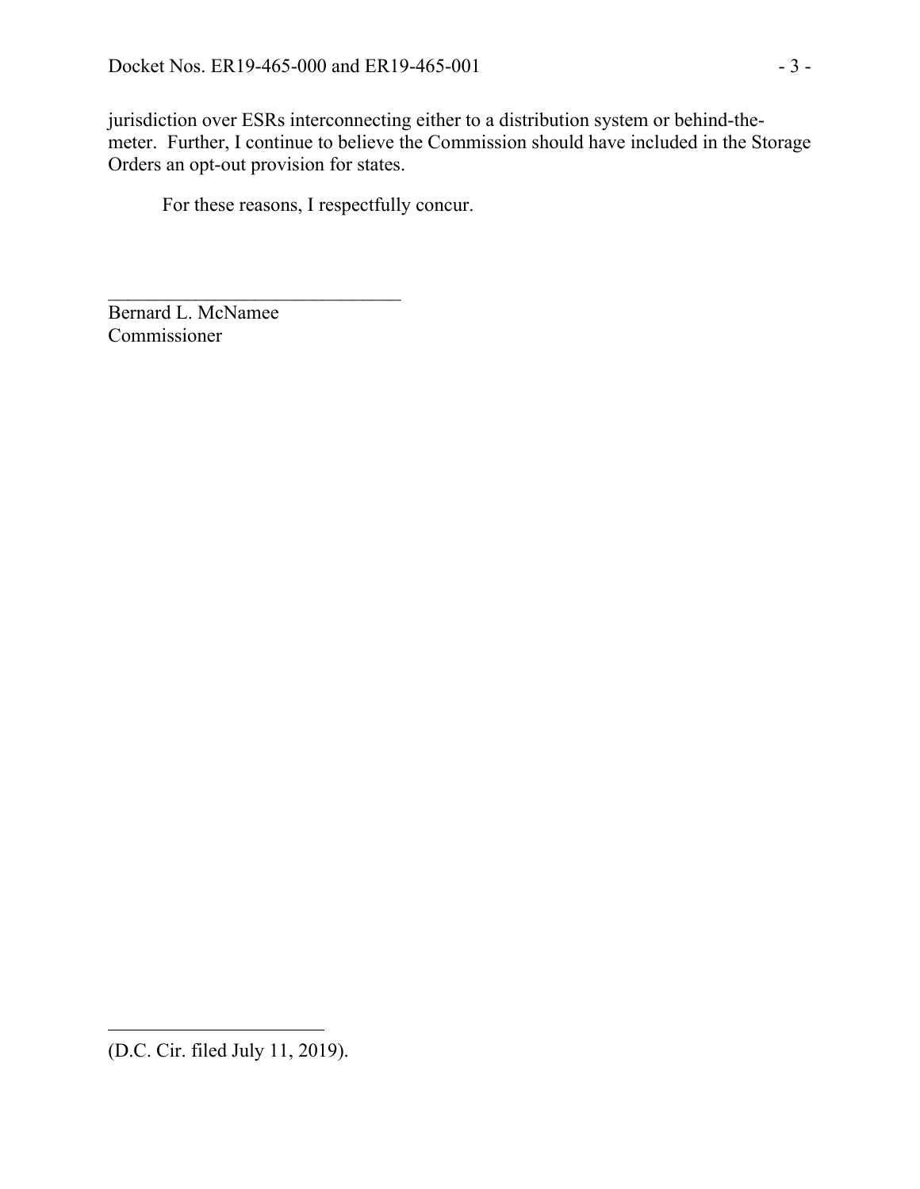jurisdiction over ESRs interconnecting either to a distribution system or behind-the-meter. Further, I continue to believe the Commission should have included in the Storage Orders an opt-out provision for states.

For these reasons, I respectfully concur.

______________________________
Bernard L. McNamee
Commissioner

---

(D.C. Cir. filed July 11, 2019).